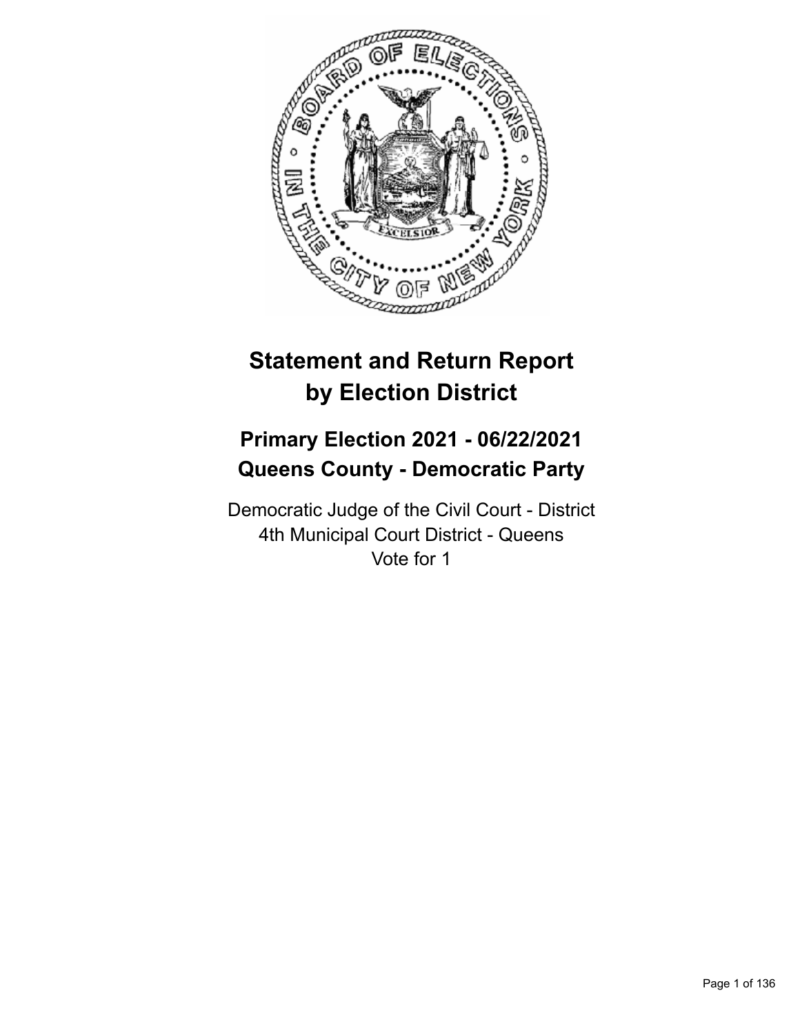# Statement and Return Report by Election District

## Primary Election 2021 - 06/22/2021
## Queens County - Democratic Party

Democratic Judge of the Civil Court - District
4th Municipal Court District - Queens
Vote for 1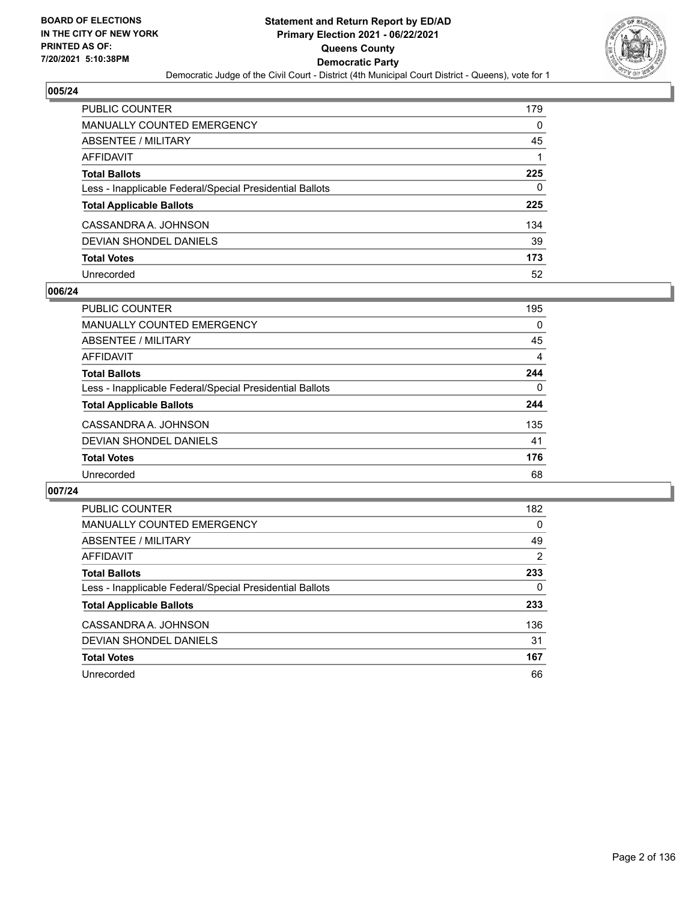## 005/24

| | |
|---|---|
| PUBLIC COUNTER | 179 |
| MANUALLY COUNTED EMERGENCY | 0 |
| ABSENTEE / MILITARY | 45 |
| AFFIDAVIT | 1 |
| **Total Ballots** | **225** |
| Less - Inapplicable Federal/Special Presidential Ballots | 0 |
| **Total Applicable Ballots** | **225** |
| CASSANDRA A. JOHNSON | 134 |
| DEVIAN SHONDEL DANIELS | 39 |
| **Total Votes** | **173** |
| Unrecorded | 52 |

## 006/24

| | |
|---|---|
| PUBLIC COUNTER | 195 |
| MANUALLY COUNTED EMERGENCY | 0 |
| ABSENTEE / MILITARY | 45 |
| AFFIDAVIT | 4 |
| **Total Ballots** | **244** |
| Less - Inapplicable Federal/Special Presidential Ballots | 0 |
| **Total Applicable Ballots** | **244** |
| CASSANDRA A. JOHNSON | 135 |
| DEVIAN SHONDEL DANIELS | 41 |
| **Total Votes** | **176** |
| Unrecorded | 68 |

## 007/24

| | |
|---|---|
| PUBLIC COUNTER | 182 |
| MANUALLY COUNTED EMERGENCY | 0 |
| ABSENTEE / MILITARY | 49 |
| AFFIDAVIT | 2 |
| **Total Ballots** | **233** |
| Less - Inapplicable Federal/Special Presidential Ballots | 0 |
| **Total Applicable Ballots** | **233** |
| CASSANDRA A. JOHNSON | 136 |
| DEVIAN SHONDEL DANIELS | 31 |
| **Total Votes** | **167** |
| Unrecorded | 66 |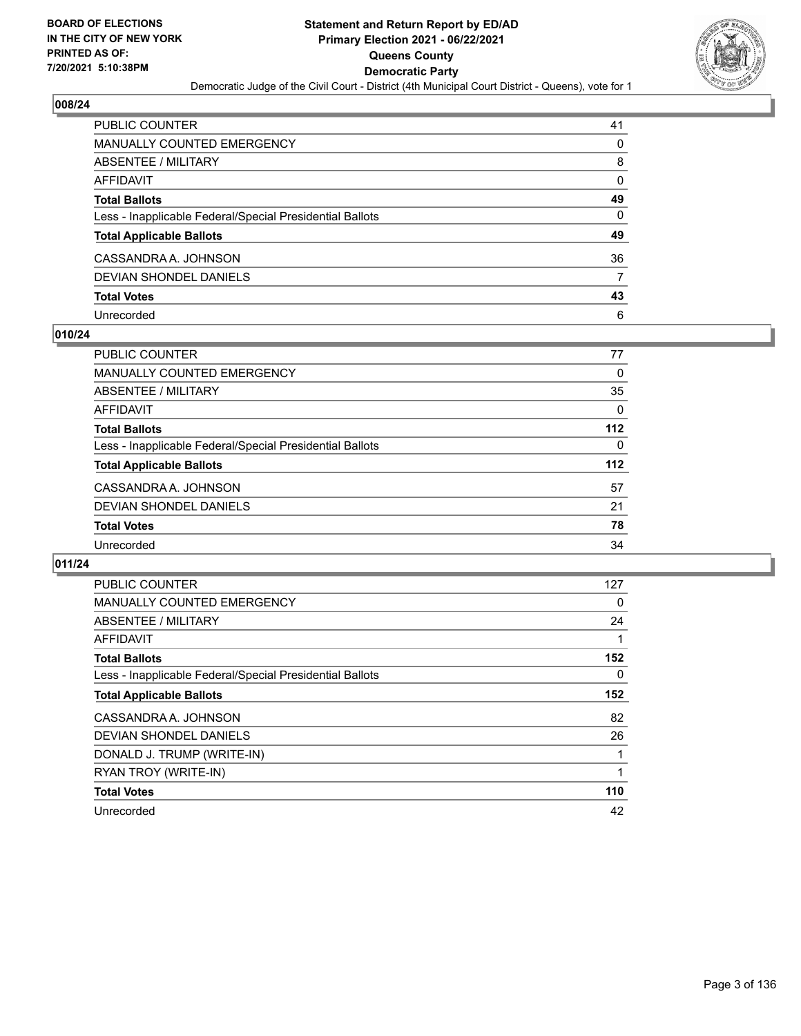## 008/24

| | |
|---|---|
| PUBLIC COUNTER | 41 |
| MANUALLY COUNTED EMERGENCY | 0 |
| ABSENTEE / MILITARY | 8 |
| AFFIDAVIT | 0 |
| **Total Ballots** | **49** |
| Less - Inapplicable Federal/Special Presidential Ballots | 0 |
| **Total Applicable Ballots** | **49** |
| CASSANDRA A. JOHNSON | 36 |
| DEVIAN SHONDEL DANIELS | 7 |
| **Total Votes** | **43** |
| Unrecorded | 6 |

## 010/24

| | |
|---|---|
| PUBLIC COUNTER | 77 |
| MANUALLY COUNTED EMERGENCY | 0 |
| ABSENTEE / MILITARY | 35 |
| AFFIDAVIT | 0 |
| **Total Ballots** | **112** |
| Less - Inapplicable Federal/Special Presidential Ballots | 0 |
| **Total Applicable Ballots** | **112** |
| CASSANDRA A. JOHNSON | 57 |
| DEVIAN SHONDEL DANIELS | 21 |
| **Total Votes** | **78** |
| Unrecorded | 34 |

## 011/24

| | |
|---|---|
| PUBLIC COUNTER | 127 |
| MANUALLY COUNTED EMERGENCY | 0 |
| ABSENTEE / MILITARY | 24 |
| AFFIDAVIT | 1 |
| **Total Ballots** | **152** |
| Less - Inapplicable Federal/Special Presidential Ballots | 0 |
| **Total Applicable Ballots** | **152** |
| CASSANDRA A. JOHNSON | 82 |
| DEVIAN SHONDEL DANIELS | 26 |
| DONALD J. TRUMP (WRITE-IN) | 1 |
| RYAN TROY (WRITE-IN) | 1 |
| **Total Votes** | **110** |
| Unrecorded | 42 |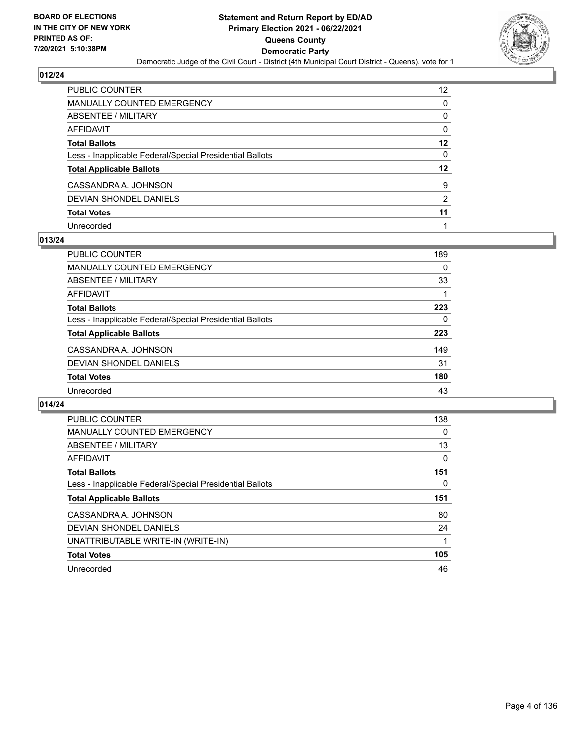BOARD OF ELECTIONS
IN THE CITY OF NEW YORK
PRINTED AS OF:
7/20/2021 5:10:38PM

**Statement and Return Report by ED/AD**
**Primary Election 2021 - 06/22/2021**
**Queens County**
**Democratic Party**
Democratic Judge of the Civil Court - District (4th Municipal Court District - Queens), vote for 1

## 012/24

| | |
|---|---|
| PUBLIC COUNTER | 12 |
| MANUALLY COUNTED EMERGENCY | 0 |
| ABSENTEE / MILITARY | 0 |
| AFFIDAVIT | 0 |
| **Total Ballots** | **12** |
| Less - Inapplicable Federal/Special Presidential Ballots | 0 |
| **Total Applicable Ballots** | **12** |
| CASSANDRA A. JOHNSON | 9 |
| DEVIAN SHONDEL DANIELS | 2 |
| **Total Votes** | **11** |
| Unrecorded | 1 |

## 013/24

| | |
|---|---|
| PUBLIC COUNTER | 189 |
| MANUALLY COUNTED EMERGENCY | 0 |
| ABSENTEE / MILITARY | 33 |
| AFFIDAVIT | 1 |
| **Total Ballots** | **223** |
| Less - Inapplicable Federal/Special Presidential Ballots | 0 |
| **Total Applicable Ballots** | **223** |
| CASSANDRA A. JOHNSON | 149 |
| DEVIAN SHONDEL DANIELS | 31 |
| **Total Votes** | **180** |
| Unrecorded | 43 |

## 014/24

| | |
|---|---|
| PUBLIC COUNTER | 138 |
| MANUALLY COUNTED EMERGENCY | 0 |
| ABSENTEE / MILITARY | 13 |
| AFFIDAVIT | 0 |
| **Total Ballots** | **151** |
| Less - Inapplicable Federal/Special Presidential Ballots | 0 |
| **Total Applicable Ballots** | **151** |
| CASSANDRA A. JOHNSON | 80 |
| DEVIAN SHONDEL DANIELS | 24 |
| UNATTRIBUTABLE WRITE-IN (WRITE-IN) | 1 |
| **Total Votes** | **105** |
| Unrecorded | 46 |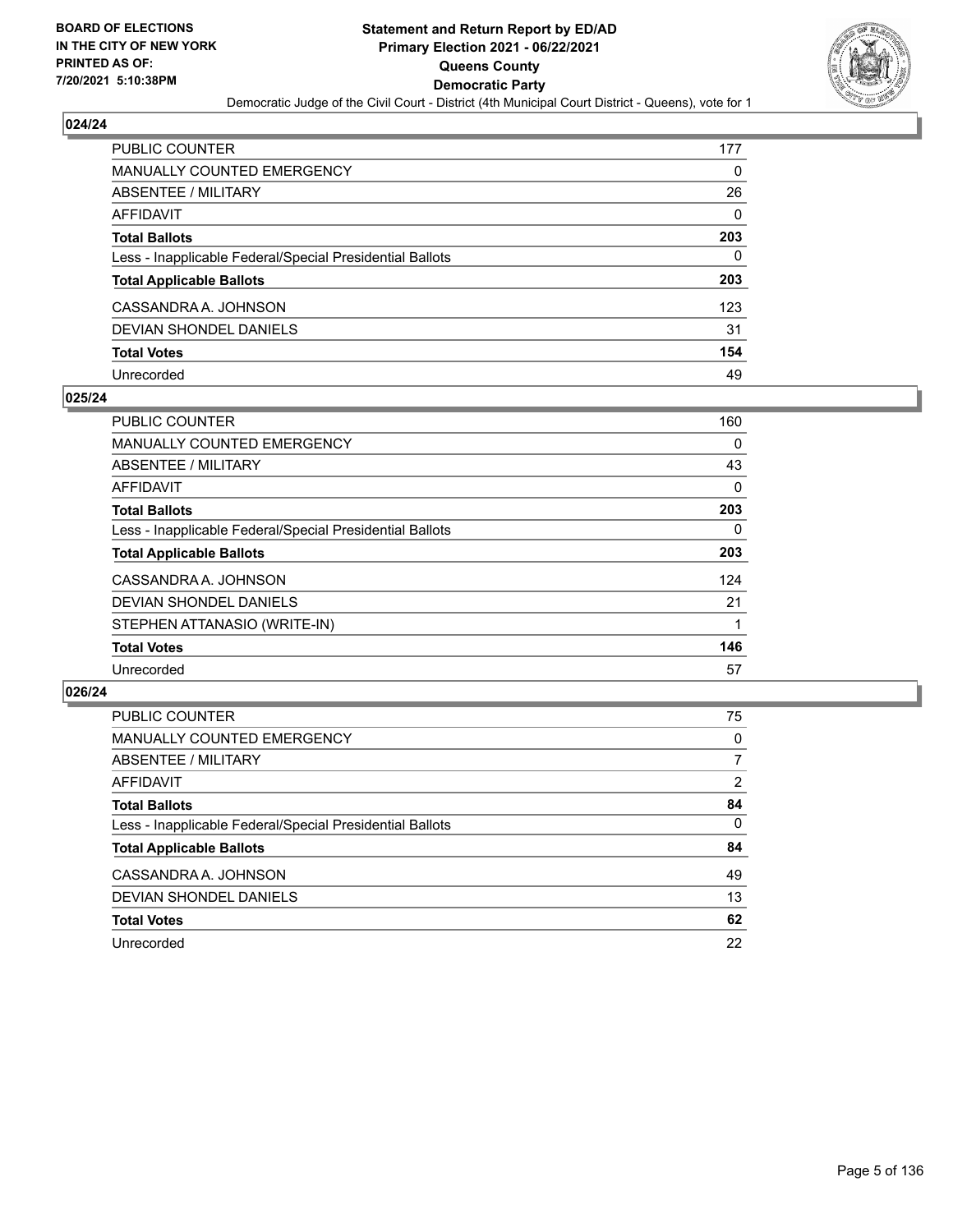**BOARD OF ELECTIONS IN THE CITY OF NEW YORK PRINTED AS OF: 7/20/2021 5:10:38PM**

# Statement and Return Report by ED/AD
## Primary Election 2021 - 06/22/2021
## Queens County
## Democratic Party
Democratic Judge of the Civil Court - District (4th Municipal Court District - Queens), vote for 1

### 024/24

| | |
|---|---|
| PUBLIC COUNTER | 177 |
| MANUALLY COUNTED EMERGENCY | 0 |
| ABSENTEE / MILITARY | 26 |
| AFFIDAVIT | 0 |
| **Total Ballots** | **203** |
| Less - Inapplicable Federal/Special Presidential Ballots | 0 |
| **Total Applicable Ballots** | **203** |
| CASSANDRA A. JOHNSON | 123 |
| DEVIAN SHONDEL DANIELS | 31 |
| **Total Votes** | **154** |
| Unrecorded | 49 |

### 025/24

| | |
|---|---|
| PUBLIC COUNTER | 160 |
| MANUALLY COUNTED EMERGENCY | 0 |
| ABSENTEE / MILITARY | 43 |
| AFFIDAVIT | 0 |
| **Total Ballots** | **203** |
| Less - Inapplicable Federal/Special Presidential Ballots | 0 |
| **Total Applicable Ballots** | **203** |
| CASSANDRA A. JOHNSON | 124 |
| DEVIAN SHONDEL DANIELS | 21 |
| STEPHEN ATTANASIO (WRITE-IN) | 1 |
| **Total Votes** | **146** |
| Unrecorded | 57 |

### 026/24

| | |
|---|---|
| PUBLIC COUNTER | 75 |
| MANUALLY COUNTED EMERGENCY | 0 |
| ABSENTEE / MILITARY | 7 |
| AFFIDAVIT | 2 |
| **Total Ballots** | **84** |
| Less - Inapplicable Federal/Special Presidential Ballots | 0 |
| **Total Applicable Ballots** | **84** |
| CASSANDRA A. JOHNSON | 49 |
| DEVIAN SHONDEL DANIELS | 13 |
| **Total Votes** | **62** |
| Unrecorded | 22 |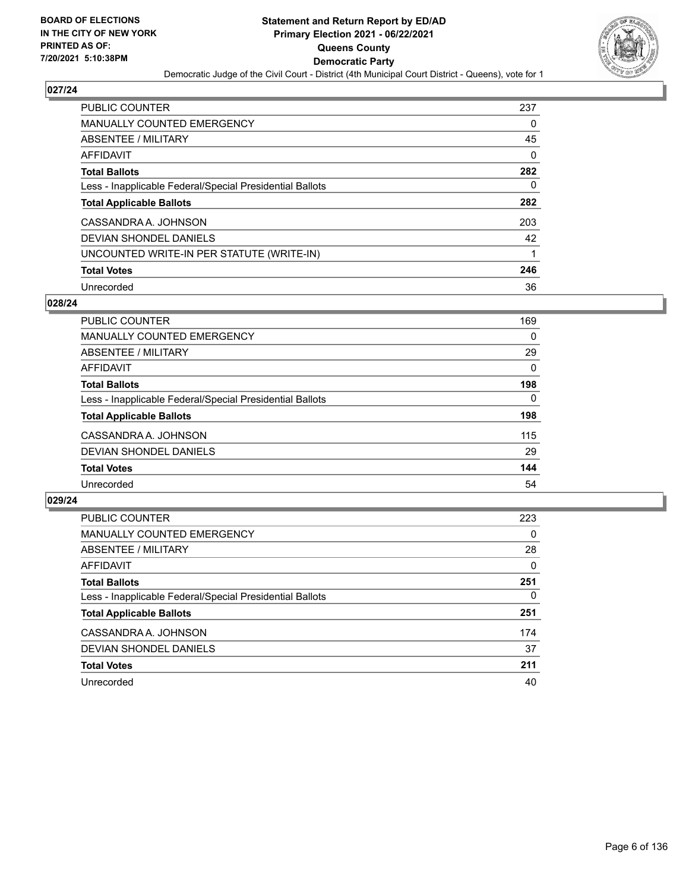## 027/24

| | |
|---|---|
| PUBLIC COUNTER | 237 |
| MANUALLY COUNTED EMERGENCY | 0 |
| ABSENTEE / MILITARY | 45 |
| AFFIDAVIT | 0 |
| **Total Ballots** | **282** |
| Less - Inapplicable Federal/Special Presidential Ballots | 0 |
| **Total Applicable Ballots** | **282** |
| CASSANDRA A. JOHNSON | 203 |
| DEVIAN SHONDEL DANIELS | 42 |
| UNCOUNTED WRITE-IN PER STATUTE (WRITE-IN) | 1 |
| **Total Votes** | **246** |
| Unrecorded | 36 |

## 028/24

| | |
|---|---|
| PUBLIC COUNTER | 169 |
| MANUALLY COUNTED EMERGENCY | 0 |
| ABSENTEE / MILITARY | 29 |
| AFFIDAVIT | 0 |
| **Total Ballots** | **198** |
| Less - Inapplicable Federal/Special Presidential Ballots | 0 |
| **Total Applicable Ballots** | **198** |
| CASSANDRA A. JOHNSON | 115 |
| DEVIAN SHONDEL DANIELS | 29 |
| **Total Votes** | **144** |
| Unrecorded | 54 |

## 029/24

| | |
|---|---|
| PUBLIC COUNTER | 223 |
| MANUALLY COUNTED EMERGENCY | 0 |
| ABSENTEE / MILITARY | 28 |
| AFFIDAVIT | 0 |
| **Total Ballots** | **251** |
| Less - Inapplicable Federal/Special Presidential Ballots | 0 |
| **Total Applicable Ballots** | **251** |
| CASSANDRA A. JOHNSON | 174 |
| DEVIAN SHONDEL DANIELS | 37 |
| **Total Votes** | **211** |
| Unrecorded | 40 |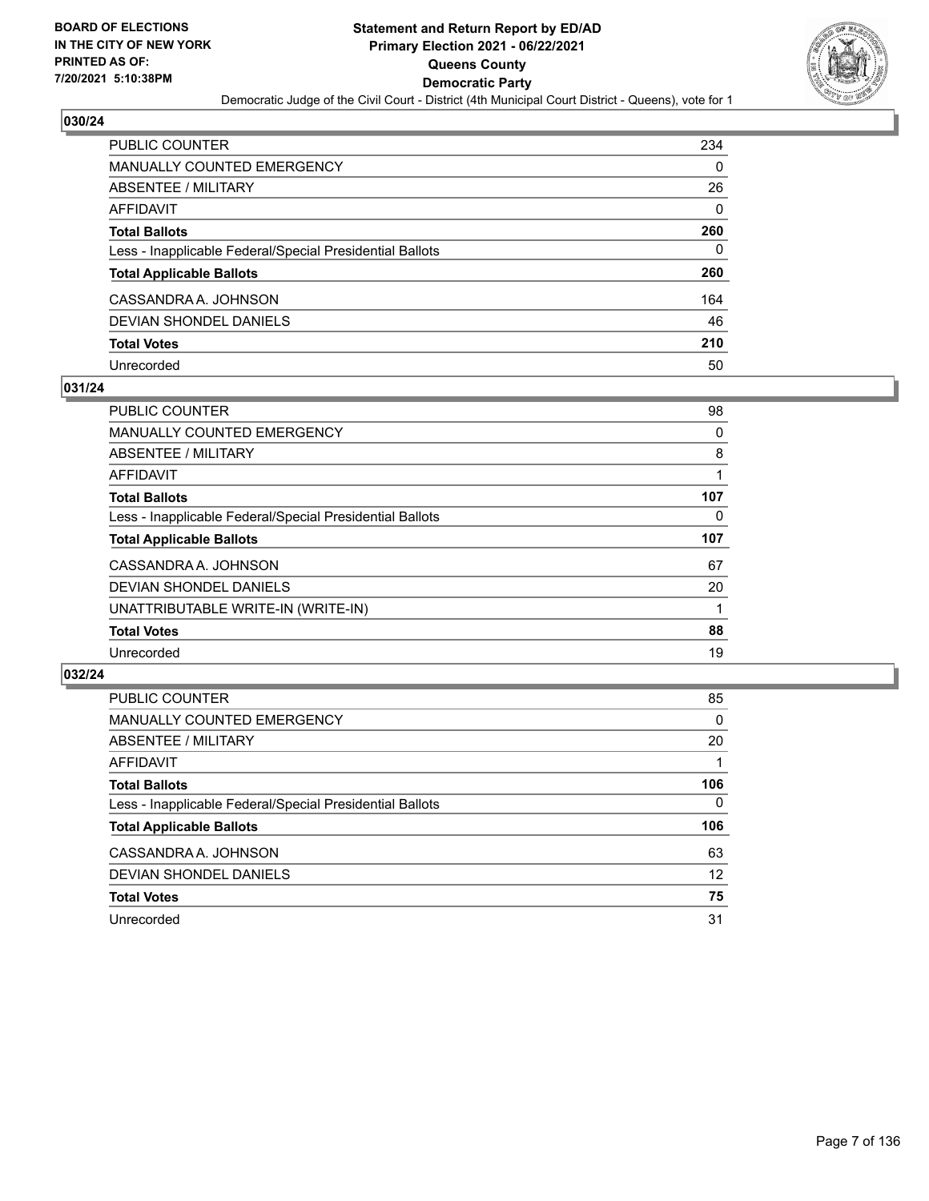## 030/24

| | |
|---|---|
| PUBLIC COUNTER | 234 |
| MANUALLY COUNTED EMERGENCY | 0 |
| ABSENTEE / MILITARY | 26 |
| AFFIDAVIT | 0 |
| **Total Ballots** | **260** |
| Less - Inapplicable Federal/Special Presidential Ballots | 0 |
| **Total Applicable Ballots** | **260** |
| CASSANDRA A. JOHNSON | 164 |
| DEVIAN SHONDEL DANIELS | 46 |
| **Total Votes** | **210** |
| Unrecorded | 50 |

## 031/24

| | |
|---|---|
| PUBLIC COUNTER | 98 |
| MANUALLY COUNTED EMERGENCY | 0 |
| ABSENTEE / MILITARY | 8 |
| AFFIDAVIT | 1 |
| **Total Ballots** | **107** |
| Less - Inapplicable Federal/Special Presidential Ballots | 0 |
| **Total Applicable Ballots** | **107** |
| CASSANDRA A. JOHNSON | 67 |
| DEVIAN SHONDEL DANIELS | 20 |
| UNATTRIBUTABLE WRITE-IN (WRITE-IN) | 1 |
| **Total Votes** | **88** |
| Unrecorded | 19 |

## 032/24

| | |
|---|---|
| PUBLIC COUNTER | 85 |
| MANUALLY COUNTED EMERGENCY | 0 |
| ABSENTEE / MILITARY | 20 |
| AFFIDAVIT | 1 |
| **Total Ballots** | **106** |
| Less - Inapplicable Federal/Special Presidential Ballots | 0 |
| **Total Applicable Ballots** | **106** |
| CASSANDRA A. JOHNSON | 63 |
| DEVIAN SHONDEL DANIELS | 12 |
| **Total Votes** | **75** |
| Unrecorded | 31 |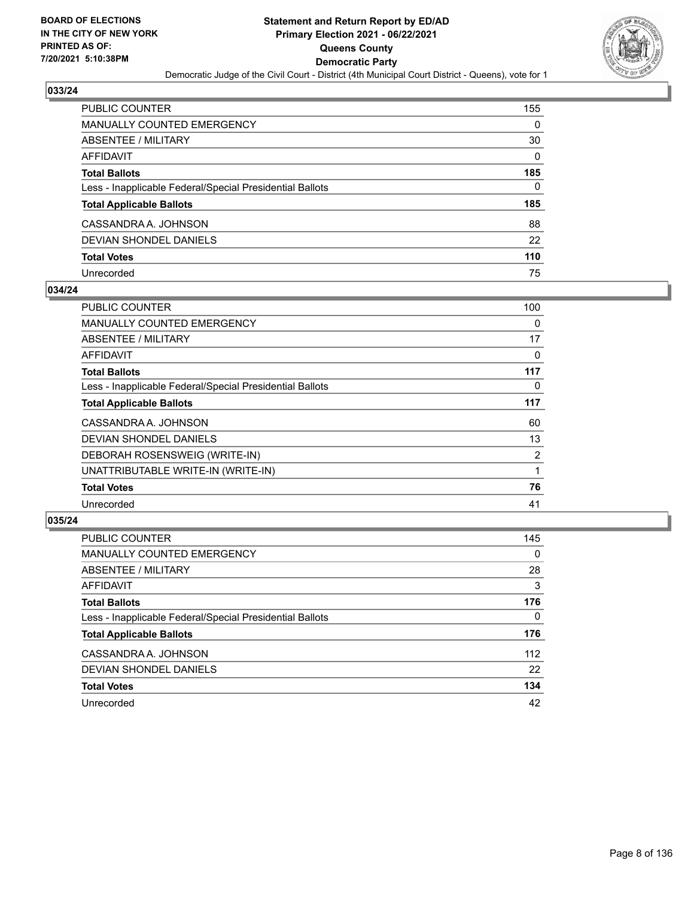## 033/24

| | |
|---|---|
| PUBLIC COUNTER | 155 |
| MANUALLY COUNTED EMERGENCY | 0 |
| ABSENTEE / MILITARY | 30 |
| AFFIDAVIT | 0 |
| **Total Ballots** | **185** |
| Less - Inapplicable Federal/Special Presidential Ballots | 0 |
| **Total Applicable Ballots** | **185** |
| CASSANDRA A. JOHNSON | 88 |
| DEVIAN SHONDEL DANIELS | 22 |
| **Total Votes** | **110** |
| Unrecorded | 75 |

## 034/24

| | |
|---|---|
| PUBLIC COUNTER | 100 |
| MANUALLY COUNTED EMERGENCY | 0 |
| ABSENTEE / MILITARY | 17 |
| AFFIDAVIT | 0 |
| **Total Ballots** | **117** |
| Less - Inapplicable Federal/Special Presidential Ballots | 0 |
| **Total Applicable Ballots** | **117** |
| CASSANDRA A. JOHNSON | 60 |
| DEVIAN SHONDEL DANIELS | 13 |
| DEBORAH ROSENSWEIG (WRITE-IN) | 2 |
| UNATTRIBUTABLE WRITE-IN (WRITE-IN) | 1 |
| **Total Votes** | **76** |
| Unrecorded | 41 |

## 035/24

| | |
|---|---|
| PUBLIC COUNTER | 145 |
| MANUALLY COUNTED EMERGENCY | 0 |
| ABSENTEE / MILITARY | 28 |
| AFFIDAVIT | 3 |
| **Total Ballots** | **176** |
| Less - Inapplicable Federal/Special Presidential Ballots | 0 |
| **Total Applicable Ballots** | **176** |
| CASSANDRA A. JOHNSON | 112 |
| DEVIAN SHONDEL DANIELS | 22 |
| **Total Votes** | **134** |
| Unrecorded | 42 |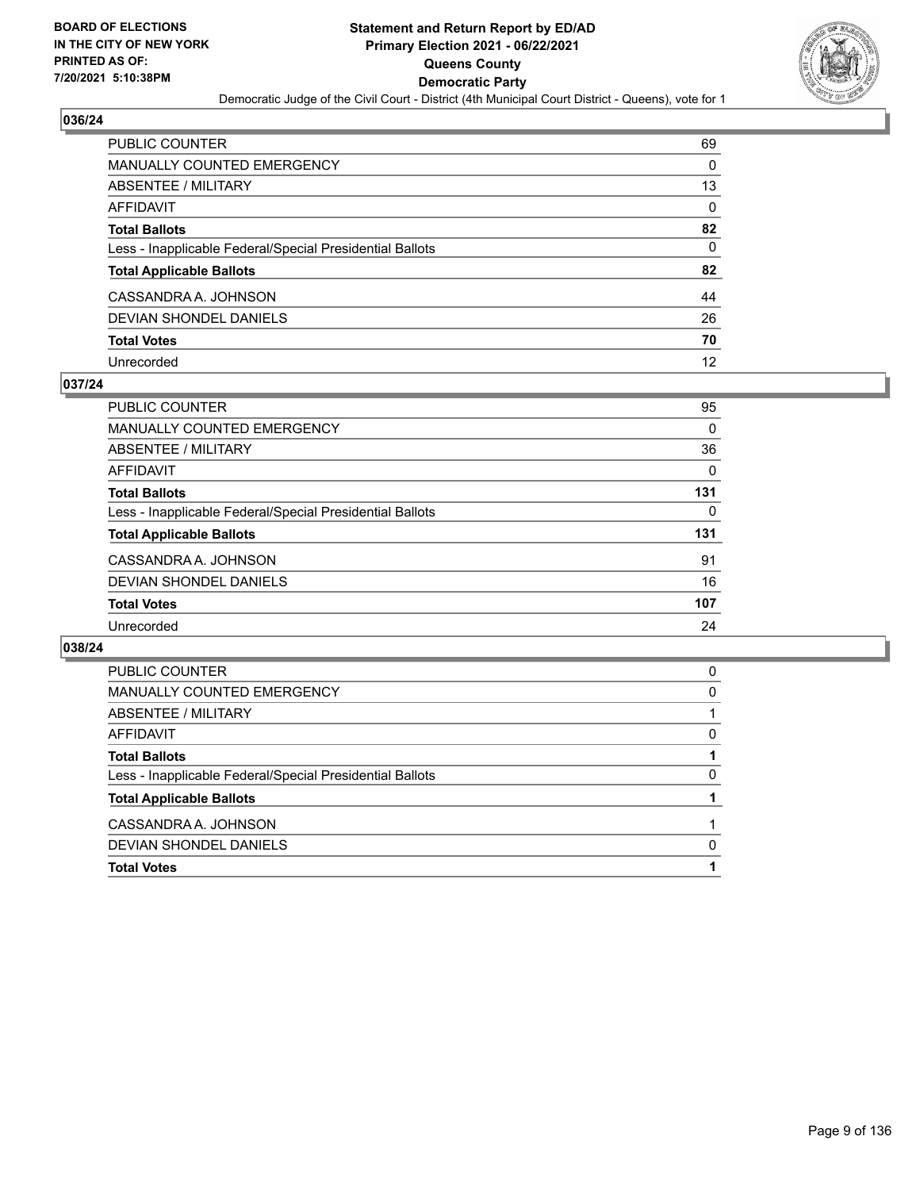## 036/24

| | |
|---|---|
| PUBLIC COUNTER | 69 |
| MANUALLY COUNTED EMERGENCY | 0 |
| ABSENTEE / MILITARY | 13 |
| AFFIDAVIT | 0 |
| **Total Ballots** | **82** |
| Less - Inapplicable Federal/Special Presidential Ballots | 0 |
| **Total Applicable Ballots** | **82** |
| CASSANDRA A. JOHNSON | 44 |
| DEVIAN SHONDEL DANIELS | 26 |
| **Total Votes** | **70** |
| Unrecorded | 12 |

## 037/24

| | |
|---|---|
| PUBLIC COUNTER | 95 |
| MANUALLY COUNTED EMERGENCY | 0 |
| ABSENTEE / MILITARY | 36 |
| AFFIDAVIT | 0 |
| **Total Ballots** | **131** |
| Less - Inapplicable Federal/Special Presidential Ballots | 0 |
| **Total Applicable Ballots** | **131** |
| CASSANDRA A. JOHNSON | 91 |
| DEVIAN SHONDEL DANIELS | 16 |
| **Total Votes** | **107** |
| Unrecorded | 24 |

## 038/24

| | |
|---|---|
| PUBLIC COUNTER | 0 |
| MANUALLY COUNTED EMERGENCY | 0 |
| ABSENTEE / MILITARY | 1 |
| AFFIDAVIT | 0 |
| **Total Ballots** | **1** |
| Less - Inapplicable Federal/Special Presidential Ballots | 0 |
| **Total Applicable Ballots** | **1** |
| CASSANDRA A. JOHNSON | 1 |
| DEVIAN SHONDEL DANIELS | 0 |
| **Total Votes** | **1** |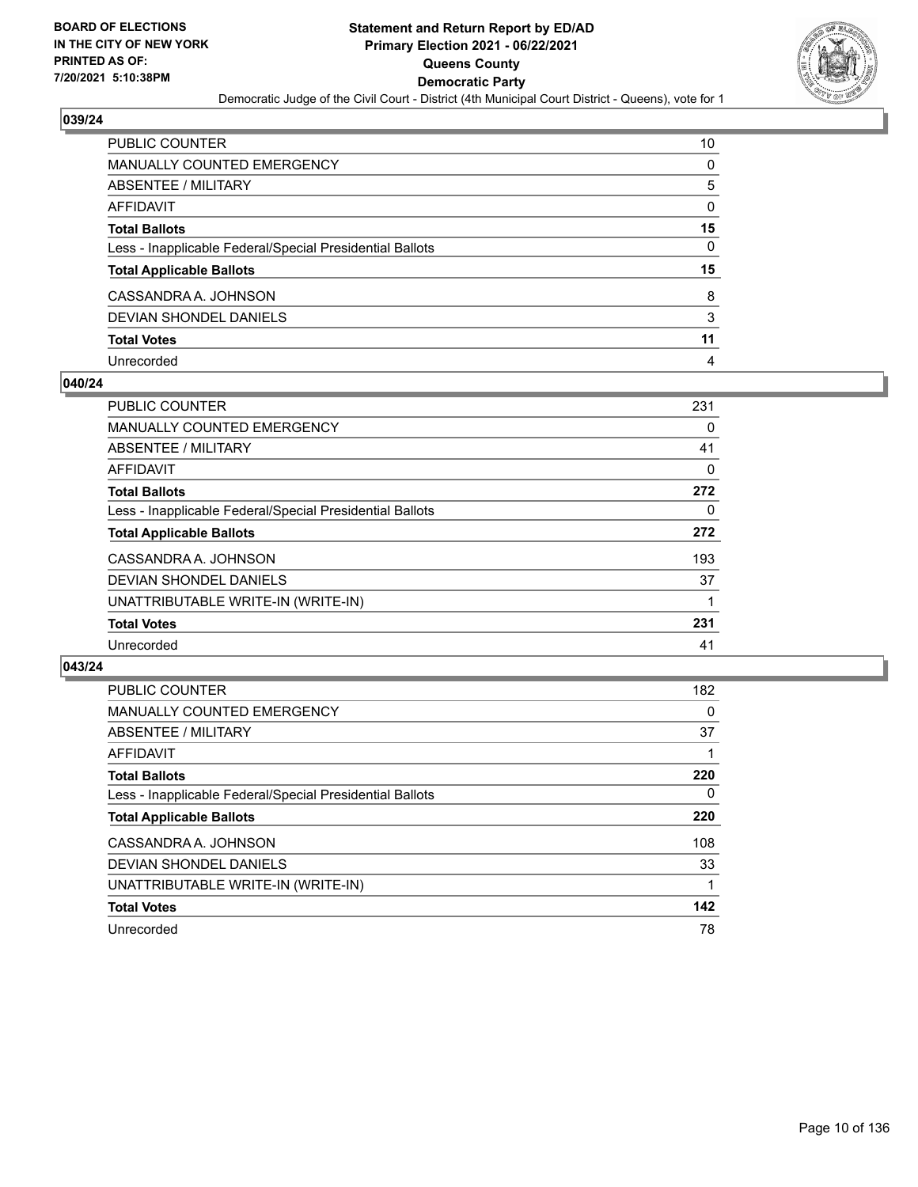**BOARD OF ELECTIONS IN THE CITY OF NEW YORK PRINTED AS OF: 7/20/2021 5:10:38PM**

**Statement and Return Report by ED/AD Primary Election 2021 - 06/22/2021 Queens County Democratic Party**

Democratic Judge of the Civil Court - District (4th Municipal Court District - Queens), vote for 1

### 039/24

| | |
|---|---|
| PUBLIC COUNTER | 10 |
| MANUALLY COUNTED EMERGENCY | 0 |
| ABSENTEE / MILITARY | 5 |
| AFFIDAVIT | 0 |
| **Total Ballots** | **15** |
| Less - Inapplicable Federal/Special Presidential Ballots | 0 |
| **Total Applicable Ballots** | **15** |
| CASSANDRA A. JOHNSON | 8 |
| DEVIAN SHONDEL DANIELS | 3 |
| **Total Votes** | **11** |
| Unrecorded | 4 |

### 040/24

| | |
|---|---|
| PUBLIC COUNTER | 231 |
| MANUALLY COUNTED EMERGENCY | 0 |
| ABSENTEE / MILITARY | 41 |
| AFFIDAVIT | 0 |
| **Total Ballots** | **272** |
| Less - Inapplicable Federal/Special Presidential Ballots | 0 |
| **Total Applicable Ballots** | **272** |
| CASSANDRA A. JOHNSON | 193 |
| DEVIAN SHONDEL DANIELS | 37 |
| UNATTRIBUTABLE WRITE-IN (WRITE-IN) | 1 |
| **Total Votes** | **231** |
| Unrecorded | 41 |

### 043/24

| | |
|---|---|
| PUBLIC COUNTER | 182 |
| MANUALLY COUNTED EMERGENCY | 0 |
| ABSENTEE / MILITARY | 37 |
| AFFIDAVIT | 1 |
| **Total Ballots** | **220** |
| Less - Inapplicable Federal/Special Presidential Ballots | 0 |
| **Total Applicable Ballots** | **220** |
| CASSANDRA A. JOHNSON | 108 |
| DEVIAN SHONDEL DANIELS | 33 |
| UNATTRIBUTABLE WRITE-IN (WRITE-IN) | 1 |
| **Total Votes** | **142** |
| Unrecorded | 78 |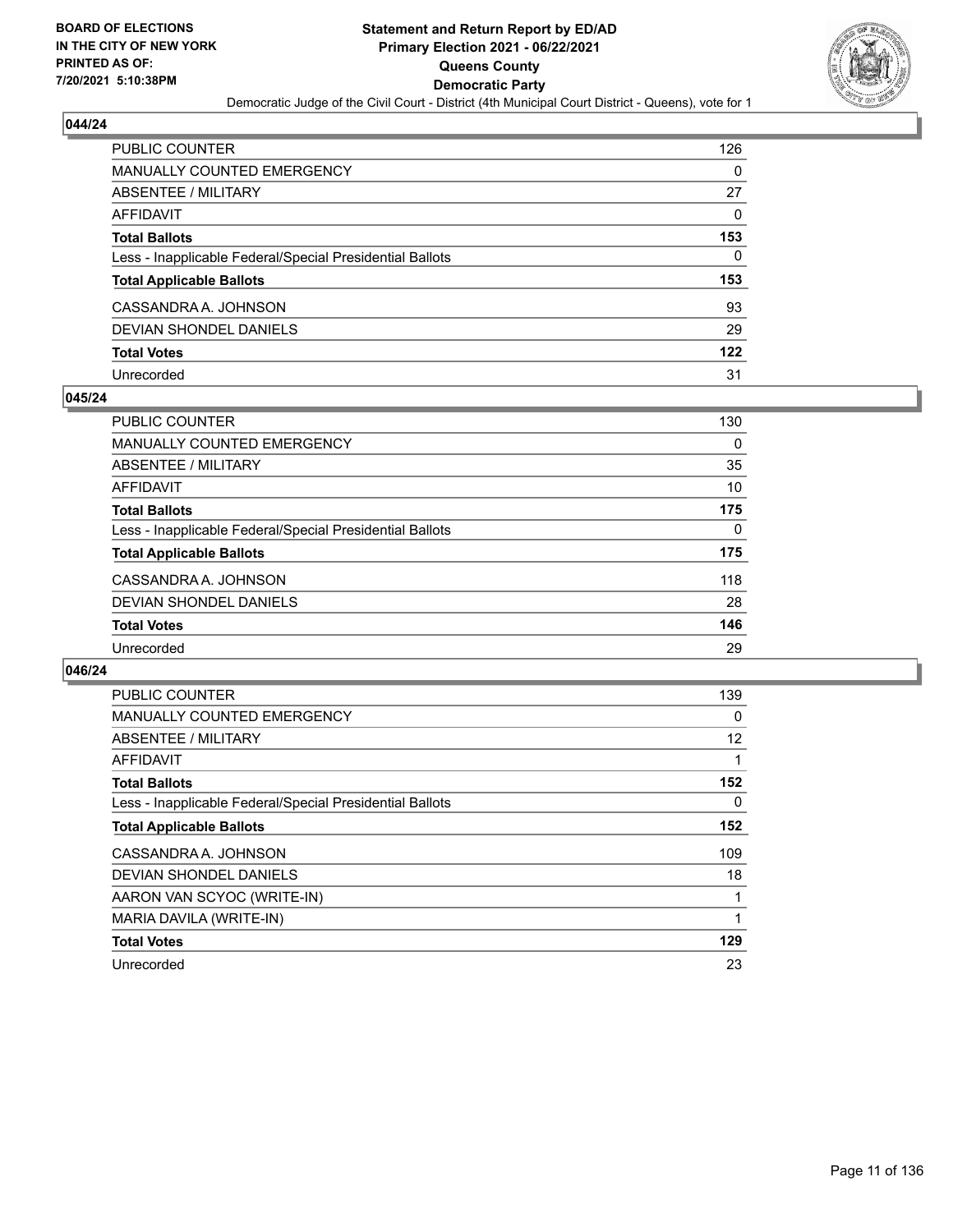# Statement and Return Report by ED/AD
## Primary Election 2021 - 06/22/2021
## Queens County
## Democratic Party

Democratic Judge of the Civil Court - District (4th Municipal Court District - Queens), vote for 1

BOARD OF ELECTIONS IN THE CITY OF NEW YORK PRINTED AS OF: 7/20/2021 5:10:38PM

### 044/24

| | |
|---|---|
| PUBLIC COUNTER | 126 |
| MANUALLY COUNTED EMERGENCY | 0 |
| ABSENTEE / MILITARY | 27 |
| AFFIDAVIT | 0 |
| **Total Ballots** | **153** |
| Less - Inapplicable Federal/Special Presidential Ballots | 0 |
| **Total Applicable Ballots** | **153** |
| CASSANDRA A. JOHNSON | 93 |
| DEVIAN SHONDEL DANIELS | 29 |
| **Total Votes** | **122** |
| Unrecorded | 31 |

### 045/24

| | |
|---|---|
| PUBLIC COUNTER | 130 |
| MANUALLY COUNTED EMERGENCY | 0 |
| ABSENTEE / MILITARY | 35 |
| AFFIDAVIT | 10 |
| **Total Ballots** | **175** |
| Less - Inapplicable Federal/Special Presidential Ballots | 0 |
| **Total Applicable Ballots** | **175** |
| CASSANDRA A. JOHNSON | 118 |
| DEVIAN SHONDEL DANIELS | 28 |
| **Total Votes** | **146** |
| Unrecorded | 29 |

### 046/24

| | |
|---|---|
| PUBLIC COUNTER | 139 |
| MANUALLY COUNTED EMERGENCY | 0 |
| ABSENTEE / MILITARY | 12 |
| AFFIDAVIT | 1 |
| **Total Ballots** | **152** |
| Less - Inapplicable Federal/Special Presidential Ballots | 0 |
| **Total Applicable Ballots** | **152** |
| CASSANDRA A. JOHNSON | 109 |
| DEVIAN SHONDEL DANIELS | 18 |
| AARON VAN SCYOC (WRITE-IN) | 1 |
| MARIA DAVILA (WRITE-IN) | 1 |
| **Total Votes** | **129** |
| Unrecorded | 23 |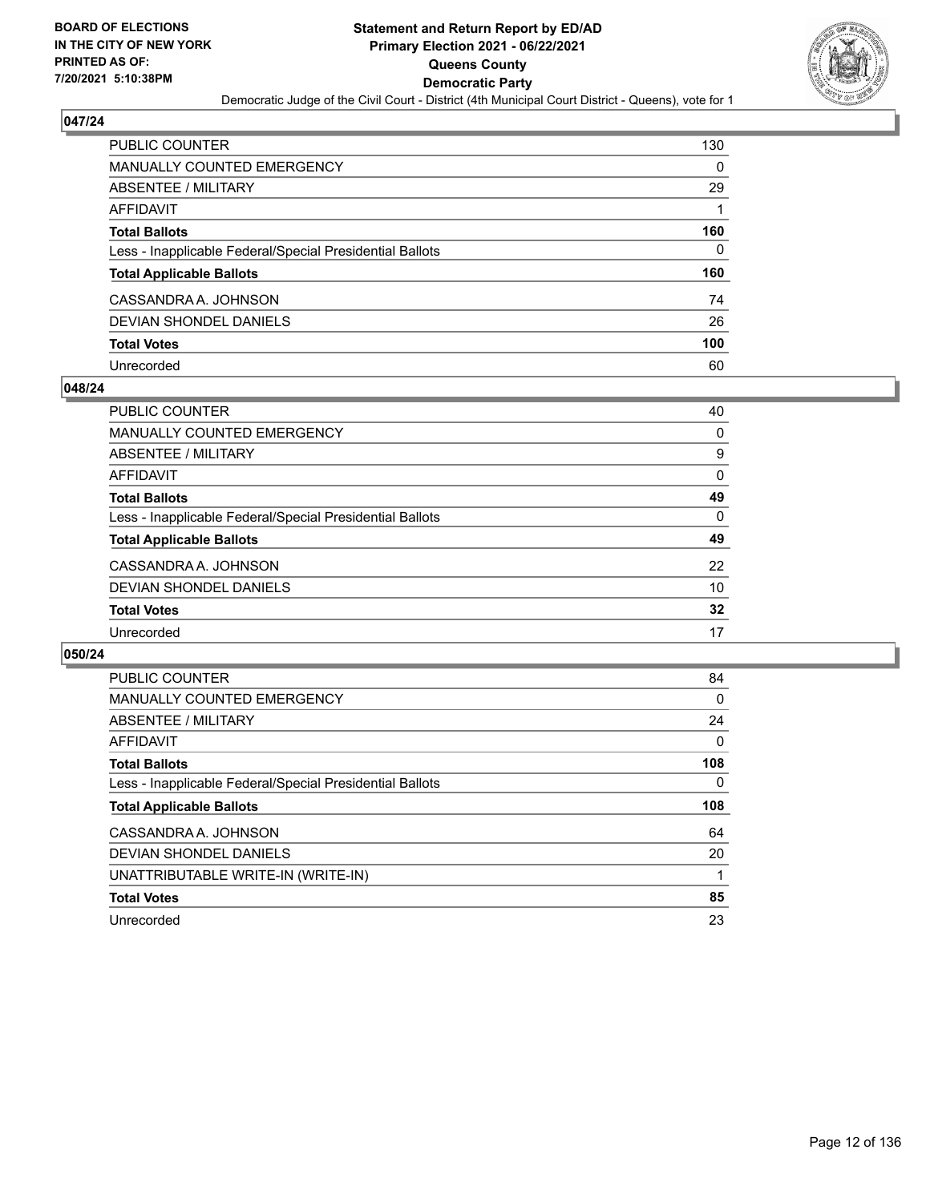**BOARD OF ELECTIONS IN THE CITY OF NEW YORK PRINTED AS OF: 7/20/2021 5:10:38PM**

# Statement and Return Report by ED/AD
## Primary Election 2021 - 06/22/2021
## Queens County
## Democratic Party

Democratic Judge of the Civil Court - District (4th Municipal Court District - Queens), vote for 1

### 047/24

| | |
|---|---|
| PUBLIC COUNTER | 130 |
| MANUALLY COUNTED EMERGENCY | 0 |
| ABSENTEE / MILITARY | 29 |
| AFFIDAVIT | 1 |
| **Total Ballots** | **160** |
| Less - Inapplicable Federal/Special Presidential Ballots | 0 |
| **Total Applicable Ballots** | **160** |
| CASSANDRA A. JOHNSON | 74 |
| DEVIAN SHONDEL DANIELS | 26 |
| **Total Votes** | **100** |
| Unrecorded | 60 |

### 048/24

| | |
|---|---|
| PUBLIC COUNTER | 40 |
| MANUALLY COUNTED EMERGENCY | 0 |
| ABSENTEE / MILITARY | 9 |
| AFFIDAVIT | 0 |
| **Total Ballots** | **49** |
| Less - Inapplicable Federal/Special Presidential Ballots | 0 |
| **Total Applicable Ballots** | **49** |
| CASSANDRA A. JOHNSON | 22 |
| DEVIAN SHONDEL DANIELS | 10 |
| **Total Votes** | **32** |
| Unrecorded | 17 |

### 050/24

| | |
|---|---|
| PUBLIC COUNTER | 84 |
| MANUALLY COUNTED EMERGENCY | 0 |
| ABSENTEE / MILITARY | 24 |
| AFFIDAVIT | 0 |
| **Total Ballots** | **108** |
| Less - Inapplicable Federal/Special Presidential Ballots | 0 |
| **Total Applicable Ballots** | **108** |
| CASSANDRA A. JOHNSON | 64 |
| DEVIAN SHONDEL DANIELS | 20 |
| UNATTRIBUTABLE WRITE-IN (WRITE-IN) | 1 |
| **Total Votes** | **85** |
| Unrecorded | 23 |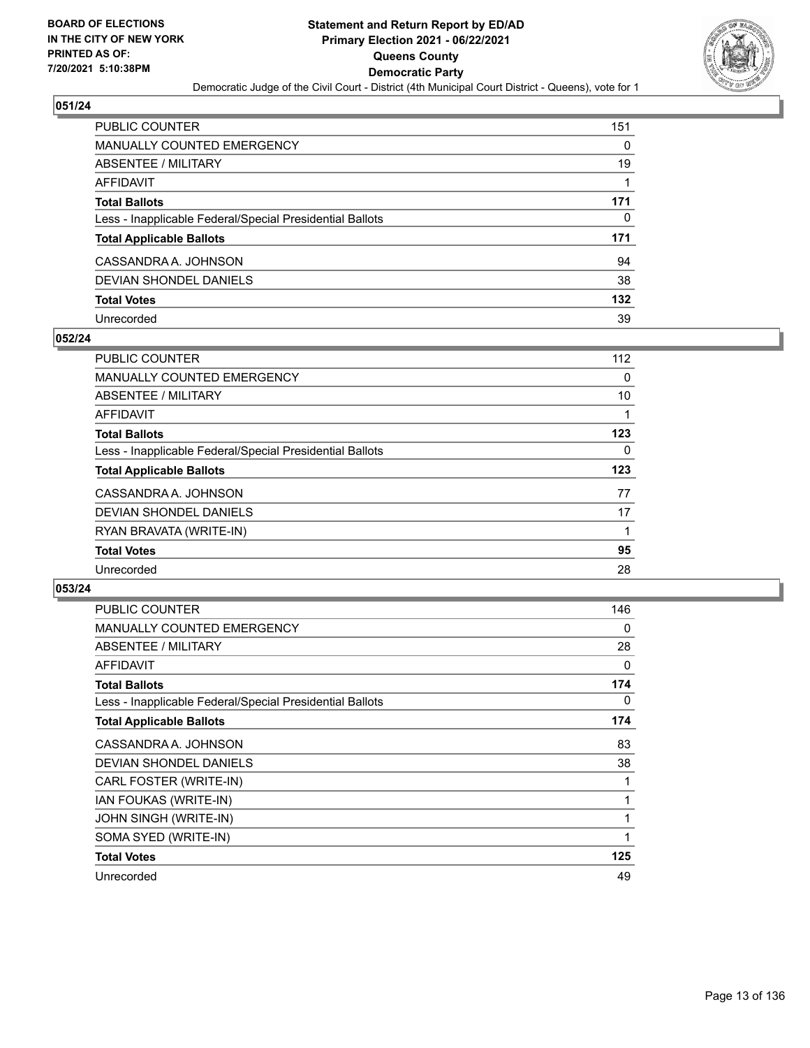## 051/24

| | |
|---|---|
| PUBLIC COUNTER | 151 |
| MANUALLY COUNTED EMERGENCY | 0 |
| ABSENTEE / MILITARY | 19 |
| AFFIDAVIT | 1 |
| **Total Ballots** | **171** |
| Less - Inapplicable Federal/Special Presidential Ballots | 0 |
| **Total Applicable Ballots** | **171** |
| CASSANDRA A. JOHNSON | 94 |
| DEVIAN SHONDEL DANIELS | 38 |
| **Total Votes** | **132** |
| Unrecorded | 39 |

## 052/24

| | |
|---|---|
| PUBLIC COUNTER | 112 |
| MANUALLY COUNTED EMERGENCY | 0 |
| ABSENTEE / MILITARY | 10 |
| AFFIDAVIT | 1 |
| **Total Ballots** | **123** |
| Less - Inapplicable Federal/Special Presidential Ballots | 0 |
| **Total Applicable Ballots** | **123** |
| CASSANDRA A. JOHNSON | 77 |
| DEVIAN SHONDEL DANIELS | 17 |
| RYAN BRAVATA (WRITE-IN) | 1 |
| **Total Votes** | **95** |
| Unrecorded | 28 |

## 053/24

| | |
|---|---|
| PUBLIC COUNTER | 146 |
| MANUALLY COUNTED EMERGENCY | 0 |
| ABSENTEE / MILITARY | 28 |
| AFFIDAVIT | 0 |
| **Total Ballots** | **174** |
| Less - Inapplicable Federal/Special Presidential Ballots | 0 |
| **Total Applicable Ballots** | **174** |
| CASSANDRA A. JOHNSON | 83 |
| DEVIAN SHONDEL DANIELS | 38 |
| CARL FOSTER (WRITE-IN) | 1 |
| IAN FOUKAS (WRITE-IN) | 1 |
| JOHN SINGH (WRITE-IN) | 1 |
| SOMA SYED (WRITE-IN) | 1 |
| **Total Votes** | **125** |
| Unrecorded | 49 |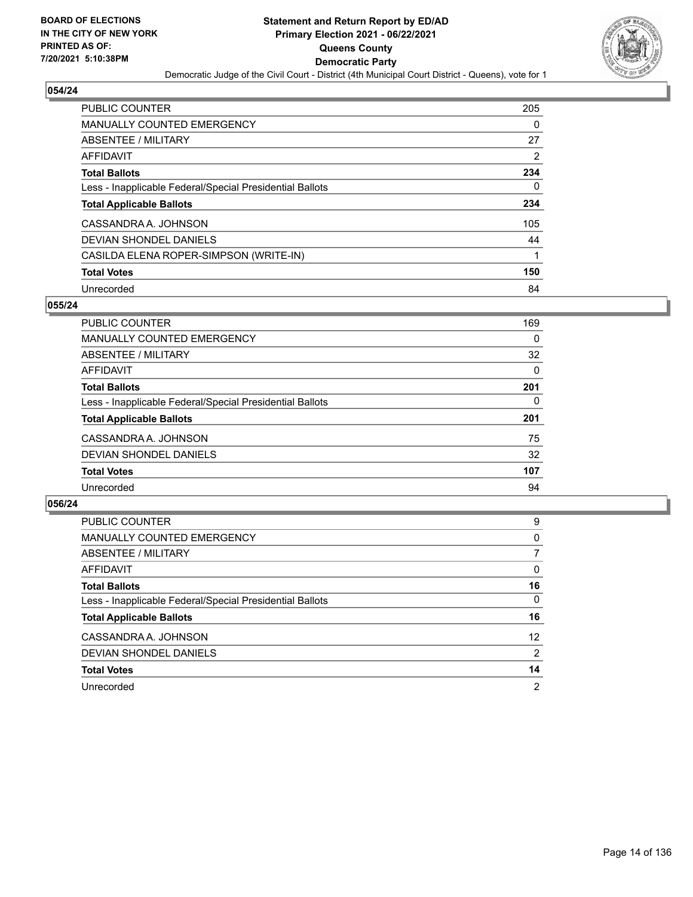## 054/24

| | |
|---|---|
| PUBLIC COUNTER | 205 |
| MANUALLY COUNTED EMERGENCY | 0 |
| ABSENTEE / MILITARY | 27 |
| AFFIDAVIT | 2 |
| **Total Ballots** | **234** |
| Less - Inapplicable Federal/Special Presidential Ballots | 0 |
| **Total Applicable Ballots** | **234** |
| CASSANDRA A. JOHNSON | 105 |
| DEVIAN SHONDEL DANIELS | 44 |
| CASILDA ELENA ROPER-SIMPSON (WRITE-IN) | 1 |
| **Total Votes** | **150** |
| Unrecorded | 84 |

## 055/24

| | |
|---|---|
| PUBLIC COUNTER | 169 |
| MANUALLY COUNTED EMERGENCY | 0 |
| ABSENTEE / MILITARY | 32 |
| AFFIDAVIT | 0 |
| **Total Ballots** | **201** |
| Less - Inapplicable Federal/Special Presidential Ballots | 0 |
| **Total Applicable Ballots** | **201** |
| CASSANDRA A. JOHNSON | 75 |
| DEVIAN SHONDEL DANIELS | 32 |
| **Total Votes** | **107** |
| Unrecorded | 94 |

## 056/24

| | |
|---|---|
| PUBLIC COUNTER | 9 |
| MANUALLY COUNTED EMERGENCY | 0 |
| ABSENTEE / MILITARY | 7 |
| AFFIDAVIT | 0 |
| **Total Ballots** | **16** |
| Less - Inapplicable Federal/Special Presidential Ballots | 0 |
| **Total Applicable Ballots** | **16** |
| CASSANDRA A. JOHNSON | 12 |
| DEVIAN SHONDEL DANIELS | 2 |
| **Total Votes** | **14** |
| Unrecorded | 2 |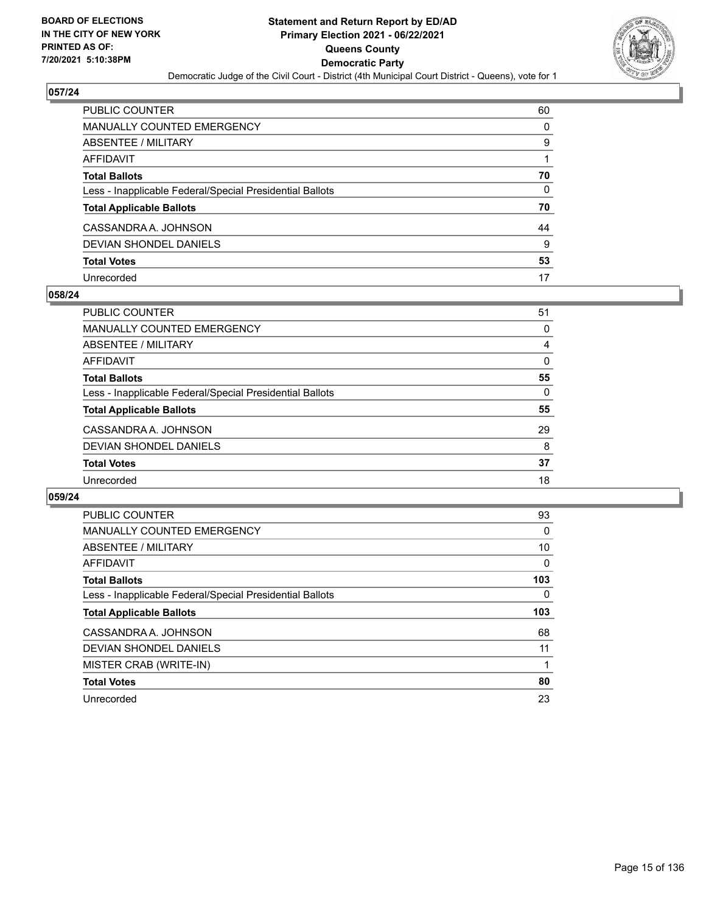BOARD OF ELECTIONS
IN THE CITY OF NEW YORK
PRINTED AS OF:
7/20/2021 5:10:38PM

**Statement and Return Report by ED/AD**
**Primary Election 2021 - 06/22/2021**
**Queens County**
**Democratic Party**
Democratic Judge of the Civil Court - District (4th Municipal Court District - Queens), vote for 1

### 057/24

| | |
|---|---|
| PUBLIC COUNTER | 60 |
| MANUALLY COUNTED EMERGENCY | 0 |
| ABSENTEE / MILITARY | 9 |
| AFFIDAVIT | 1 |
| **Total Ballots** | **70** |
| Less - Inapplicable Federal/Special Presidential Ballots | 0 |
| **Total Applicable Ballots** | **70** |
| CASSANDRA A. JOHNSON | 44 |
| DEVIAN SHONDEL DANIELS | 9 |
| **Total Votes** | **53** |
| Unrecorded | 17 |

### 058/24

| | |
|---|---|
| PUBLIC COUNTER | 51 |
| MANUALLY COUNTED EMERGENCY | 0 |
| ABSENTEE / MILITARY | 4 |
| AFFIDAVIT | 0 |
| **Total Ballots** | **55** |
| Less - Inapplicable Federal/Special Presidential Ballots | 0 |
| **Total Applicable Ballots** | **55** |
| CASSANDRA A. JOHNSON | 29 |
| DEVIAN SHONDEL DANIELS | 8 |
| **Total Votes** | **37** |
| Unrecorded | 18 |

### 059/24

| | |
|---|---|
| PUBLIC COUNTER | 93 |
| MANUALLY COUNTED EMERGENCY | 0 |
| ABSENTEE / MILITARY | 10 |
| AFFIDAVIT | 0 |
| **Total Ballots** | **103** |
| Less - Inapplicable Federal/Special Presidential Ballots | 0 |
| **Total Applicable Ballots** | **103** |
| CASSANDRA A. JOHNSON | 68 |
| DEVIAN SHONDEL DANIELS | 11 |
| MISTER CRAB (WRITE-IN) | 1 |
| **Total Votes** | **80** |
| Unrecorded | 23 |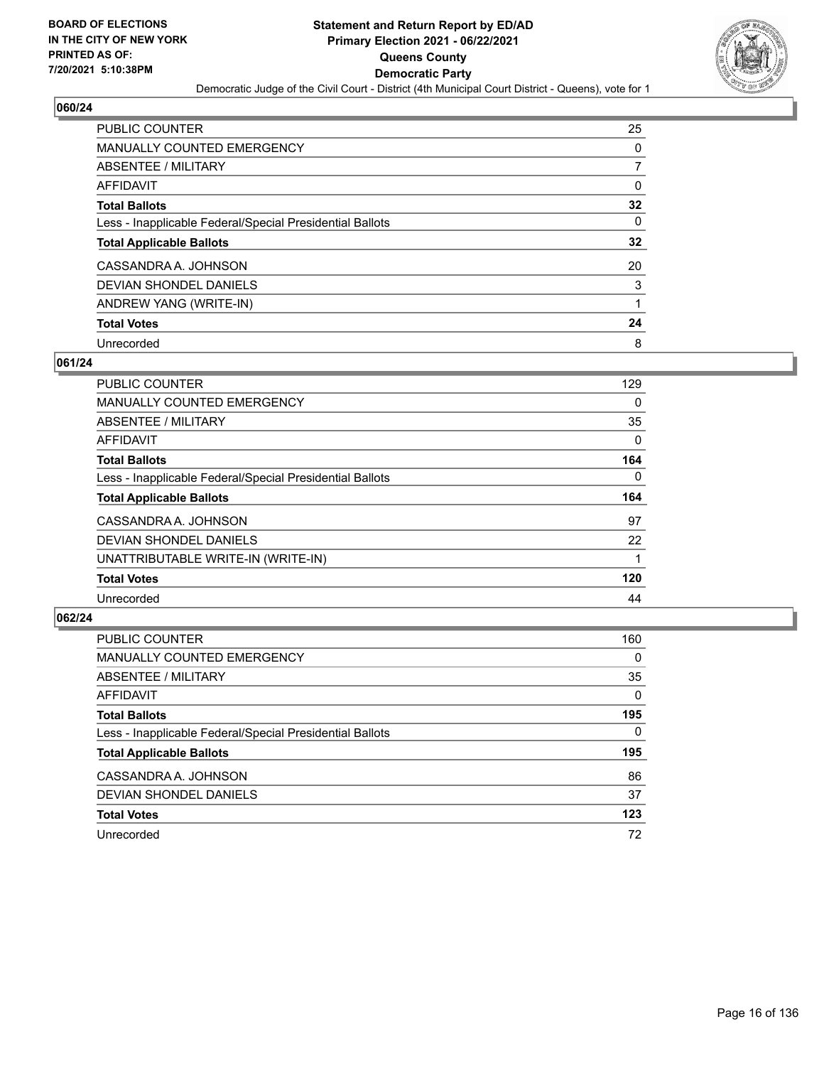### 060/24

| | |
|---|---|
| PUBLIC COUNTER | 25 |
| MANUALLY COUNTED EMERGENCY | 0 |
| ABSENTEE / MILITARY | 7 |
| AFFIDAVIT | 0 |
| **Total Ballots** | **32** |
| Less - Inapplicable Federal/Special Presidential Ballots | 0 |
| **Total Applicable Ballots** | **32** |
| CASSANDRA A. JOHNSON | 20 |
| DEVIAN SHONDEL DANIELS | 3 |
| ANDREW YANG (WRITE-IN) | 1 |
| **Total Votes** | **24** |
| Unrecorded | 8 |

### 061/24

| | |
|---|---|
| PUBLIC COUNTER | 129 |
| MANUALLY COUNTED EMERGENCY | 0 |
| ABSENTEE / MILITARY | 35 |
| AFFIDAVIT | 0 |
| **Total Ballots** | **164** |
| Less - Inapplicable Federal/Special Presidential Ballots | 0 |
| **Total Applicable Ballots** | **164** |
| CASSANDRA A. JOHNSON | 97 |
| DEVIAN SHONDEL DANIELS | 22 |
| UNATTRIBUTABLE WRITE-IN (WRITE-IN) | 1 |
| **Total Votes** | **120** |
| Unrecorded | 44 |

### 062/24

| | |
|---|---|
| PUBLIC COUNTER | 160 |
| MANUALLY COUNTED EMERGENCY | 0 |
| ABSENTEE / MILITARY | 35 |
| AFFIDAVIT | 0 |
| **Total Ballots** | **195** |
| Less - Inapplicable Federal/Special Presidential Ballots | 0 |
| **Total Applicable Ballots** | **195** |
| CASSANDRA A. JOHNSON | 86 |
| DEVIAN SHONDEL DANIELS | 37 |
| **Total Votes** | **123** |
| Unrecorded | 72 |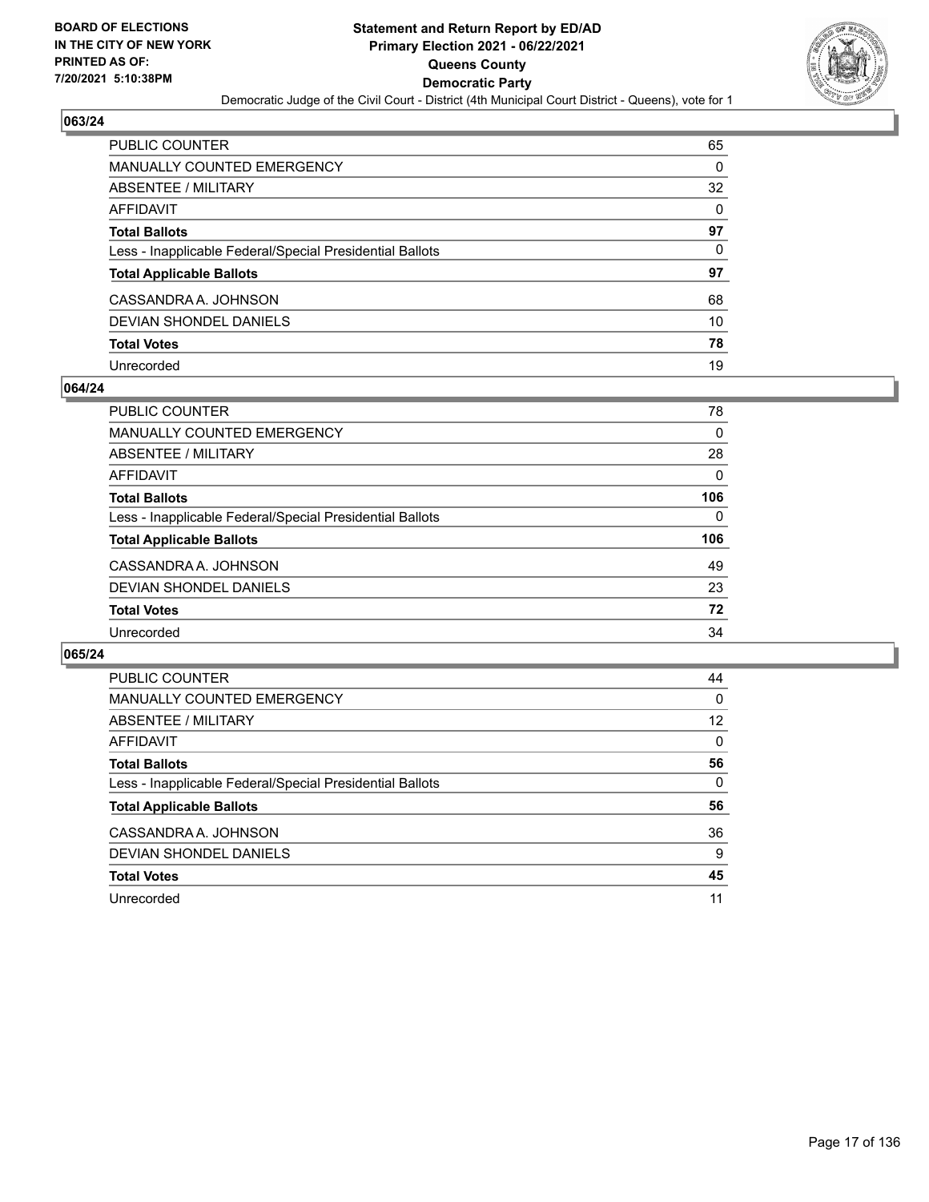## 063/24

| | |
|---|---|
| PUBLIC COUNTER | 65 |
| MANUALLY COUNTED EMERGENCY | 0 |
| ABSENTEE / MILITARY | 32 |
| AFFIDAVIT | 0 |
| **Total Ballots** | **97** |
| Less - Inapplicable Federal/Special Presidential Ballots | 0 |
| **Total Applicable Ballots** | **97** |
| CASSANDRA A. JOHNSON | 68 |
| DEVIAN SHONDEL DANIELS | 10 |
| **Total Votes** | **78** |
| Unrecorded | 19 |

## 064/24

| | |
|---|---|
| PUBLIC COUNTER | 78 |
| MANUALLY COUNTED EMERGENCY | 0 |
| ABSENTEE / MILITARY | 28 |
| AFFIDAVIT | 0 |
| **Total Ballots** | **106** |
| Less - Inapplicable Federal/Special Presidential Ballots | 0 |
| **Total Applicable Ballots** | **106** |
| CASSANDRA A. JOHNSON | 49 |
| DEVIAN SHONDEL DANIELS | 23 |
| **Total Votes** | **72** |
| Unrecorded | 34 |

## 065/24

| | |
|---|---|
| PUBLIC COUNTER | 44 |
| MANUALLY COUNTED EMERGENCY | 0 |
| ABSENTEE / MILITARY | 12 |
| AFFIDAVIT | 0 |
| **Total Ballots** | **56** |
| Less - Inapplicable Federal/Special Presidential Ballots | 0 |
| **Total Applicable Ballots** | **56** |
| CASSANDRA A. JOHNSON | 36 |
| DEVIAN SHONDEL DANIELS | 9 |
| **Total Votes** | **45** |
| Unrecorded | 11 |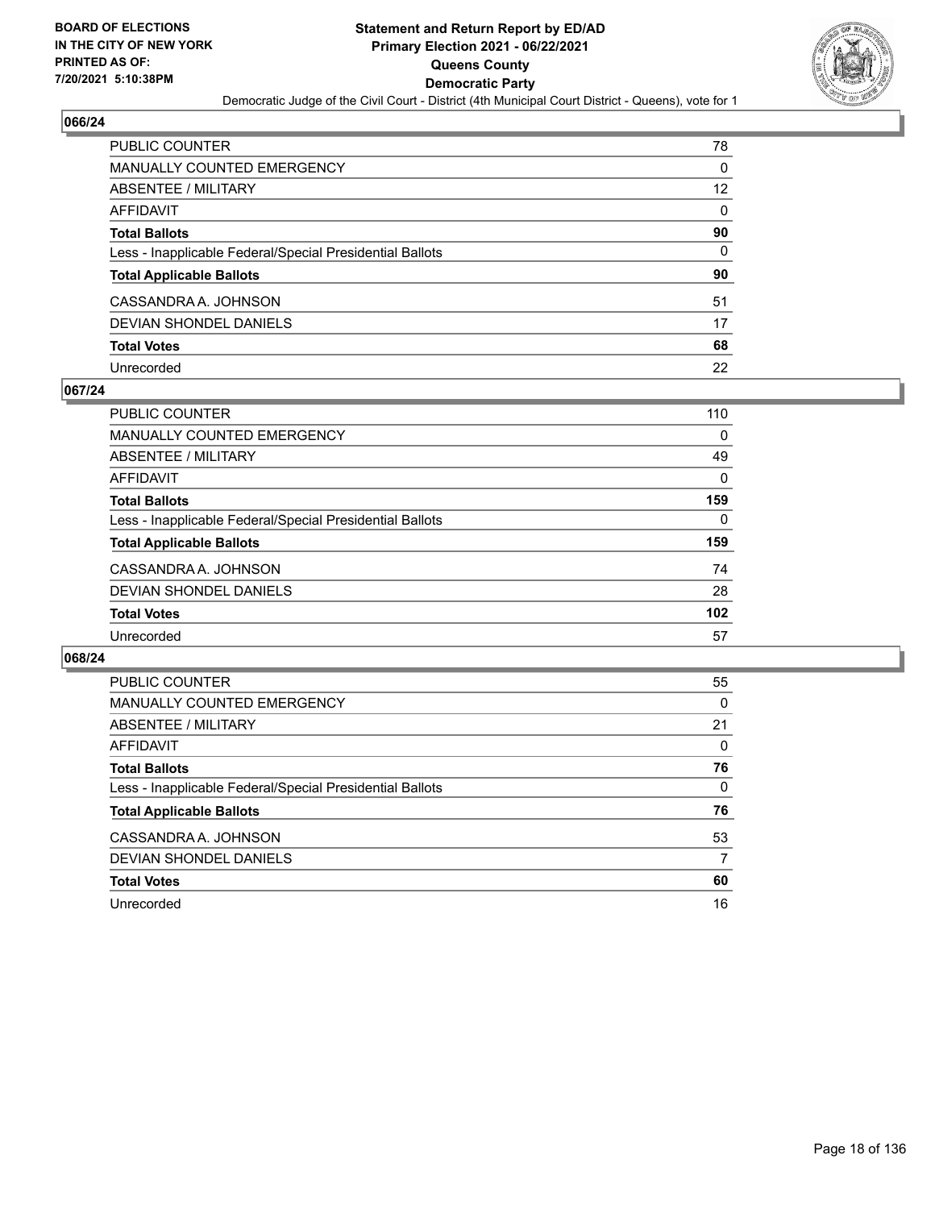## 066/24

| | |
|---|---|
| PUBLIC COUNTER | 78 |
| MANUALLY COUNTED EMERGENCY | 0 |
| ABSENTEE / MILITARY | 12 |
| AFFIDAVIT | 0 |
| **Total Ballots** | **90** |
| Less - Inapplicable Federal/Special Presidential Ballots | 0 |
| **Total Applicable Ballots** | **90** |
| CASSANDRA A. JOHNSON | 51 |
| DEVIAN SHONDEL DANIELS | 17 |
| **Total Votes** | **68** |
| Unrecorded | 22 |

## 067/24

| | |
|---|---|
| PUBLIC COUNTER | 110 |
| MANUALLY COUNTED EMERGENCY | 0 |
| ABSENTEE / MILITARY | 49 |
| AFFIDAVIT | 0 |
| **Total Ballots** | **159** |
| Less - Inapplicable Federal/Special Presidential Ballots | 0 |
| **Total Applicable Ballots** | **159** |
| CASSANDRA A. JOHNSON | 74 |
| DEVIAN SHONDEL DANIELS | 28 |
| **Total Votes** | **102** |
| Unrecorded | 57 |

## 068/24

| | |
|---|---|
| PUBLIC COUNTER | 55 |
| MANUALLY COUNTED EMERGENCY | 0 |
| ABSENTEE / MILITARY | 21 |
| AFFIDAVIT | 0 |
| **Total Ballots** | **76** |
| Less - Inapplicable Federal/Special Presidential Ballots | 0 |
| **Total Applicable Ballots** | **76** |
| CASSANDRA A. JOHNSON | 53 |
| DEVIAN SHONDEL DANIELS | 7 |
| **Total Votes** | **60** |
| Unrecorded | 16 |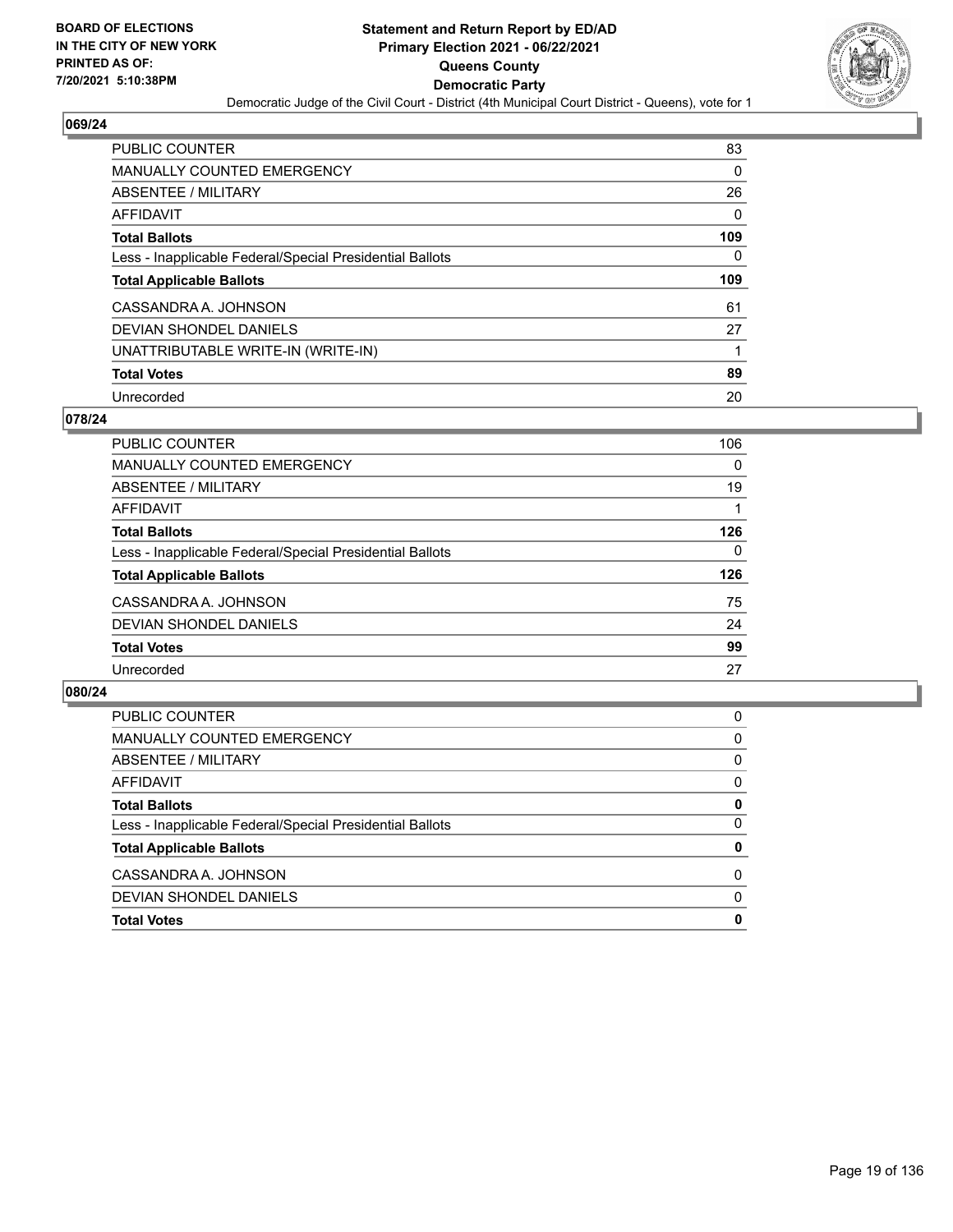## 069/24

| | |
|---|---|
| PUBLIC COUNTER | 83 |
| MANUALLY COUNTED EMERGENCY | 0 |
| ABSENTEE / MILITARY | 26 |
| AFFIDAVIT | 0 |
| **Total Ballots** | **109** |
| Less - Inapplicable Federal/Special Presidential Ballots | 0 |
| **Total Applicable Ballots** | **109** |
| CASSANDRA A. JOHNSON | 61 |
| DEVIAN SHONDEL DANIELS | 27 |
| UNATTRIBUTABLE WRITE-IN (WRITE-IN) | 1 |
| **Total Votes** | **89** |
| Unrecorded | 20 |

## 078/24

| | |
|---|---|
| PUBLIC COUNTER | 106 |
| MANUALLY COUNTED EMERGENCY | 0 |
| ABSENTEE / MILITARY | 19 |
| AFFIDAVIT | 1 |
| **Total Ballots** | **126** |
| Less - Inapplicable Federal/Special Presidential Ballots | 0 |
| **Total Applicable Ballots** | **126** |
| CASSANDRA A. JOHNSON | 75 |
| DEVIAN SHONDEL DANIELS | 24 |
| **Total Votes** | **99** |
| Unrecorded | 27 |

## 080/24

| | |
|---|---|
| PUBLIC COUNTER | 0 |
| MANUALLY COUNTED EMERGENCY | 0 |
| ABSENTEE / MILITARY | 0 |
| AFFIDAVIT | 0 |
| **Total Ballots** | **0** |
| Less - Inapplicable Federal/Special Presidential Ballots | 0 |
| **Total Applicable Ballots** | **0** |
| CASSANDRA A. JOHNSON | 0 |
| DEVIAN SHONDEL DANIELS | 0 |
| **Total Votes** | **0** |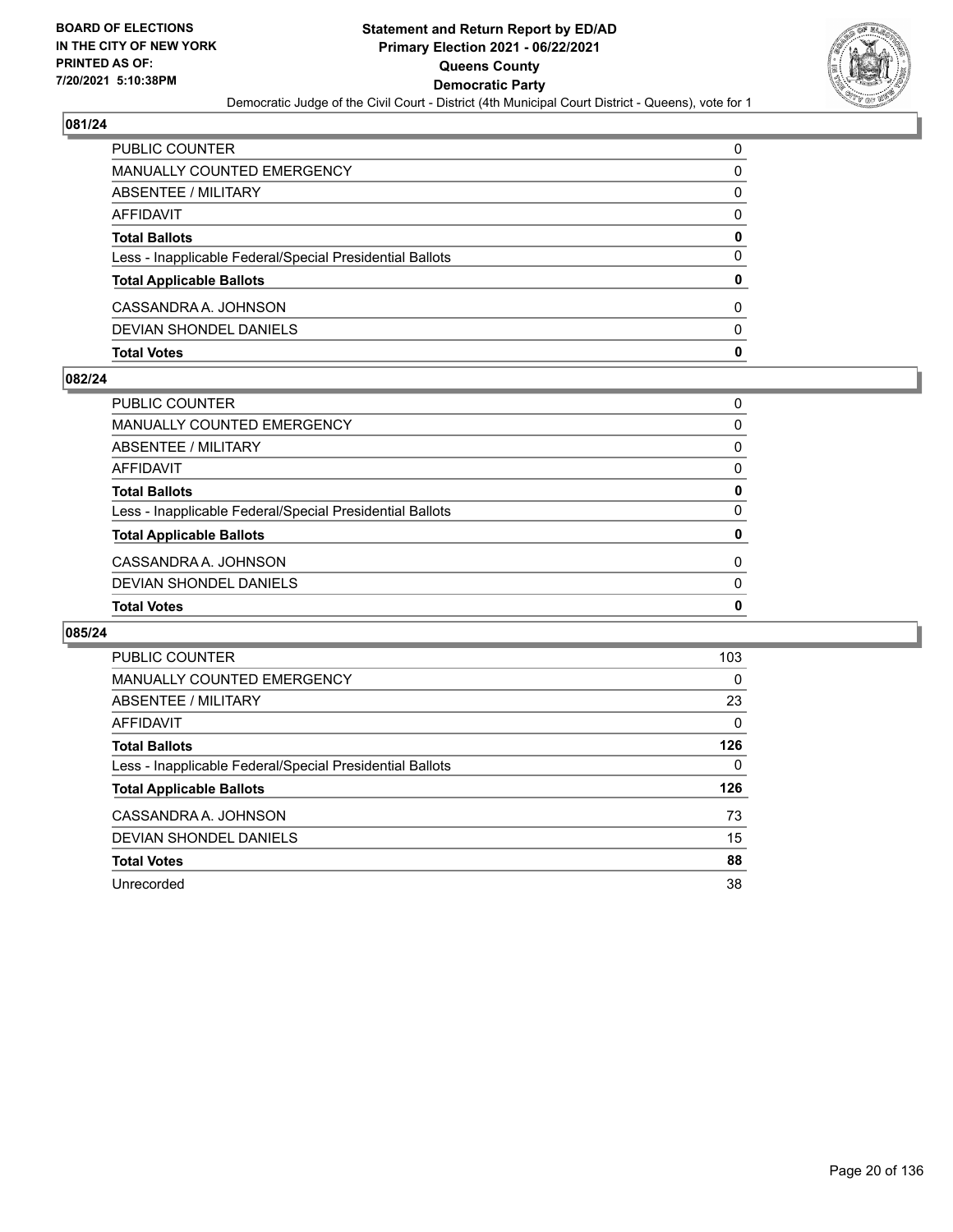**BOARD OF ELECTIONS IN THE CITY OF NEW YORK PRINTED AS OF: 7/20/2021 5:10:38PM**

**Statement and Return Report by ED/AD Primary Election 2021 - 06/22/2021 Queens County Democratic Party**

Democratic Judge of the Civil Court - District (4th Municipal Court District - Queens), vote for 1

## 081/24

| | |
|---|---|
| PUBLIC COUNTER | 0 |
| MANUALLY COUNTED EMERGENCY | 0 |
| ABSENTEE / MILITARY | 0 |
| AFFIDAVIT | 0 |
| **Total Ballots** | **0** |
| Less - Inapplicable Federal/Special Presidential Ballots | 0 |
| **Total Applicable Ballots** | **0** |
| CASSANDRA A. JOHNSON | 0 |
| DEVIAN SHONDEL DANIELS | 0 |
| **Total Votes** | **0** |

## 082/24

| | |
|---|---|
| PUBLIC COUNTER | 0 |
| MANUALLY COUNTED EMERGENCY | 0 |
| ABSENTEE / MILITARY | 0 |
| AFFIDAVIT | 0 |
| **Total Ballots** | **0** |
| Less - Inapplicable Federal/Special Presidential Ballots | 0 |
| **Total Applicable Ballots** | **0** |
| CASSANDRA A. JOHNSON | 0 |
| DEVIAN SHONDEL DANIELS | 0 |
| **Total Votes** | **0** |

## 085/24

| | |
|---|---|
| PUBLIC COUNTER | 103 |
| MANUALLY COUNTED EMERGENCY | 0 |
| ABSENTEE / MILITARY | 23 |
| AFFIDAVIT | 0 |
| **Total Ballots** | **126** |
| Less - Inapplicable Federal/Special Presidential Ballots | 0 |
| **Total Applicable Ballots** | **126** |
| CASSANDRA A. JOHNSON | 73 |
| DEVIAN SHONDEL DANIELS | 15 |
| **Total Votes** | **88** |
| Unrecorded | 38 |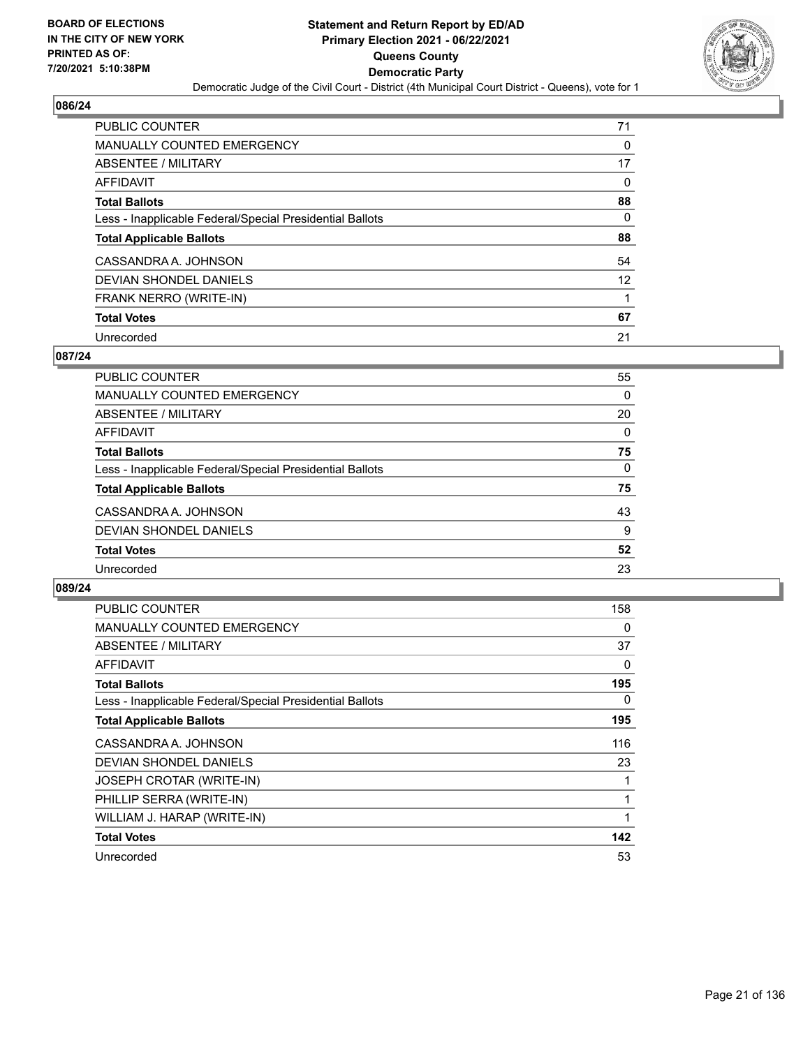## 086/24

| | |
|---|---|
| PUBLIC COUNTER | 71 |
| MANUALLY COUNTED EMERGENCY | 0 |
| ABSENTEE / MILITARY | 17 |
| AFFIDAVIT | 0 |
| **Total Ballots** | **88** |
| Less - Inapplicable Federal/Special Presidential Ballots | 0 |
| **Total Applicable Ballots** | **88** |
| CASSANDRA A. JOHNSON | 54 |
| DEVIAN SHONDEL DANIELS | 12 |
| FRANK NERRO (WRITE-IN) | 1 |
| **Total Votes** | **67** |
| Unrecorded | 21 |

## 087/24

| | |
|---|---|
| PUBLIC COUNTER | 55 |
| MANUALLY COUNTED EMERGENCY | 0 |
| ABSENTEE / MILITARY | 20 |
| AFFIDAVIT | 0 |
| **Total Ballots** | **75** |
| Less - Inapplicable Federal/Special Presidential Ballots | 0 |
| **Total Applicable Ballots** | **75** |
| CASSANDRA A. JOHNSON | 43 |
| DEVIAN SHONDEL DANIELS | 9 |
| **Total Votes** | **52** |
| Unrecorded | 23 |

## 089/24

| | |
|---|---|
| PUBLIC COUNTER | 158 |
| MANUALLY COUNTED EMERGENCY | 0 |
| ABSENTEE / MILITARY | 37 |
| AFFIDAVIT | 0 |
| **Total Ballots** | **195** |
| Less - Inapplicable Federal/Special Presidential Ballots | 0 |
| **Total Applicable Ballots** | **195** |
| CASSANDRA A. JOHNSON | 116 |
| DEVIAN SHONDEL DANIELS | 23 |
| JOSEPH CROTAR (WRITE-IN) | 1 |
| PHILLIP SERRA (WRITE-IN) | 1 |
| WILLIAM J. HARAP (WRITE-IN) | 1 |
| **Total Votes** | **142** |
| Unrecorded | 53 |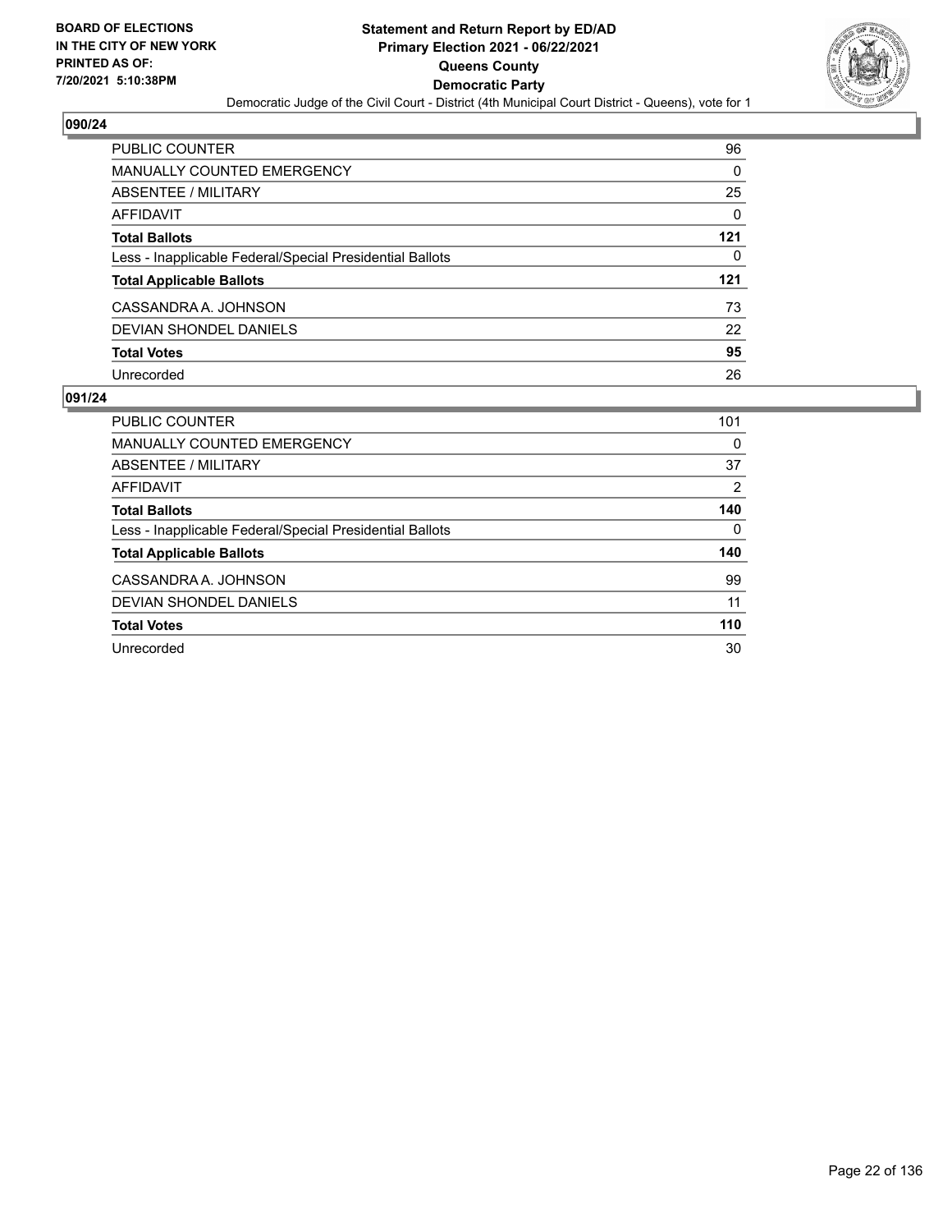**BOARD OF ELECTIONS IN THE CITY OF NEW YORK PRINTED AS OF: 7/20/2021 5:10:38PM**

**Statement and Return Report by ED/AD Primary Election 2021 - 06/22/2021 Queens County Democratic Party**

Democratic Judge of the Civil Court - District (4th Municipal Court District - Queens), vote for 1

## 090/24

| | |
|---|---|
| PUBLIC COUNTER | 96 |
| MANUALLY COUNTED EMERGENCY | 0 |
| ABSENTEE / MILITARY | 25 |
| AFFIDAVIT | 0 |
| **Total Ballots** | **121** |
| Less - Inapplicable Federal/Special Presidential Ballots | 0 |
| **Total Applicable Ballots** | **121** |
| CASSANDRA A. JOHNSON | 73 |
| DEVIAN SHONDEL DANIELS | 22 |
| **Total Votes** | **95** |
| Unrecorded | 26 |

## 091/24

| | |
|---|---|
| PUBLIC COUNTER | 101 |
| MANUALLY COUNTED EMERGENCY | 0 |
| ABSENTEE / MILITARY | 37 |
| AFFIDAVIT | 2 |
| **Total Ballots** | **140** |
| Less - Inapplicable Federal/Special Presidential Ballots | 0 |
| **Total Applicable Ballots** | **140** |
| CASSANDRA A. JOHNSON | 99 |
| DEVIAN SHONDEL DANIELS | 11 |
| **Total Votes** | **110** |
| Unrecorded | 30 |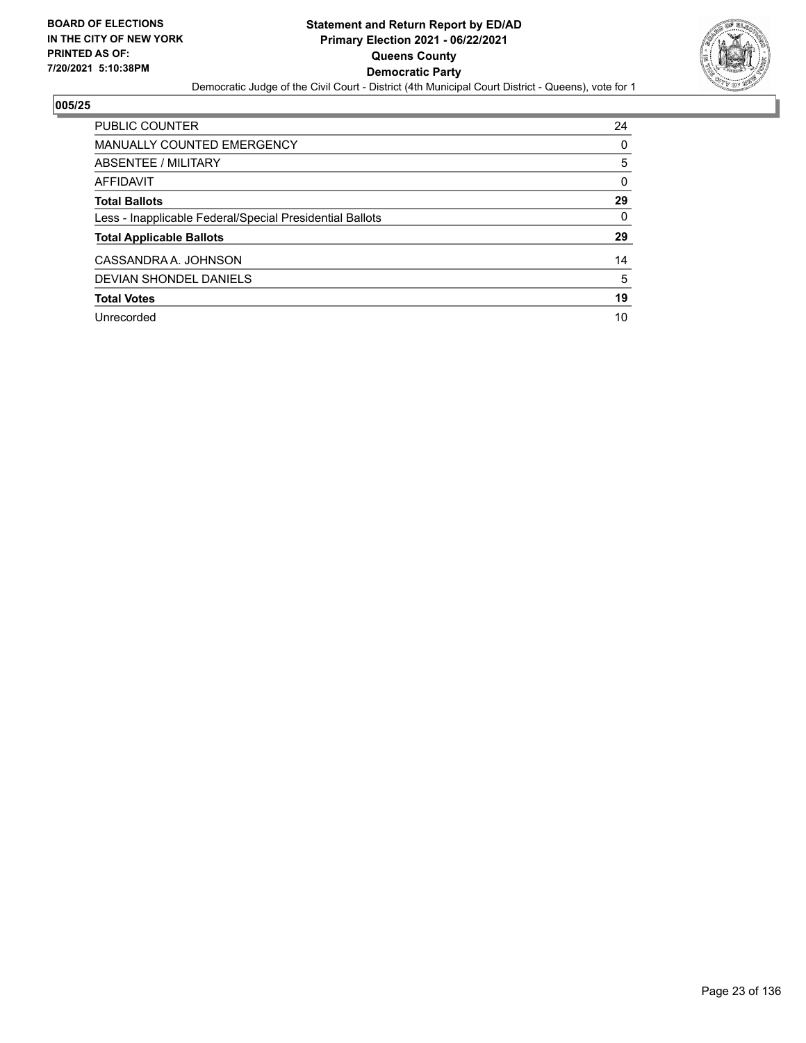**BOARD OF ELECTIONS IN THE CITY OF NEW YORK PRINTED AS OF: 7/20/2021 5:10:38PM**

# Statement and Return Report by ED/AD
## Primary Election 2021 - 06/22/2021
## Queens County
## Democratic Party

Democratic Judge of the Civil Court - District (4th Municipal Court District - Queens), vote for 1

### 005/25

| | |
|---|---|
| PUBLIC COUNTER | 24 |
| MANUALLY COUNTED EMERGENCY | 0 |
| ABSENTEE / MILITARY | 5 |
| AFFIDAVIT | 0 |
| **Total Ballots** | **29** |
| Less - Inapplicable Federal/Special Presidential Ballots | 0 |
| **Total Applicable Ballots** | **29** |
| CASSANDRA A. JOHNSON | 14 |
| DEVIAN SHONDEL DANIELS | 5 |
| **Total Votes** | **19** |
| Unrecorded | 10 |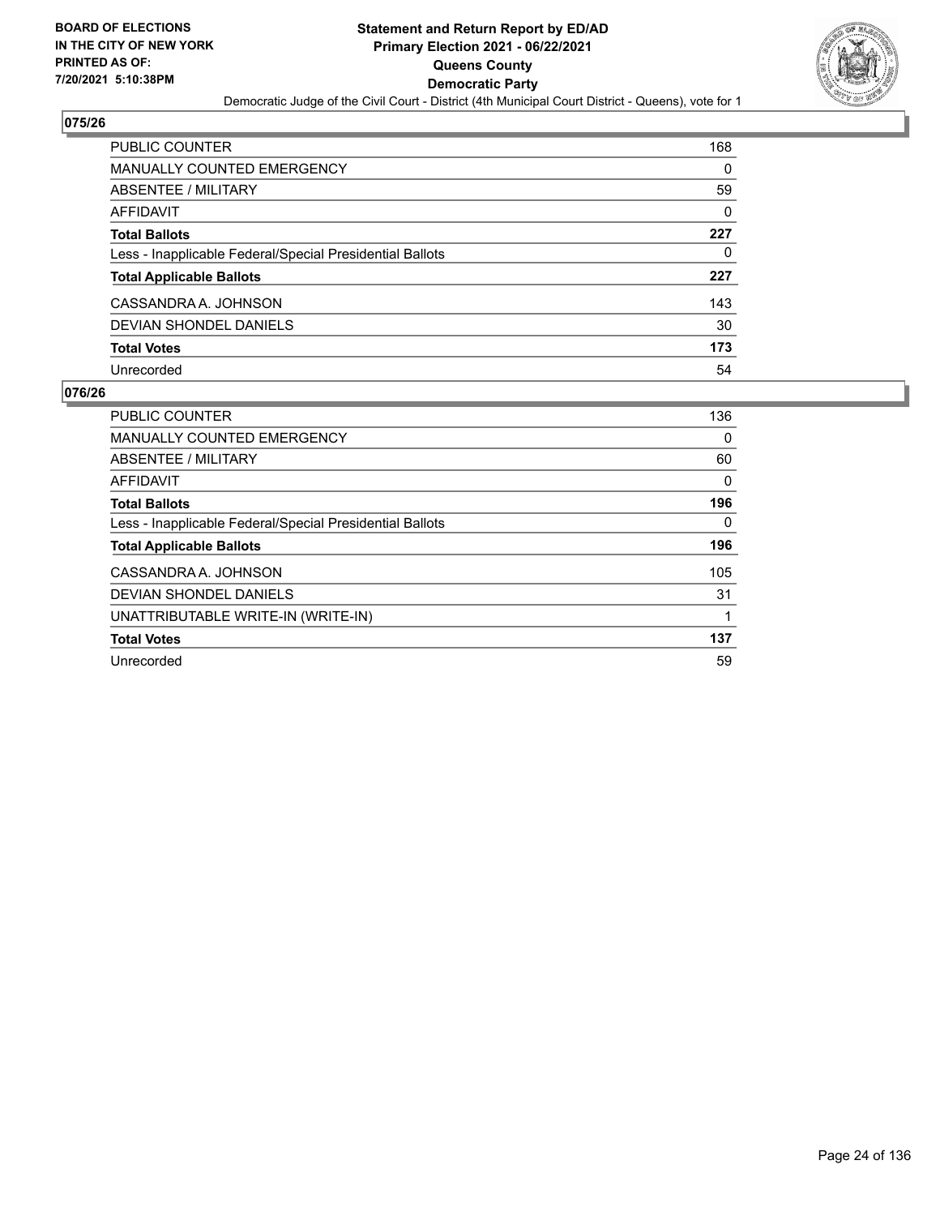# 075/26

| | |
|---|---|
| PUBLIC COUNTER | 168 |
| MANUALLY COUNTED EMERGENCY | 0 |
| ABSENTEE / MILITARY | 59 |
| AFFIDAVIT | 0 |
| **Total Ballots** | **227** |
| Less - Inapplicable Federal/Special Presidential Ballots | 0 |
| **Total Applicable Ballots** | **227** |
| CASSANDRA A. JOHNSON | 143 |
| DEVIAN SHONDEL DANIELS | 30 |
| **Total Votes** | **173** |
| Unrecorded | 54 |

# 076/26

| | |
|---|---|
| PUBLIC COUNTER | 136 |
| MANUALLY COUNTED EMERGENCY | 0 |
| ABSENTEE / MILITARY | 60 |
| AFFIDAVIT | 0 |
| **Total Ballots** | **196** |
| Less - Inapplicable Federal/Special Presidential Ballots | 0 |
| **Total Applicable Ballots** | **196** |
| CASSANDRA A. JOHNSON | 105 |
| DEVIAN SHONDEL DANIELS | 31 |
| UNATTRIBUTABLE WRITE-IN (WRITE-IN) | 1 |
| **Total Votes** | **137** |
| Unrecorded | 59 |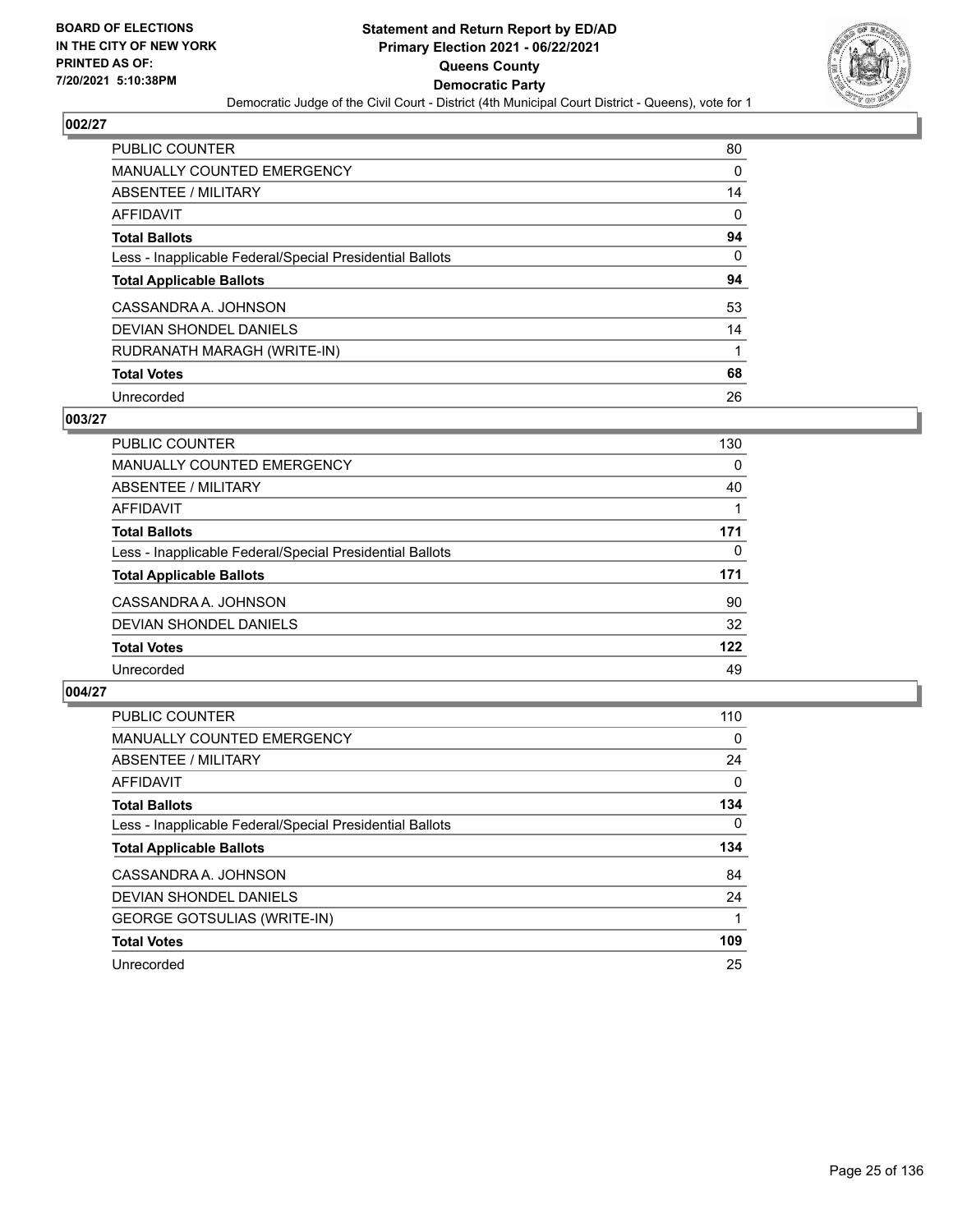BOARD OF ELECTIONS
IN THE CITY OF NEW YORK
PRINTED AS OF:
7/20/2021 5:10:38PM

# Statement and Return Report by ED/AD
## Primary Election 2021 - 06/22/2021
## Queens County
## Democratic Party

Democratic Judge of the Civil Court - District (4th Municipal Court District - Queens), vote for 1

### 002/27

| | |
|---|---|
| PUBLIC COUNTER | 80 |
| MANUALLY COUNTED EMERGENCY | 0 |
| ABSENTEE / MILITARY | 14 |
| AFFIDAVIT | 0 |
| **Total Ballots** | **94** |
| Less - Inapplicable Federal/Special Presidential Ballots | 0 |
| **Total Applicable Ballots** | **94** |
| CASSANDRA A. JOHNSON | 53 |
| DEVIAN SHONDEL DANIELS | 14 |
| RUDRANATH MARAGH (WRITE-IN) | 1 |
| **Total Votes** | **68** |
| Unrecorded | 26 |

### 003/27

| | |
|---|---|
| PUBLIC COUNTER | 130 |
| MANUALLY COUNTED EMERGENCY | 0 |
| ABSENTEE / MILITARY | 40 |
| AFFIDAVIT | 1 |
| **Total Ballots** | **171** |
| Less - Inapplicable Federal/Special Presidential Ballots | 0 |
| **Total Applicable Ballots** | **171** |
| CASSANDRA A. JOHNSON | 90 |
| DEVIAN SHONDEL DANIELS | 32 |
| **Total Votes** | **122** |
| Unrecorded | 49 |

### 004/27

| | |
|---|---|
| PUBLIC COUNTER | 110 |
| MANUALLY COUNTED EMERGENCY | 0 |
| ABSENTEE / MILITARY | 24 |
| AFFIDAVIT | 0 |
| **Total Ballots** | **134** |
| Less - Inapplicable Federal/Special Presidential Ballots | 0 |
| **Total Applicable Ballots** | **134** |
| CASSANDRA A. JOHNSON | 84 |
| DEVIAN SHONDEL DANIELS | 24 |
| GEORGE GOTSULIAS (WRITE-IN) | 1 |
| **Total Votes** | **109** |
| Unrecorded | 25 |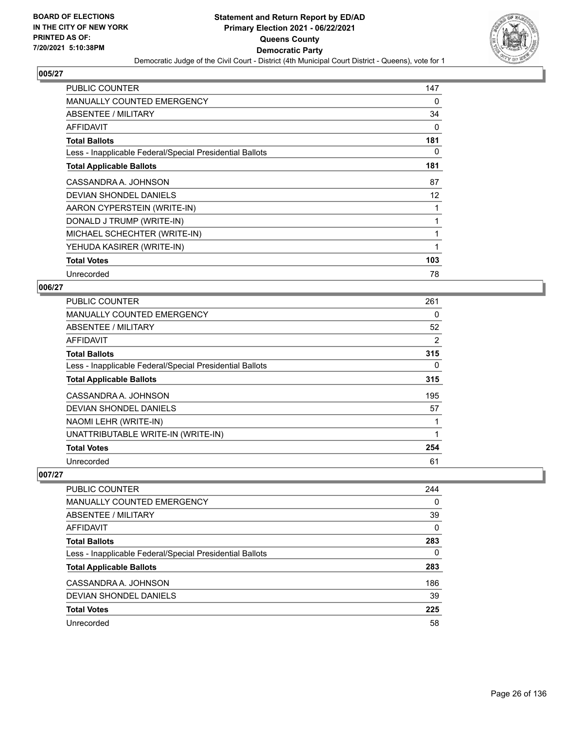BOARD OF ELECTIONS
IN THE CITY OF NEW YORK
PRINTED AS OF:
7/20/2021 5:10:38PM

# Statement and Return Report by ED/AD
## Primary Election 2021 - 06/22/2021
## Queens County
## Democratic Party

Democratic Judge of the Civil Court - District (4th Municipal Court District - Queens), vote for 1

### 005/27

| | |
|---|---|
| PUBLIC COUNTER | 147 |
| MANUALLY COUNTED EMERGENCY | 0 |
| ABSENTEE / MILITARY | 34 |
| AFFIDAVIT | 0 |
| **Total Ballots** | **181** |
| Less - Inapplicable Federal/Special Presidential Ballots | 0 |
| **Total Applicable Ballots** | **181** |
| CASSANDRA A. JOHNSON | 87 |
| DEVIAN SHONDEL DANIELS | 12 |
| AARON CYPERSTEIN (WRITE-IN) | 1 |
| DONALD J TRUMP (WRITE-IN) | 1 |
| MICHAEL SCHECHTER (WRITE-IN) | 1 |
| YEHUDA KASIRER (WRITE-IN) | 1 |
| **Total Votes** | **103** |
| Unrecorded | 78 |

### 006/27

| | |
|---|---|
| PUBLIC COUNTER | 261 |
| MANUALLY COUNTED EMERGENCY | 0 |
| ABSENTEE / MILITARY | 52 |
| AFFIDAVIT | 2 |
| **Total Ballots** | **315** |
| Less - Inapplicable Federal/Special Presidential Ballots | 0 |
| **Total Applicable Ballots** | **315** |
| CASSANDRA A. JOHNSON | 195 |
| DEVIAN SHONDEL DANIELS | 57 |
| NAOMI LEHR (WRITE-IN) | 1 |
| UNATTRIBUTABLE WRITE-IN (WRITE-IN) | 1 |
| **Total Votes** | **254** |
| Unrecorded | 61 |

### 007/27

| | |
|---|---|
| PUBLIC COUNTER | 244 |
| MANUALLY COUNTED EMERGENCY | 0 |
| ABSENTEE / MILITARY | 39 |
| AFFIDAVIT | 0 |
| **Total Ballots** | **283** |
| Less - Inapplicable Federal/Special Presidential Ballots | 0 |
| **Total Applicable Ballots** | **283** |
| CASSANDRA A. JOHNSON | 186 |
| DEVIAN SHONDEL DANIELS | 39 |
| **Total Votes** | **225** |
| Unrecorded | 58 |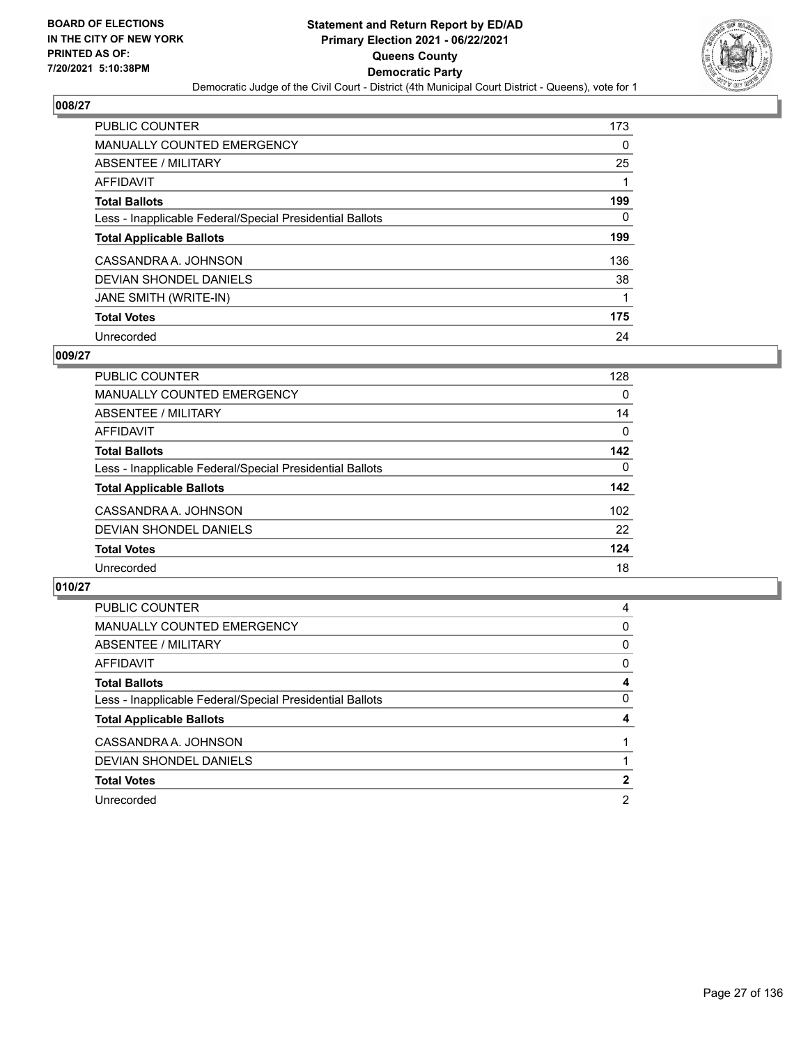## 008/27

| | |
|---|---|
| PUBLIC COUNTER | 173 |
| MANUALLY COUNTED EMERGENCY | 0 |
| ABSENTEE / MILITARY | 25 |
| AFFIDAVIT | 1 |
| **Total Ballots** | **199** |
| Less - Inapplicable Federal/Special Presidential Ballots | 0 |
| **Total Applicable Ballots** | **199** |
| CASSANDRA A. JOHNSON | 136 |
| DEVIAN SHONDEL DANIELS | 38 |
| JANE SMITH (WRITE-IN) | 1 |
| **Total Votes** | **175** |
| Unrecorded | 24 |

## 009/27

| | |
|---|---|
| PUBLIC COUNTER | 128 |
| MANUALLY COUNTED EMERGENCY | 0 |
| ABSENTEE / MILITARY | 14 |
| AFFIDAVIT | 0 |
| **Total Ballots** | **142** |
| Less - Inapplicable Federal/Special Presidential Ballots | 0 |
| **Total Applicable Ballots** | **142** |
| CASSANDRA A. JOHNSON | 102 |
| DEVIAN SHONDEL DANIELS | 22 |
| **Total Votes** | **124** |
| Unrecorded | 18 |

## 010/27

| | |
|---|---|
| PUBLIC COUNTER | 4 |
| MANUALLY COUNTED EMERGENCY | 0 |
| ABSENTEE / MILITARY | 0 |
| AFFIDAVIT | 0 |
| **Total Ballots** | **4** |
| Less - Inapplicable Federal/Special Presidential Ballots | 0 |
| **Total Applicable Ballots** | **4** |
| CASSANDRA A. JOHNSON | 1 |
| DEVIAN SHONDEL DANIELS | 1 |
| **Total Votes** | **2** |
| Unrecorded | 2 |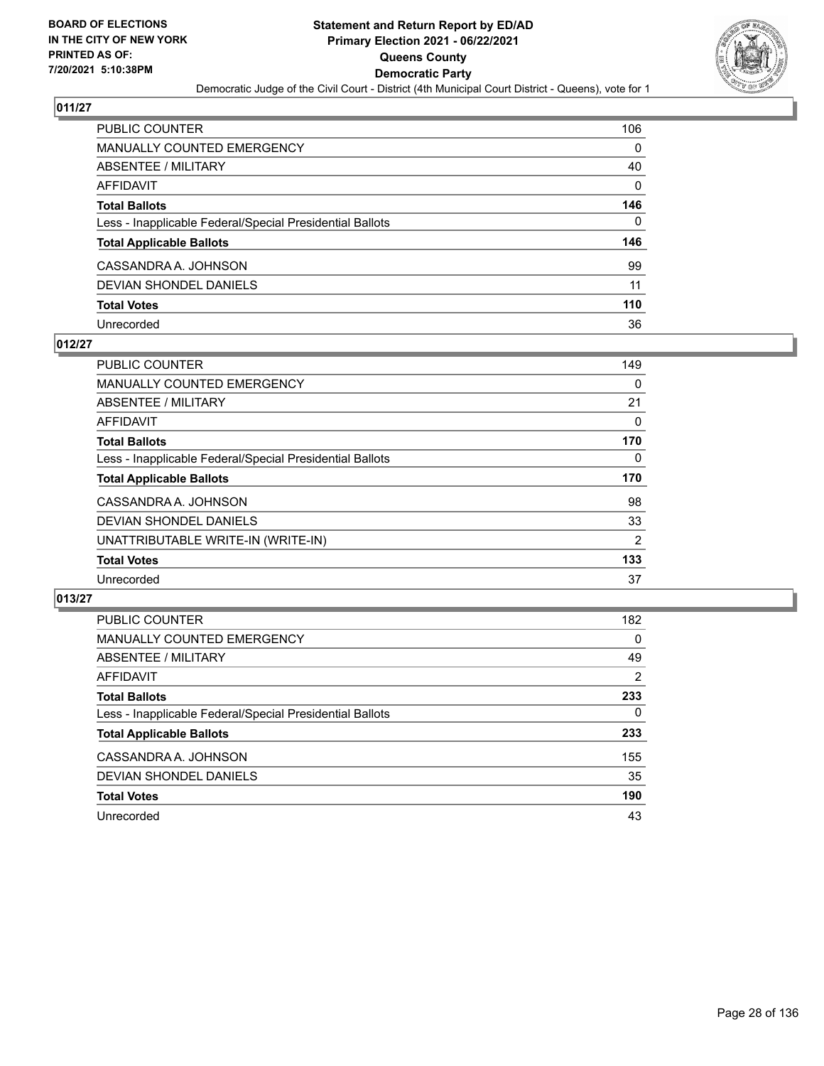## 011/27

| | |
|---|---|
| PUBLIC COUNTER | 106 |
| MANUALLY COUNTED EMERGENCY | 0 |
| ABSENTEE / MILITARY | 40 |
| AFFIDAVIT | 0 |
| **Total Ballots** | **146** |
| Less - Inapplicable Federal/Special Presidential Ballots | 0 |
| **Total Applicable Ballots** | **146** |
| CASSANDRA A. JOHNSON | 99 |
| DEVIAN SHONDEL DANIELS | 11 |
| **Total Votes** | **110** |
| Unrecorded | 36 |

## 012/27

| | |
|---|---|
| PUBLIC COUNTER | 149 |
| MANUALLY COUNTED EMERGENCY | 0 |
| ABSENTEE / MILITARY | 21 |
| AFFIDAVIT | 0 |
| **Total Ballots** | **170** |
| Less - Inapplicable Federal/Special Presidential Ballots | 0 |
| **Total Applicable Ballots** | **170** |
| CASSANDRA A. JOHNSON | 98 |
| DEVIAN SHONDEL DANIELS | 33 |
| UNATTRIBUTABLE WRITE-IN (WRITE-IN) | 2 |
| **Total Votes** | **133** |
| Unrecorded | 37 |

## 013/27

| | |
|---|---|
| PUBLIC COUNTER | 182 |
| MANUALLY COUNTED EMERGENCY | 0 |
| ABSENTEE / MILITARY | 49 |
| AFFIDAVIT | 2 |
| **Total Ballots** | **233** |
| Less - Inapplicable Federal/Special Presidential Ballots | 0 |
| **Total Applicable Ballots** | **233** |
| CASSANDRA A. JOHNSON | 155 |
| DEVIAN SHONDEL DANIELS | 35 |
| **Total Votes** | **190** |
| Unrecorded | 43 |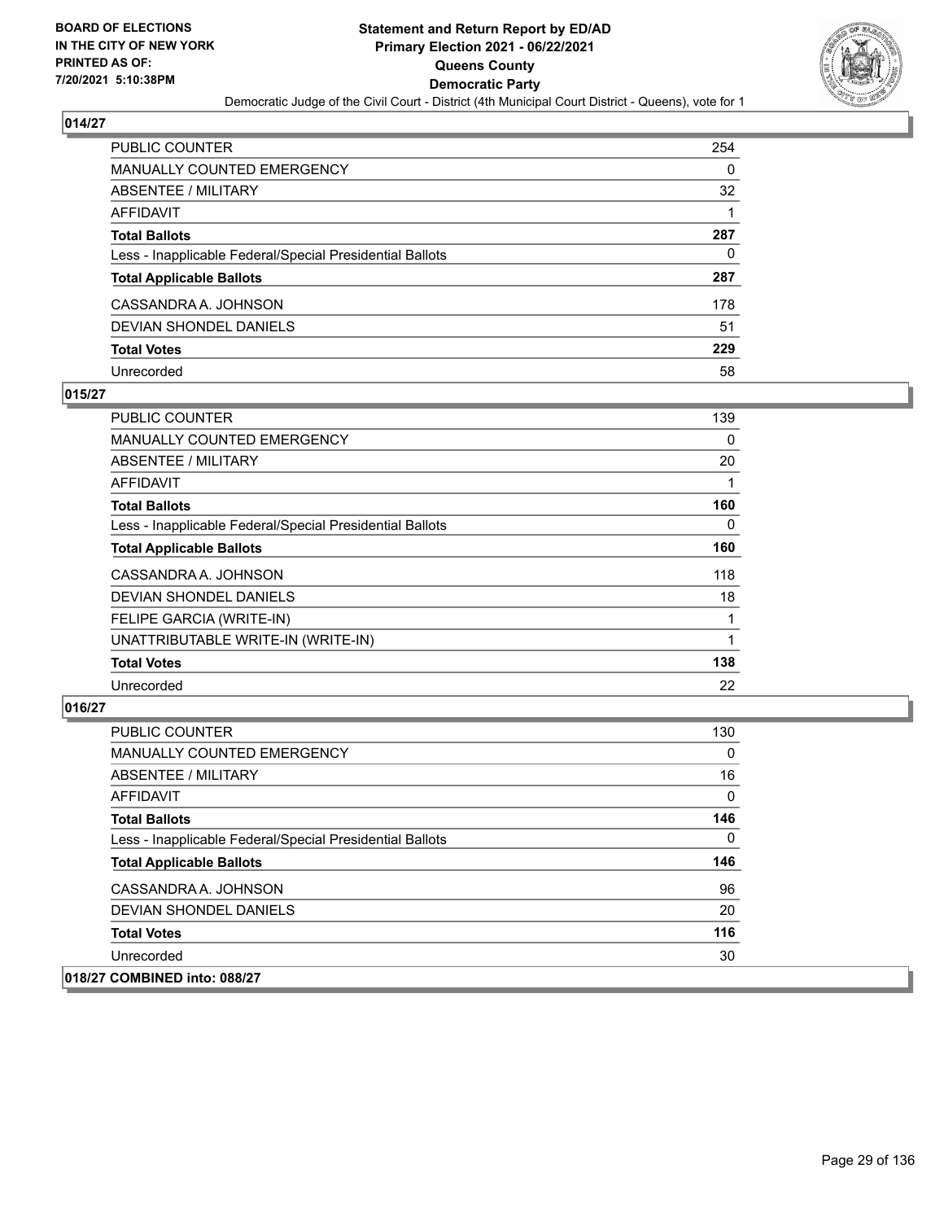## 014/27

| | |
|---|---|
| PUBLIC COUNTER | 254 |
| MANUALLY COUNTED EMERGENCY | 0 |
| ABSENTEE / MILITARY | 32 |
| AFFIDAVIT | 1 |
| **Total Ballots** | **287** |
| Less - Inapplicable Federal/Special Presidential Ballots | 0 |
| **Total Applicable Ballots** | **287** |
| CASSANDRA A. JOHNSON | 178 |
| DEVIAN SHONDEL DANIELS | 51 |
| **Total Votes** | **229** |
| Unrecorded | 58 |

## 015/27

| | |
|---|---|
| PUBLIC COUNTER | 139 |
| MANUALLY COUNTED EMERGENCY | 0 |
| ABSENTEE / MILITARY | 20 |
| AFFIDAVIT | 1 |
| **Total Ballots** | **160** |
| Less - Inapplicable Federal/Special Presidential Ballots | 0 |
| **Total Applicable Ballots** | **160** |
| CASSANDRA A. JOHNSON | 118 |
| DEVIAN SHONDEL DANIELS | 18 |
| FELIPE GARCIA (WRITE-IN) | 1 |
| UNATTRIBUTABLE WRITE-IN (WRITE-IN) | 1 |
| **Total Votes** | **138** |
| Unrecorded | 22 |

## 016/27

| | |
|---|---|
| PUBLIC COUNTER | 130 |
| MANUALLY COUNTED EMERGENCY | 0 |
| ABSENTEE / MILITARY | 16 |
| AFFIDAVIT | 0 |
| **Total Ballots** | **146** |
| Less - Inapplicable Federal/Special Presidential Ballots | 0 |
| **Total Applicable Ballots** | **146** |
| CASSANDRA A. JOHNSON | 96 |
| DEVIAN SHONDEL DANIELS | 20 |
| **Total Votes** | **116** |
| Unrecorded | 30 |

## 018/27 COMBINED into: 088/27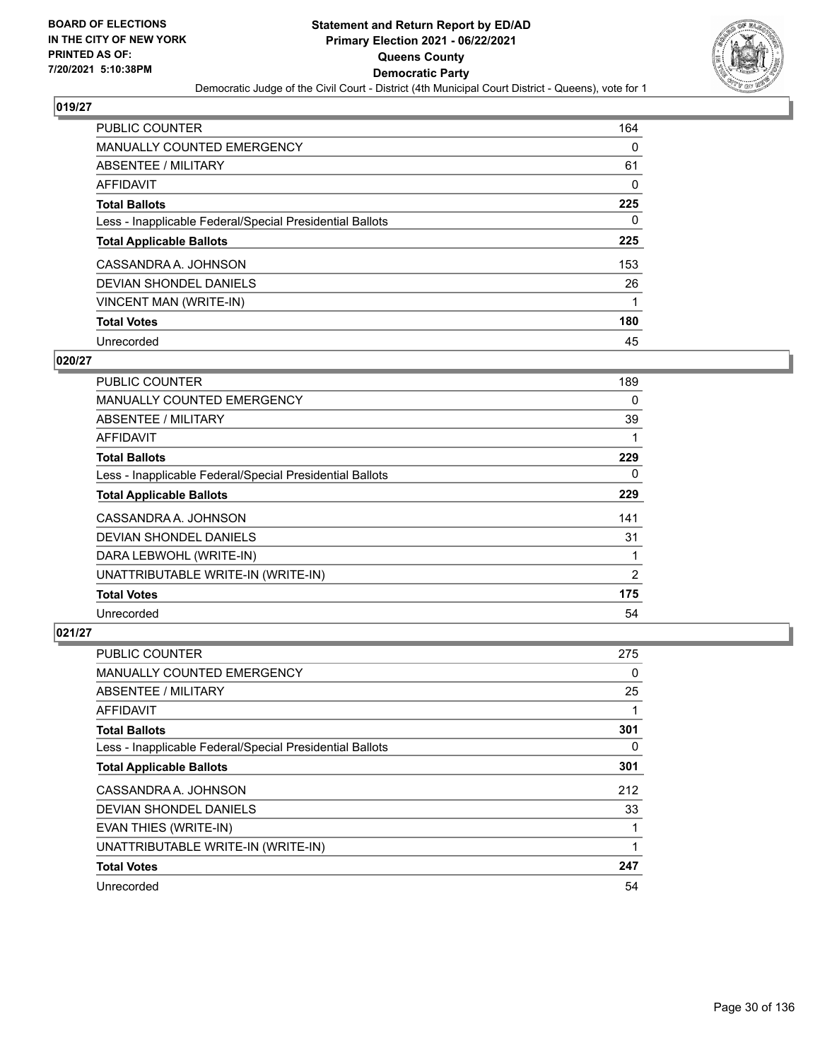## 019/27

| | |
|---|---|
| PUBLIC COUNTER | 164 |
| MANUALLY COUNTED EMERGENCY | 0 |
| ABSENTEE / MILITARY | 61 |
| AFFIDAVIT | 0 |
| **Total Ballots** | **225** |
| Less - Inapplicable Federal/Special Presidential Ballots | 0 |
| **Total Applicable Ballots** | **225** |
| CASSANDRA A. JOHNSON | 153 |
| DEVIAN SHONDEL DANIELS | 26 |
| VINCENT MAN (WRITE-IN) | 1 |
| **Total Votes** | **180** |
| Unrecorded | 45 |

## 020/27

| | |
|---|---|
| PUBLIC COUNTER | 189 |
| MANUALLY COUNTED EMERGENCY | 0 |
| ABSENTEE / MILITARY | 39 |
| AFFIDAVIT | 1 |
| **Total Ballots** | **229** |
| Less - Inapplicable Federal/Special Presidential Ballots | 0 |
| **Total Applicable Ballots** | **229** |
| CASSANDRA A. JOHNSON | 141 |
| DEVIAN SHONDEL DANIELS | 31 |
| DARA LEBWOHL (WRITE-IN) | 1 |
| UNATTRIBUTABLE WRITE-IN (WRITE-IN) | 2 |
| **Total Votes** | **175** |
| Unrecorded | 54 |

## 021/27

| | |
|---|---|
| PUBLIC COUNTER | 275 |
| MANUALLY COUNTED EMERGENCY | 0 |
| ABSENTEE / MILITARY | 25 |
| AFFIDAVIT | 1 |
| **Total Ballots** | **301** |
| Less - Inapplicable Federal/Special Presidential Ballots | 0 |
| **Total Applicable Ballots** | **301** |
| CASSANDRA A. JOHNSON | 212 |
| DEVIAN SHONDEL DANIELS | 33 |
| EVAN THIES (WRITE-IN) | 1 |
| UNATTRIBUTABLE WRITE-IN (WRITE-IN) | 1 |
| **Total Votes** | **247** |
| Unrecorded | 54 |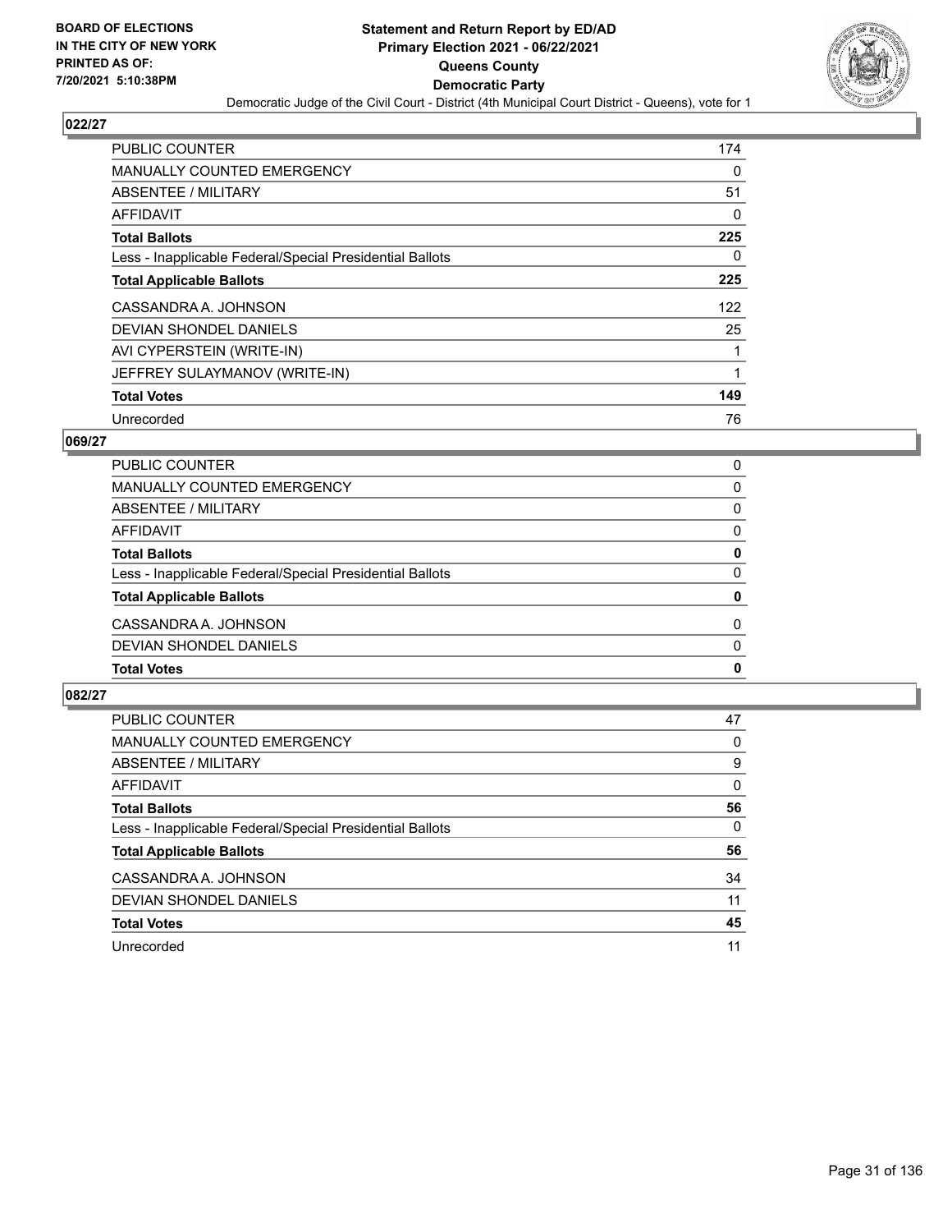BOARD OF ELECTIONS
IN THE CITY OF NEW YORK
PRINTED AS OF:
7/20/2021 5:10:38PM

# Statement and Return Report by ED/AD
## Primary Election 2021 - 06/22/2021
## Queens County
## Democratic Party

Democratic Judge of the Civil Court - District (4th Municipal Court District - Queens), vote for 1

### 022/27

| | |
|---|---|
| PUBLIC COUNTER | 174 |
| MANUALLY COUNTED EMERGENCY | 0 |
| ABSENTEE / MILITARY | 51 |
| AFFIDAVIT | 0 |
| **Total Ballots** | **225** |
| Less - Inapplicable Federal/Special Presidential Ballots | 0 |
| **Total Applicable Ballots** | **225** |
| CASSANDRA A. JOHNSON | 122 |
| DEVIAN SHONDEL DANIELS | 25 |
| AVI CYPERSTEIN (WRITE-IN) | 1 |
| JEFFREY SULAYMANOV (WRITE-IN) | 1 |
| **Total Votes** | **149** |
| Unrecorded | 76 |

### 069/27

| | |
|---|---|
| PUBLIC COUNTER | 0 |
| MANUALLY COUNTED EMERGENCY | 0 |
| ABSENTEE / MILITARY | 0 |
| AFFIDAVIT | 0 |
| **Total Ballots** | **0** |
| Less - Inapplicable Federal/Special Presidential Ballots | 0 |
| **Total Applicable Ballots** | **0** |
| CASSANDRA A. JOHNSON | 0 |
| DEVIAN SHONDEL DANIELS | 0 |
| **Total Votes** | **0** |

### 082/27

| | |
|---|---|
| PUBLIC COUNTER | 47 |
| MANUALLY COUNTED EMERGENCY | 0 |
| ABSENTEE / MILITARY | 9 |
| AFFIDAVIT | 0 |
| **Total Ballots** | **56** |
| Less - Inapplicable Federal/Special Presidential Ballots | 0 |
| **Total Applicable Ballots** | **56** |
| CASSANDRA A. JOHNSON | 34 |
| DEVIAN SHONDEL DANIELS | 11 |
| **Total Votes** | **45** |
| Unrecorded | 11 |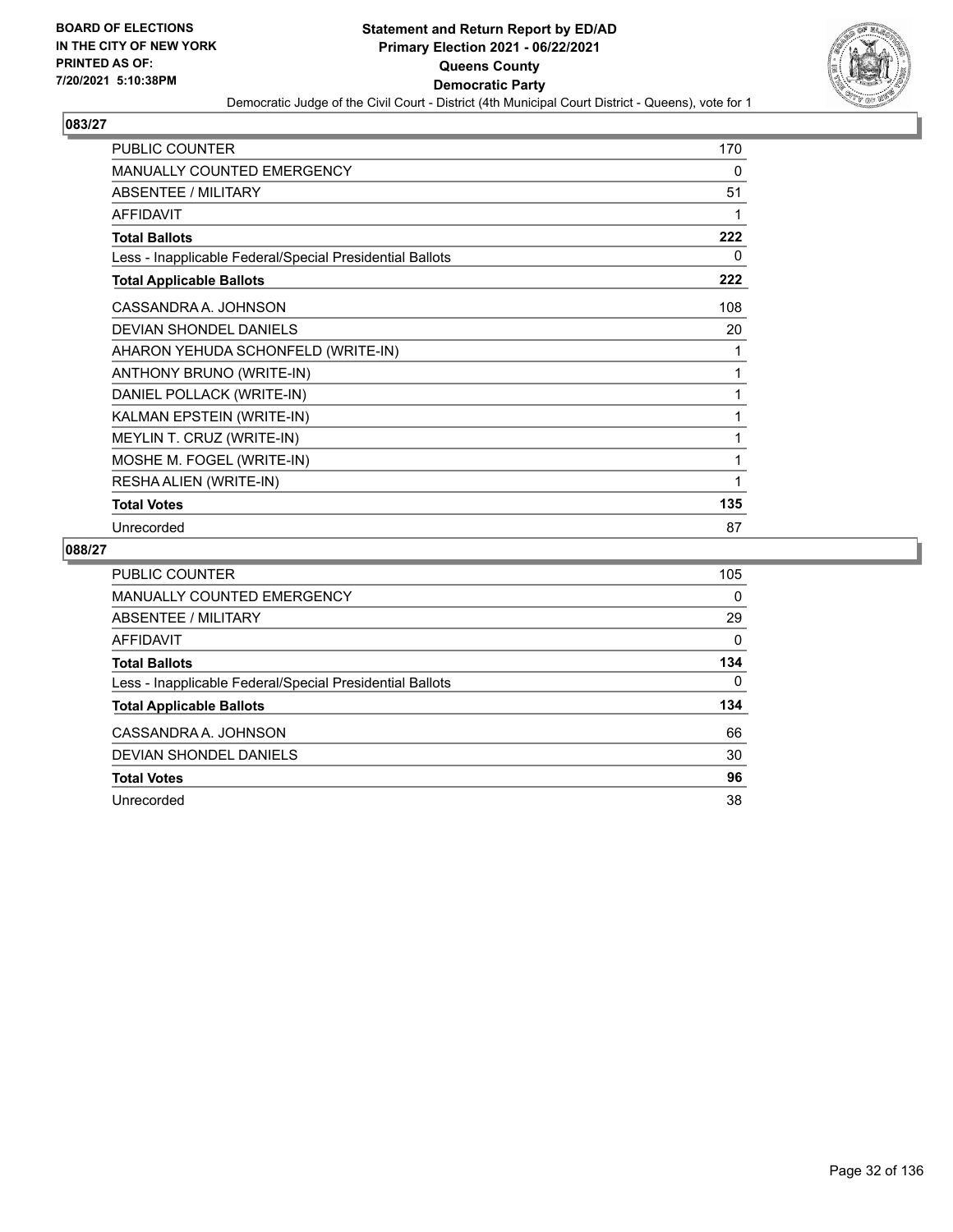BOARD OF ELECTIONS
IN THE CITY OF NEW YORK
PRINTED AS OF:
7/20/2021 5:10:38PM

**Statement and Return Report by ED/AD**
**Primary Election 2021 - 06/22/2021**
**Queens County**
**Democratic Party**
Democratic Judge of the Civil Court - District (4th Municipal Court District - Queens), vote for 1

## 083/27

| | |
|---|---|
| PUBLIC COUNTER | 170 |
| MANUALLY COUNTED EMERGENCY | 0 |
| ABSENTEE / MILITARY | 51 |
| AFFIDAVIT | 1 |
| **Total Ballots** | **222** |
| Less - Inapplicable Federal/Special Presidential Ballots | 0 |
| **Total Applicable Ballots** | **222** |
| CASSANDRA A. JOHNSON | 108 |
| DEVIAN SHONDEL DANIELS | 20 |
| AHARON YEHUDA SCHONFELD (WRITE-IN) | 1 |
| ANTHONY BRUNO (WRITE-IN) | 1 |
| DANIEL POLLACK (WRITE-IN) | 1 |
| KALMAN EPSTEIN (WRITE-IN) | 1 |
| MEYLIN T. CRUZ (WRITE-IN) | 1 |
| MOSHE M. FOGEL (WRITE-IN) | 1 |
| RESHA ALIEN (WRITE-IN) | 1 |
| **Total Votes** | **135** |
| Unrecorded | 87 |

## 088/27

| | |
|---|---|
| PUBLIC COUNTER | 105 |
| MANUALLY COUNTED EMERGENCY | 0 |
| ABSENTEE / MILITARY | 29 |
| AFFIDAVIT | 0 |
| **Total Ballots** | **134** |
| Less - Inapplicable Federal/Special Presidential Ballots | 0 |
| **Total Applicable Ballots** | **134** |
| CASSANDRA A. JOHNSON | 66 |
| DEVIAN SHONDEL DANIELS | 30 |
| **Total Votes** | **96** |
| Unrecorded | 38 |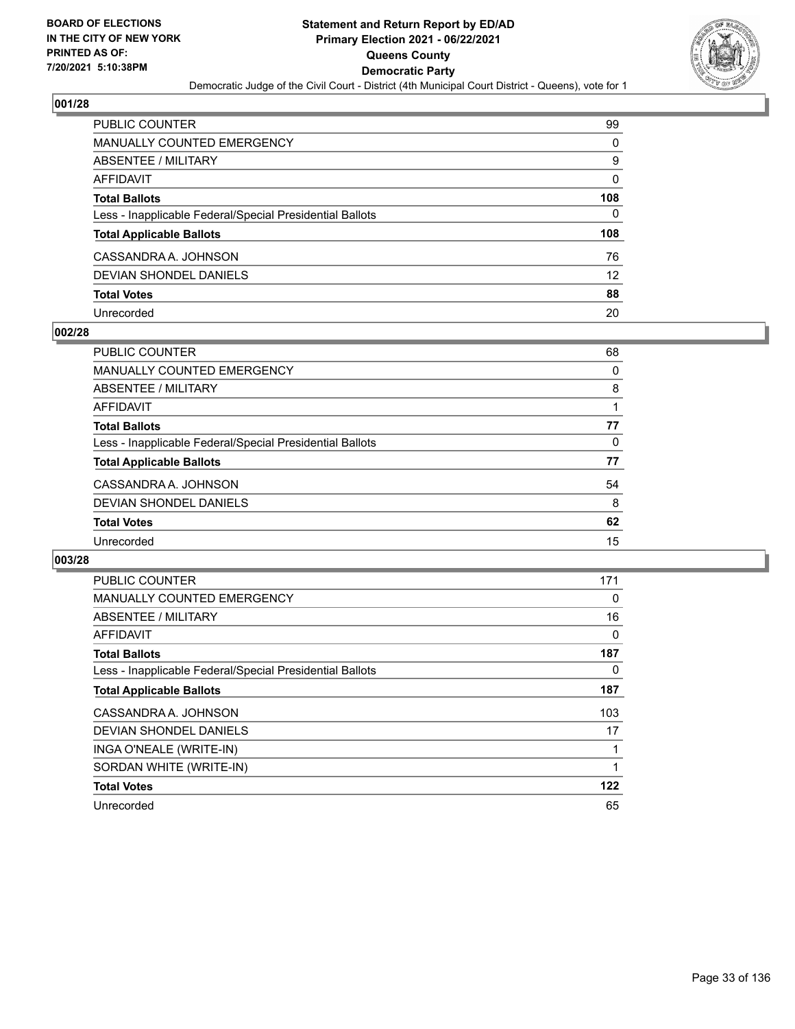**BOARD OF ELECTIONS IN THE CITY OF NEW YORK PRINTED AS OF: 7/20/2021 5:10:38PM**

# Statement and Return Report by ED/AD
## Primary Election 2021 - 06/22/2021
## Queens County
## Democratic Party

Democratic Judge of the Civil Court - District (4th Municipal Court District - Queens), vote for 1

### 001/28

| | |
|---|---|
| PUBLIC COUNTER | 99 |
| MANUALLY COUNTED EMERGENCY | 0 |
| ABSENTEE / MILITARY | 9 |
| AFFIDAVIT | 0 |
| **Total Ballots** | **108** |
| Less - Inapplicable Federal/Special Presidential Ballots | 0 |
| **Total Applicable Ballots** | **108** |
| CASSANDRA A. JOHNSON | 76 |
| DEVIAN SHONDEL DANIELS | 12 |
| **Total Votes** | **88** |
| Unrecorded | 20 |

### 002/28

| | |
|---|---|
| PUBLIC COUNTER | 68 |
| MANUALLY COUNTED EMERGENCY | 0 |
| ABSENTEE / MILITARY | 8 |
| AFFIDAVIT | 1 |
| **Total Ballots** | **77** |
| Less - Inapplicable Federal/Special Presidential Ballots | 0 |
| **Total Applicable Ballots** | **77** |
| CASSANDRA A. JOHNSON | 54 |
| DEVIAN SHONDEL DANIELS | 8 |
| **Total Votes** | **62** |
| Unrecorded | 15 |

### 003/28

| | |
|---|---|
| PUBLIC COUNTER | 171 |
| MANUALLY COUNTED EMERGENCY | 0 |
| ABSENTEE / MILITARY | 16 |
| AFFIDAVIT | 0 |
| **Total Ballots** | **187** |
| Less - Inapplicable Federal/Special Presidential Ballots | 0 |
| **Total Applicable Ballots** | **187** |
| CASSANDRA A. JOHNSON | 103 |
| DEVIAN SHONDEL DANIELS | 17 |
| INGA O'NEALE (WRITE-IN) | 1 |
| SORDAN WHITE (WRITE-IN) | 1 |
| **Total Votes** | **122** |
| Unrecorded | 65 |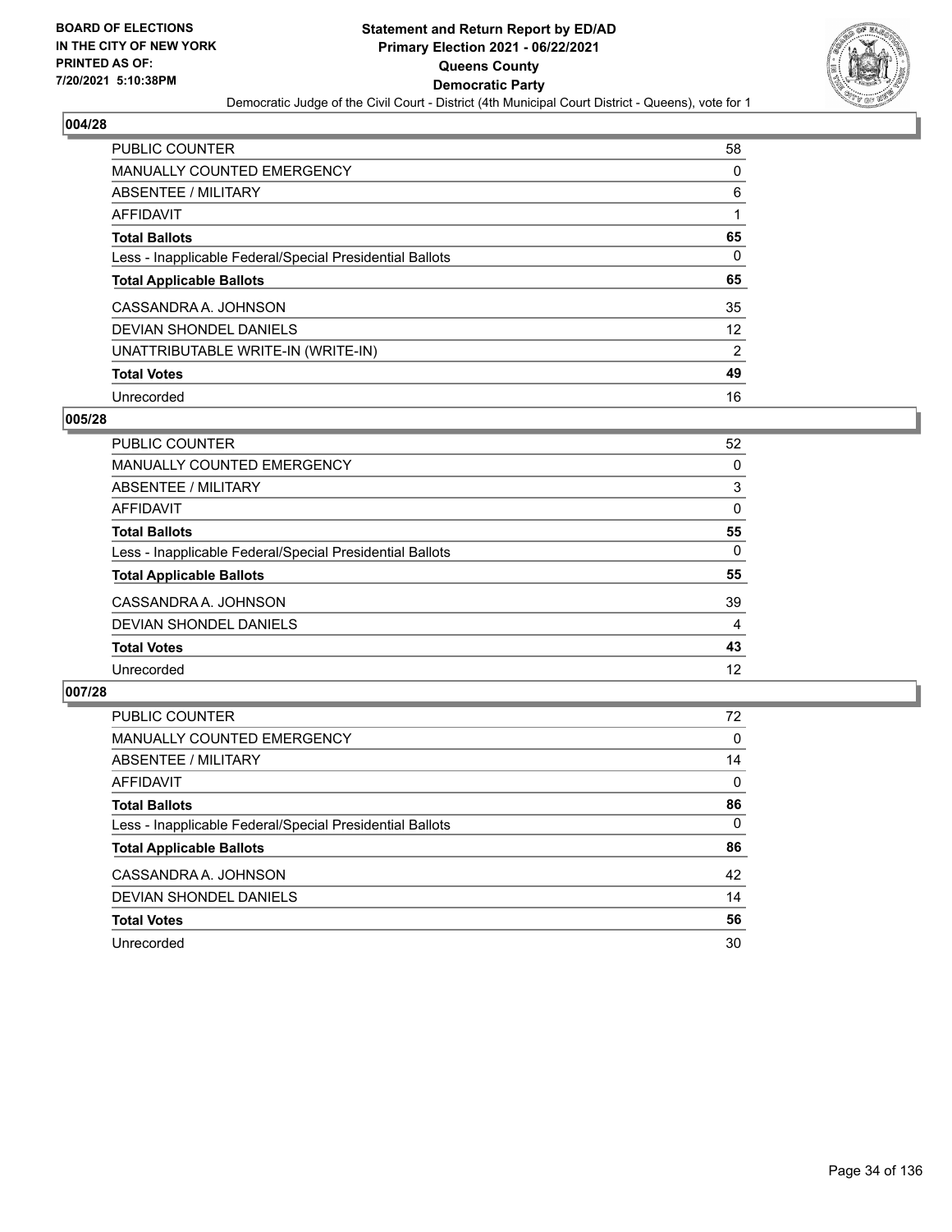# Statement and Return Report by ED/AD
## Primary Election 2021 - 06/22/2021
## Queens County
## Democratic Party
### Democratic Judge of the Civil Court - District (4th Municipal Court District - Queens), vote for 1

BOARD OF ELECTIONS IN THE CITY OF NEW YORK PRINTED AS OF: 7/20/2021 5:10:38PM

### 004/28

| | |
|---|---|
| PUBLIC COUNTER | 58 |
| MANUALLY COUNTED EMERGENCY | 0 |
| ABSENTEE / MILITARY | 6 |
| AFFIDAVIT | 1 |
| **Total Ballots** | **65** |
| Less - Inapplicable Federal/Special Presidential Ballots | 0 |
| **Total Applicable Ballots** | **65** |
| CASSANDRA A. JOHNSON | 35 |
| DEVIAN SHONDEL DANIELS | 12 |
| UNATTRIBUTABLE WRITE-IN (WRITE-IN) | 2 |
| **Total Votes** | **49** |
| Unrecorded | 16 |

### 005/28

| | |
|---|---|
| PUBLIC COUNTER | 52 |
| MANUALLY COUNTED EMERGENCY | 0 |
| ABSENTEE / MILITARY | 3 |
| AFFIDAVIT | 0 |
| **Total Ballots** | **55** |
| Less - Inapplicable Federal/Special Presidential Ballots | 0 |
| **Total Applicable Ballots** | **55** |
| CASSANDRA A. JOHNSON | 39 |
| DEVIAN SHONDEL DANIELS | 4 |
| **Total Votes** | **43** |
| Unrecorded | 12 |

### 007/28

| | |
|---|---|
| PUBLIC COUNTER | 72 |
| MANUALLY COUNTED EMERGENCY | 0 |
| ABSENTEE / MILITARY | 14 |
| AFFIDAVIT | 0 |
| **Total Ballots** | **86** |
| Less - Inapplicable Federal/Special Presidential Ballots | 0 |
| **Total Applicable Ballots** | **86** |
| CASSANDRA A. JOHNSON | 42 |
| DEVIAN SHONDEL DANIELS | 14 |
| **Total Votes** | **56** |
| Unrecorded | 30 |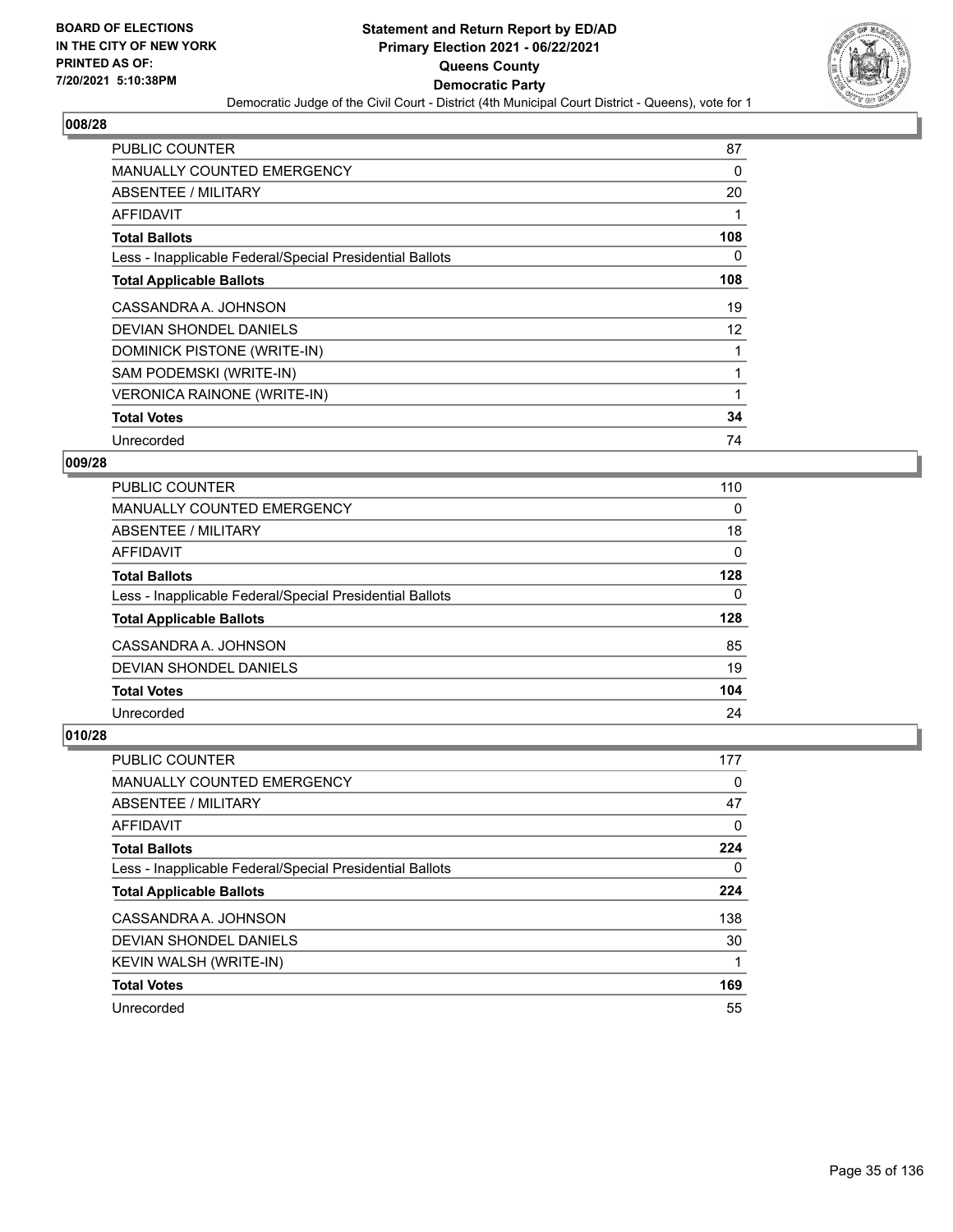BOARD OF ELECTIONS
IN THE CITY OF NEW YORK
PRINTED AS OF:
7/20/2021 5:10:38PM

**Statement and Return Report by ED/AD**
**Primary Election 2021 - 06/22/2021**
**Queens County**
**Democratic Party**
Democratic Judge of the Civil Court - District (4th Municipal Court District - Queens), vote for 1

## 008/28

| | |
|---|---|
| PUBLIC COUNTER | 87 |
| MANUALLY COUNTED EMERGENCY | 0 |
| ABSENTEE / MILITARY | 20 |
| AFFIDAVIT | 1 |
| **Total Ballots** | **108** |
| Less - Inapplicable Federal/Special Presidential Ballots | 0 |
| **Total Applicable Ballots** | **108** |
| CASSANDRA A. JOHNSON | 19 |
| DEVIAN SHONDEL DANIELS | 12 |
| DOMINICK PISTONE (WRITE-IN) | 1 |
| SAM PODEMSKI (WRITE-IN) | 1 |
| VERONICA RAINONE (WRITE-IN) | 1 |
| **Total Votes** | **34** |
| Unrecorded | 74 |

## 009/28

| | |
|---|---|
| PUBLIC COUNTER | 110 |
| MANUALLY COUNTED EMERGENCY | 0 |
| ABSENTEE / MILITARY | 18 |
| AFFIDAVIT | 0 |
| **Total Ballots** | **128** |
| Less - Inapplicable Federal/Special Presidential Ballots | 0 |
| **Total Applicable Ballots** | **128** |
| CASSANDRA A. JOHNSON | 85 |
| DEVIAN SHONDEL DANIELS | 19 |
| **Total Votes** | **104** |
| Unrecorded | 24 |

## 010/28

| | |
|---|---|
| PUBLIC COUNTER | 177 |
| MANUALLY COUNTED EMERGENCY | 0 |
| ABSENTEE / MILITARY | 47 |
| AFFIDAVIT | 0 |
| **Total Ballots** | **224** |
| Less - Inapplicable Federal/Special Presidential Ballots | 0 |
| **Total Applicable Ballots** | **224** |
| CASSANDRA A. JOHNSON | 138 |
| DEVIAN SHONDEL DANIELS | 30 |
| KEVIN WALSH (WRITE-IN) | 1 |
| **Total Votes** | **169** |
| Unrecorded | 55 |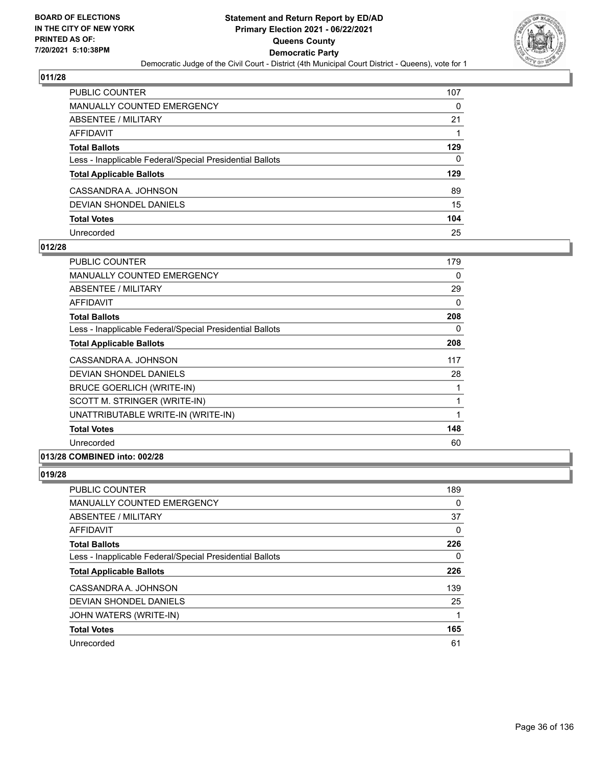**Statement and Return Report by ED/AD**
**Primary Election 2021 - 06/22/2021**
**Queens County**
**Democratic Party**
Democratic Judge of the Civil Court - District (4th Municipal Court District - Queens), vote for 1

BOARD OF ELECTIONS IN THE CITY OF NEW YORK PRINTED AS OF: 7/20/2021 5:10:38PM

**011/28**

| | |
|---|---|
| PUBLIC COUNTER | 107 |
| MANUALLY COUNTED EMERGENCY | 0 |
| ABSENTEE / MILITARY | 21 |
| AFFIDAVIT | 1 |
| **Total Ballots** | **129** |
| Less - Inapplicable Federal/Special Presidential Ballots | 0 |
| **Total Applicable Ballots** | **129** |
| CASSANDRA A. JOHNSON | 89 |
| DEVIAN SHONDEL DANIELS | 15 |
| **Total Votes** | **104** |
| Unrecorded | 25 |

**012/28**

| | |
|---|---|
| PUBLIC COUNTER | 179 |
| MANUALLY COUNTED EMERGENCY | 0 |
| ABSENTEE / MILITARY | 29 |
| AFFIDAVIT | 0 |
| **Total Ballots** | **208** |
| Less - Inapplicable Federal/Special Presidential Ballots | 0 |
| **Total Applicable Ballots** | **208** |
| CASSANDRA A. JOHNSON | 117 |
| DEVIAN SHONDEL DANIELS | 28 |
| BRUCE GOERLICH (WRITE-IN) | 1 |
| SCOTT M. STRINGER (WRITE-IN) | 1 |
| UNATTRIBUTABLE WRITE-IN (WRITE-IN) | 1 |
| **Total Votes** | **148** |
| Unrecorded | 60 |

**013/28 COMBINED into: 002/28**

**019/28**

| | |
|---|---|
| PUBLIC COUNTER | 189 |
| MANUALLY COUNTED EMERGENCY | 0 |
| ABSENTEE / MILITARY | 37 |
| AFFIDAVIT | 0 |
| **Total Ballots** | **226** |
| Less - Inapplicable Federal/Special Presidential Ballots | 0 |
| **Total Applicable Ballots** | **226** |
| CASSANDRA A. JOHNSON | 139 |
| DEVIAN SHONDEL DANIELS | 25 |
| JOHN WATERS (WRITE-IN) | 1 |
| **Total Votes** | **165** |
| Unrecorded | 61 |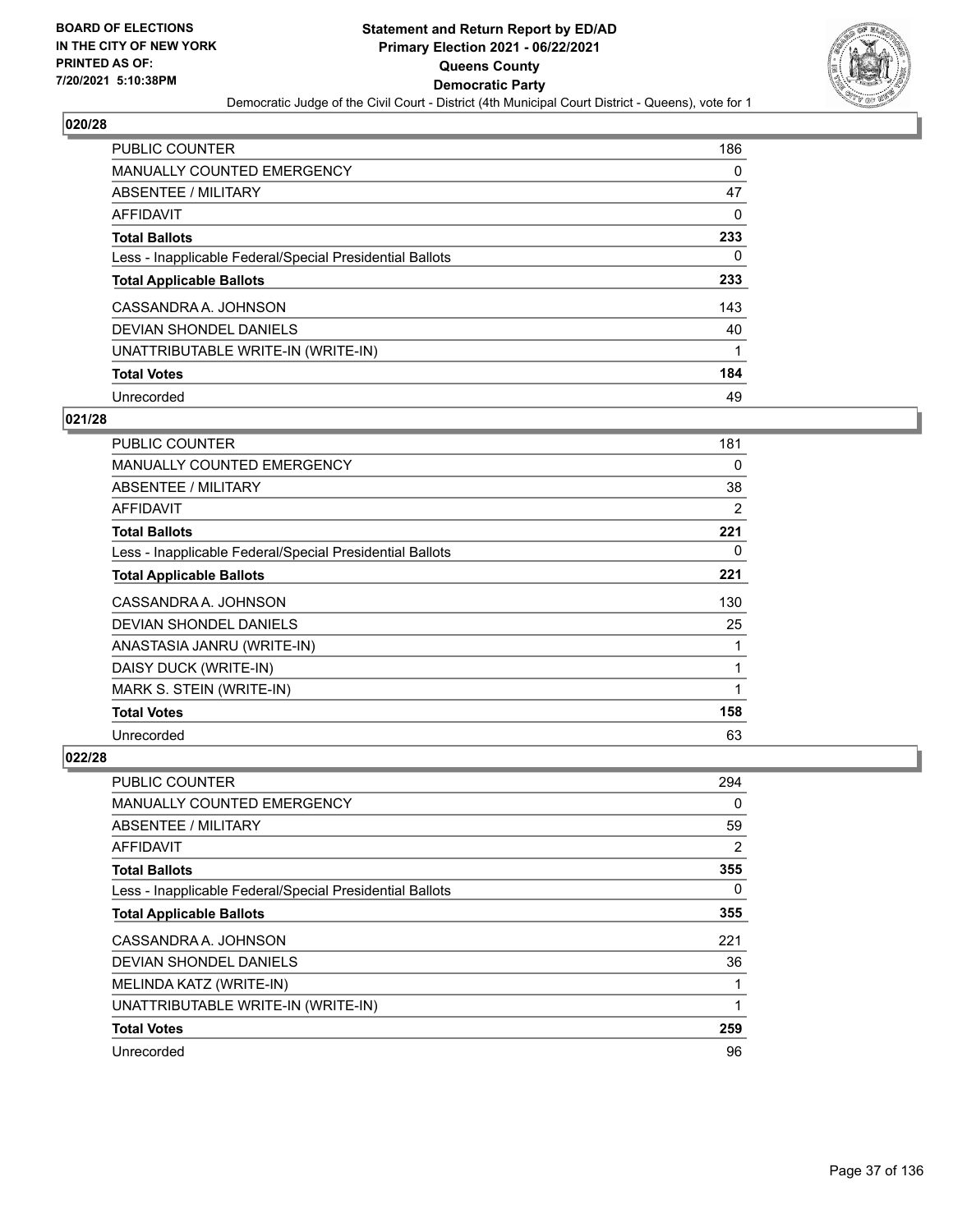## 020/28

| | |
|---|---|
| PUBLIC COUNTER | 186 |
| MANUALLY COUNTED EMERGENCY | 0 |
| ABSENTEE / MILITARY | 47 |
| AFFIDAVIT | 0 |
| **Total Ballots** | **233** |
| Less - Inapplicable Federal/Special Presidential Ballots | 0 |
| **Total Applicable Ballots** | **233** |
| CASSANDRA A. JOHNSON | 143 |
| DEVIAN SHONDEL DANIELS | 40 |
| UNATTRIBUTABLE WRITE-IN (WRITE-IN) | 1 |
| **Total Votes** | **184** |
| Unrecorded | 49 |

## 021/28

| | |
|---|---|
| PUBLIC COUNTER | 181 |
| MANUALLY COUNTED EMERGENCY | 0 |
| ABSENTEE / MILITARY | 38 |
| AFFIDAVIT | 2 |
| **Total Ballots** | **221** |
| Less - Inapplicable Federal/Special Presidential Ballots | 0 |
| **Total Applicable Ballots** | **221** |
| CASSANDRA A. JOHNSON | 130 |
| DEVIAN SHONDEL DANIELS | 25 |
| ANASTASIA JANRU (WRITE-IN) | 1 |
| DAISY DUCK (WRITE-IN) | 1 |
| MARK S. STEIN (WRITE-IN) | 1 |
| **Total Votes** | **158** |
| Unrecorded | 63 |

## 022/28

| | |
|---|---|
| PUBLIC COUNTER | 294 |
| MANUALLY COUNTED EMERGENCY | 0 |
| ABSENTEE / MILITARY | 59 |
| AFFIDAVIT | 2 |
| **Total Ballots** | **355** |
| Less - Inapplicable Federal/Special Presidential Ballots | 0 |
| **Total Applicable Ballots** | **355** |
| CASSANDRA A. JOHNSON | 221 |
| DEVIAN SHONDEL DANIELS | 36 |
| MELINDA KATZ (WRITE-IN) | 1 |
| UNATTRIBUTABLE WRITE-IN (WRITE-IN) | 1 |
| **Total Votes** | **259** |
| Unrecorded | 96 |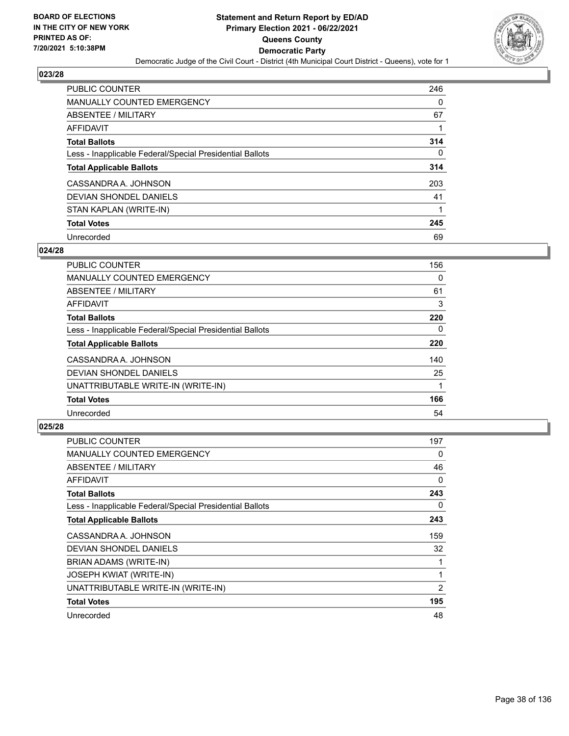**BOARD OF ELECTIONS IN THE CITY OF NEW YORK PRINTED AS OF: 7/20/2021 5:10:38PM**

**Statement and Return Report by ED/AD**
**Primary Election 2021 - 06/22/2021**
**Queens County**
**Democratic Party**
Democratic Judge of the Civil Court - District (4th Municipal Court District - Queens), vote for 1

## 023/28

| | |
|---|---|
| PUBLIC COUNTER | 246 |
| MANUALLY COUNTED EMERGENCY | 0 |
| ABSENTEE / MILITARY | 67 |
| AFFIDAVIT | 1 |
| **Total Ballots** | **314** |
| Less - Inapplicable Federal/Special Presidential Ballots | 0 |
| **Total Applicable Ballots** | **314** |
| CASSANDRA A. JOHNSON | 203 |
| DEVIAN SHONDEL DANIELS | 41 |
| STAN KAPLAN (WRITE-IN) | 1 |
| **Total Votes** | **245** |
| Unrecorded | 69 |

## 024/28

| | |
|---|---|
| PUBLIC COUNTER | 156 |
| MANUALLY COUNTED EMERGENCY | 0 |
| ABSENTEE / MILITARY | 61 |
| AFFIDAVIT | 3 |
| **Total Ballots** | **220** |
| Less - Inapplicable Federal/Special Presidential Ballots | 0 |
| **Total Applicable Ballots** | **220** |
| CASSANDRA A. JOHNSON | 140 |
| DEVIAN SHONDEL DANIELS | 25 |
| UNATTRIBUTABLE WRITE-IN (WRITE-IN) | 1 |
| **Total Votes** | **166** |
| Unrecorded | 54 |

## 025/28

| | |
|---|---|
| PUBLIC COUNTER | 197 |
| MANUALLY COUNTED EMERGENCY | 0 |
| ABSENTEE / MILITARY | 46 |
| AFFIDAVIT | 0 |
| **Total Ballots** | **243** |
| Less - Inapplicable Federal/Special Presidential Ballots | 0 |
| **Total Applicable Ballots** | **243** |
| CASSANDRA A. JOHNSON | 159 |
| DEVIAN SHONDEL DANIELS | 32 |
| BRIAN ADAMS (WRITE-IN) | 1 |
| JOSEPH KWIAT (WRITE-IN) | 1 |
| UNATTRIBUTABLE WRITE-IN (WRITE-IN) | 2 |
| **Total Votes** | **195** |
| Unrecorded | 48 |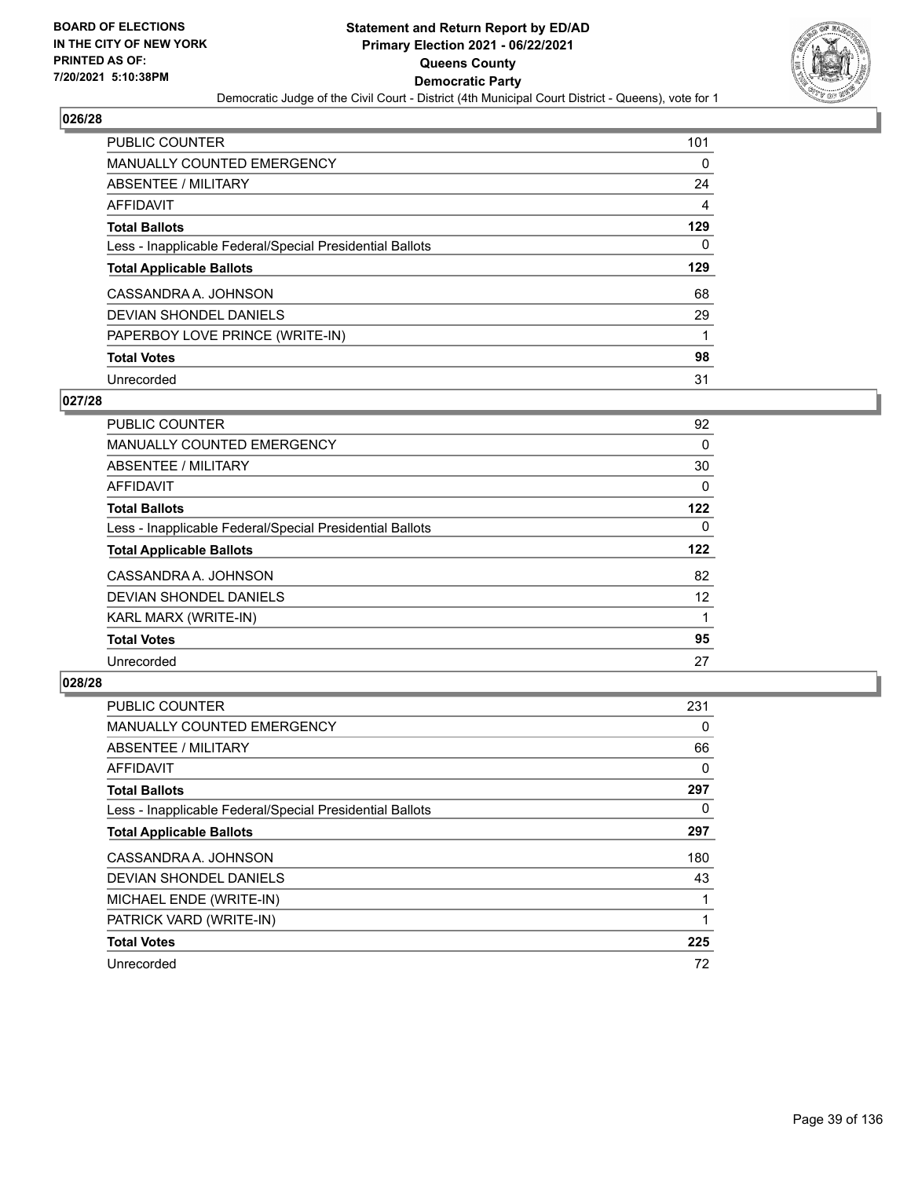**BOARD OF ELECTIONS IN THE CITY OF NEW YORK PRINTED AS OF: 7/20/2021 5:10:38PM**

# Statement and Return Report by ED/AD
## Primary Election 2021 - 06/22/2021
## Queens County
## Democratic Party
### Democratic Judge of the Civil Court - District (4th Municipal Court District - Queens), vote for 1

### 026/28

| | |
|---|---|
| PUBLIC COUNTER | 101 |
| MANUALLY COUNTED EMERGENCY | 0 |
| ABSENTEE / MILITARY | 24 |
| AFFIDAVIT | 4 |
| **Total Ballots** | **129** |
| Less - Inapplicable Federal/Special Presidential Ballots | 0 |
| **Total Applicable Ballots** | **129** |
| CASSANDRA A. JOHNSON | 68 |
| DEVIAN SHONDEL DANIELS | 29 |
| PAPERBOY LOVE PRINCE (WRITE-IN) | 1 |
| **Total Votes** | **98** |
| Unrecorded | 31 |

### 027/28

| | |
|---|---|
| PUBLIC COUNTER | 92 |
| MANUALLY COUNTED EMERGENCY | 0 |
| ABSENTEE / MILITARY | 30 |
| AFFIDAVIT | 0 |
| **Total Ballots** | **122** |
| Less - Inapplicable Federal/Special Presidential Ballots | 0 |
| **Total Applicable Ballots** | **122** |
| CASSANDRA A. JOHNSON | 82 |
| DEVIAN SHONDEL DANIELS | 12 |
| KARL MARX (WRITE-IN) | 1 |
| **Total Votes** | **95** |
| Unrecorded | 27 |

### 028/28

| | |
|---|---|
| PUBLIC COUNTER | 231 |
| MANUALLY COUNTED EMERGENCY | 0 |
| ABSENTEE / MILITARY | 66 |
| AFFIDAVIT | 0 |
| **Total Ballots** | **297** |
| Less - Inapplicable Federal/Special Presidential Ballots | 0 |
| **Total Applicable Ballots** | **297** |
| CASSANDRA A. JOHNSON | 180 |
| DEVIAN SHONDEL DANIELS | 43 |
| MICHAEL ENDE (WRITE-IN) | 1 |
| PATRICK VARD (WRITE-IN) | 1 |
| **Total Votes** | **225** |
| Unrecorded | 72 |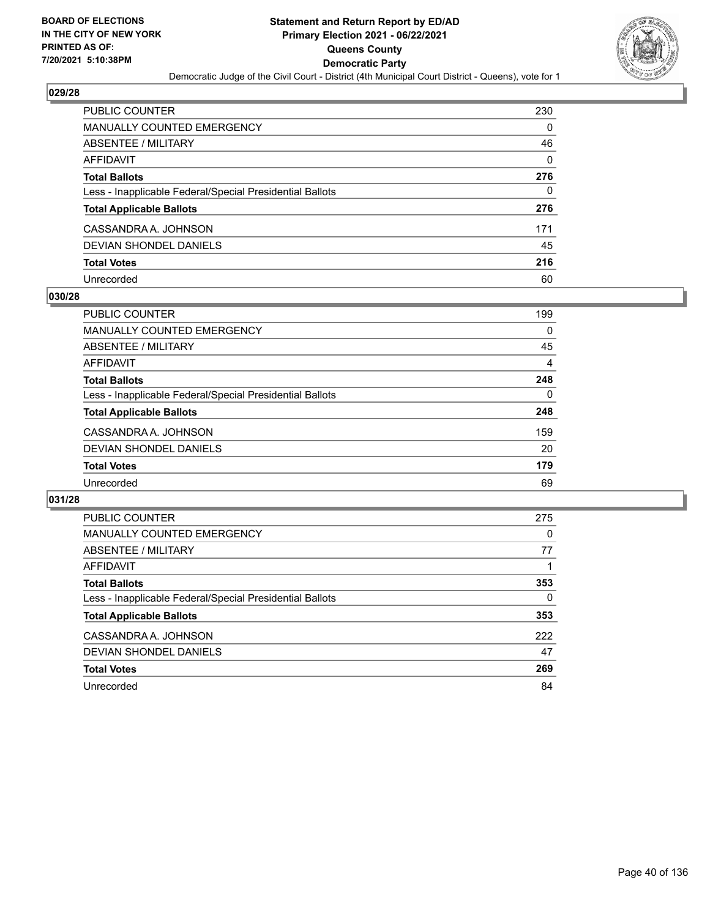## 029/28

| | |
|---|---|
| PUBLIC COUNTER | 230 |
| MANUALLY COUNTED EMERGENCY | 0 |
| ABSENTEE / MILITARY | 46 |
| AFFIDAVIT | 0 |
| **Total Ballots** | **276** |
| Less - Inapplicable Federal/Special Presidential Ballots | 0 |
| **Total Applicable Ballots** | **276** |
| CASSANDRA A. JOHNSON | 171 |
| DEVIAN SHONDEL DANIELS | 45 |
| **Total Votes** | **216** |
| Unrecorded | 60 |

## 030/28

| | |
|---|---|
| PUBLIC COUNTER | 199 |
| MANUALLY COUNTED EMERGENCY | 0 |
| ABSENTEE / MILITARY | 45 |
| AFFIDAVIT | 4 |
| **Total Ballots** | **248** |
| Less - Inapplicable Federal/Special Presidential Ballots | 0 |
| **Total Applicable Ballots** | **248** |
| CASSANDRA A. JOHNSON | 159 |
| DEVIAN SHONDEL DANIELS | 20 |
| **Total Votes** | **179** |
| Unrecorded | 69 |

## 031/28

| | |
|---|---|
| PUBLIC COUNTER | 275 |
| MANUALLY COUNTED EMERGENCY | 0 |
| ABSENTEE / MILITARY | 77 |
| AFFIDAVIT | 1 |
| **Total Ballots** | **353** |
| Less - Inapplicable Federal/Special Presidential Ballots | 0 |
| **Total Applicable Ballots** | **353** |
| CASSANDRA A. JOHNSON | 222 |
| DEVIAN SHONDEL DANIELS | 47 |
| **Total Votes** | **269** |
| Unrecorded | 84 |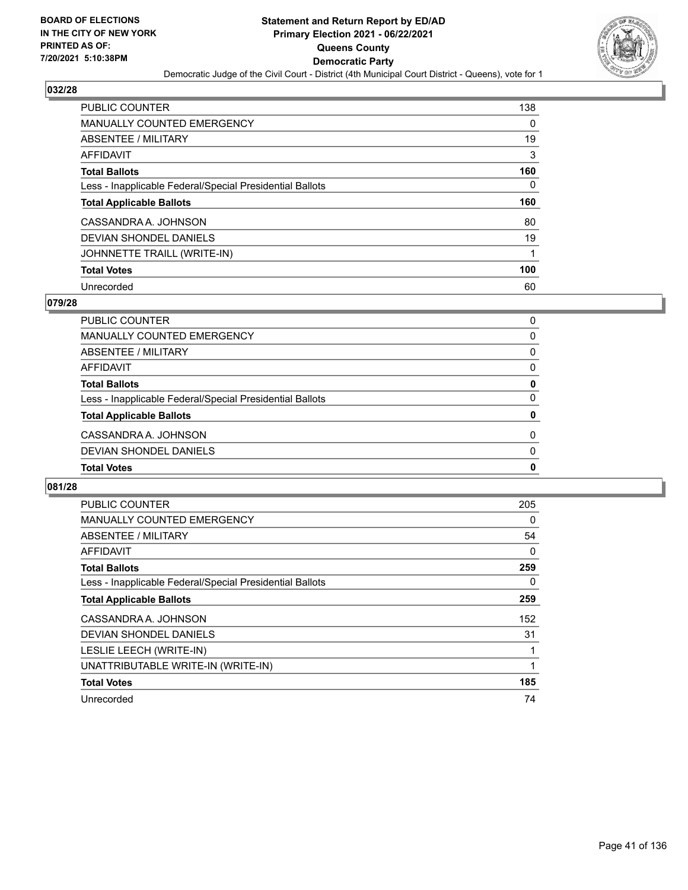BOARD OF ELECTIONS
IN THE CITY OF NEW YORK
PRINTED AS OF:
7/20/2021 5:10:38PM

# Statement and Return Report by ED/AD
## Primary Election 2021 - 06/22/2021
## Queens County
## Democratic Party

Democratic Judge of the Civil Court - District (4th Municipal Court District - Queens), vote for 1

### 032/28

| | |
|---|---|
| PUBLIC COUNTER | 138 |
| MANUALLY COUNTED EMERGENCY | 0 |
| ABSENTEE / MILITARY | 19 |
| AFFIDAVIT | 3 |
| **Total Ballots** | **160** |
| Less - Inapplicable Federal/Special Presidential Ballots | 0 |
| **Total Applicable Ballots** | **160** |
| CASSANDRA A. JOHNSON | 80 |
| DEVIAN SHONDEL DANIELS | 19 |
| JOHNNETTE TRAILL (WRITE-IN) | 1 |
| **Total Votes** | **100** |
| Unrecorded | 60 |

### 079/28

| | |
|---|---|
| PUBLIC COUNTER | 0 |
| MANUALLY COUNTED EMERGENCY | 0 |
| ABSENTEE / MILITARY | 0 |
| AFFIDAVIT | 0 |
| **Total Ballots** | **0** |
| Less - Inapplicable Federal/Special Presidential Ballots | 0 |
| **Total Applicable Ballots** | **0** |
| CASSANDRA A. JOHNSON | 0 |
| DEVIAN SHONDEL DANIELS | 0 |
| **Total Votes** | **0** |

### 081/28

| | |
|---|---|
| PUBLIC COUNTER | 205 |
| MANUALLY COUNTED EMERGENCY | 0 |
| ABSENTEE / MILITARY | 54 |
| AFFIDAVIT | 0 |
| **Total Ballots** | **259** |
| Less - Inapplicable Federal/Special Presidential Ballots | 0 |
| **Total Applicable Ballots** | **259** |
| CASSANDRA A. JOHNSON | 152 |
| DEVIAN SHONDEL DANIELS | 31 |
| LESLIE LEECH (WRITE-IN) | 1 |
| UNATTRIBUTABLE WRITE-IN (WRITE-IN) | 1 |
| **Total Votes** | **185** |
| Unrecorded | 74 |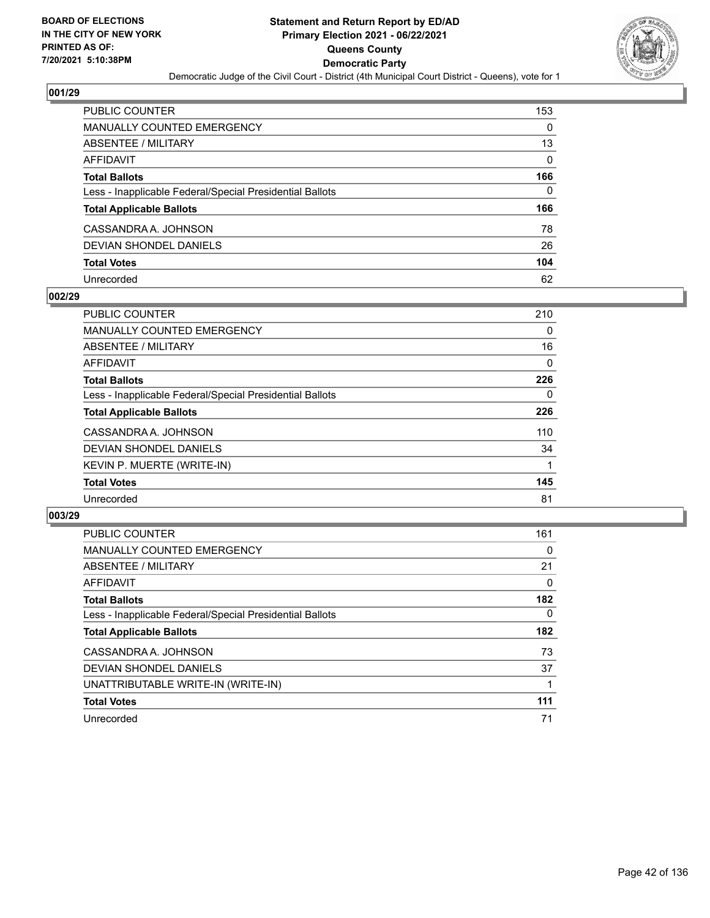BOARD OF ELECTIONS
IN THE CITY OF NEW YORK
PRINTED AS OF:
7/20/2021 5:10:38PM

# Statement and Return Report by ED/AD
## Primary Election 2021 - 06/22/2021
## Queens County
## Democratic Party
Democratic Judge of the Civil Court - District (4th Municipal Court District - Queens), vote for 1

### 001/29

| | |
|---|---|
| PUBLIC COUNTER | 153 |
| MANUALLY COUNTED EMERGENCY | 0 |
| ABSENTEE / MILITARY | 13 |
| AFFIDAVIT | 0 |
| **Total Ballots** | **166** |
| Less - Inapplicable Federal/Special Presidential Ballots | 0 |
| **Total Applicable Ballots** | **166** |
| CASSANDRA A. JOHNSON | 78 |
| DEVIAN SHONDEL DANIELS | 26 |
| **Total Votes** | **104** |
| Unrecorded | 62 |

### 002/29

| | |
|---|---|
| PUBLIC COUNTER | 210 |
| MANUALLY COUNTED EMERGENCY | 0 |
| ABSENTEE / MILITARY | 16 |
| AFFIDAVIT | 0 |
| **Total Ballots** | **226** |
| Less - Inapplicable Federal/Special Presidential Ballots | 0 |
| **Total Applicable Ballots** | **226** |
| CASSANDRA A. JOHNSON | 110 |
| DEVIAN SHONDEL DANIELS | 34 |
| KEVIN P. MUERTE (WRITE-IN) | 1 |
| **Total Votes** | **145** |
| Unrecorded | 81 |

### 003/29

| | |
|---|---|
| PUBLIC COUNTER | 161 |
| MANUALLY COUNTED EMERGENCY | 0 |
| ABSENTEE / MILITARY | 21 |
| AFFIDAVIT | 0 |
| **Total Ballots** | **182** |
| Less - Inapplicable Federal/Special Presidential Ballots | 0 |
| **Total Applicable Ballots** | **182** |
| CASSANDRA A. JOHNSON | 73 |
| DEVIAN SHONDEL DANIELS | 37 |
| UNATTRIBUTABLE WRITE-IN (WRITE-IN) | 1 |
| **Total Votes** | **111** |
| Unrecorded | 71 |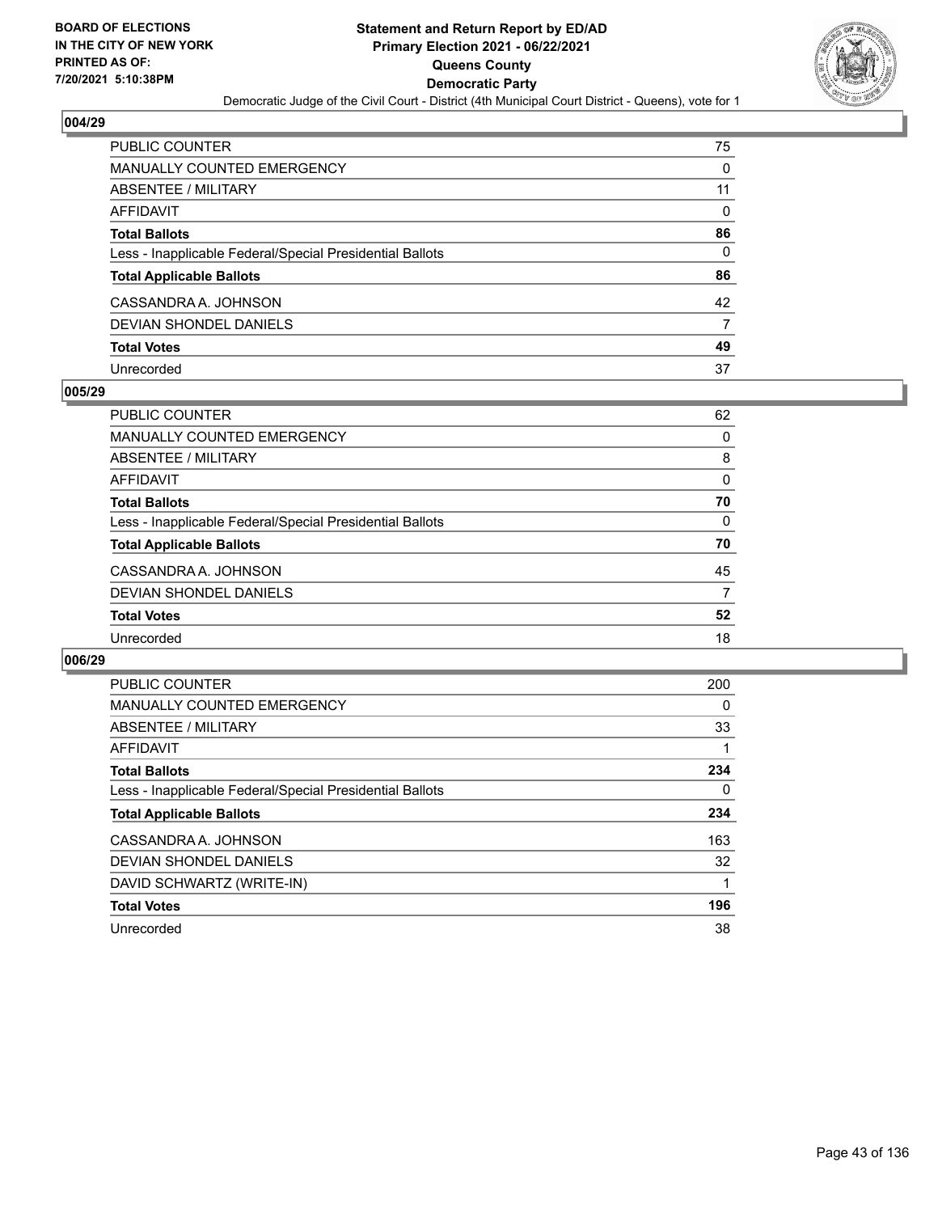## 004/29

| | |
|---|---|
| PUBLIC COUNTER | 75 |
| MANUALLY COUNTED EMERGENCY | 0 |
| ABSENTEE / MILITARY | 11 |
| AFFIDAVIT | 0 |
| **Total Ballots** | **86** |
| Less - Inapplicable Federal/Special Presidential Ballots | 0 |
| **Total Applicable Ballots** | **86** |
| CASSANDRA A. JOHNSON | 42 |
| DEVIAN SHONDEL DANIELS | 7 |
| **Total Votes** | **49** |
| Unrecorded | 37 |

## 005/29

| | |
|---|---|
| PUBLIC COUNTER | 62 |
| MANUALLY COUNTED EMERGENCY | 0 |
| ABSENTEE / MILITARY | 8 |
| AFFIDAVIT | 0 |
| **Total Ballots** | **70** |
| Less - Inapplicable Federal/Special Presidential Ballots | 0 |
| **Total Applicable Ballots** | **70** |
| CASSANDRA A. JOHNSON | 45 |
| DEVIAN SHONDEL DANIELS | 7 |
| **Total Votes** | **52** |
| Unrecorded | 18 |

## 006/29

| | |
|---|---|
| PUBLIC COUNTER | 200 |
| MANUALLY COUNTED EMERGENCY | 0 |
| ABSENTEE / MILITARY | 33 |
| AFFIDAVIT | 1 |
| **Total Ballots** | **234** |
| Less - Inapplicable Federal/Special Presidential Ballots | 0 |
| **Total Applicable Ballots** | **234** |
| CASSANDRA A. JOHNSON | 163 |
| DEVIAN SHONDEL DANIELS | 32 |
| DAVID SCHWARTZ (WRITE-IN) | 1 |
| **Total Votes** | **196** |
| Unrecorded | 38 |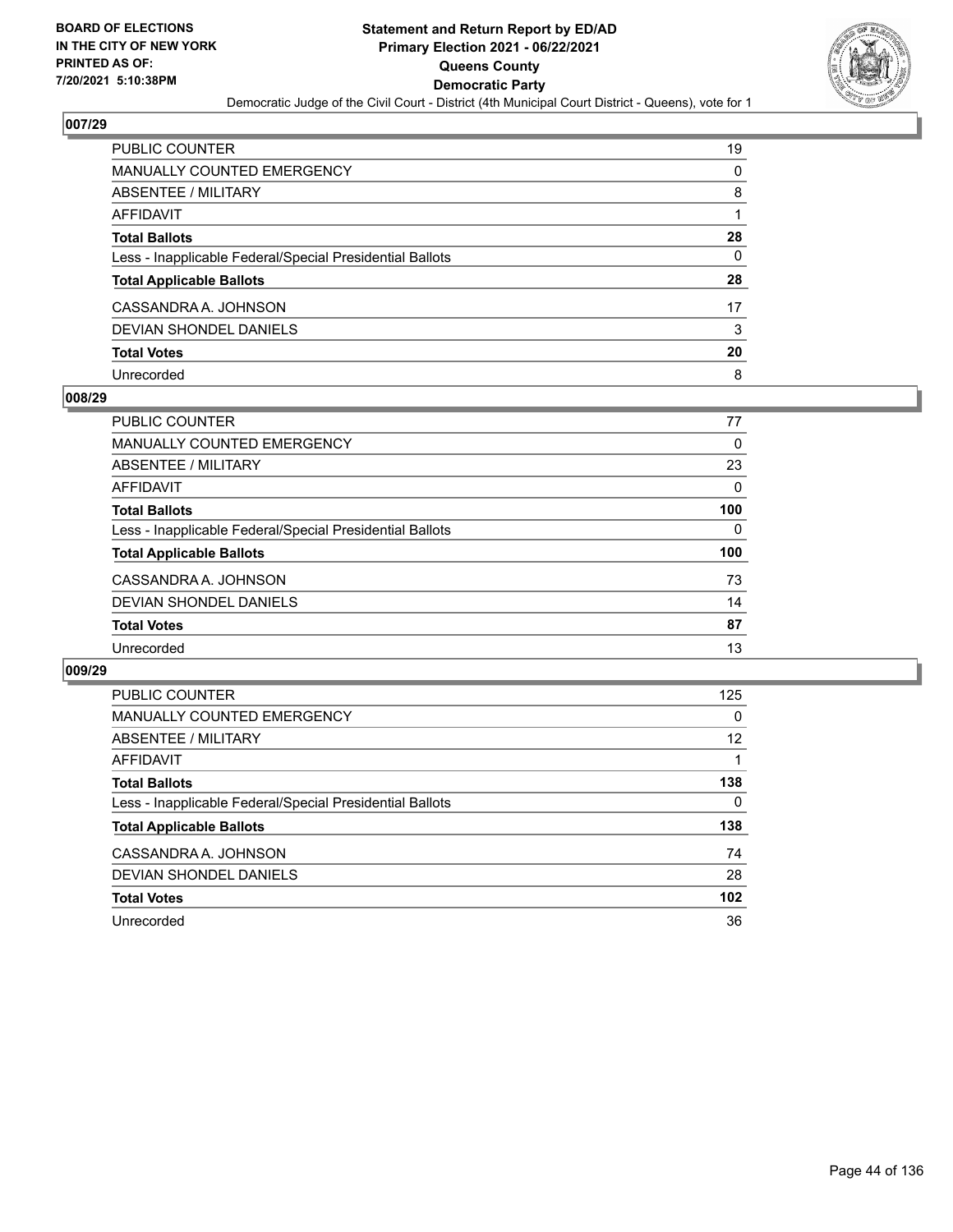**BOARD OF ELECTIONS IN THE CITY OF NEW YORK PRINTED AS OF: 7/20/2021 5:10:38PM**

# Statement and Return Report by ED/AD
## Primary Election 2021 - 06/22/2021
## Queens County
## Democratic Party
### Democratic Judge of the Civil Court - District (4th Municipal Court District - Queens), vote for 1

### 007/29

| | |
|---|---|
| PUBLIC COUNTER | 19 |
| MANUALLY COUNTED EMERGENCY | 0 |
| ABSENTEE / MILITARY | 8 |
| AFFIDAVIT | 1 |
| **Total Ballots** | **28** |
| Less - Inapplicable Federal/Special Presidential Ballots | 0 |
| **Total Applicable Ballots** | **28** |
| CASSANDRA A. JOHNSON | 17 |
| DEVIAN SHONDEL DANIELS | 3 |
| **Total Votes** | **20** |
| Unrecorded | 8 |

### 008/29

| | |
|---|---|
| PUBLIC COUNTER | 77 |
| MANUALLY COUNTED EMERGENCY | 0 |
| ABSENTEE / MILITARY | 23 |
| AFFIDAVIT | 0 |
| **Total Ballots** | **100** |
| Less - Inapplicable Federal/Special Presidential Ballots | 0 |
| **Total Applicable Ballots** | **100** |
| CASSANDRA A. JOHNSON | 73 |
| DEVIAN SHONDEL DANIELS | 14 |
| **Total Votes** | **87** |
| Unrecorded | 13 |

### 009/29

| | |
|---|---|
| PUBLIC COUNTER | 125 |
| MANUALLY COUNTED EMERGENCY | 0 |
| ABSENTEE / MILITARY | 12 |
| AFFIDAVIT | 1 |
| **Total Ballots** | **138** |
| Less - Inapplicable Federal/Special Presidential Ballots | 0 |
| **Total Applicable Ballots** | **138** |
| CASSANDRA A. JOHNSON | 74 |
| DEVIAN SHONDEL DANIELS | 28 |
| **Total Votes** | **102** |
| Unrecorded | 36 |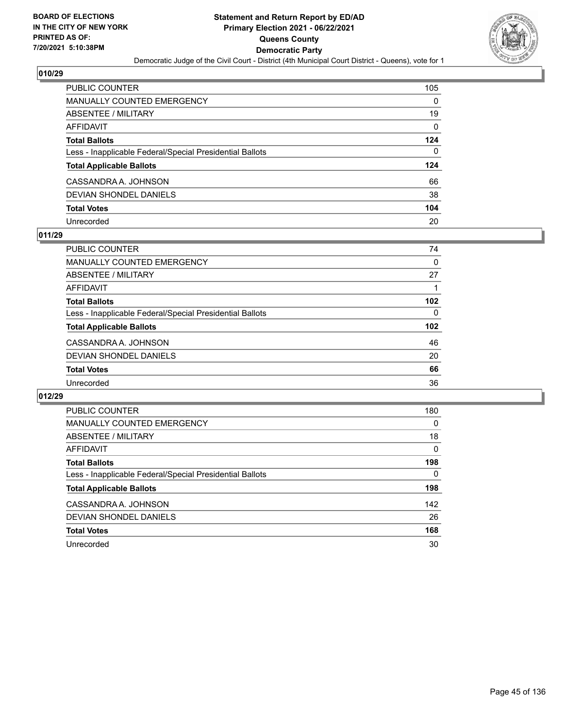# Statement and Return Report by ED/AD
## Primary Election 2021 - 06/22/2021
## Queens County
## Democratic Party

BOARD OF ELECTIONS IN THE CITY OF NEW YORK
PRINTED AS OF: 7/20/2021 5:10:38PM

Democratic Judge of the Civil Court - District (4th Municipal Court District - Queens), vote for 1

### 010/29

| | |
|---|---|
| PUBLIC COUNTER | 105 |
| MANUALLY COUNTED EMERGENCY | 0 |
| ABSENTEE / MILITARY | 19 |
| AFFIDAVIT | 0 |
| **Total Ballots** | **124** |
| Less - Inapplicable Federal/Special Presidential Ballots | 0 |
| **Total Applicable Ballots** | **124** |
| CASSANDRA A. JOHNSON | 66 |
| DEVIAN SHONDEL DANIELS | 38 |
| **Total Votes** | **104** |
| Unrecorded | 20 |

### 011/29

| | |
|---|---|
| PUBLIC COUNTER | 74 |
| MANUALLY COUNTED EMERGENCY | 0 |
| ABSENTEE / MILITARY | 27 |
| AFFIDAVIT | 1 |
| **Total Ballots** | **102** |
| Less - Inapplicable Federal/Special Presidential Ballots | 0 |
| **Total Applicable Ballots** | **102** |
| CASSANDRA A. JOHNSON | 46 |
| DEVIAN SHONDEL DANIELS | 20 |
| **Total Votes** | **66** |
| Unrecorded | 36 |

### 012/29

| | |
|---|---|
| PUBLIC COUNTER | 180 |
| MANUALLY COUNTED EMERGENCY | 0 |
| ABSENTEE / MILITARY | 18 |
| AFFIDAVIT | 0 |
| **Total Ballots** | **198** |
| Less - Inapplicable Federal/Special Presidential Ballots | 0 |
| **Total Applicable Ballots** | **198** |
| CASSANDRA A. JOHNSON | 142 |
| DEVIAN SHONDEL DANIELS | 26 |
| **Total Votes** | **168** |
| Unrecorded | 30 |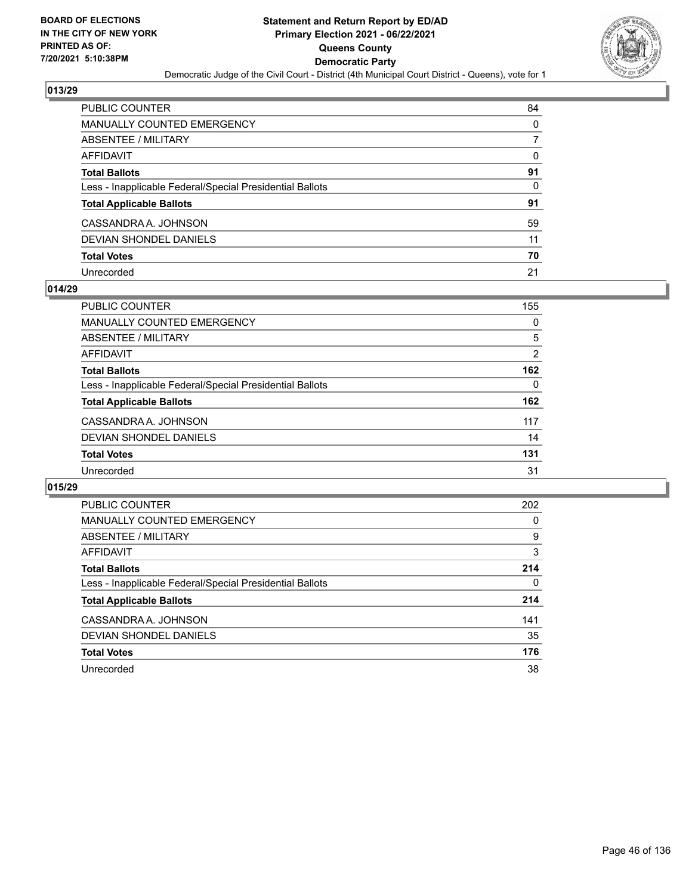## 013/29

| | |
|---|---|
| PUBLIC COUNTER | 84 |
| MANUALLY COUNTED EMERGENCY | 0 |
| ABSENTEE / MILITARY | 7 |
| AFFIDAVIT | 0 |
| **Total Ballots** | **91** |
| Less - Inapplicable Federal/Special Presidential Ballots | 0 |
| **Total Applicable Ballots** | **91** |
| CASSANDRA A. JOHNSON | 59 |
| DEVIAN SHONDEL DANIELS | 11 |
| **Total Votes** | **70** |
| Unrecorded | 21 |

## 014/29

| | |
|---|---|
| PUBLIC COUNTER | 155 |
| MANUALLY COUNTED EMERGENCY | 0 |
| ABSENTEE / MILITARY | 5 |
| AFFIDAVIT | 2 |
| **Total Ballots** | **162** |
| Less - Inapplicable Federal/Special Presidential Ballots | 0 |
| **Total Applicable Ballots** | **162** |
| CASSANDRA A. JOHNSON | 117 |
| DEVIAN SHONDEL DANIELS | 14 |
| **Total Votes** | **131** |
| Unrecorded | 31 |

## 015/29

| | |
|---|---|
| PUBLIC COUNTER | 202 |
| MANUALLY COUNTED EMERGENCY | 0 |
| ABSENTEE / MILITARY | 9 |
| AFFIDAVIT | 3 |
| **Total Ballots** | **214** |
| Less - Inapplicable Federal/Special Presidential Ballots | 0 |
| **Total Applicable Ballots** | **214** |
| CASSANDRA A. JOHNSON | 141 |
| DEVIAN SHONDEL DANIELS | 35 |
| **Total Votes** | **176** |
| Unrecorded | 38 |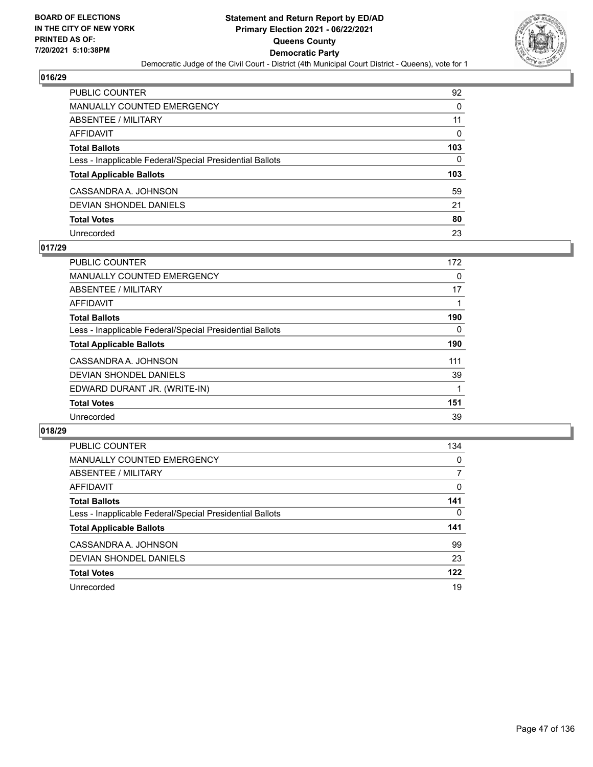## 016/29

| | |
|---|---|
| PUBLIC COUNTER | 92 |
| MANUALLY COUNTED EMERGENCY | 0 |
| ABSENTEE / MILITARY | 11 |
| AFFIDAVIT | 0 |
| **Total Ballots** | **103** |
| Less - Inapplicable Federal/Special Presidential Ballots | 0 |
| **Total Applicable Ballots** | **103** |
| CASSANDRA A. JOHNSON | 59 |
| DEVIAN SHONDEL DANIELS | 21 |
| **Total Votes** | **80** |
| Unrecorded | 23 |

## 017/29

| | |
|---|---|
| PUBLIC COUNTER | 172 |
| MANUALLY COUNTED EMERGENCY | 0 |
| ABSENTEE / MILITARY | 17 |
| AFFIDAVIT | 1 |
| **Total Ballots** | **190** |
| Less - Inapplicable Federal/Special Presidential Ballots | 0 |
| **Total Applicable Ballots** | **190** |
| CASSANDRA A. JOHNSON | 111 |
| DEVIAN SHONDEL DANIELS | 39 |
| EDWARD DURANT JR. (WRITE-IN) | 1 |
| **Total Votes** | **151** |
| Unrecorded | 39 |

## 018/29

| | |
|---|---|
| PUBLIC COUNTER | 134 |
| MANUALLY COUNTED EMERGENCY | 0 |
| ABSENTEE / MILITARY | 7 |
| AFFIDAVIT | 0 |
| **Total Ballots** | **141** |
| Less - Inapplicable Federal/Special Presidential Ballots | 0 |
| **Total Applicable Ballots** | **141** |
| CASSANDRA A. JOHNSON | 99 |
| DEVIAN SHONDEL DANIELS | 23 |
| **Total Votes** | **122** |
| Unrecorded | 19 |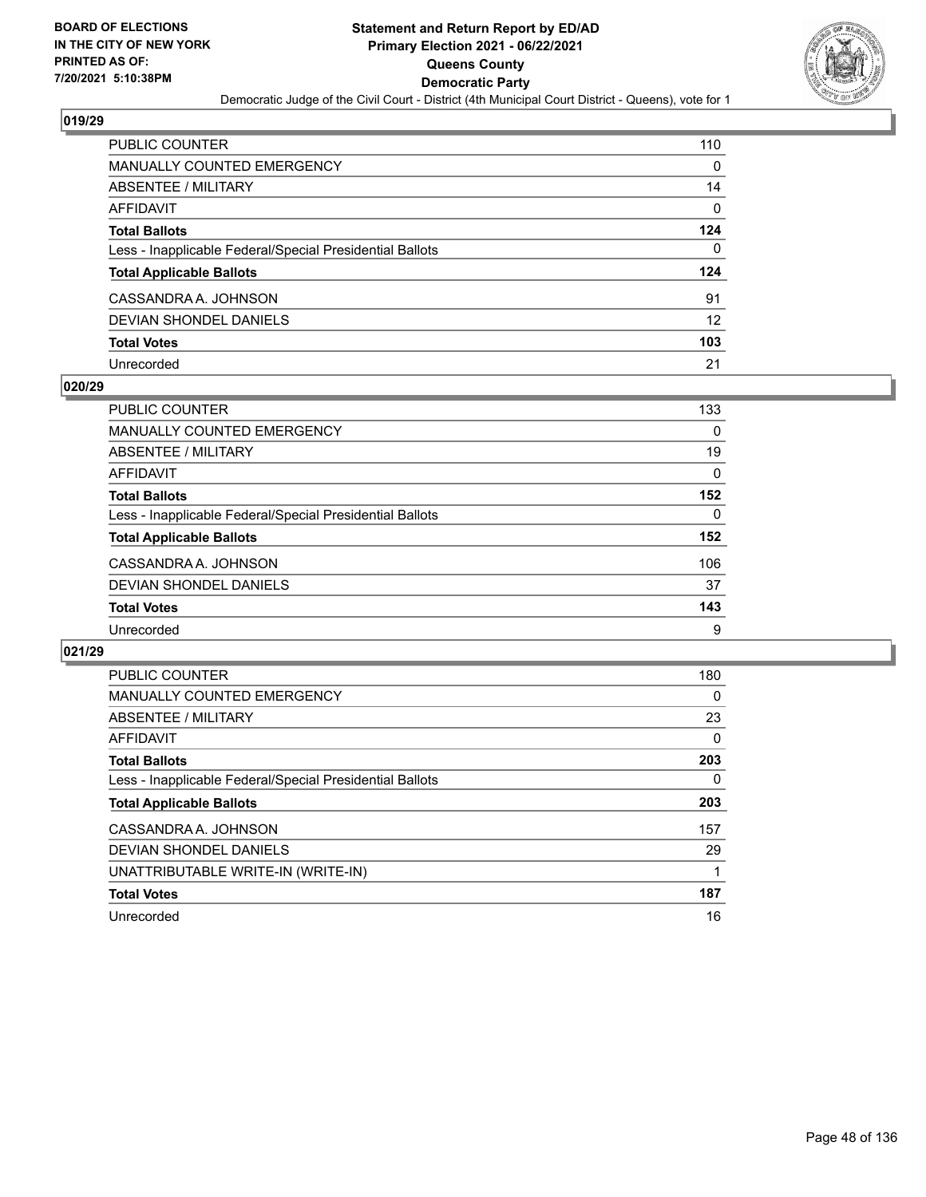## 019/29

| | |
|---|---|
| PUBLIC COUNTER | 110 |
| MANUALLY COUNTED EMERGENCY | 0 |
| ABSENTEE / MILITARY | 14 |
| AFFIDAVIT | 0 |
| **Total Ballots** | **124** |
| Less - Inapplicable Federal/Special Presidential Ballots | 0 |
| **Total Applicable Ballots** | **124** |
| CASSANDRA A. JOHNSON | 91 |
| DEVIAN SHONDEL DANIELS | 12 |
| **Total Votes** | **103** |
| Unrecorded | 21 |

## 020/29

| | |
|---|---|
| PUBLIC COUNTER | 133 |
| MANUALLY COUNTED EMERGENCY | 0 |
| ABSENTEE / MILITARY | 19 |
| AFFIDAVIT | 0 |
| **Total Ballots** | **152** |
| Less - Inapplicable Federal/Special Presidential Ballots | 0 |
| **Total Applicable Ballots** | **152** |
| CASSANDRA A. JOHNSON | 106 |
| DEVIAN SHONDEL DANIELS | 37 |
| **Total Votes** | **143** |
| Unrecorded | 9 |

## 021/29

| | |
|---|---|
| PUBLIC COUNTER | 180 |
| MANUALLY COUNTED EMERGENCY | 0 |
| ABSENTEE / MILITARY | 23 |
| AFFIDAVIT | 0 |
| **Total Ballots** | **203** |
| Less - Inapplicable Federal/Special Presidential Ballots | 0 |
| **Total Applicable Ballots** | **203** |
| CASSANDRA A. JOHNSON | 157 |
| DEVIAN SHONDEL DANIELS | 29 |
| UNATTRIBUTABLE WRITE-IN (WRITE-IN) | 1 |
| **Total Votes** | **187** |
| Unrecorded | 16 |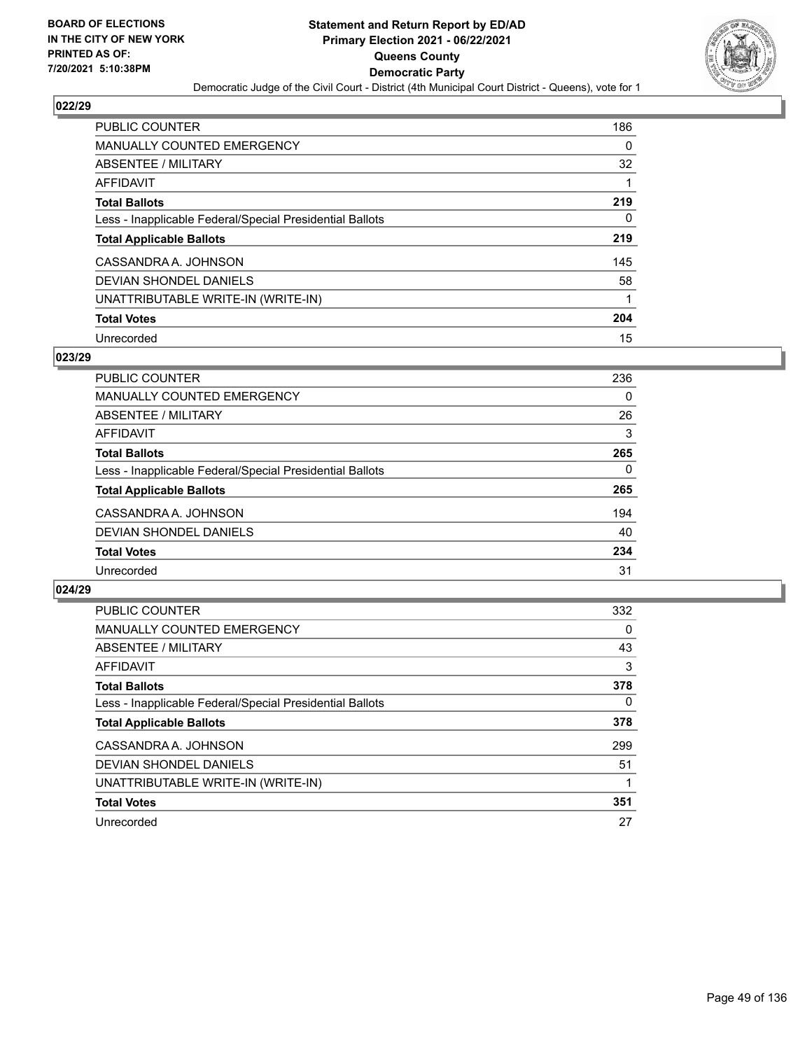## 022/29

| | |
|---|---|
| PUBLIC COUNTER | 186 |
| MANUALLY COUNTED EMERGENCY | 0 |
| ABSENTEE / MILITARY | 32 |
| AFFIDAVIT | 1 |
| **Total Ballots** | **219** |
| Less - Inapplicable Federal/Special Presidential Ballots | 0 |
| **Total Applicable Ballots** | **219** |
| CASSANDRA A. JOHNSON | 145 |
| DEVIAN SHONDEL DANIELS | 58 |
| UNATTRIBUTABLE WRITE-IN (WRITE-IN) | 1 |
| **Total Votes** | **204** |
| Unrecorded | 15 |

## 023/29

| | |
|---|---|
| PUBLIC COUNTER | 236 |
| MANUALLY COUNTED EMERGENCY | 0 |
| ABSENTEE / MILITARY | 26 |
| AFFIDAVIT | 3 |
| **Total Ballots** | **265** |
| Less - Inapplicable Federal/Special Presidential Ballots | 0 |
| **Total Applicable Ballots** | **265** |
| CASSANDRA A. JOHNSON | 194 |
| DEVIAN SHONDEL DANIELS | 40 |
| **Total Votes** | **234** |
| Unrecorded | 31 |

## 024/29

| | |
|---|---|
| PUBLIC COUNTER | 332 |
| MANUALLY COUNTED EMERGENCY | 0 |
| ABSENTEE / MILITARY | 43 |
| AFFIDAVIT | 3 |
| **Total Ballots** | **378** |
| Less - Inapplicable Federal/Special Presidential Ballots | 0 |
| **Total Applicable Ballots** | **378** |
| CASSANDRA A. JOHNSON | 299 |
| DEVIAN SHONDEL DANIELS | 51 |
| UNATTRIBUTABLE WRITE-IN (WRITE-IN) | 1 |
| **Total Votes** | **351** |
| Unrecorded | 27 |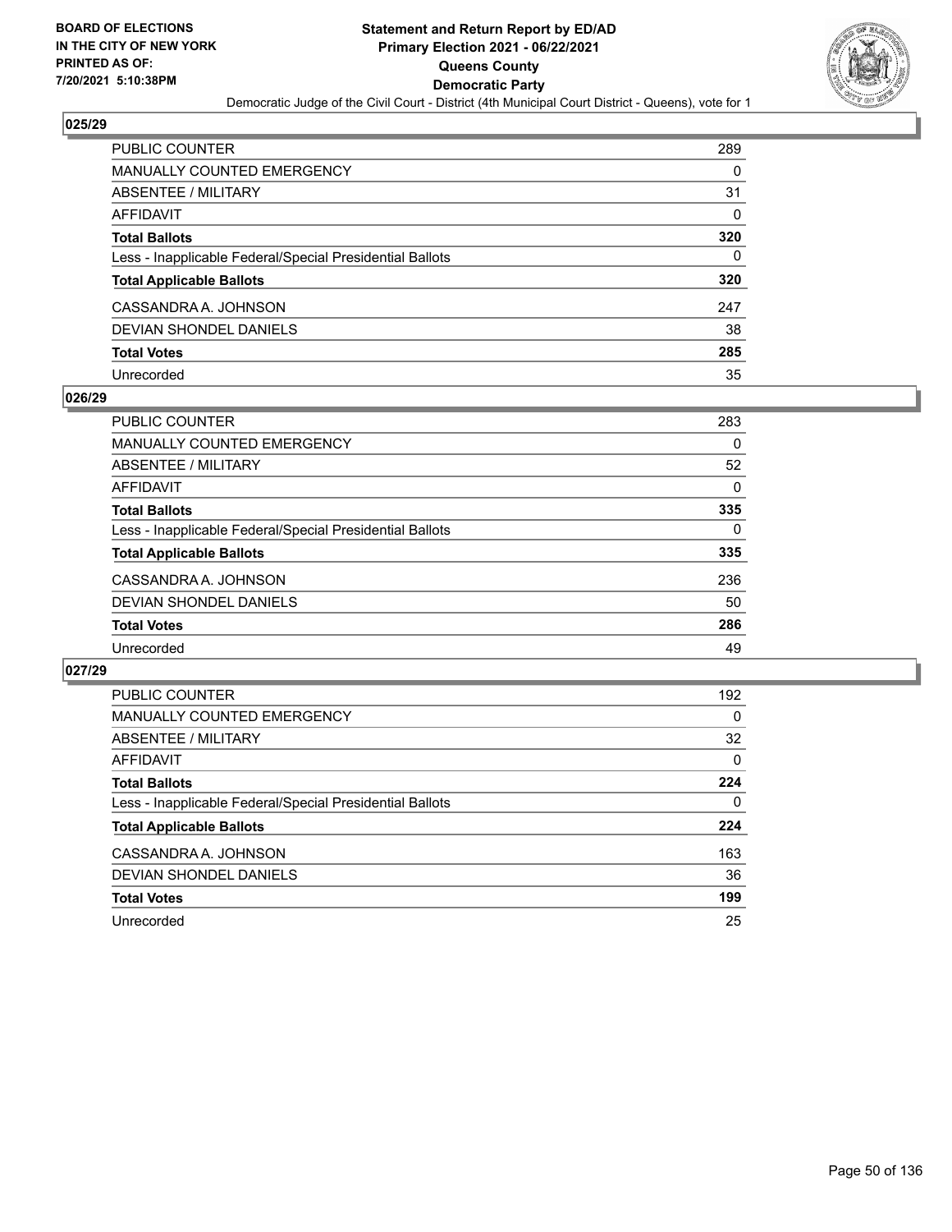### 025/29

| | |
|---|---|
| PUBLIC COUNTER | 289 |
| MANUALLY COUNTED EMERGENCY | 0 |
| ABSENTEE / MILITARY | 31 |
| AFFIDAVIT | 0 |
| **Total Ballots** | **320** |
| Less - Inapplicable Federal/Special Presidential Ballots | 0 |
| **Total Applicable Ballots** | **320** |
| CASSANDRA A. JOHNSON | 247 |
| DEVIAN SHONDEL DANIELS | 38 |
| **Total Votes** | **285** |
| Unrecorded | 35 |

### 026/29

| | |
|---|---|
| PUBLIC COUNTER | 283 |
| MANUALLY COUNTED EMERGENCY | 0 |
| ABSENTEE / MILITARY | 52 |
| AFFIDAVIT | 0 |
| **Total Ballots** | **335** |
| Less - Inapplicable Federal/Special Presidential Ballots | 0 |
| **Total Applicable Ballots** | **335** |
| CASSANDRA A. JOHNSON | 236 |
| DEVIAN SHONDEL DANIELS | 50 |
| **Total Votes** | **286** |
| Unrecorded | 49 |

### 027/29

| | |
|---|---|
| PUBLIC COUNTER | 192 |
| MANUALLY COUNTED EMERGENCY | 0 |
| ABSENTEE / MILITARY | 32 |
| AFFIDAVIT | 0 |
| **Total Ballots** | **224** |
| Less - Inapplicable Federal/Special Presidential Ballots | 0 |
| **Total Applicable Ballots** | **224** |
| CASSANDRA A. JOHNSON | 163 |
| DEVIAN SHONDEL DANIELS | 36 |
| **Total Votes** | **199** |
| Unrecorded | 25 |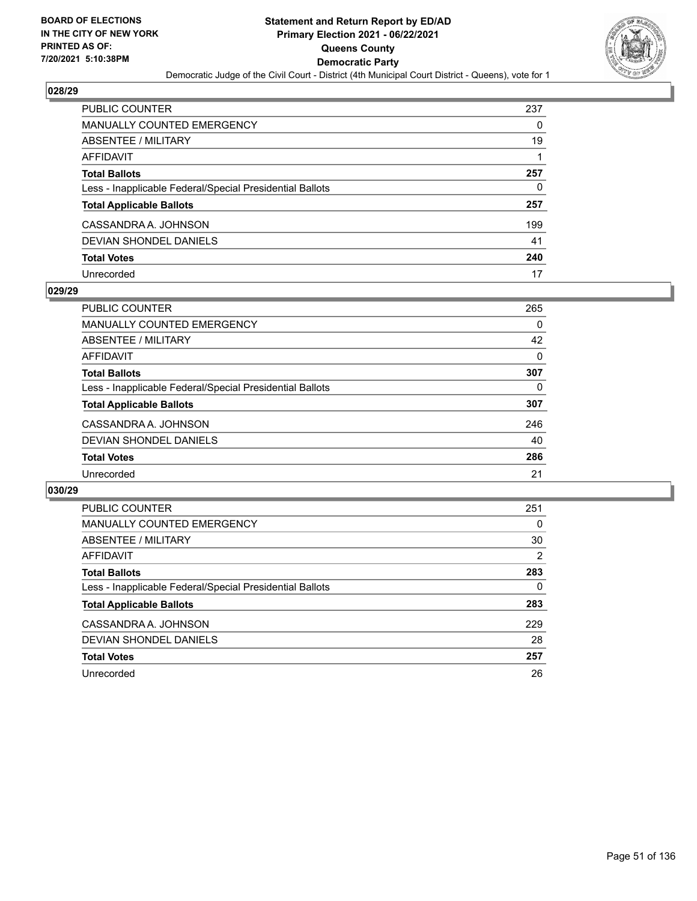BOARD OF ELECTIONS
IN THE CITY OF NEW YORK
PRINTED AS OF:
7/20/2021 5:10:38PM

**Statement and Return Report by ED/AD**
**Primary Election 2021 - 06/22/2021**
**Queens County**
**Democratic Party**
Democratic Judge of the Civil Court - District (4th Municipal Court District - Queens), vote for 1

## 028/29

| | |
|---|---|
| PUBLIC COUNTER | 237 |
| MANUALLY COUNTED EMERGENCY | 0 |
| ABSENTEE / MILITARY | 19 |
| AFFIDAVIT | 1 |
| **Total Ballots** | **257** |
| Less - Inapplicable Federal/Special Presidential Ballots | 0 |
| **Total Applicable Ballots** | **257** |
| CASSANDRA A. JOHNSON | 199 |
| DEVIAN SHONDEL DANIELS | 41 |
| **Total Votes** | **240** |
| Unrecorded | 17 |

## 029/29

| | |
|---|---|
| PUBLIC COUNTER | 265 |
| MANUALLY COUNTED EMERGENCY | 0 |
| ABSENTEE / MILITARY | 42 |
| AFFIDAVIT | 0 |
| **Total Ballots** | **307** |
| Less - Inapplicable Federal/Special Presidential Ballots | 0 |
| **Total Applicable Ballots** | **307** |
| CASSANDRA A. JOHNSON | 246 |
| DEVIAN SHONDEL DANIELS | 40 |
| **Total Votes** | **286** |
| Unrecorded | 21 |

## 030/29

| | |
|---|---|
| PUBLIC COUNTER | 251 |
| MANUALLY COUNTED EMERGENCY | 0 |
| ABSENTEE / MILITARY | 30 |
| AFFIDAVIT | 2 |
| **Total Ballots** | **283** |
| Less - Inapplicable Federal/Special Presidential Ballots | 0 |
| **Total Applicable Ballots** | **283** |
| CASSANDRA A. JOHNSON | 229 |
| DEVIAN SHONDEL DANIELS | 28 |
| **Total Votes** | **257** |
| Unrecorded | 26 |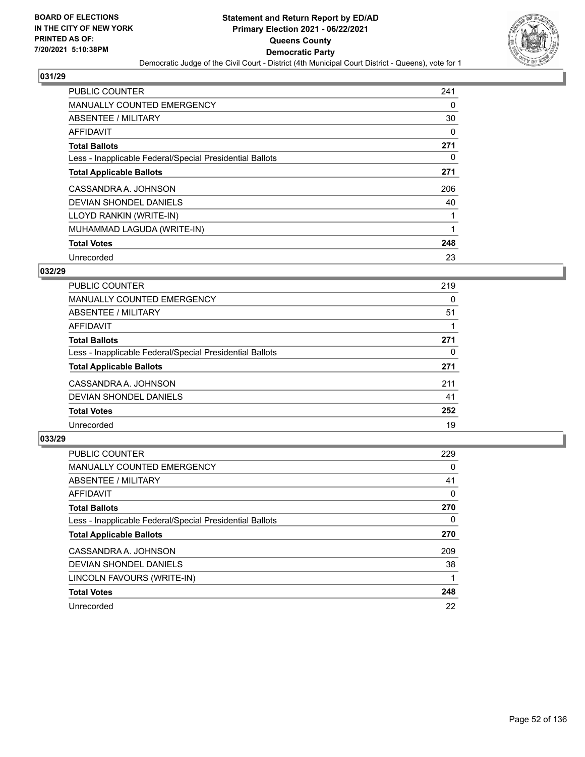## 031/29

| | |
|---|---|
| PUBLIC COUNTER | 241 |
| MANUALLY COUNTED EMERGENCY | 0 |
| ABSENTEE / MILITARY | 30 |
| AFFIDAVIT | 0 |
| **Total Ballots** | **271** |
| Less - Inapplicable Federal/Special Presidential Ballots | 0 |
| **Total Applicable Ballots** | **271** |
| CASSANDRA A. JOHNSON | 206 |
| DEVIAN SHONDEL DANIELS | 40 |
| LLOYD RANKIN (WRITE-IN) | 1 |
| MUHAMMAD LAGUDA (WRITE-IN) | 1 |
| **Total Votes** | **248** |
| Unrecorded | 23 |

## 032/29

| | |
|---|---|
| PUBLIC COUNTER | 219 |
| MANUALLY COUNTED EMERGENCY | 0 |
| ABSENTEE / MILITARY | 51 |
| AFFIDAVIT | 1 |
| **Total Ballots** | **271** |
| Less - Inapplicable Federal/Special Presidential Ballots | 0 |
| **Total Applicable Ballots** | **271** |
| CASSANDRA A. JOHNSON | 211 |
| DEVIAN SHONDEL DANIELS | 41 |
| **Total Votes** | **252** |
| Unrecorded | 19 |

## 033/29

| | |
|---|---|
| PUBLIC COUNTER | 229 |
| MANUALLY COUNTED EMERGENCY | 0 |
| ABSENTEE / MILITARY | 41 |
| AFFIDAVIT | 0 |
| **Total Ballots** | **270** |
| Less - Inapplicable Federal/Special Presidential Ballots | 0 |
| **Total Applicable Ballots** | **270** |
| CASSANDRA A. JOHNSON | 209 |
| DEVIAN SHONDEL DANIELS | 38 |
| LINCOLN FAVOURS (WRITE-IN) | 1 |
| **Total Votes** | **248** |
| Unrecorded | 22 |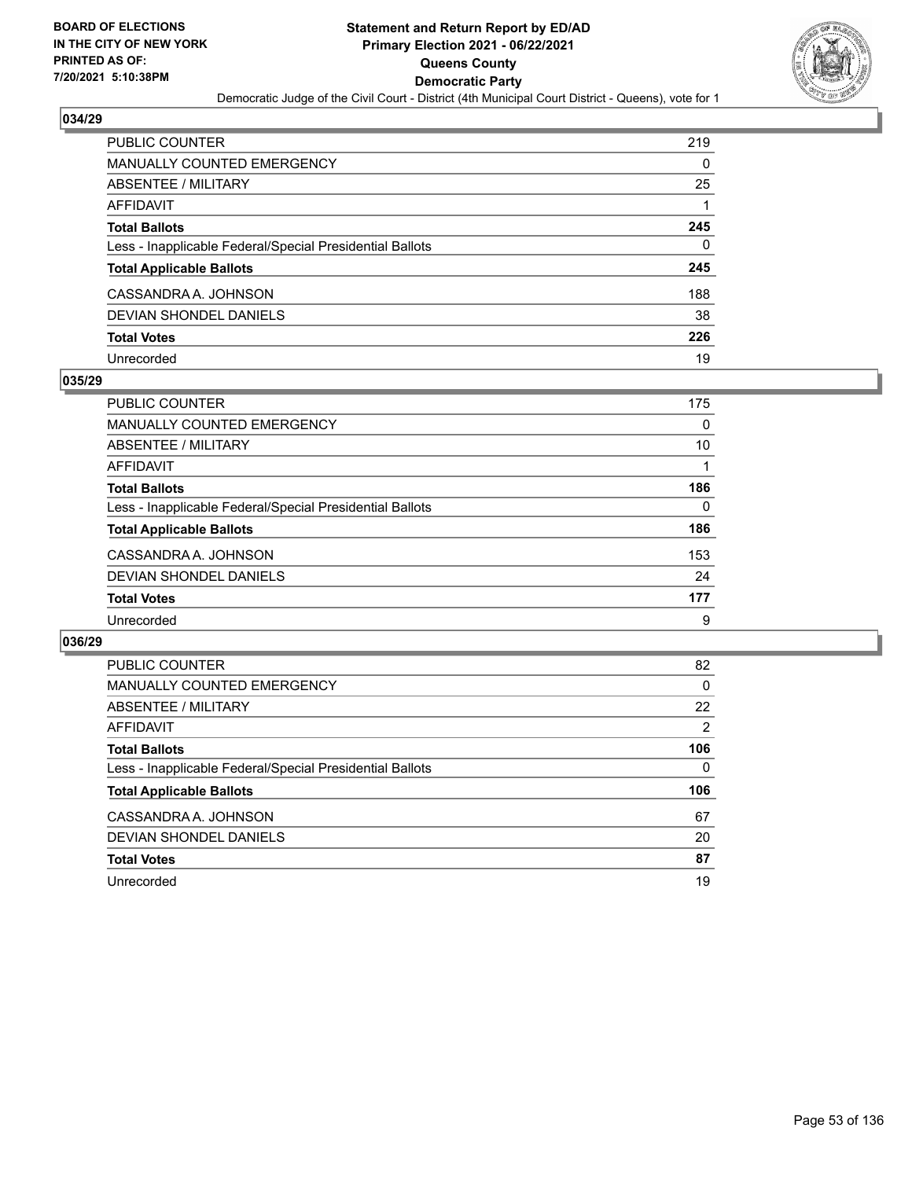## 034/29

| | |
|---|---|
| PUBLIC COUNTER | 219 |
| MANUALLY COUNTED EMERGENCY | 0 |
| ABSENTEE / MILITARY | 25 |
| AFFIDAVIT | 1 |
| **Total Ballots** | **245** |
| Less - Inapplicable Federal/Special Presidential Ballots | 0 |
| **Total Applicable Ballots** | **245** |
| CASSANDRA A. JOHNSON | 188 |
| DEVIAN SHONDEL DANIELS | 38 |
| **Total Votes** | **226** |
| Unrecorded | 19 |

## 035/29

| | |
|---|---|
| PUBLIC COUNTER | 175 |
| MANUALLY COUNTED EMERGENCY | 0 |
| ABSENTEE / MILITARY | 10 |
| AFFIDAVIT | 1 |
| **Total Ballots** | **186** |
| Less - Inapplicable Federal/Special Presidential Ballots | 0 |
| **Total Applicable Ballots** | **186** |
| CASSANDRA A. JOHNSON | 153 |
| DEVIAN SHONDEL DANIELS | 24 |
| **Total Votes** | **177** |
| Unrecorded | 9 |

## 036/29

| | |
|---|---|
| PUBLIC COUNTER | 82 |
| MANUALLY COUNTED EMERGENCY | 0 |
| ABSENTEE / MILITARY | 22 |
| AFFIDAVIT | 2 |
| **Total Ballots** | **106** |
| Less - Inapplicable Federal/Special Presidential Ballots | 0 |
| **Total Applicable Ballots** | **106** |
| CASSANDRA A. JOHNSON | 67 |
| DEVIAN SHONDEL DANIELS | 20 |
| **Total Votes** | **87** |
| Unrecorded | 19 |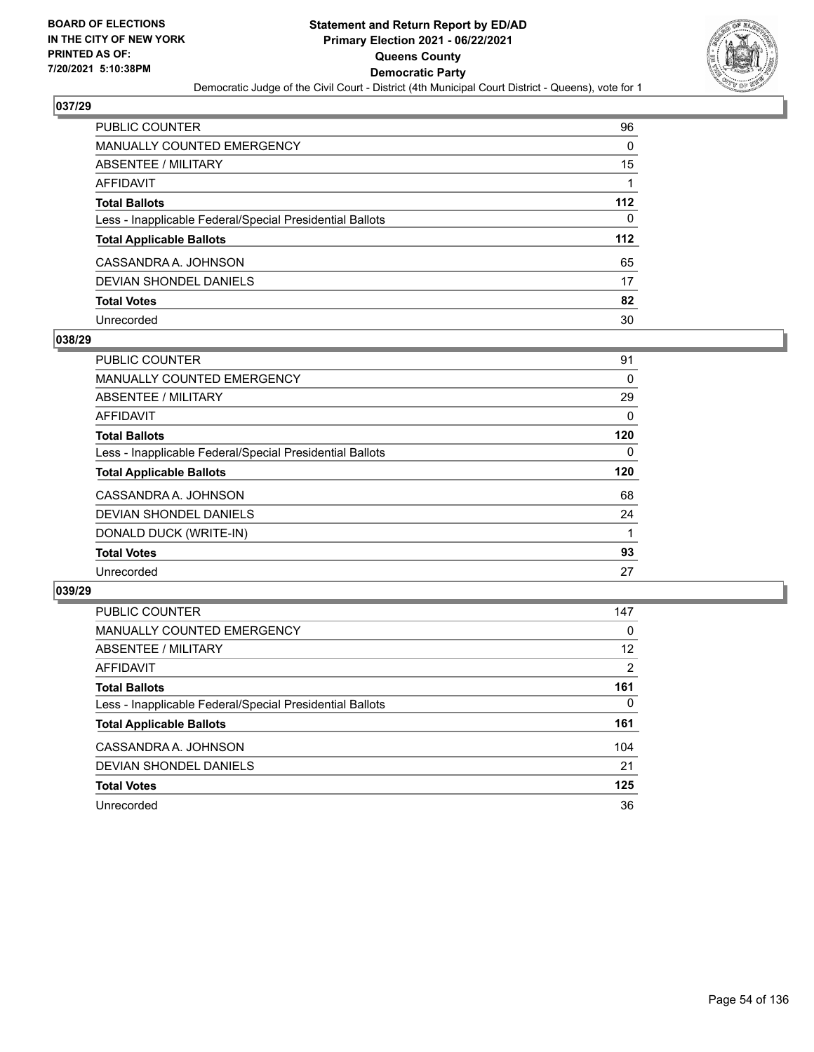## 037/29

| | |
|---|---|
| PUBLIC COUNTER | 96 |
| MANUALLY COUNTED EMERGENCY | 0 |
| ABSENTEE / MILITARY | 15 |
| AFFIDAVIT | 1 |
| **Total Ballots** | **112** |
| Less - Inapplicable Federal/Special Presidential Ballots | 0 |
| **Total Applicable Ballots** | **112** |
| CASSANDRA A. JOHNSON | 65 |
| DEVIAN SHONDEL DANIELS | 17 |
| **Total Votes** | **82** |
| Unrecorded | 30 |

## 038/29

| | |
|---|---|
| PUBLIC COUNTER | 91 |
| MANUALLY COUNTED EMERGENCY | 0 |
| ABSENTEE / MILITARY | 29 |
| AFFIDAVIT | 0 |
| **Total Ballots** | **120** |
| Less - Inapplicable Federal/Special Presidential Ballots | 0 |
| **Total Applicable Ballots** | **120** |
| CASSANDRA A. JOHNSON | 68 |
| DEVIAN SHONDEL DANIELS | 24 |
| DONALD DUCK (WRITE-IN) | 1 |
| **Total Votes** | **93** |
| Unrecorded | 27 |

## 039/29

| | |
|---|---|
| PUBLIC COUNTER | 147 |
| MANUALLY COUNTED EMERGENCY | 0 |
| ABSENTEE / MILITARY | 12 |
| AFFIDAVIT | 2 |
| **Total Ballots** | **161** |
| Less - Inapplicable Federal/Special Presidential Ballots | 0 |
| **Total Applicable Ballots** | **161** |
| CASSANDRA A. JOHNSON | 104 |
| DEVIAN SHONDEL DANIELS | 21 |
| **Total Votes** | **125** |
| Unrecorded | 36 |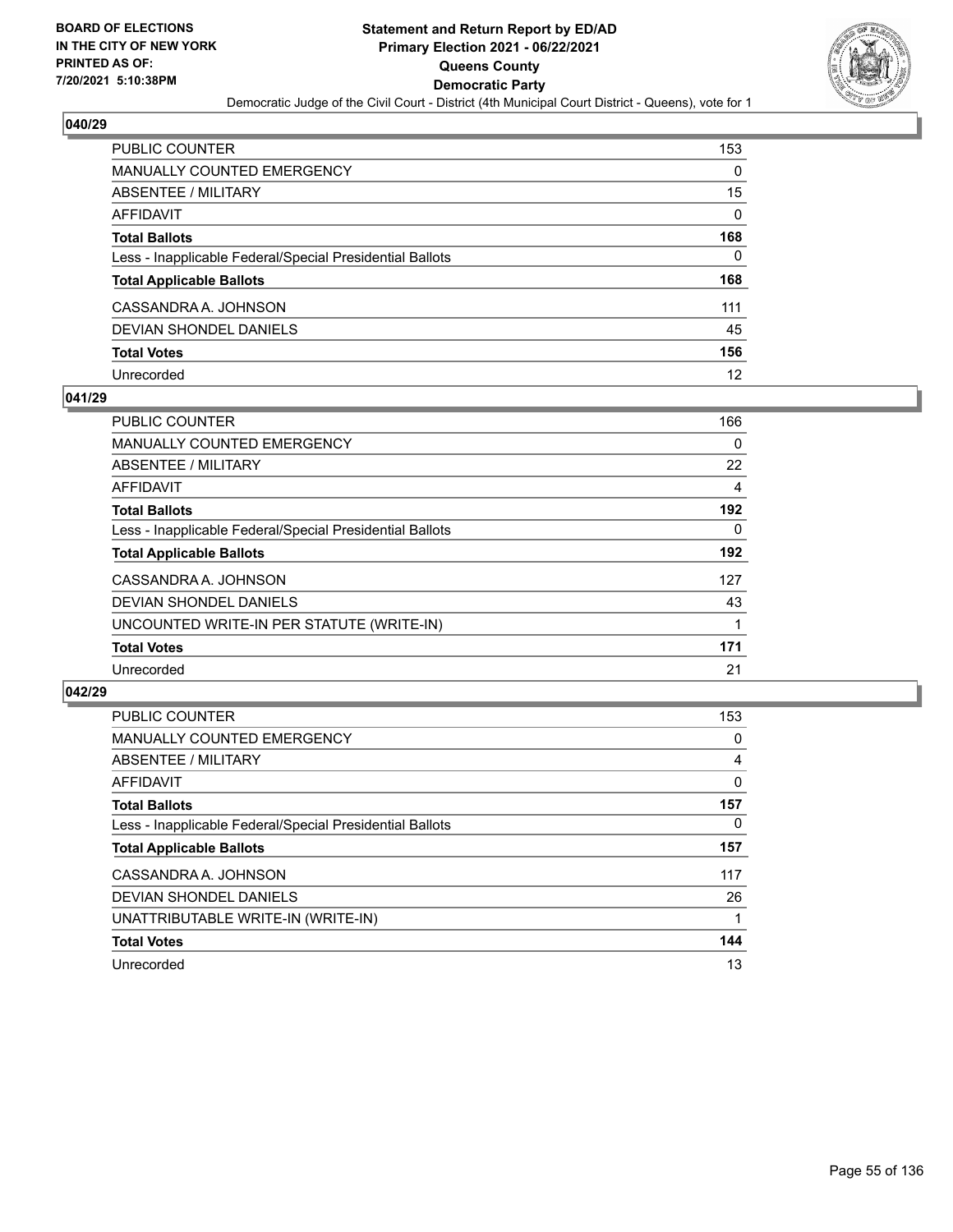## 040/29

| | |
|---|---|
| PUBLIC COUNTER | 153 |
| MANUALLY COUNTED EMERGENCY | 0 |
| ABSENTEE / MILITARY | 15 |
| AFFIDAVIT | 0 |
| **Total Ballots** | **168** |
| Less - Inapplicable Federal/Special Presidential Ballots | 0 |
| **Total Applicable Ballots** | **168** |
| CASSANDRA A. JOHNSON | 111 |
| DEVIAN SHONDEL DANIELS | 45 |
| **Total Votes** | **156** |
| Unrecorded | 12 |

## 041/29

| | |
|---|---|
| PUBLIC COUNTER | 166 |
| MANUALLY COUNTED EMERGENCY | 0 |
| ABSENTEE / MILITARY | 22 |
| AFFIDAVIT | 4 |
| **Total Ballots** | **192** |
| Less - Inapplicable Federal/Special Presidential Ballots | 0 |
| **Total Applicable Ballots** | **192** |
| CASSANDRA A. JOHNSON | 127 |
| DEVIAN SHONDEL DANIELS | 43 |
| UNCOUNTED WRITE-IN PER STATUTE (WRITE-IN) | 1 |
| **Total Votes** | **171** |
| Unrecorded | 21 |

## 042/29

| | |
|---|---|
| PUBLIC COUNTER | 153 |
| MANUALLY COUNTED EMERGENCY | 0 |
| ABSENTEE / MILITARY | 4 |
| AFFIDAVIT | 0 |
| **Total Ballots** | **157** |
| Less - Inapplicable Federal/Special Presidential Ballots | 0 |
| **Total Applicable Ballots** | **157** |
| CASSANDRA A. JOHNSON | 117 |
| DEVIAN SHONDEL DANIELS | 26 |
| UNATTRIBUTABLE WRITE-IN (WRITE-IN) | 1 |
| **Total Votes** | **144** |
| Unrecorded | 13 |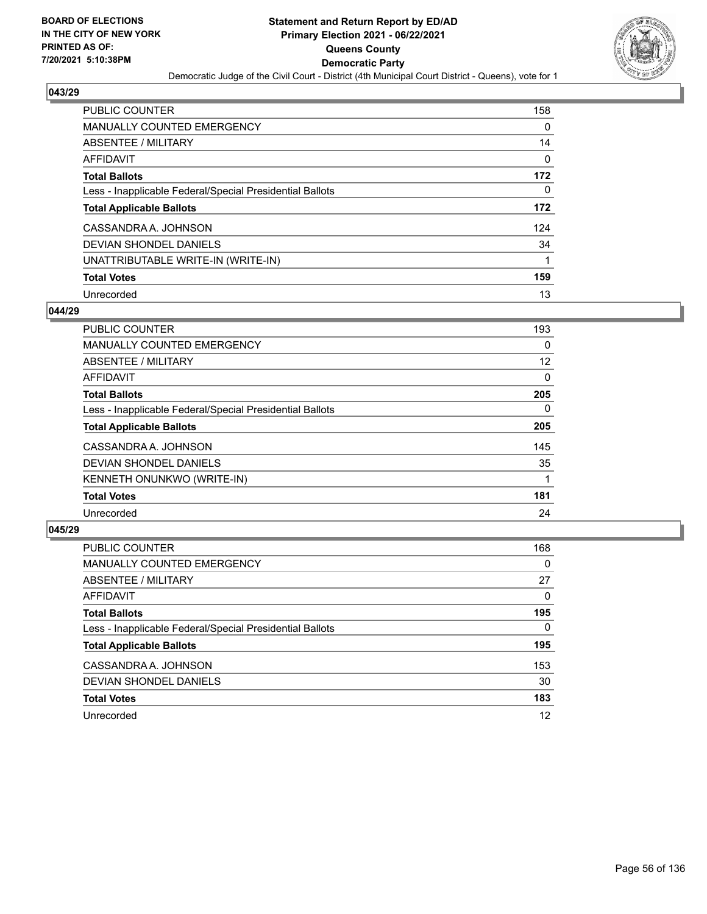**BOARD OF ELECTIONS IN THE CITY OF NEW YORK PRINTED AS OF: 7/20/2021 5:10:38PM**

# Statement and Return Report by ED/AD
## Primary Election 2021 - 06/22/2021
## Queens County
## Democratic Party
### Democratic Judge of the Civil Court - District (4th Municipal Court District - Queens), vote for 1

### 043/29

| | |
|---|---|
| PUBLIC COUNTER | 158 |
| MANUALLY COUNTED EMERGENCY | 0 |
| ABSENTEE / MILITARY | 14 |
| AFFIDAVIT | 0 |
| **Total Ballots** | **172** |
| Less - Inapplicable Federal/Special Presidential Ballots | 0 |
| **Total Applicable Ballots** | **172** |
| CASSANDRA A. JOHNSON | 124 |
| DEVIAN SHONDEL DANIELS | 34 |
| UNATTRIBUTABLE WRITE-IN (WRITE-IN) | 1 |
| **Total Votes** | **159** |
| Unrecorded | 13 |

### 044/29

| | |
|---|---|
| PUBLIC COUNTER | 193 |
| MANUALLY COUNTED EMERGENCY | 0 |
| ABSENTEE / MILITARY | 12 |
| AFFIDAVIT | 0 |
| **Total Ballots** | **205** |
| Less - Inapplicable Federal/Special Presidential Ballots | 0 |
| **Total Applicable Ballots** | **205** |
| CASSANDRA A. JOHNSON | 145 |
| DEVIAN SHONDEL DANIELS | 35 |
| KENNETH ONUNKWO (WRITE-IN) | 1 |
| **Total Votes** | **181** |
| Unrecorded | 24 |

### 045/29

| | |
|---|---|
| PUBLIC COUNTER | 168 |
| MANUALLY COUNTED EMERGENCY | 0 |
| ABSENTEE / MILITARY | 27 |
| AFFIDAVIT | 0 |
| **Total Ballots** | **195** |
| Less - Inapplicable Federal/Special Presidential Ballots | 0 |
| **Total Applicable Ballots** | **195** |
| CASSANDRA A. JOHNSON | 153 |
| DEVIAN SHONDEL DANIELS | 30 |
| **Total Votes** | **183** |
| Unrecorded | 12 |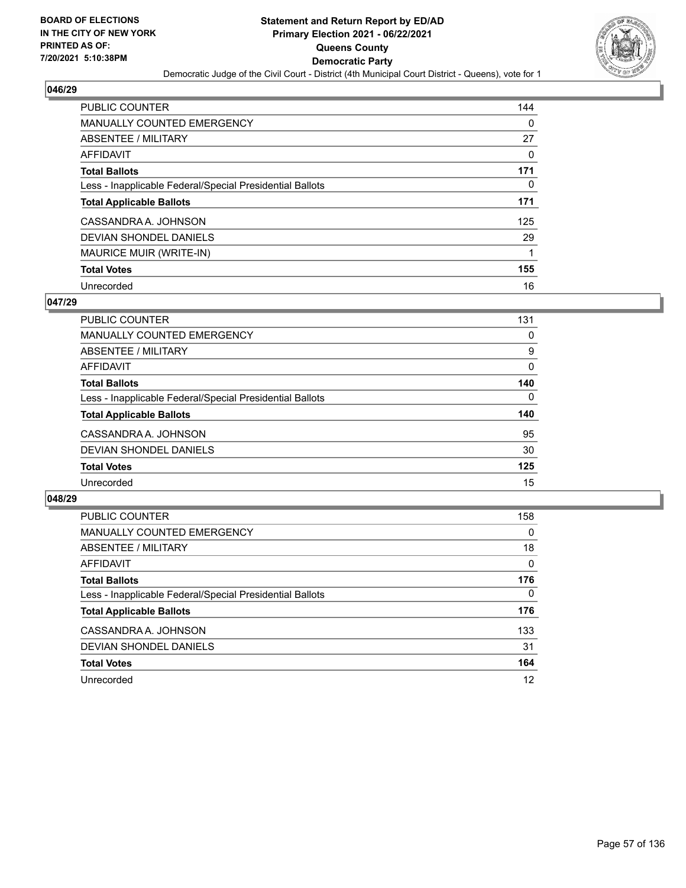**BOARD OF ELECTIONS IN THE CITY OF NEW YORK PRINTED AS OF: 7/20/2021 5:10:38PM**

# Statement and Return Report by ED/AD
## Primary Election 2021 - 06/22/2021
## Queens County
## Democratic Party
Democratic Judge of the Civil Court - District (4th Municipal Court District - Queens), vote for 1

### 046/29

| | |
|---|---|
| PUBLIC COUNTER | 144 |
| MANUALLY COUNTED EMERGENCY | 0 |
| ABSENTEE / MILITARY | 27 |
| AFFIDAVIT | 0 |
| **Total Ballots** | **171** |
| Less - Inapplicable Federal/Special Presidential Ballots | 0 |
| **Total Applicable Ballots** | **171** |
| CASSANDRA A. JOHNSON | 125 |
| DEVIAN SHONDEL DANIELS | 29 |
| MAURICE MUIR (WRITE-IN) | 1 |
| **Total Votes** | **155** |
| Unrecorded | 16 |

### 047/29

| | |
|---|---|
| PUBLIC COUNTER | 131 |
| MANUALLY COUNTED EMERGENCY | 0 |
| ABSENTEE / MILITARY | 9 |
| AFFIDAVIT | 0 |
| **Total Ballots** | **140** |
| Less - Inapplicable Federal/Special Presidential Ballots | 0 |
| **Total Applicable Ballots** | **140** |
| CASSANDRA A. JOHNSON | 95 |
| DEVIAN SHONDEL DANIELS | 30 |
| **Total Votes** | **125** |
| Unrecorded | 15 |

### 048/29

| | |
|---|---|
| PUBLIC COUNTER | 158 |
| MANUALLY COUNTED EMERGENCY | 0 |
| ABSENTEE / MILITARY | 18 |
| AFFIDAVIT | 0 |
| **Total Ballots** | **176** |
| Less - Inapplicable Federal/Special Presidential Ballots | 0 |
| **Total Applicable Ballots** | **176** |
| CASSANDRA A. JOHNSON | 133 |
| DEVIAN SHONDEL DANIELS | 31 |
| **Total Votes** | **164** |
| Unrecorded | 12 |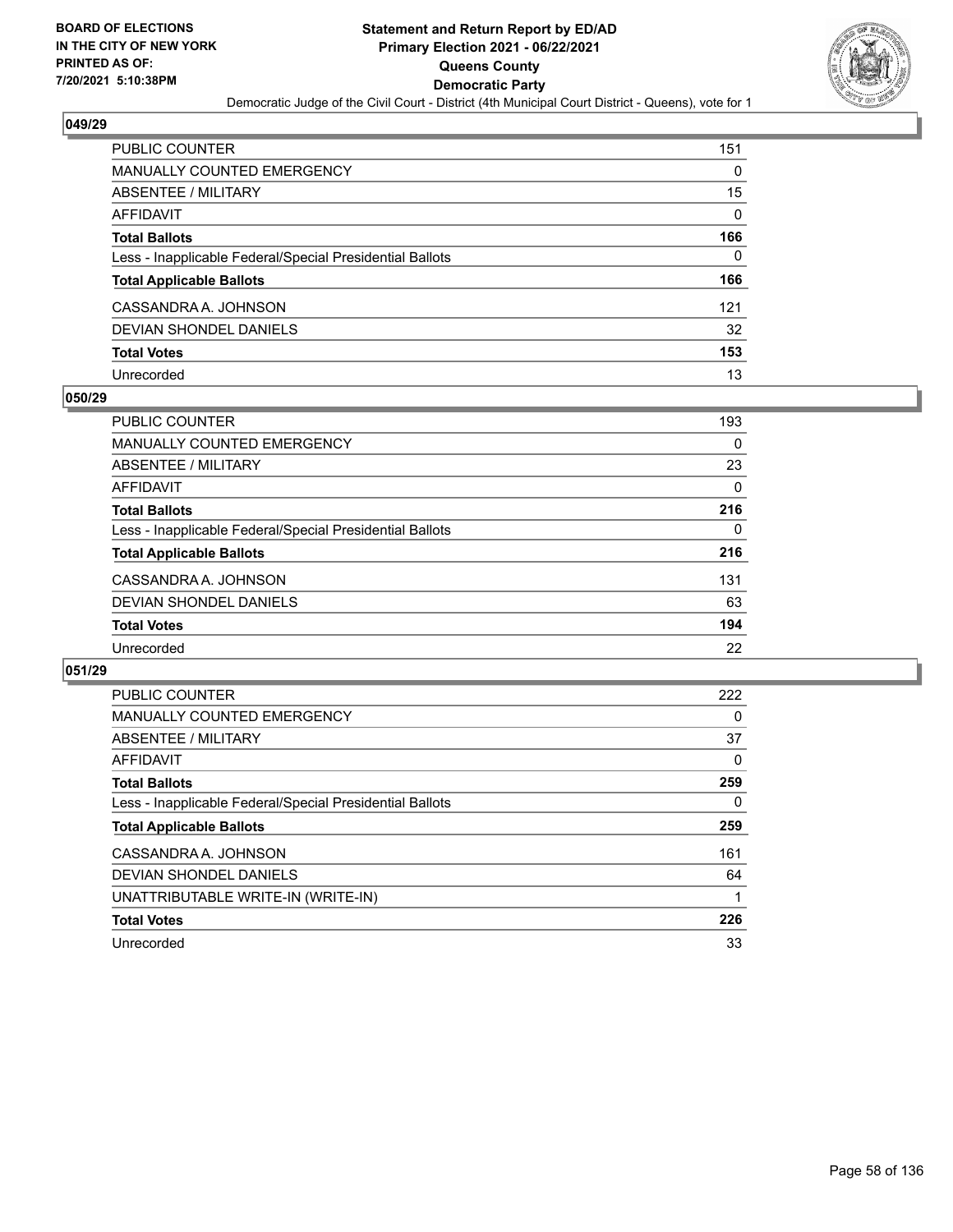**BOARD OF ELECTIONS IN THE CITY OF NEW YORK PRINTED AS OF: 7/20/2021 5:10:38PM**

# Statement and Return Report by ED/AD
## Primary Election 2021 - 06/22/2021
## Queens County
## Democratic Party
### Democratic Judge of the Civil Court - District (4th Municipal Court District - Queens), vote for 1

### 049/29

| | |
|---|---|
| PUBLIC COUNTER | 151 |
| MANUALLY COUNTED EMERGENCY | 0 |
| ABSENTEE / MILITARY | 15 |
| AFFIDAVIT | 0 |
| **Total Ballots** | **166** |
| Less - Inapplicable Federal/Special Presidential Ballots | 0 |
| **Total Applicable Ballots** | **166** |
| CASSANDRA A. JOHNSON | 121 |
| DEVIAN SHONDEL DANIELS | 32 |
| **Total Votes** | **153** |
| Unrecorded | 13 |

### 050/29

| | |
|---|---|
| PUBLIC COUNTER | 193 |
| MANUALLY COUNTED EMERGENCY | 0 |
| ABSENTEE / MILITARY | 23 |
| AFFIDAVIT | 0 |
| **Total Ballots** | **216** |
| Less - Inapplicable Federal/Special Presidential Ballots | 0 |
| **Total Applicable Ballots** | **216** |
| CASSANDRA A. JOHNSON | 131 |
| DEVIAN SHONDEL DANIELS | 63 |
| **Total Votes** | **194** |
| Unrecorded | 22 |

### 051/29

| | |
|---|---|
| PUBLIC COUNTER | 222 |
| MANUALLY COUNTED EMERGENCY | 0 |
| ABSENTEE / MILITARY | 37 |
| AFFIDAVIT | 0 |
| **Total Ballots** | **259** |
| Less - Inapplicable Federal/Special Presidential Ballots | 0 |
| **Total Applicable Ballots** | **259** |
| CASSANDRA A. JOHNSON | 161 |
| DEVIAN SHONDEL DANIELS | 64 |
| UNATTRIBUTABLE WRITE-IN (WRITE-IN) | 1 |
| **Total Votes** | **226** |
| Unrecorded | 33 |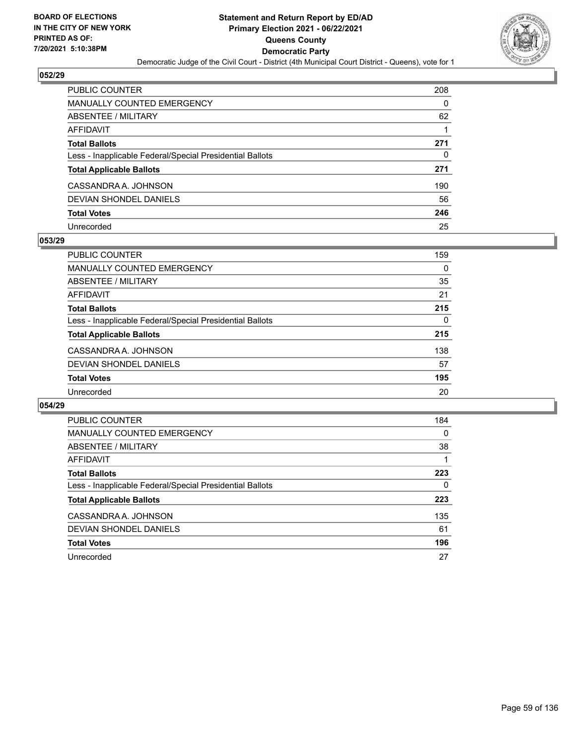BOARD OF ELECTIONS
IN THE CITY OF NEW YORK
PRINTED AS OF:
7/20/2021 5:10:38PM

**Statement and Return Report by ED/AD**
**Primary Election 2021 - 06/22/2021**
**Queens County**
**Democratic Party**
Democratic Judge of the Civil Court - District (4th Municipal Court District - Queens), vote for 1

### 052/29

| | |
|---|---|
| PUBLIC COUNTER | 208 |
| MANUALLY COUNTED EMERGENCY | 0 |
| ABSENTEE / MILITARY | 62 |
| AFFIDAVIT | 1 |
| **Total Ballots** | **271** |
| Less - Inapplicable Federal/Special Presidential Ballots | 0 |
| **Total Applicable Ballots** | **271** |
| CASSANDRA A. JOHNSON | 190 |
| DEVIAN SHONDEL DANIELS | 56 |
| **Total Votes** | **246** |
| Unrecorded | 25 |

### 053/29

| | |
|---|---|
| PUBLIC COUNTER | 159 |
| MANUALLY COUNTED EMERGENCY | 0 |
| ABSENTEE / MILITARY | 35 |
| AFFIDAVIT | 21 |
| **Total Ballots** | **215** |
| Less - Inapplicable Federal/Special Presidential Ballots | 0 |
| **Total Applicable Ballots** | **215** |
| CASSANDRA A. JOHNSON | 138 |
| DEVIAN SHONDEL DANIELS | 57 |
| **Total Votes** | **195** |
| Unrecorded | 20 |

### 054/29

| | |
|---|---|
| PUBLIC COUNTER | 184 |
| MANUALLY COUNTED EMERGENCY | 0 |
| ABSENTEE / MILITARY | 38 |
| AFFIDAVIT | 1 |
| **Total Ballots** | **223** |
| Less - Inapplicable Federal/Special Presidential Ballots | 0 |
| **Total Applicable Ballots** | **223** |
| CASSANDRA A. JOHNSON | 135 |
| DEVIAN SHONDEL DANIELS | 61 |
| **Total Votes** | **196** |
| Unrecorded | 27 |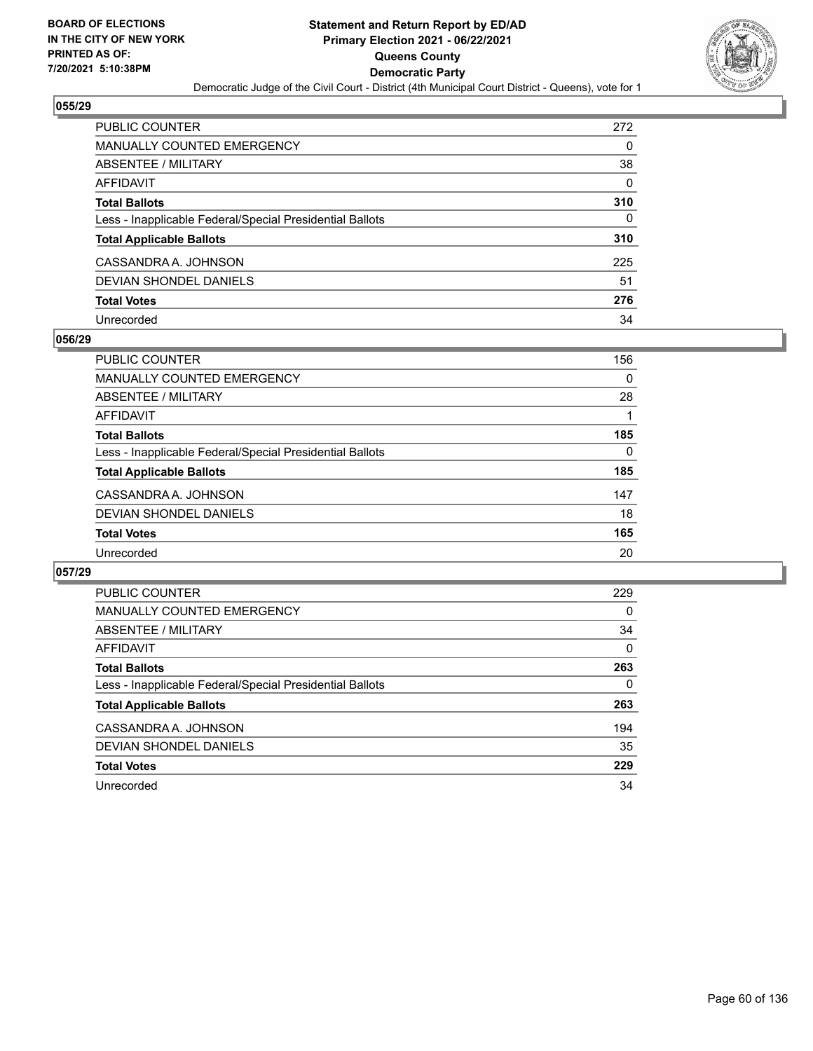## 055/29

| | |
|---|---|
| PUBLIC COUNTER | 272 |
| MANUALLY COUNTED EMERGENCY | 0 |
| ABSENTEE / MILITARY | 38 |
| AFFIDAVIT | 0 |
| **Total Ballots** | **310** |
| Less - Inapplicable Federal/Special Presidential Ballots | 0 |
| **Total Applicable Ballots** | **310** |
| CASSANDRA A. JOHNSON | 225 |
| DEVIAN SHONDEL DANIELS | 51 |
| **Total Votes** | **276** |
| Unrecorded | 34 |

## 056/29

| | |
|---|---|
| PUBLIC COUNTER | 156 |
| MANUALLY COUNTED EMERGENCY | 0 |
| ABSENTEE / MILITARY | 28 |
| AFFIDAVIT | 1 |
| **Total Ballots** | **185** |
| Less - Inapplicable Federal/Special Presidential Ballots | 0 |
| **Total Applicable Ballots** | **185** |
| CASSANDRA A. JOHNSON | 147 |
| DEVIAN SHONDEL DANIELS | 18 |
| **Total Votes** | **165** |
| Unrecorded | 20 |

## 057/29

| | |
|---|---|
| PUBLIC COUNTER | 229 |
| MANUALLY COUNTED EMERGENCY | 0 |
| ABSENTEE / MILITARY | 34 |
| AFFIDAVIT | 0 |
| **Total Ballots** | **263** |
| Less - Inapplicable Federal/Special Presidential Ballots | 0 |
| **Total Applicable Ballots** | **263** |
| CASSANDRA A. JOHNSON | 194 |
| DEVIAN SHONDEL DANIELS | 35 |
| **Total Votes** | **229** |
| Unrecorded | 34 |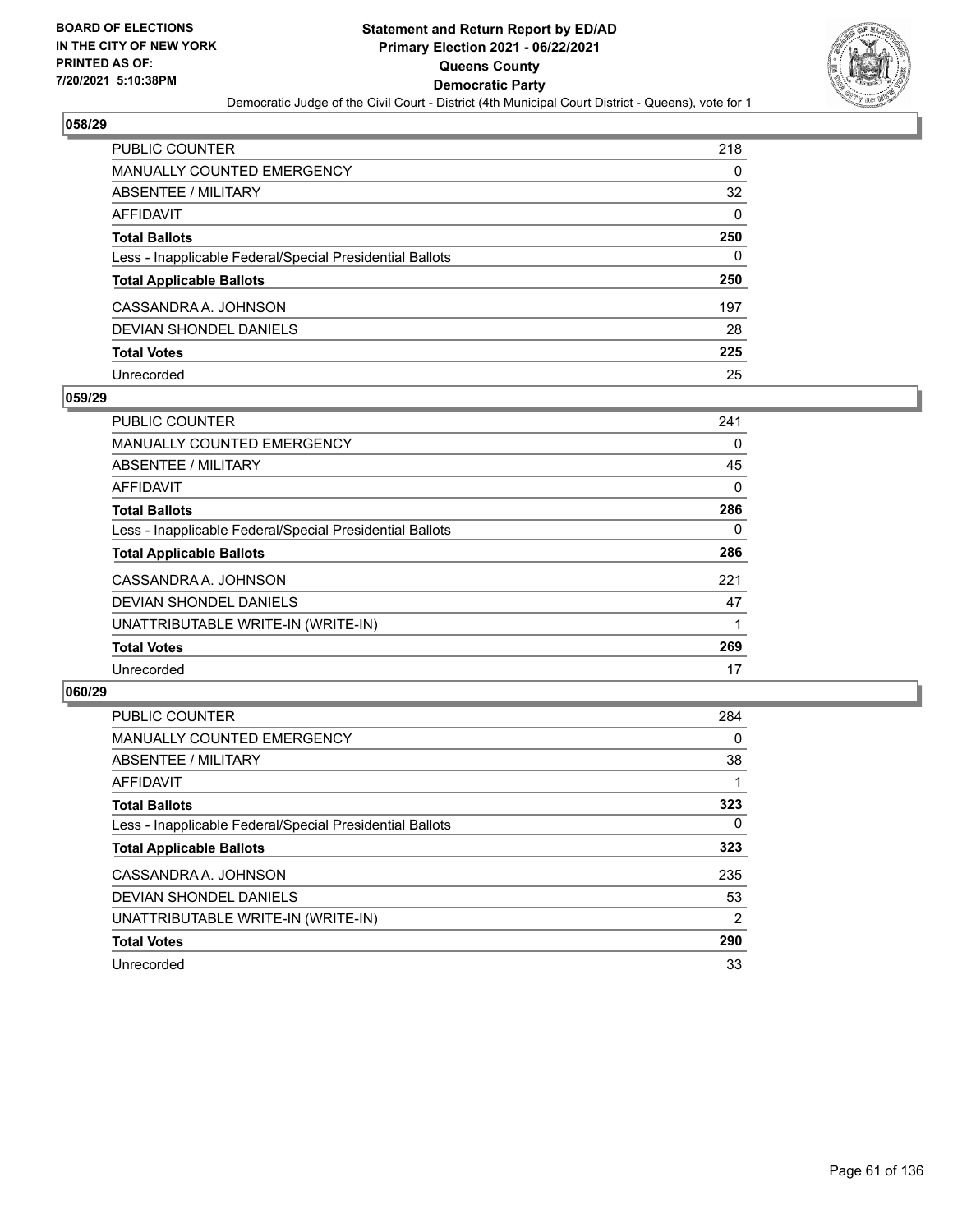**BOARD OF ELECTIONS IN THE CITY OF NEW YORK PRINTED AS OF: 7/20/2021 5:10:38PM**

# Statement and Return Report by ED/AD
## Primary Election 2021 - 06/22/2021
## Queens County
## Democratic Party
### Democratic Judge of the Civil Court - District (4th Municipal Court District - Queens), vote for 1

### 058/29

| | |
|---|---|
| PUBLIC COUNTER | 218 |
| MANUALLY COUNTED EMERGENCY | 0 |
| ABSENTEE / MILITARY | 32 |
| AFFIDAVIT | 0 |
| **Total Ballots** | **250** |
| Less - Inapplicable Federal/Special Presidential Ballots | 0 |
| **Total Applicable Ballots** | **250** |
| CASSANDRA A. JOHNSON | 197 |
| DEVIAN SHONDEL DANIELS | 28 |
| **Total Votes** | **225** |
| Unrecorded | 25 |

### 059/29

| | |
|---|---|
| PUBLIC COUNTER | 241 |
| MANUALLY COUNTED EMERGENCY | 0 |
| ABSENTEE / MILITARY | 45 |
| AFFIDAVIT | 0 |
| **Total Ballots** | **286** |
| Less - Inapplicable Federal/Special Presidential Ballots | 0 |
| **Total Applicable Ballots** | **286** |
| CASSANDRA A. JOHNSON | 221 |
| DEVIAN SHONDEL DANIELS | 47 |
| UNATTRIBUTABLE WRITE-IN (WRITE-IN) | 1 |
| **Total Votes** | **269** |
| Unrecorded | 17 |

### 060/29

| | |
|---|---|
| PUBLIC COUNTER | 284 |
| MANUALLY COUNTED EMERGENCY | 0 |
| ABSENTEE / MILITARY | 38 |
| AFFIDAVIT | 1 |
| **Total Ballots** | **323** |
| Less - Inapplicable Federal/Special Presidential Ballots | 0 |
| **Total Applicable Ballots** | **323** |
| CASSANDRA A. JOHNSON | 235 |
| DEVIAN SHONDEL DANIELS | 53 |
| UNATTRIBUTABLE WRITE-IN (WRITE-IN) | 2 |
| **Total Votes** | **290** |
| Unrecorded | 33 |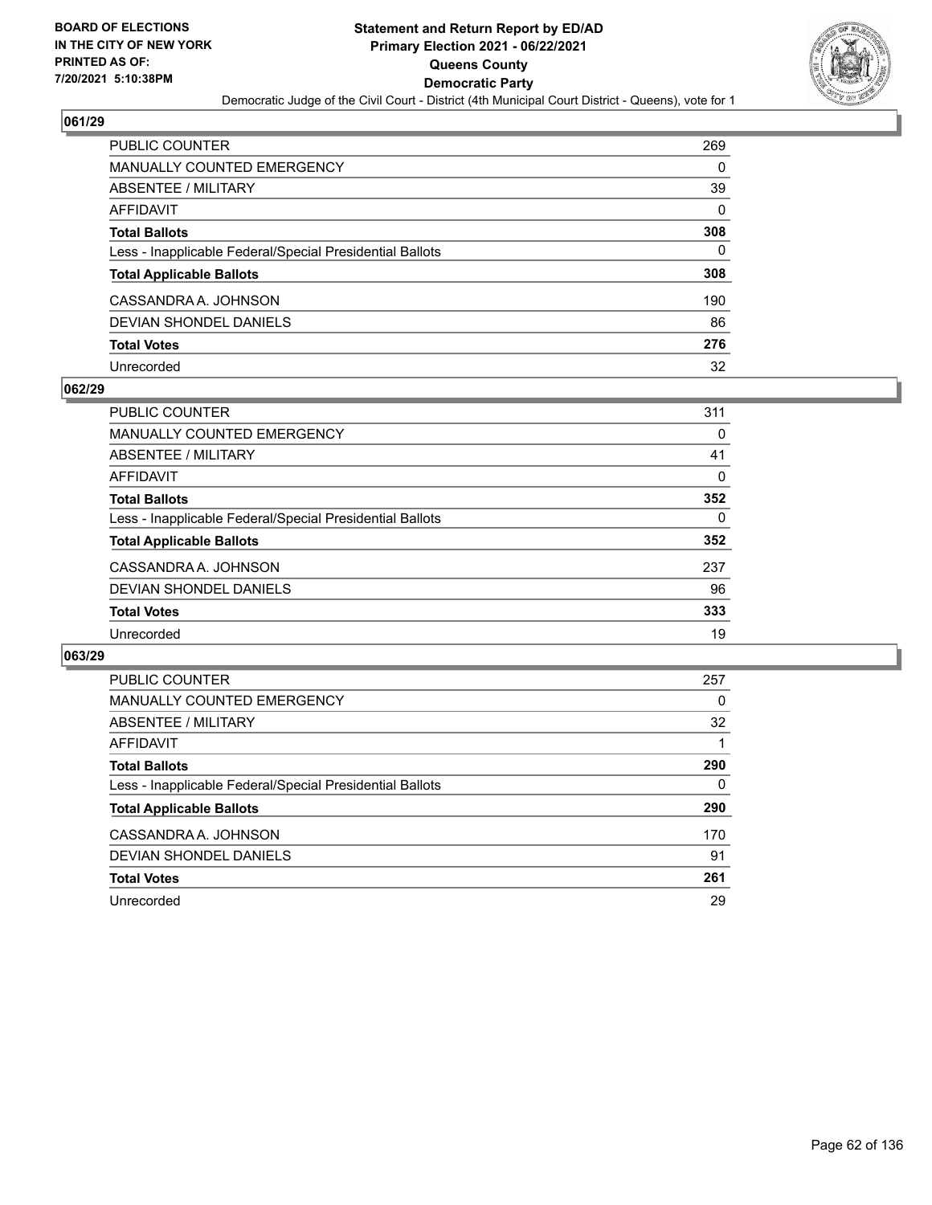## 061/29

| | |
|---|---|
| PUBLIC COUNTER | 269 |
| MANUALLY COUNTED EMERGENCY | 0 |
| ABSENTEE / MILITARY | 39 |
| AFFIDAVIT | 0 |
| **Total Ballots** | **308** |
| Less - Inapplicable Federal/Special Presidential Ballots | 0 |
| **Total Applicable Ballots** | **308** |
| CASSANDRA A. JOHNSON | 190 |
| DEVIAN SHONDEL DANIELS | 86 |
| **Total Votes** | **276** |
| Unrecorded | 32 |

## 062/29

| | |
|---|---|
| PUBLIC COUNTER | 311 |
| MANUALLY COUNTED EMERGENCY | 0 |
| ABSENTEE / MILITARY | 41 |
| AFFIDAVIT | 0 |
| **Total Ballots** | **352** |
| Less - Inapplicable Federal/Special Presidential Ballots | 0 |
| **Total Applicable Ballots** | **352** |
| CASSANDRA A. JOHNSON | 237 |
| DEVIAN SHONDEL DANIELS | 96 |
| **Total Votes** | **333** |
| Unrecorded | 19 |

## 063/29

| | |
|---|---|
| PUBLIC COUNTER | 257 |
| MANUALLY COUNTED EMERGENCY | 0 |
| ABSENTEE / MILITARY | 32 |
| AFFIDAVIT | 1 |
| **Total Ballots** | **290** |
| Less - Inapplicable Federal/Special Presidential Ballots | 0 |
| **Total Applicable Ballots** | **290** |
| CASSANDRA A. JOHNSON | 170 |
| DEVIAN SHONDEL DANIELS | 91 |
| **Total Votes** | **261** |
| Unrecorded | 29 |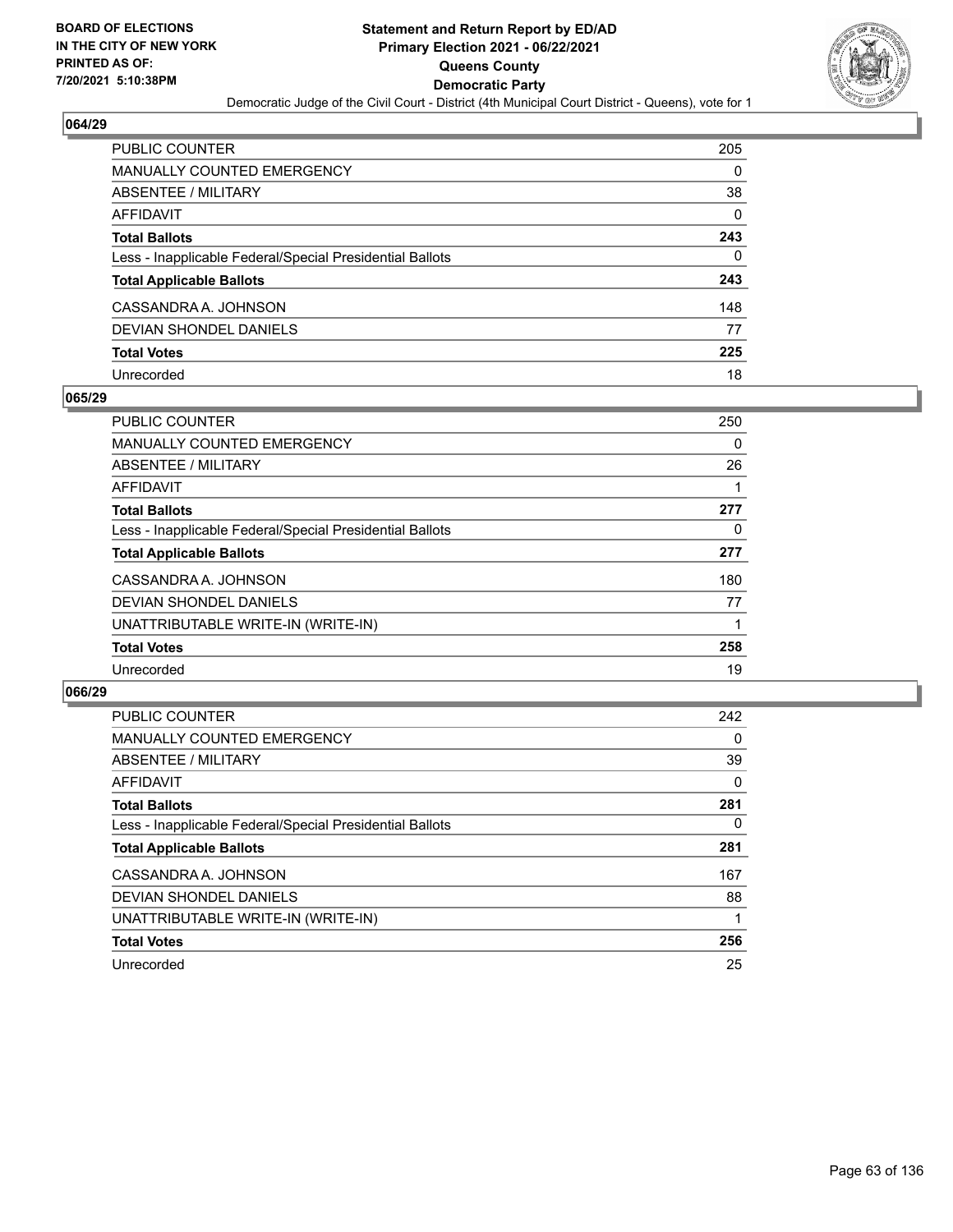BOARD OF ELECTIONS
IN THE CITY OF NEW YORK
PRINTED AS OF:
7/20/2021 5:10:38PM

**Statement and Return Report by ED/AD**
**Primary Election 2021 - 06/22/2021**
**Queens County**
**Democratic Party**
Democratic Judge of the Civil Court - District (4th Municipal Court District - Queens), vote for 1

## 064/29

| | |
|---|---|
| PUBLIC COUNTER | 205 |
| MANUALLY COUNTED EMERGENCY | 0 |
| ABSENTEE / MILITARY | 38 |
| AFFIDAVIT | 0 |
| **Total Ballots** | **243** |
| Less - Inapplicable Federal/Special Presidential Ballots | 0 |
| **Total Applicable Ballots** | **243** |
| CASSANDRA A. JOHNSON | 148 |
| DEVIAN SHONDEL DANIELS | 77 |
| **Total Votes** | **225** |
| Unrecorded | 18 |

## 065/29

| | |
|---|---|
| PUBLIC COUNTER | 250 |
| MANUALLY COUNTED EMERGENCY | 0 |
| ABSENTEE / MILITARY | 26 |
| AFFIDAVIT | 1 |
| **Total Ballots** | **277** |
| Less - Inapplicable Federal/Special Presidential Ballots | 0 |
| **Total Applicable Ballots** | **277** |
| CASSANDRA A. JOHNSON | 180 |
| DEVIAN SHONDEL DANIELS | 77 |
| UNATTRIBUTABLE WRITE-IN (WRITE-IN) | 1 |
| **Total Votes** | **258** |
| Unrecorded | 19 |

## 066/29

| | |
|---|---|
| PUBLIC COUNTER | 242 |
| MANUALLY COUNTED EMERGENCY | 0 |
| ABSENTEE / MILITARY | 39 |
| AFFIDAVIT | 0 |
| **Total Ballots** | **281** |
| Less - Inapplicable Federal/Special Presidential Ballots | 0 |
| **Total Applicable Ballots** | **281** |
| CASSANDRA A. JOHNSON | 167 |
| DEVIAN SHONDEL DANIELS | 88 |
| UNATTRIBUTABLE WRITE-IN (WRITE-IN) | 1 |
| **Total Votes** | **256** |
| Unrecorded | 25 |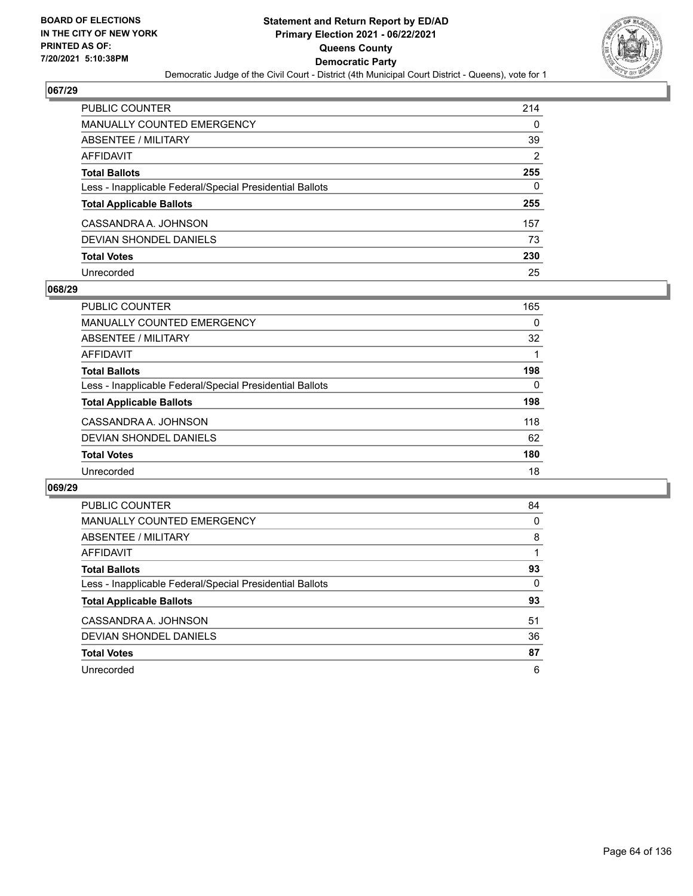**BOARD OF ELECTIONS IN THE CITY OF NEW YORK PRINTED AS OF: 7/20/2021 5:10:38PM**

# Statement and Return Report by ED/AD
## Primary Election 2021 - 06/22/2021
## Queens County
## Democratic Party

Democratic Judge of the Civil Court - District (4th Municipal Court District - Queens), vote for 1

### 067/29

| | |
|---|---|
| PUBLIC COUNTER | 214 |
| MANUALLY COUNTED EMERGENCY | 0 |
| ABSENTEE / MILITARY | 39 |
| AFFIDAVIT | 2 |
| **Total Ballots** | **255** |
| Less - Inapplicable Federal/Special Presidential Ballots | 0 |
| **Total Applicable Ballots** | **255** |
| CASSANDRA A. JOHNSON | 157 |
| DEVIAN SHONDEL DANIELS | 73 |
| **Total Votes** | **230** |
| Unrecorded | 25 |

### 068/29

| | |
|---|---|
| PUBLIC COUNTER | 165 |
| MANUALLY COUNTED EMERGENCY | 0 |
| ABSENTEE / MILITARY | 32 |
| AFFIDAVIT | 1 |
| **Total Ballots** | **198** |
| Less - Inapplicable Federal/Special Presidential Ballots | 0 |
| **Total Applicable Ballots** | **198** |
| CASSANDRA A. JOHNSON | 118 |
| DEVIAN SHONDEL DANIELS | 62 |
| **Total Votes** | **180** |
| Unrecorded | 18 |

### 069/29

| | |
|---|---|
| PUBLIC COUNTER | 84 |
| MANUALLY COUNTED EMERGENCY | 0 |
| ABSENTEE / MILITARY | 8 |
| AFFIDAVIT | 1 |
| **Total Ballots** | **93** |
| Less - Inapplicable Federal/Special Presidential Ballots | 0 |
| **Total Applicable Ballots** | **93** |
| CASSANDRA A. JOHNSON | 51 |
| DEVIAN SHONDEL DANIELS | 36 |
| **Total Votes** | **87** |
| Unrecorded | 6 |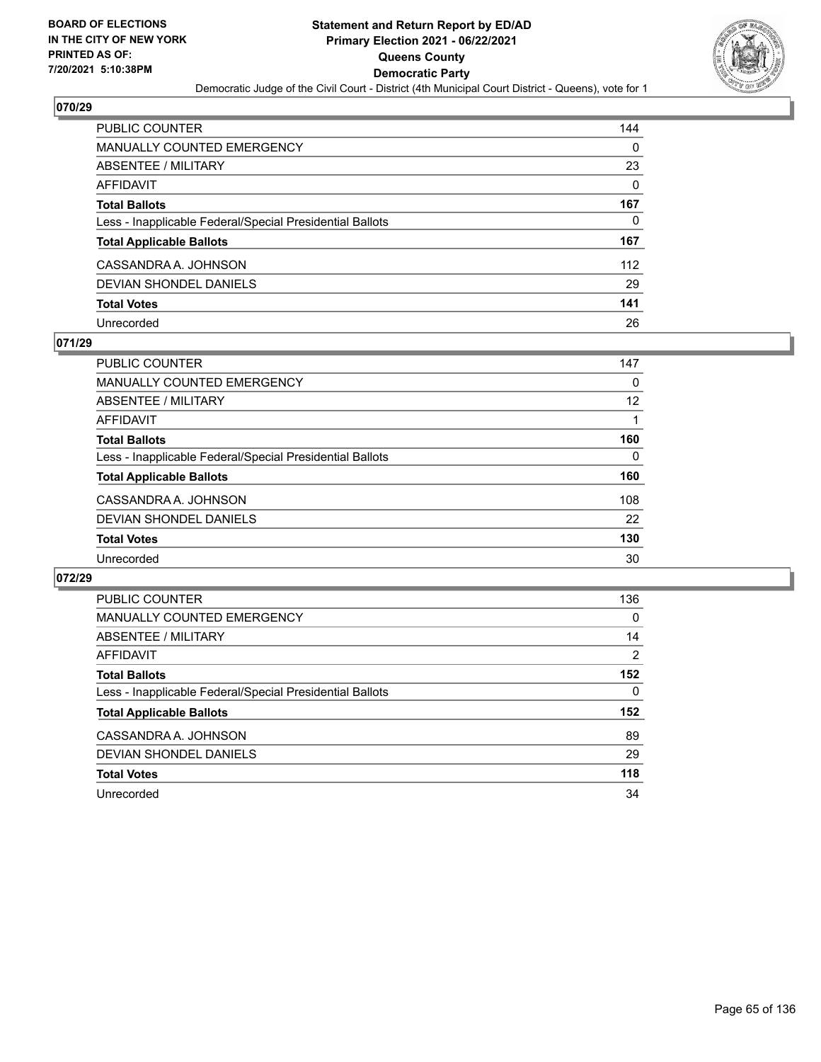**BOARD OF ELECTIONS IN THE CITY OF NEW YORK PRINTED AS OF: 7/20/2021 5:10:38PM**

# Statement and Return Report by ED/AD
## Primary Election 2021 - 06/22/2021
## Queens County
## Democratic Party

Democratic Judge of the Civil Court - District (4th Municipal Court District - Queens), vote for 1

### 070/29

| | |
|---|---|
| PUBLIC COUNTER | 144 |
| MANUALLY COUNTED EMERGENCY | 0 |
| ABSENTEE / MILITARY | 23 |
| AFFIDAVIT | 0 |
| **Total Ballots** | **167** |
| Less - Inapplicable Federal/Special Presidential Ballots | 0 |
| **Total Applicable Ballots** | **167** |
| CASSANDRA A. JOHNSON | 112 |
| DEVIAN SHONDEL DANIELS | 29 |
| **Total Votes** | **141** |
| Unrecorded | 26 |

### 071/29

| | |
|---|---|
| PUBLIC COUNTER | 147 |
| MANUALLY COUNTED EMERGENCY | 0 |
| ABSENTEE / MILITARY | 12 |
| AFFIDAVIT | 1 |
| **Total Ballots** | **160** |
| Less - Inapplicable Federal/Special Presidential Ballots | 0 |
| **Total Applicable Ballots** | **160** |
| CASSANDRA A. JOHNSON | 108 |
| DEVIAN SHONDEL DANIELS | 22 |
| **Total Votes** | **130** |
| Unrecorded | 30 |

### 072/29

| | |
|---|---|
| PUBLIC COUNTER | 136 |
| MANUALLY COUNTED EMERGENCY | 0 |
| ABSENTEE / MILITARY | 14 |
| AFFIDAVIT | 2 |
| **Total Ballots** | **152** |
| Less - Inapplicable Federal/Special Presidential Ballots | 0 |
| **Total Applicable Ballots** | **152** |
| CASSANDRA A. JOHNSON | 89 |
| DEVIAN SHONDEL DANIELS | 29 |
| **Total Votes** | **118** |
| Unrecorded | 34 |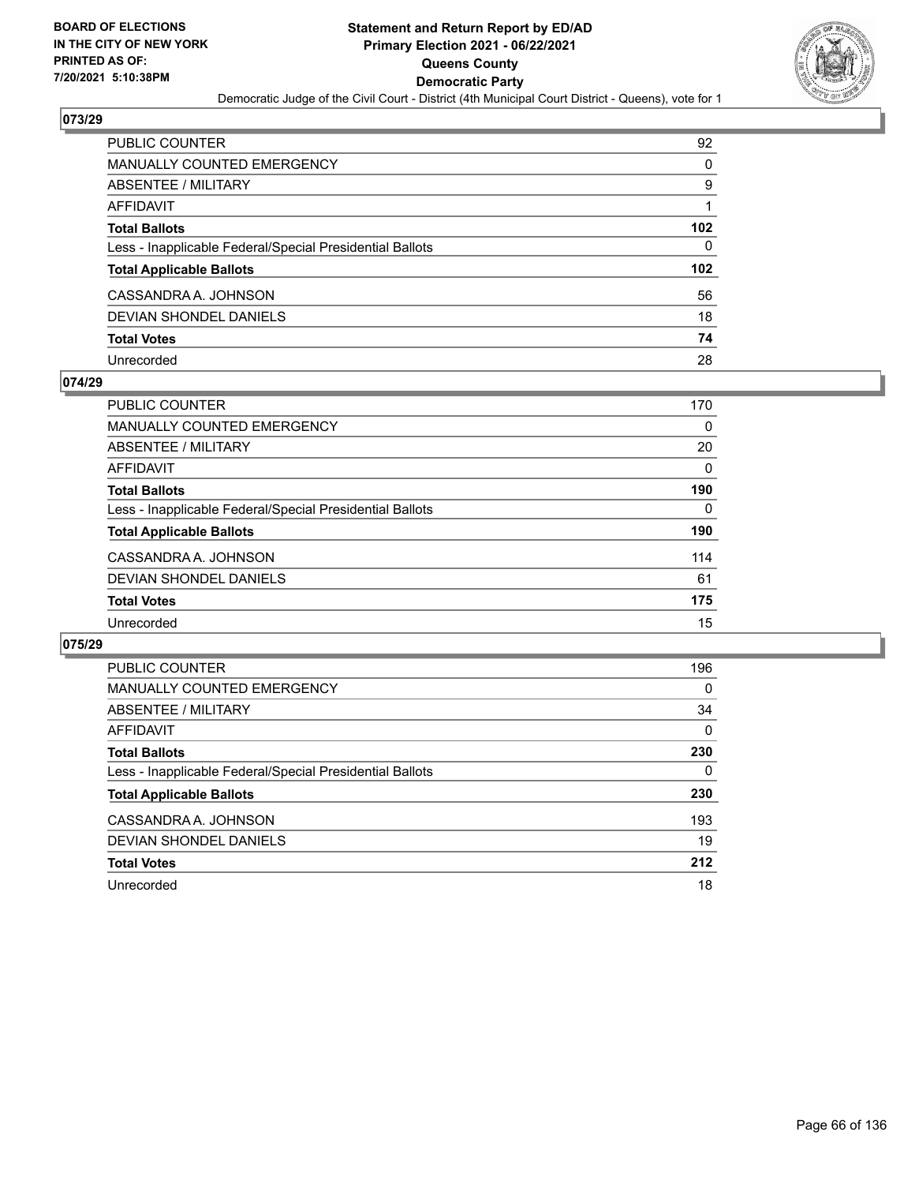BOARD OF ELECTIONS
IN THE CITY OF NEW YORK
PRINTED AS OF:
7/20/2021 5:10:38PM

**Statement and Return Report by ED/AD**
**Primary Election 2021 - 06/22/2021**
**Queens County**
**Democratic Party**
Democratic Judge of the Civil Court - District (4th Municipal Court District - Queens), vote for 1

## 073/29

| | |
|---|---|
| PUBLIC COUNTER | 92 |
| MANUALLY COUNTED EMERGENCY | 0 |
| ABSENTEE / MILITARY | 9 |
| AFFIDAVIT | 1 |
| **Total Ballots** | **102** |
| Less - Inapplicable Federal/Special Presidential Ballots | 0 |
| **Total Applicable Ballots** | **102** |
| CASSANDRA A. JOHNSON | 56 |
| DEVIAN SHONDEL DANIELS | 18 |
| **Total Votes** | **74** |
| Unrecorded | 28 |

## 074/29

| | |
|---|---|
| PUBLIC COUNTER | 170 |
| MANUALLY COUNTED EMERGENCY | 0 |
| ABSENTEE / MILITARY | 20 |
| AFFIDAVIT | 0 |
| **Total Ballots** | **190** |
| Less - Inapplicable Federal/Special Presidential Ballots | 0 |
| **Total Applicable Ballots** | **190** |
| CASSANDRA A. JOHNSON | 114 |
| DEVIAN SHONDEL DANIELS | 61 |
| **Total Votes** | **175** |
| Unrecorded | 15 |

## 075/29

| | |
|---|---|
| PUBLIC COUNTER | 196 |
| MANUALLY COUNTED EMERGENCY | 0 |
| ABSENTEE / MILITARY | 34 |
| AFFIDAVIT | 0 |
| **Total Ballots** | **230** |
| Less - Inapplicable Federal/Special Presidential Ballots | 0 |
| **Total Applicable Ballots** | **230** |
| CASSANDRA A. JOHNSON | 193 |
| DEVIAN SHONDEL DANIELS | 19 |
| **Total Votes** | **212** |
| Unrecorded | 18 |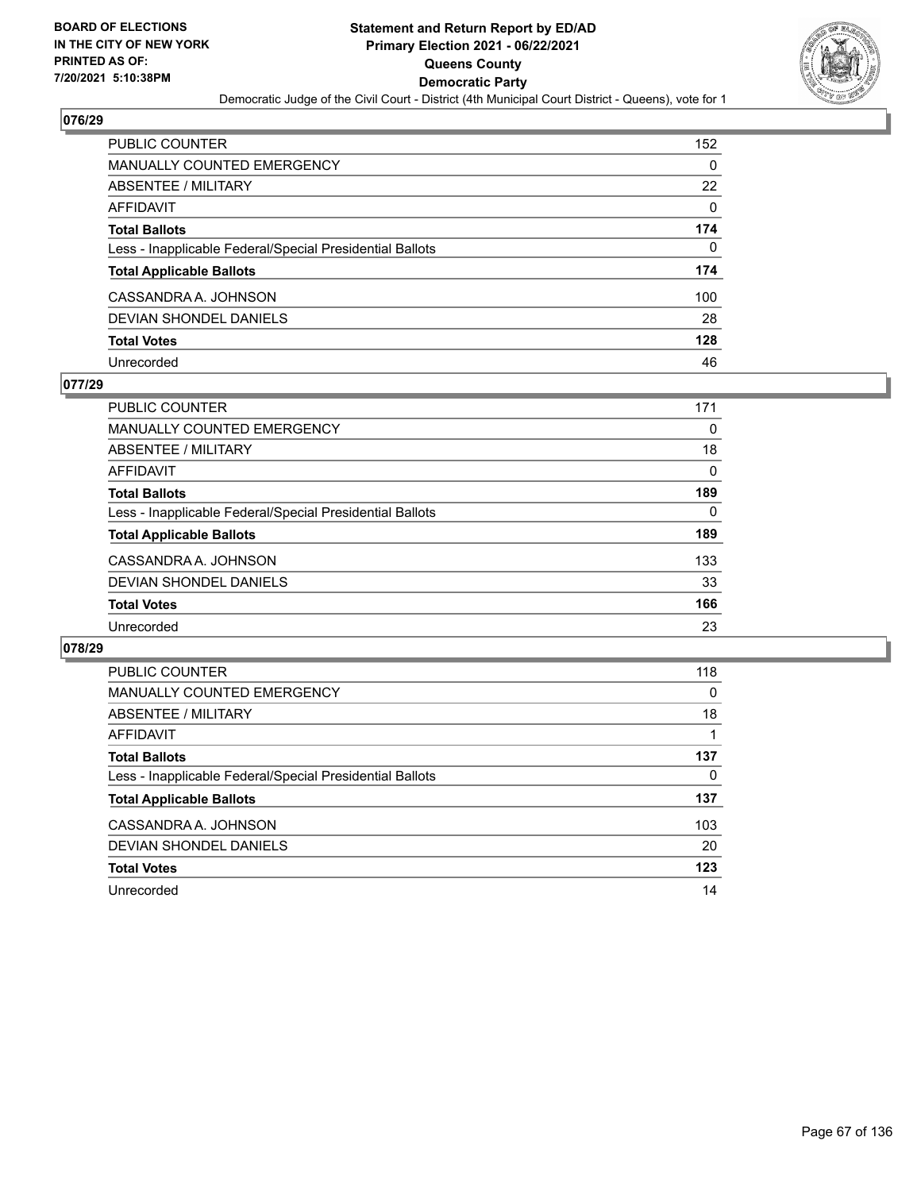## 076/29

| | |
|---|---|
| PUBLIC COUNTER | 152 |
| MANUALLY COUNTED EMERGENCY | 0 |
| ABSENTEE / MILITARY | 22 |
| AFFIDAVIT | 0 |
| **Total Ballots** | **174** |
| Less - Inapplicable Federal/Special Presidential Ballots | 0 |
| **Total Applicable Ballots** | **174** |
| CASSANDRA A. JOHNSON | 100 |
| DEVIAN SHONDEL DANIELS | 28 |
| **Total Votes** | **128** |
| Unrecorded | 46 |

## 077/29

| | |
|---|---|
| PUBLIC COUNTER | 171 |
| MANUALLY COUNTED EMERGENCY | 0 |
| ABSENTEE / MILITARY | 18 |
| AFFIDAVIT | 0 |
| **Total Ballots** | **189** |
| Less - Inapplicable Federal/Special Presidential Ballots | 0 |
| **Total Applicable Ballots** | **189** |
| CASSANDRA A. JOHNSON | 133 |
| DEVIAN SHONDEL DANIELS | 33 |
| **Total Votes** | **166** |
| Unrecorded | 23 |

## 078/29

| | |
|---|---|
| PUBLIC COUNTER | 118 |
| MANUALLY COUNTED EMERGENCY | 0 |
| ABSENTEE / MILITARY | 18 |
| AFFIDAVIT | 1 |
| **Total Ballots** | **137** |
| Less - Inapplicable Federal/Special Presidential Ballots | 0 |
| **Total Applicable Ballots** | **137** |
| CASSANDRA A. JOHNSON | 103 |
| DEVIAN SHONDEL DANIELS | 20 |
| **Total Votes** | **123** |
| Unrecorded | 14 |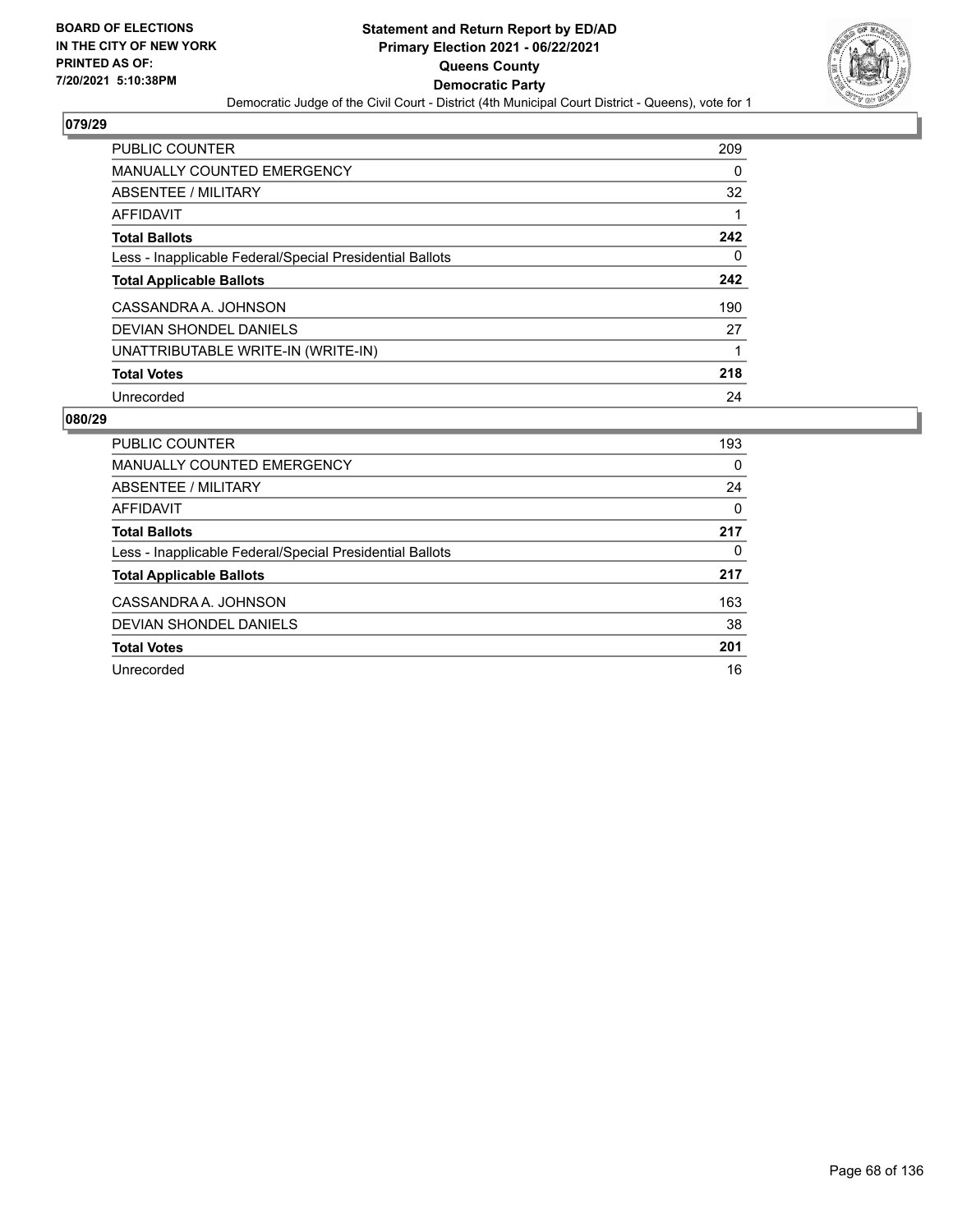## 079/29

| | |
|---|---|
| PUBLIC COUNTER | 209 |
| MANUALLY COUNTED EMERGENCY | 0 |
| ABSENTEE / MILITARY | 32 |
| AFFIDAVIT | 1 |
| **Total Ballots** | **242** |
| Less - Inapplicable Federal/Special Presidential Ballots | 0 |
| **Total Applicable Ballots** | **242** |
| CASSANDRA A. JOHNSON | 190 |
| DEVIAN SHONDEL DANIELS | 27 |
| UNATTRIBUTABLE WRITE-IN (WRITE-IN) | 1 |
| **Total Votes** | **218** |
| Unrecorded | 24 |

## 080/29

| | |
|---|---|
| PUBLIC COUNTER | 193 |
| MANUALLY COUNTED EMERGENCY | 0 |
| ABSENTEE / MILITARY | 24 |
| AFFIDAVIT | 0 |
| **Total Ballots** | **217** |
| Less - Inapplicable Federal/Special Presidential Ballots | 0 |
| **Total Applicable Ballots** | **217** |
| CASSANDRA A. JOHNSON | 163 |
| DEVIAN SHONDEL DANIELS | 38 |
| **Total Votes** | **201** |
| Unrecorded | 16 |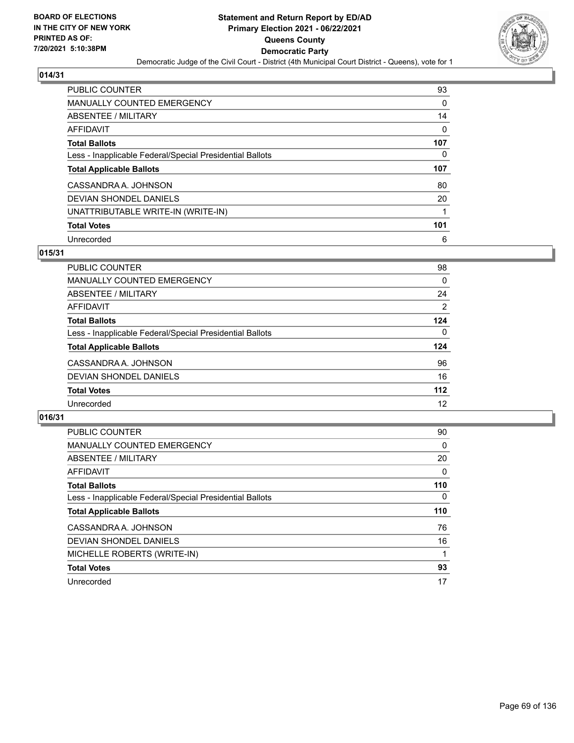## 014/31

| | |
|---|---|
| PUBLIC COUNTER | 93 |
| MANUALLY COUNTED EMERGENCY | 0 |
| ABSENTEE / MILITARY | 14 |
| AFFIDAVIT | 0 |
| **Total Ballots** | **107** |
| Less - Inapplicable Federal/Special Presidential Ballots | 0 |
| **Total Applicable Ballots** | **107** |
| CASSANDRA A. JOHNSON | 80 |
| DEVIAN SHONDEL DANIELS | 20 |
| UNATTRIBUTABLE WRITE-IN (WRITE-IN) | 1 |
| **Total Votes** | **101** |
| Unrecorded | 6 |

## 015/31

| | |
|---|---|
| PUBLIC COUNTER | 98 |
| MANUALLY COUNTED EMERGENCY | 0 |
| ABSENTEE / MILITARY | 24 |
| AFFIDAVIT | 2 |
| **Total Ballots** | **124** |
| Less - Inapplicable Federal/Special Presidential Ballots | 0 |
| **Total Applicable Ballots** | **124** |
| CASSANDRA A. JOHNSON | 96 |
| DEVIAN SHONDEL DANIELS | 16 |
| **Total Votes** | **112** |
| Unrecorded | 12 |

## 016/31

| | |
|---|---|
| PUBLIC COUNTER | 90 |
| MANUALLY COUNTED EMERGENCY | 0 |
| ABSENTEE / MILITARY | 20 |
| AFFIDAVIT | 0 |
| **Total Ballots** | **110** |
| Less - Inapplicable Federal/Special Presidential Ballots | 0 |
| **Total Applicable Ballots** | **110** |
| CASSANDRA A. JOHNSON | 76 |
| DEVIAN SHONDEL DANIELS | 16 |
| MICHELLE ROBERTS (WRITE-IN) | 1 |
| **Total Votes** | **93** |
| Unrecorded | 17 |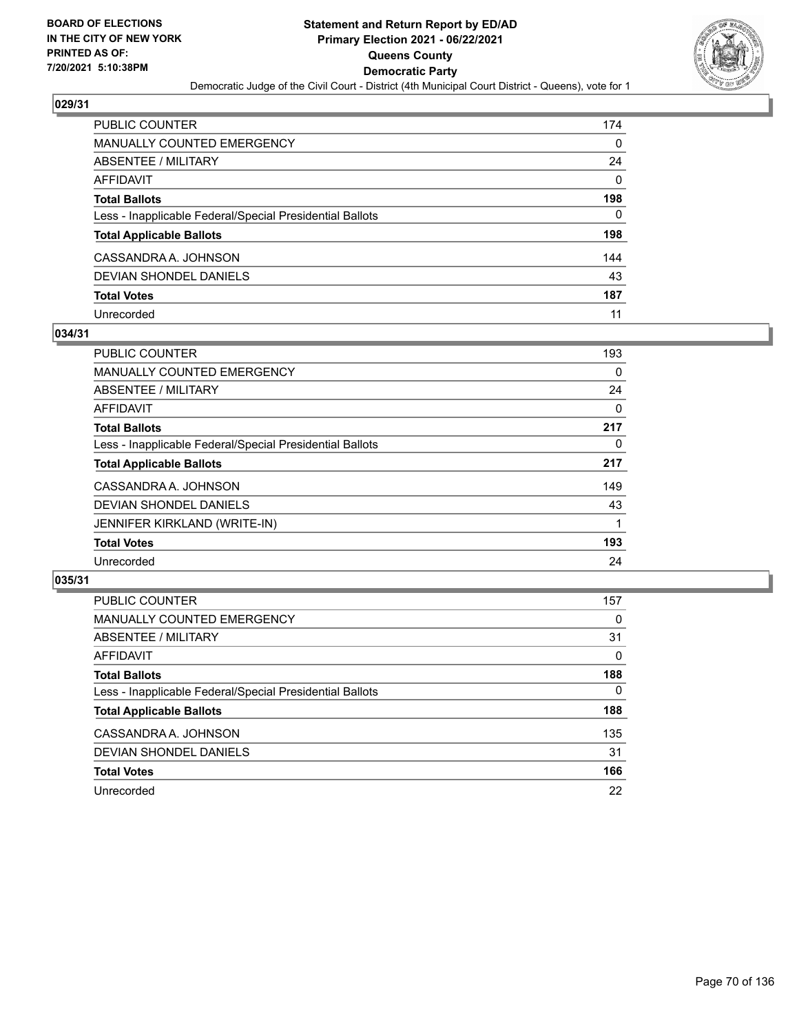## 029/31

| | |
|---|---|
| PUBLIC COUNTER | 174 |
| MANUALLY COUNTED EMERGENCY | 0 |
| ABSENTEE / MILITARY | 24 |
| AFFIDAVIT | 0 |
| **Total Ballots** | **198** |
| Less - Inapplicable Federal/Special Presidential Ballots | 0 |
| **Total Applicable Ballots** | **198** |
| CASSANDRA A. JOHNSON | 144 |
| DEVIAN SHONDEL DANIELS | 43 |
| **Total Votes** | **187** |
| Unrecorded | 11 |

## 034/31

| | |
|---|---|
| PUBLIC COUNTER | 193 |
| MANUALLY COUNTED EMERGENCY | 0 |
| ABSENTEE / MILITARY | 24 |
| AFFIDAVIT | 0 |
| **Total Ballots** | **217** |
| Less - Inapplicable Federal/Special Presidential Ballots | 0 |
| **Total Applicable Ballots** | **217** |
| CASSANDRA A. JOHNSON | 149 |
| DEVIAN SHONDEL DANIELS | 43 |
| JENNIFER KIRKLAND (WRITE-IN) | 1 |
| **Total Votes** | **193** |
| Unrecorded | 24 |

## 035/31

| | |
|---|---|
| PUBLIC COUNTER | 157 |
| MANUALLY COUNTED EMERGENCY | 0 |
| ABSENTEE / MILITARY | 31 |
| AFFIDAVIT | 0 |
| **Total Ballots** | **188** |
| Less - Inapplicable Federal/Special Presidential Ballots | 0 |
| **Total Applicable Ballots** | **188** |
| CASSANDRA A. JOHNSON | 135 |
| DEVIAN SHONDEL DANIELS | 31 |
| **Total Votes** | **166** |
| Unrecorded | 22 |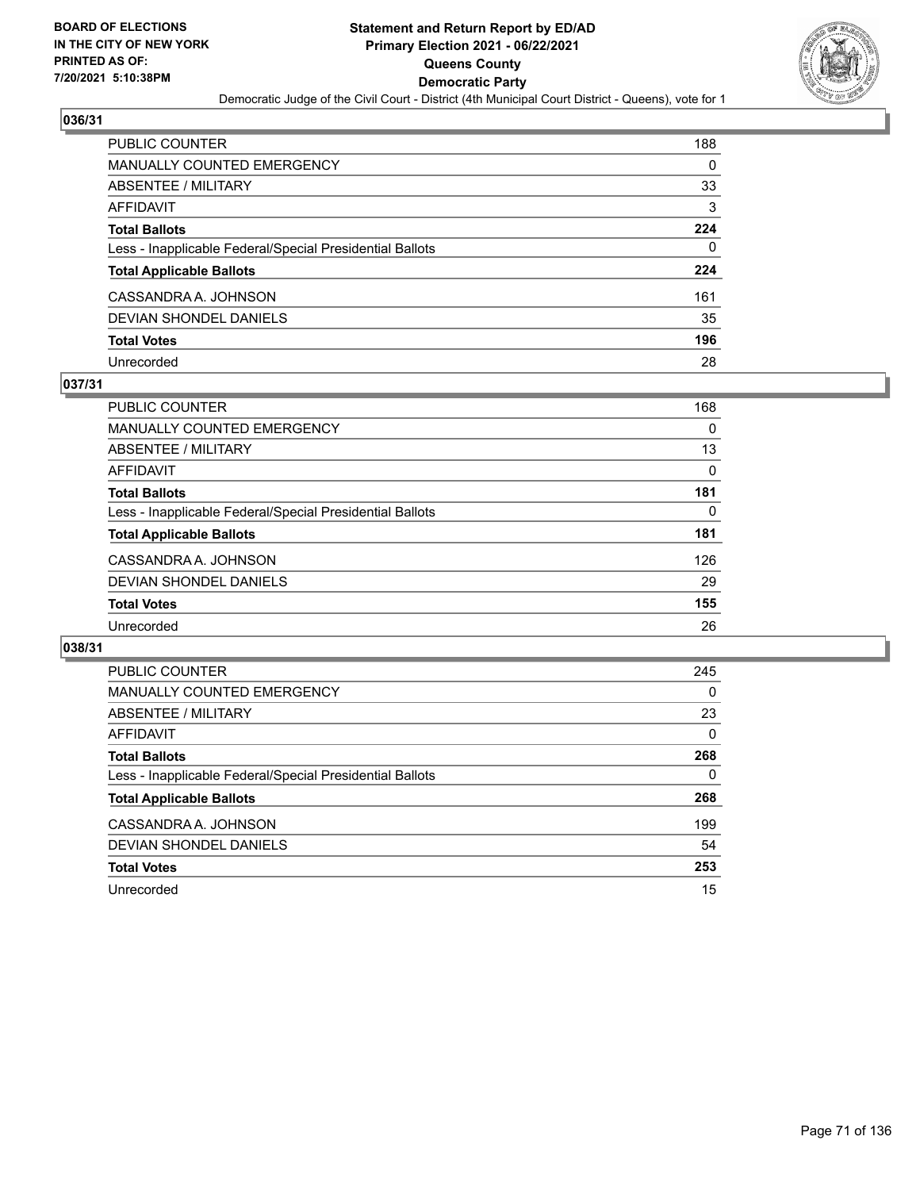BOARD OF ELECTIONS
IN THE CITY OF NEW YORK
PRINTED AS OF:
7/20/2021 5:10:38PM

**Statement and Return Report by ED/AD**
**Primary Election 2021 - 06/22/2021**
**Queens County**
**Democratic Party**
Democratic Judge of the Civil Court - District (4th Municipal Court District - Queens), vote for 1

## 036/31

| | |
|---|---|
| PUBLIC COUNTER | 188 |
| MANUALLY COUNTED EMERGENCY | 0 |
| ABSENTEE / MILITARY | 33 |
| AFFIDAVIT | 3 |
| **Total Ballots** | **224** |
| Less - Inapplicable Federal/Special Presidential Ballots | 0 |
| **Total Applicable Ballots** | **224** |
| CASSANDRA A. JOHNSON | 161 |
| DEVIAN SHONDEL DANIELS | 35 |
| **Total Votes** | **196** |
| Unrecorded | 28 |

## 037/31

| | |
|---|---|
| PUBLIC COUNTER | 168 |
| MANUALLY COUNTED EMERGENCY | 0 |
| ABSENTEE / MILITARY | 13 |
| AFFIDAVIT | 0 |
| **Total Ballots** | **181** |
| Less - Inapplicable Federal/Special Presidential Ballots | 0 |
| **Total Applicable Ballots** | **181** |
| CASSANDRA A. JOHNSON | 126 |
| DEVIAN SHONDEL DANIELS | 29 |
| **Total Votes** | **155** |
| Unrecorded | 26 |

## 038/31

| | |
|---|---|
| PUBLIC COUNTER | 245 |
| MANUALLY COUNTED EMERGENCY | 0 |
| ABSENTEE / MILITARY | 23 |
| AFFIDAVIT | 0 |
| **Total Ballots** | **268** |
| Less - Inapplicable Federal/Special Presidential Ballots | 0 |
| **Total Applicable Ballots** | **268** |
| CASSANDRA A. JOHNSON | 199 |
| DEVIAN SHONDEL DANIELS | 54 |
| **Total Votes** | **253** |
| Unrecorded | 15 |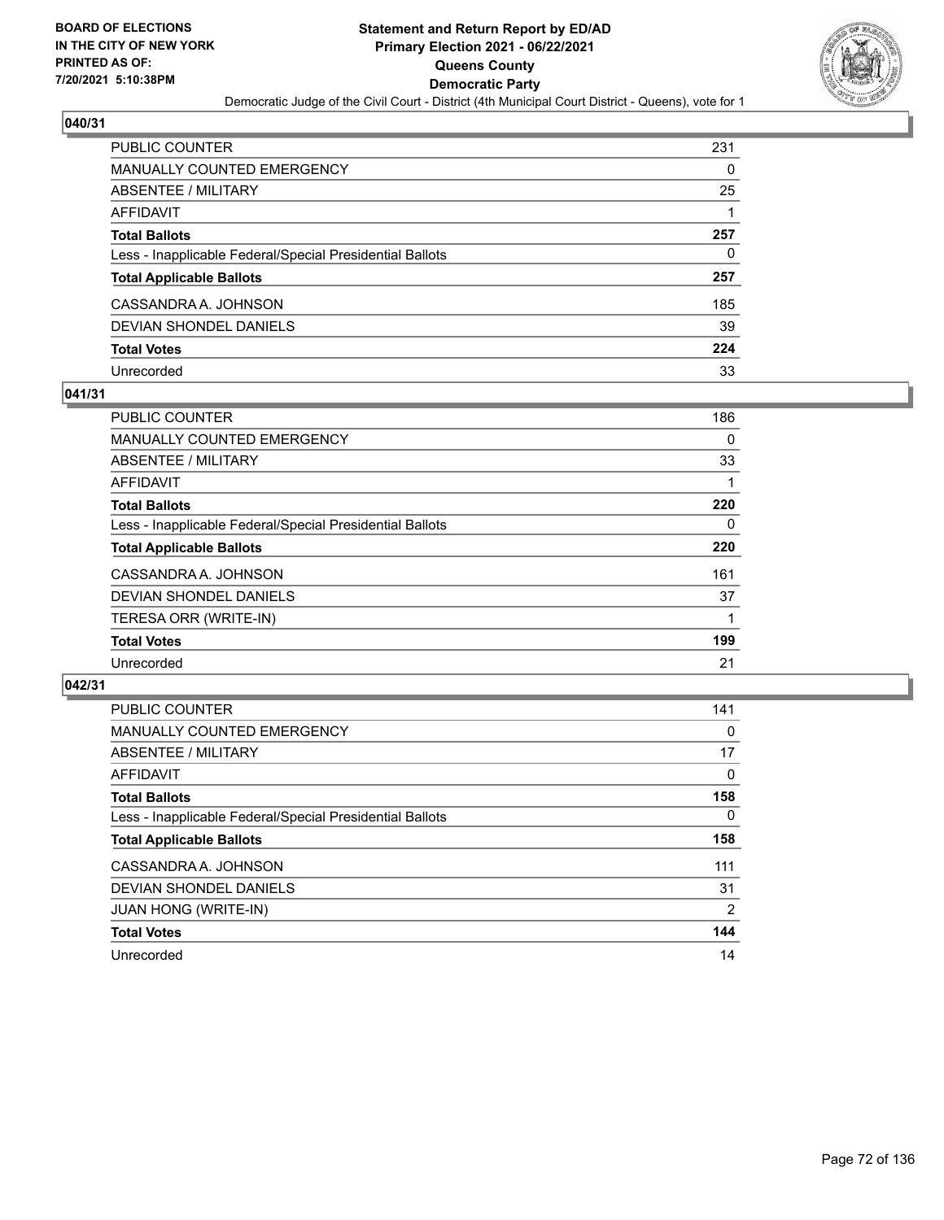**Statement and Return Report by ED/AD**
**Primary Election 2021 - 06/22/2021**
**Queens County**
**Democratic Party**
Democratic Judge of the Civil Court - District (4th Municipal Court District - Queens), vote for 1

BOARD OF ELECTIONS IN THE CITY OF NEW YORK PRINTED AS OF: 7/20/2021 5:10:38PM

## 040/31

| | |
|---|---|
| PUBLIC COUNTER | 231 |
| MANUALLY COUNTED EMERGENCY | 0 |
| ABSENTEE / MILITARY | 25 |
| AFFIDAVIT | 1 |
| **Total Ballots** | **257** |
| Less - Inapplicable Federal/Special Presidential Ballots | 0 |
| **Total Applicable Ballots** | **257** |
| CASSANDRA A. JOHNSON | 185 |
| DEVIAN SHONDEL DANIELS | 39 |
| **Total Votes** | **224** |
| Unrecorded | 33 |

## 041/31

| | |
|---|---|
| PUBLIC COUNTER | 186 |
| MANUALLY COUNTED EMERGENCY | 0 |
| ABSENTEE / MILITARY | 33 |
| AFFIDAVIT | 1 |
| **Total Ballots** | **220** |
| Less - Inapplicable Federal/Special Presidential Ballots | 0 |
| **Total Applicable Ballots** | **220** |
| CASSANDRA A. JOHNSON | 161 |
| DEVIAN SHONDEL DANIELS | 37 |
| TERESA ORR (WRITE-IN) | 1 |
| **Total Votes** | **199** |
| Unrecorded | 21 |

## 042/31

| | |
|---|---|
| PUBLIC COUNTER | 141 |
| MANUALLY COUNTED EMERGENCY | 0 |
| ABSENTEE / MILITARY | 17 |
| AFFIDAVIT | 0 |
| **Total Ballots** | **158** |
| Less - Inapplicable Federal/Special Presidential Ballots | 0 |
| **Total Applicable Ballots** | **158** |
| CASSANDRA A. JOHNSON | 111 |
| DEVIAN SHONDEL DANIELS | 31 |
| JUAN HONG (WRITE-IN) | 2 |
| **Total Votes** | **144** |
| Unrecorded | 14 |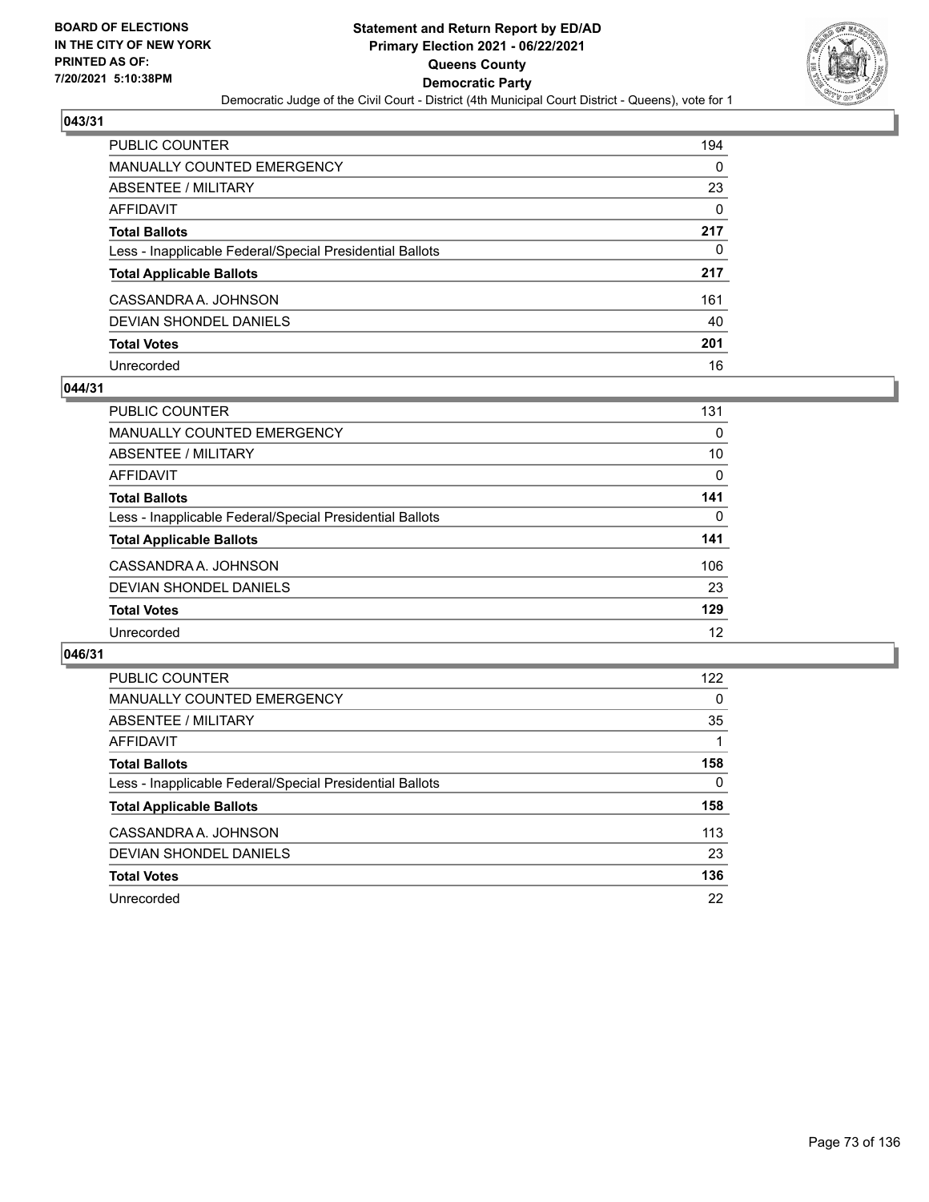## 043/31

| | |
|---|---|
| PUBLIC COUNTER | 194 |
| MANUALLY COUNTED EMERGENCY | 0 |
| ABSENTEE / MILITARY | 23 |
| AFFIDAVIT | 0 |
| **Total Ballots** | **217** |
| Less - Inapplicable Federal/Special Presidential Ballots | 0 |
| **Total Applicable Ballots** | **217** |
| CASSANDRA A. JOHNSON | 161 |
| DEVIAN SHONDEL DANIELS | 40 |
| **Total Votes** | **201** |
| Unrecorded | 16 |

## 044/31

| | |
|---|---|
| PUBLIC COUNTER | 131 |
| MANUALLY COUNTED EMERGENCY | 0 |
| ABSENTEE / MILITARY | 10 |
| AFFIDAVIT | 0 |
| **Total Ballots** | **141** |
| Less - Inapplicable Federal/Special Presidential Ballots | 0 |
| **Total Applicable Ballots** | **141** |
| CASSANDRA A. JOHNSON | 106 |
| DEVIAN SHONDEL DANIELS | 23 |
| **Total Votes** | **129** |
| Unrecorded | 12 |

## 046/31

| | |
|---|---|
| PUBLIC COUNTER | 122 |
| MANUALLY COUNTED EMERGENCY | 0 |
| ABSENTEE / MILITARY | 35 |
| AFFIDAVIT | 1 |
| **Total Ballots** | **158** |
| Less - Inapplicable Federal/Special Presidential Ballots | 0 |
| **Total Applicable Ballots** | **158** |
| CASSANDRA A. JOHNSON | 113 |
| DEVIAN SHONDEL DANIELS | 23 |
| **Total Votes** | **136** |
| Unrecorded | 22 |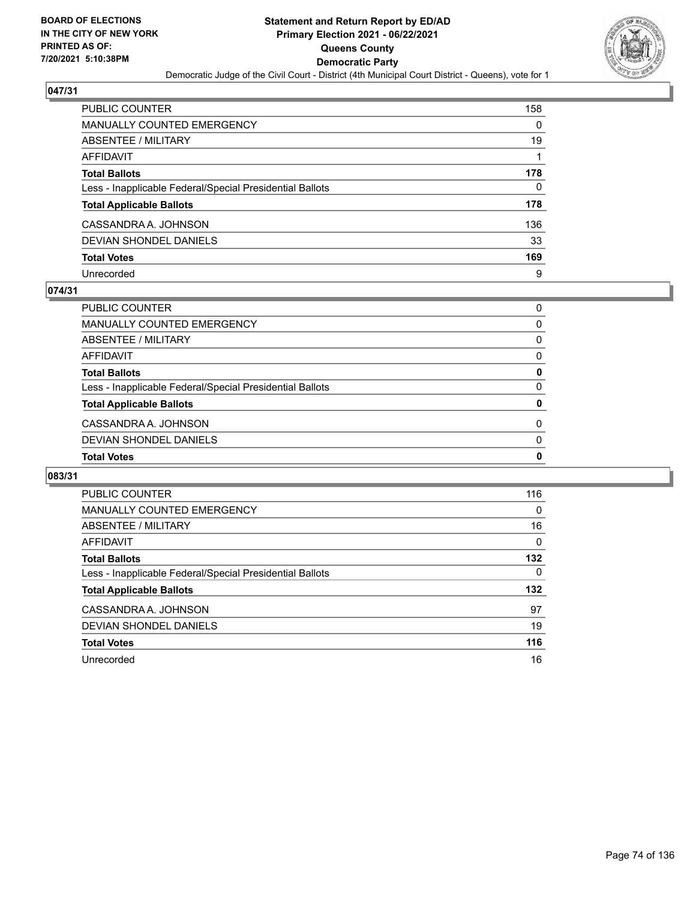**BOARD OF ELECTIONS IN THE CITY OF NEW YORK PRINTED AS OF: 7/20/2021 5:10:38PM**

**Statement and Return Report by ED/AD Primary Election 2021 - 06/22/2021 Queens County Democratic Party**

Democratic Judge of the Civil Court - District (4th Municipal Court District - Queens), vote for 1

## 047/31

| | |
|---|---|
| PUBLIC COUNTER | 158 |
| MANUALLY COUNTED EMERGENCY | 0 |
| ABSENTEE / MILITARY | 19 |
| AFFIDAVIT | 1 |
| **Total Ballots** | **178** |
| Less - Inapplicable Federal/Special Presidential Ballots | 0 |
| **Total Applicable Ballots** | **178** |
| CASSANDRA A. JOHNSON | 136 |
| DEVIAN SHONDEL DANIELS | 33 |
| **Total Votes** | **169** |
| Unrecorded | 9 |

## 074/31

| | |
|---|---|
| PUBLIC COUNTER | 0 |
| MANUALLY COUNTED EMERGENCY | 0 |
| ABSENTEE / MILITARY | 0 |
| AFFIDAVIT | 0 |
| **Total Ballots** | **0** |
| Less - Inapplicable Federal/Special Presidential Ballots | 0 |
| **Total Applicable Ballots** | **0** |
| CASSANDRA A. JOHNSON | 0 |
| DEVIAN SHONDEL DANIELS | 0 |
| **Total Votes** | **0** |

## 083/31

| | |
|---|---|
| PUBLIC COUNTER | 116 |
| MANUALLY COUNTED EMERGENCY | 0 |
| ABSENTEE / MILITARY | 16 |
| AFFIDAVIT | 0 |
| **Total Ballots** | **132** |
| Less - Inapplicable Federal/Special Presidential Ballots | 0 |
| **Total Applicable Ballots** | **132** |
| CASSANDRA A. JOHNSON | 97 |
| DEVIAN SHONDEL DANIELS | 19 |
| **Total Votes** | **116** |
| Unrecorded | 16 |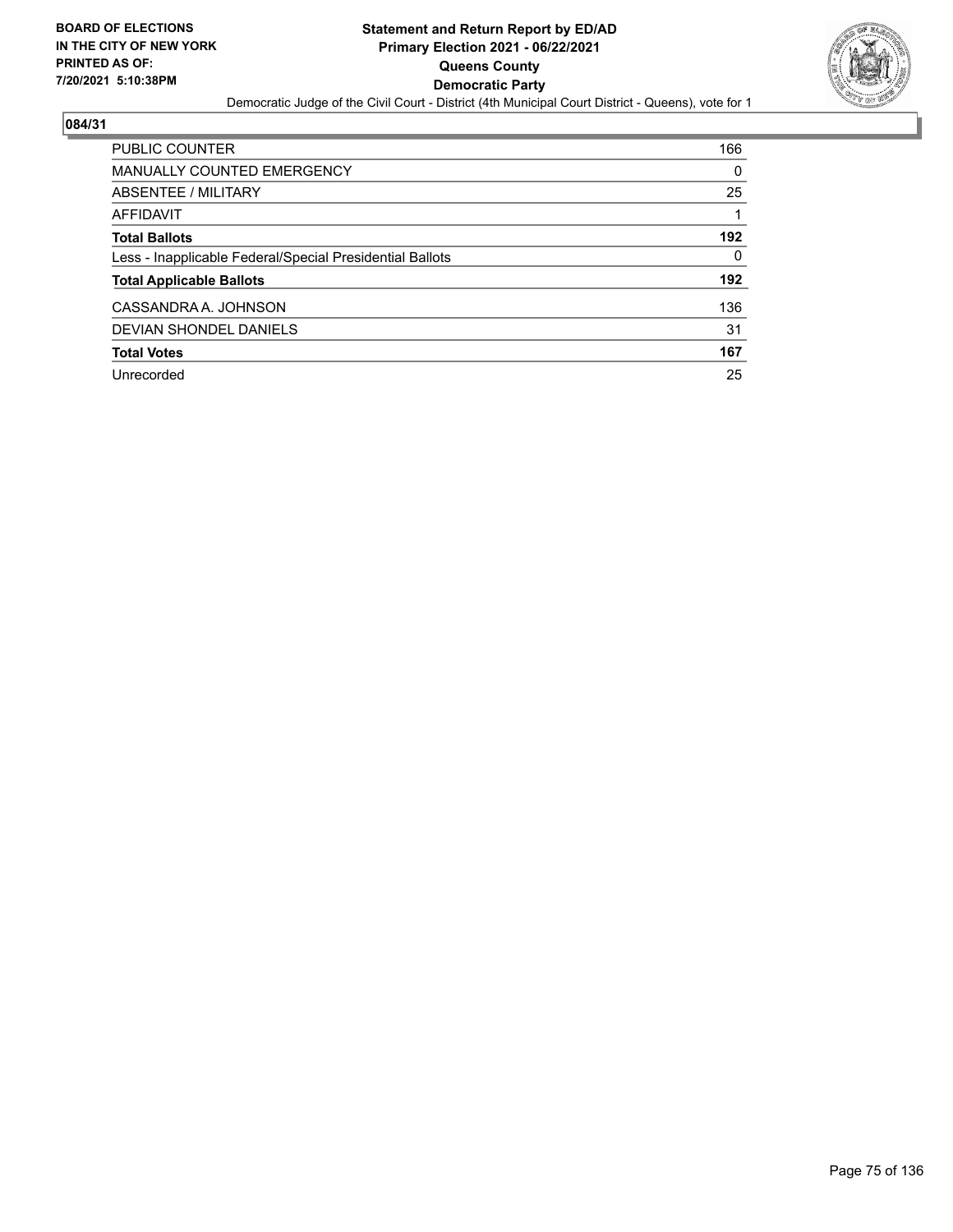**BOARD OF ELECTIONS IN THE CITY OF NEW YORK PRINTED AS OF: 7/20/2021 5:10:38PM**

# Statement and Return Report by ED/AD
## Primary Election 2021 - 06/22/2021
## Queens County
## Democratic Party

Democratic Judge of the Civil Court - District (4th Municipal Court District - Queens), vote for 1

### 084/31

| | |
|---|---|
| PUBLIC COUNTER | 166 |
| MANUALLY COUNTED EMERGENCY | 0 |
| ABSENTEE / MILITARY | 25 |
| AFFIDAVIT | 1 |
| **Total Ballots** | **192** |
| Less - Inapplicable Federal/Special Presidential Ballots | 0 |
| **Total Applicable Ballots** | **192** |
| CASSANDRA A. JOHNSON | 136 |
| DEVIAN SHONDEL DANIELS | 31 |
| **Total Votes** | **167** |
| Unrecorded | 25 |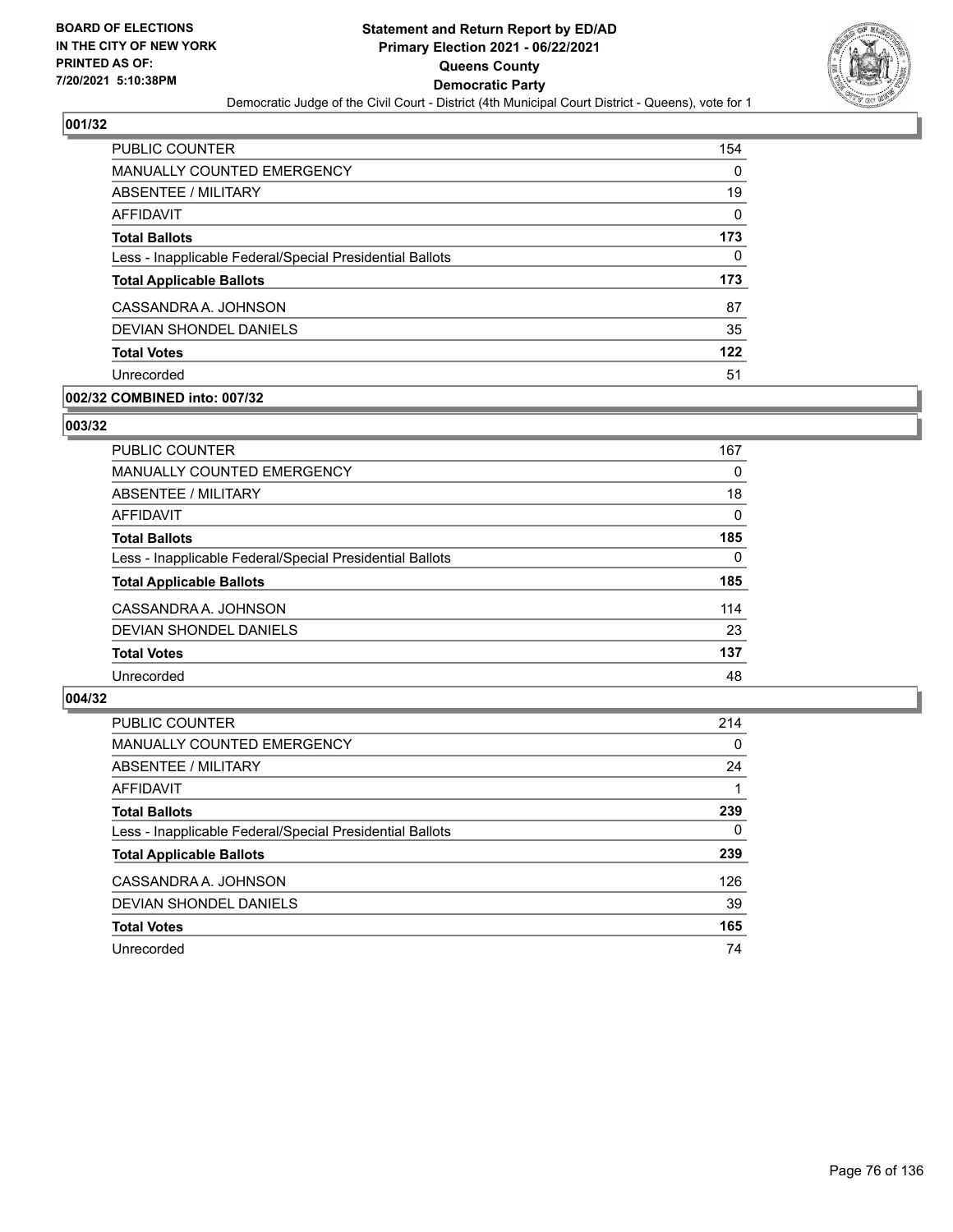## 001/32

| | |
|---|---|
| PUBLIC COUNTER | 154 |
| MANUALLY COUNTED EMERGENCY | 0 |
| ABSENTEE / MILITARY | 19 |
| AFFIDAVIT | 0 |
| **Total Ballots** | **173** |
| Less - Inapplicable Federal/Special Presidential Ballots | 0 |
| **Total Applicable Ballots** | **173** |
| CASSANDRA A. JOHNSON | 87 |
| DEVIAN SHONDEL DANIELS | 35 |
| **Total Votes** | **122** |
| Unrecorded | 51 |

## 002/32 COMBINED into: 007/32

## 003/32

| | |
|---|---|
| PUBLIC COUNTER | 167 |
| MANUALLY COUNTED EMERGENCY | 0 |
| ABSENTEE / MILITARY | 18 |
| AFFIDAVIT | 0 |
| **Total Ballots** | **185** |
| Less - Inapplicable Federal/Special Presidential Ballots | 0 |
| **Total Applicable Ballots** | **185** |
| CASSANDRA A. JOHNSON | 114 |
| DEVIAN SHONDEL DANIELS | 23 |
| **Total Votes** | **137** |
| Unrecorded | 48 |

## 004/32

| | |
|---|---|
| PUBLIC COUNTER | 214 |
| MANUALLY COUNTED EMERGENCY | 0 |
| ABSENTEE / MILITARY | 24 |
| AFFIDAVIT | 1 |
| **Total Ballots** | **239** |
| Less - Inapplicable Federal/Special Presidential Ballots | 0 |
| **Total Applicable Ballots** | **239** |
| CASSANDRA A. JOHNSON | 126 |
| DEVIAN SHONDEL DANIELS | 39 |
| **Total Votes** | **165** |
| Unrecorded | 74 |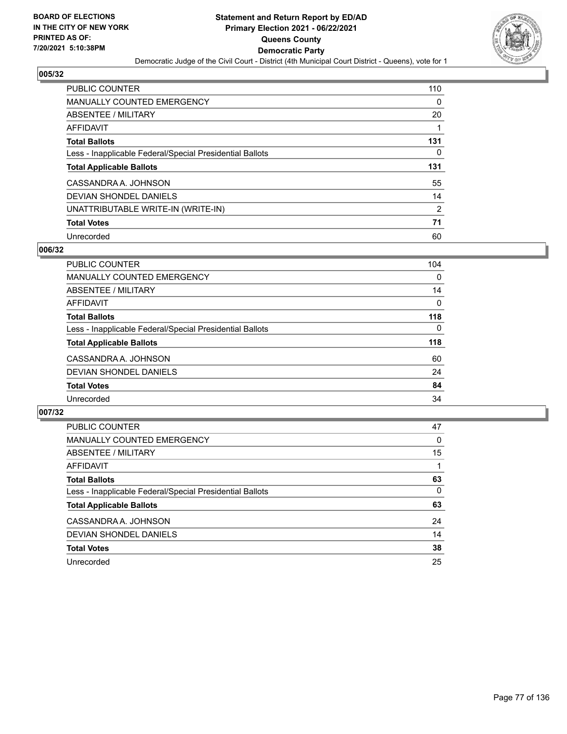## 005/32

| | |
|---|---|
| PUBLIC COUNTER | 110 |
| MANUALLY COUNTED EMERGENCY | 0 |
| ABSENTEE / MILITARY | 20 |
| AFFIDAVIT | 1 |
| **Total Ballots** | **131** |
| Less - Inapplicable Federal/Special Presidential Ballots | 0 |
| **Total Applicable Ballots** | **131** |
| CASSANDRA A. JOHNSON | 55 |
| DEVIAN SHONDEL DANIELS | 14 |
| UNATTRIBUTABLE WRITE-IN (WRITE-IN) | 2 |
| **Total Votes** | **71** |
| Unrecorded | 60 |

## 006/32

| | |
|---|---|
| PUBLIC COUNTER | 104 |
| MANUALLY COUNTED EMERGENCY | 0 |
| ABSENTEE / MILITARY | 14 |
| AFFIDAVIT | 0 |
| **Total Ballots** | **118** |
| Less - Inapplicable Federal/Special Presidential Ballots | 0 |
| **Total Applicable Ballots** | **118** |
| CASSANDRA A. JOHNSON | 60 |
| DEVIAN SHONDEL DANIELS | 24 |
| **Total Votes** | **84** |
| Unrecorded | 34 |

## 007/32

| | |
|---|---|
| PUBLIC COUNTER | 47 |
| MANUALLY COUNTED EMERGENCY | 0 |
| ABSENTEE / MILITARY | 15 |
| AFFIDAVIT | 1 |
| **Total Ballots** | **63** |
| Less - Inapplicable Federal/Special Presidential Ballots | 0 |
| **Total Applicable Ballots** | **63** |
| CASSANDRA A. JOHNSON | 24 |
| DEVIAN SHONDEL DANIELS | 14 |
| **Total Votes** | **38** |
| Unrecorded | 25 |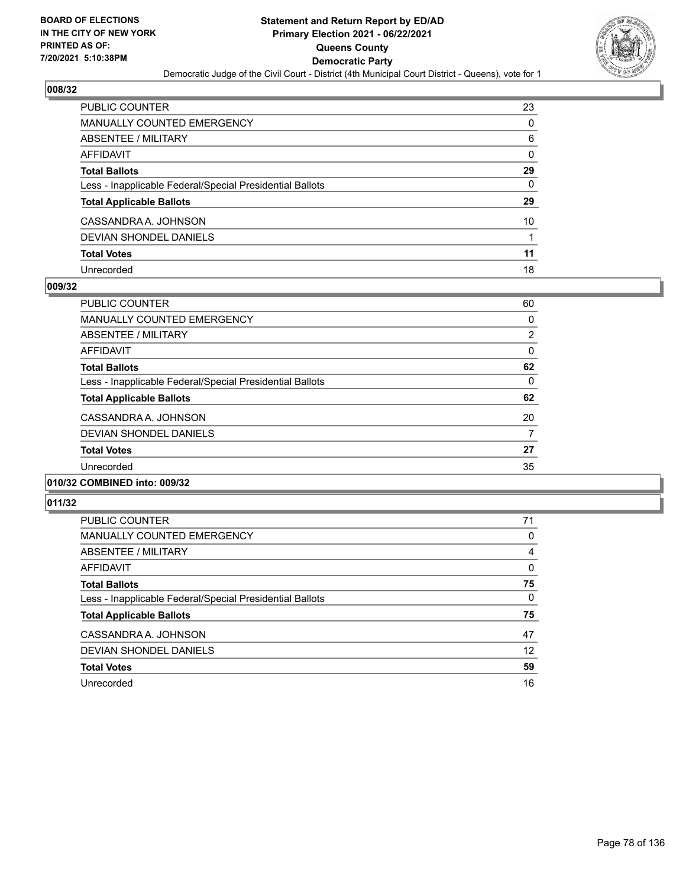### 008/32

| | |
|---|---|
| PUBLIC COUNTER | 23 |
| MANUALLY COUNTED EMERGENCY | 0 |
| ABSENTEE / MILITARY | 6 |
| AFFIDAVIT | 0 |
| **Total Ballots** | **29** |
| Less - Inapplicable Federal/Special Presidential Ballots | 0 |
| **Total Applicable Ballots** | **29** |
| CASSANDRA A. JOHNSON | 10 |
| DEVIAN SHONDEL DANIELS | 1 |
| **Total Votes** | **11** |
| Unrecorded | 18 |

### 009/32

| | |
|---|---|
| PUBLIC COUNTER | 60 |
| MANUALLY COUNTED EMERGENCY | 0 |
| ABSENTEE / MILITARY | 2 |
| AFFIDAVIT | 0 |
| **Total Ballots** | **62** |
| Less - Inapplicable Federal/Special Presidential Ballots | 0 |
| **Total Applicable Ballots** | **62** |
| CASSANDRA A. JOHNSON | 20 |
| DEVIAN SHONDEL DANIELS | 7 |
| **Total Votes** | **27** |
| Unrecorded | 35 |

### 010/32 COMBINED into: 009/32

### 011/32

| | |
|---|---|
| PUBLIC COUNTER | 71 |
| MANUALLY COUNTED EMERGENCY | 0 |
| ABSENTEE / MILITARY | 4 |
| AFFIDAVIT | 0 |
| **Total Ballots** | **75** |
| Less - Inapplicable Federal/Special Presidential Ballots | 0 |
| **Total Applicable Ballots** | **75** |
| CASSANDRA A. JOHNSON | 47 |
| DEVIAN SHONDEL DANIELS | 12 |
| **Total Votes** | **59** |
| Unrecorded | 16 |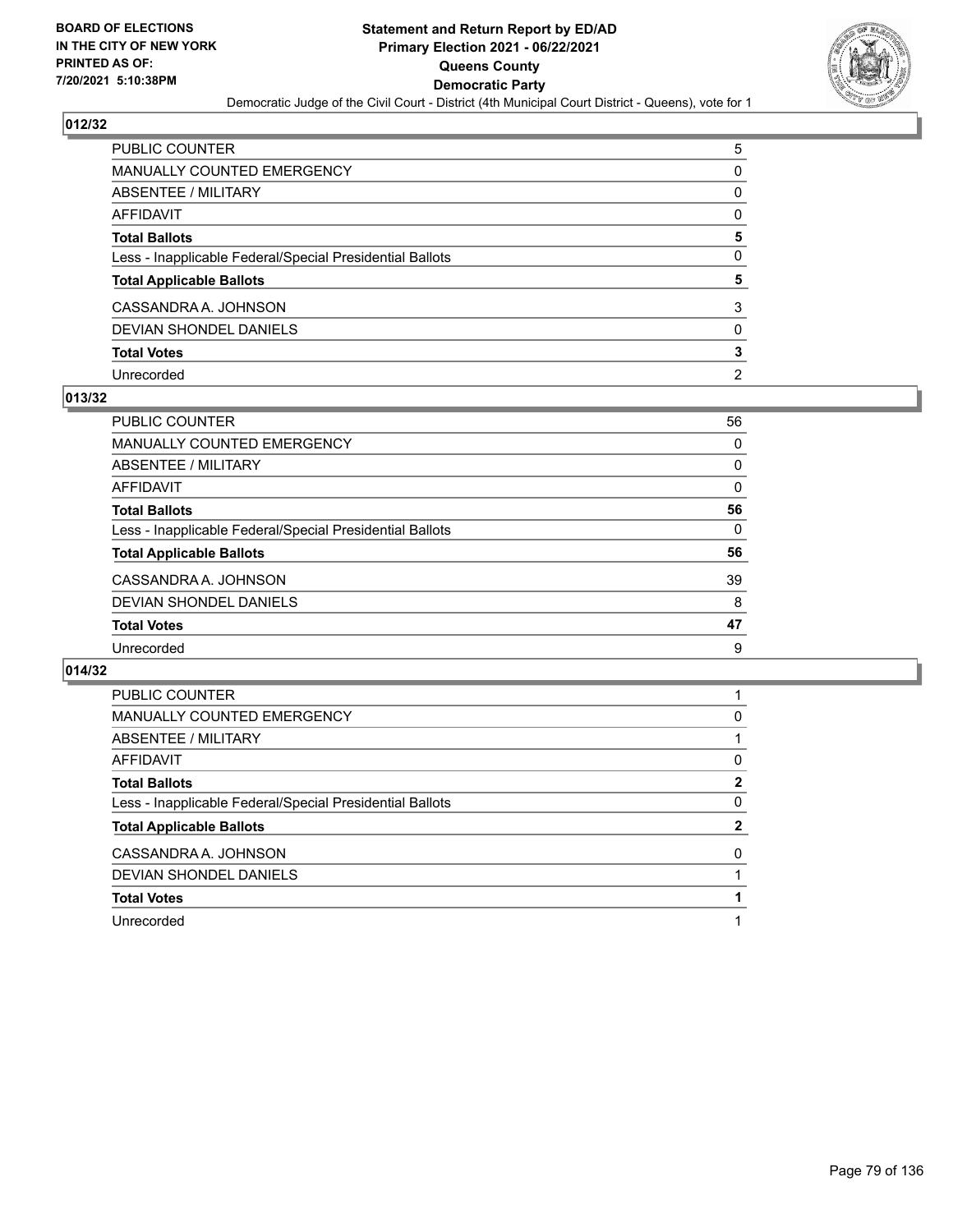**BOARD OF ELECTIONS IN THE CITY OF NEW YORK PRINTED AS OF: 7/20/2021 5:10:38PM**

**Statement and Return Report by ED/AD Primary Election 2021 - 06/22/2021 Queens County Democratic Party**

Democratic Judge of the Civil Court - District (4th Municipal Court District - Queens), vote for 1

## 012/32

| | |
|---|---|
| PUBLIC COUNTER | 5 |
| MANUALLY COUNTED EMERGENCY | 0 |
| ABSENTEE / MILITARY | 0 |
| AFFIDAVIT | 0 |
| **Total Ballots** | **5** |
| Less - Inapplicable Federal/Special Presidential Ballots | 0 |
| **Total Applicable Ballots** | **5** |
| CASSANDRA A. JOHNSON | 3 |
| DEVIAN SHONDEL DANIELS | 0 |
| **Total Votes** | **3** |
| Unrecorded | 2 |

## 013/32

| | |
|---|---|
| PUBLIC COUNTER | 56 |
| MANUALLY COUNTED EMERGENCY | 0 |
| ABSENTEE / MILITARY | 0 |
| AFFIDAVIT | 0 |
| **Total Ballots** | **56** |
| Less - Inapplicable Federal/Special Presidential Ballots | 0 |
| **Total Applicable Ballots** | **56** |
| CASSANDRA A. JOHNSON | 39 |
| DEVIAN SHONDEL DANIELS | 8 |
| **Total Votes** | **47** |
| Unrecorded | 9 |

## 014/32

| | |
|---|---|
| PUBLIC COUNTER | 1 |
| MANUALLY COUNTED EMERGENCY | 0 |
| ABSENTEE / MILITARY | 1 |
| AFFIDAVIT | 0 |
| **Total Ballots** | **2** |
| Less - Inapplicable Federal/Special Presidential Ballots | 0 |
| **Total Applicable Ballots** | **2** |
| CASSANDRA A. JOHNSON | 0 |
| DEVIAN SHONDEL DANIELS | 1 |
| **Total Votes** | **1** |
| Unrecorded | 1 |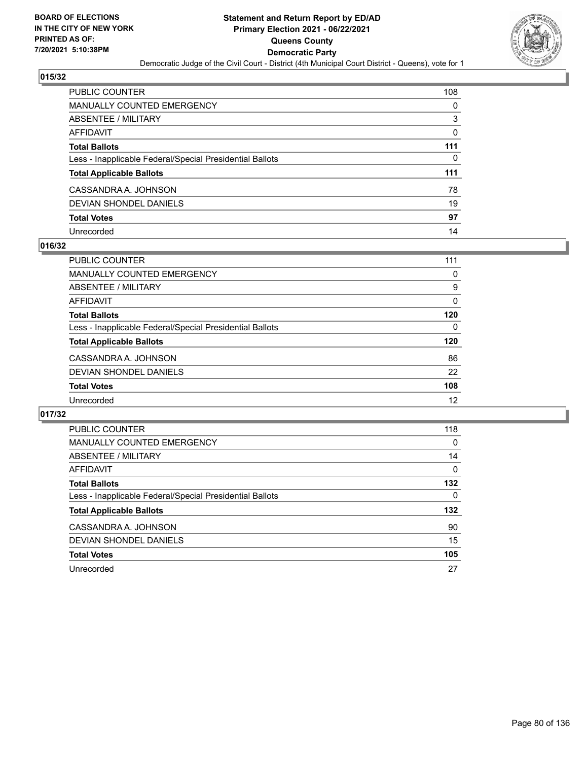## 015/32

| | |
|---|---|
| PUBLIC COUNTER | 108 |
| MANUALLY COUNTED EMERGENCY | 0 |
| ABSENTEE / MILITARY | 3 |
| AFFIDAVIT | 0 |
| **Total Ballots** | **111** |
| Less - Inapplicable Federal/Special Presidential Ballots | 0 |
| **Total Applicable Ballots** | **111** |
| CASSANDRA A. JOHNSON | 78 |
| DEVIAN SHONDEL DANIELS | 19 |
| **Total Votes** | **97** |
| Unrecorded | 14 |

## 016/32

| | |
|---|---|
| PUBLIC COUNTER | 111 |
| MANUALLY COUNTED EMERGENCY | 0 |
| ABSENTEE / MILITARY | 9 |
| AFFIDAVIT | 0 |
| **Total Ballots** | **120** |
| Less - Inapplicable Federal/Special Presidential Ballots | 0 |
| **Total Applicable Ballots** | **120** |
| CASSANDRA A. JOHNSON | 86 |
| DEVIAN SHONDEL DANIELS | 22 |
| **Total Votes** | **108** |
| Unrecorded | 12 |

## 017/32

| | |
|---|---|
| PUBLIC COUNTER | 118 |
| MANUALLY COUNTED EMERGENCY | 0 |
| ABSENTEE / MILITARY | 14 |
| AFFIDAVIT | 0 |
| **Total Ballots** | **132** |
| Less - Inapplicable Federal/Special Presidential Ballots | 0 |
| **Total Applicable Ballots** | **132** |
| CASSANDRA A. JOHNSON | 90 |
| DEVIAN SHONDEL DANIELS | 15 |
| **Total Votes** | **105** |
| Unrecorded | 27 |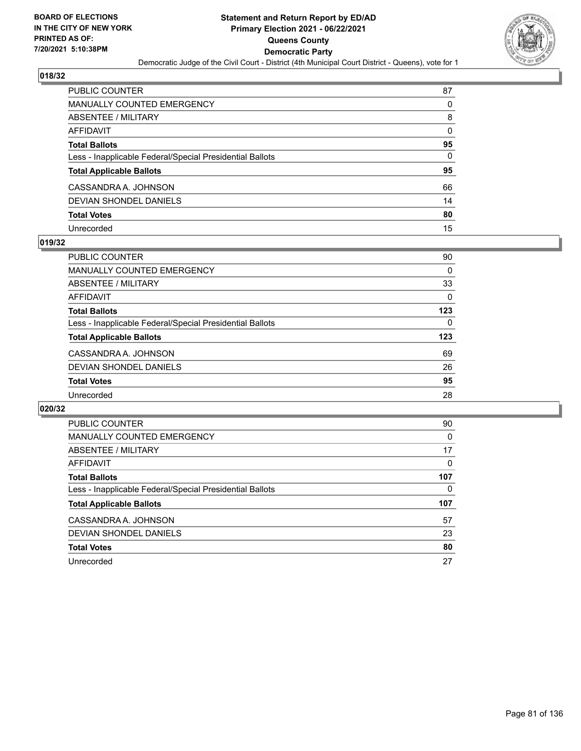**BOARD OF ELECTIONS IN THE CITY OF NEW YORK PRINTED AS OF: 7/20/2021 5:10:38PM**

**Statement and Return Report by ED/AD
Primary Election 2021 - 06/22/2021
Queens County
Democratic Party**

Democratic Judge of the Civil Court - District (4th Municipal Court District - Queens), vote for 1

## 018/32

| | |
|---|---|
| PUBLIC COUNTER | 87 |
| MANUALLY COUNTED EMERGENCY | 0 |
| ABSENTEE / MILITARY | 8 |
| AFFIDAVIT | 0 |
| **Total Ballots** | **95** |
| Less - Inapplicable Federal/Special Presidential Ballots | 0 |
| **Total Applicable Ballots** | **95** |
| CASSANDRA A. JOHNSON | 66 |
| DEVIAN SHONDEL DANIELS | 14 |
| **Total Votes** | **80** |
| Unrecorded | 15 |

## 019/32

| | |
|---|---|
| PUBLIC COUNTER | 90 |
| MANUALLY COUNTED EMERGENCY | 0 |
| ABSENTEE / MILITARY | 33 |
| AFFIDAVIT | 0 |
| **Total Ballots** | **123** |
| Less - Inapplicable Federal/Special Presidential Ballots | 0 |
| **Total Applicable Ballots** | **123** |
| CASSANDRA A. JOHNSON | 69 |
| DEVIAN SHONDEL DANIELS | 26 |
| **Total Votes** | **95** |
| Unrecorded | 28 |

## 020/32

| | |
|---|---|
| PUBLIC COUNTER | 90 |
| MANUALLY COUNTED EMERGENCY | 0 |
| ABSENTEE / MILITARY | 17 |
| AFFIDAVIT | 0 |
| **Total Ballots** | **107** |
| Less - Inapplicable Federal/Special Presidential Ballots | 0 |
| **Total Applicable Ballots** | **107** |
| CASSANDRA A. JOHNSON | 57 |
| DEVIAN SHONDEL DANIELS | 23 |
| **Total Votes** | **80** |
| Unrecorded | 27 |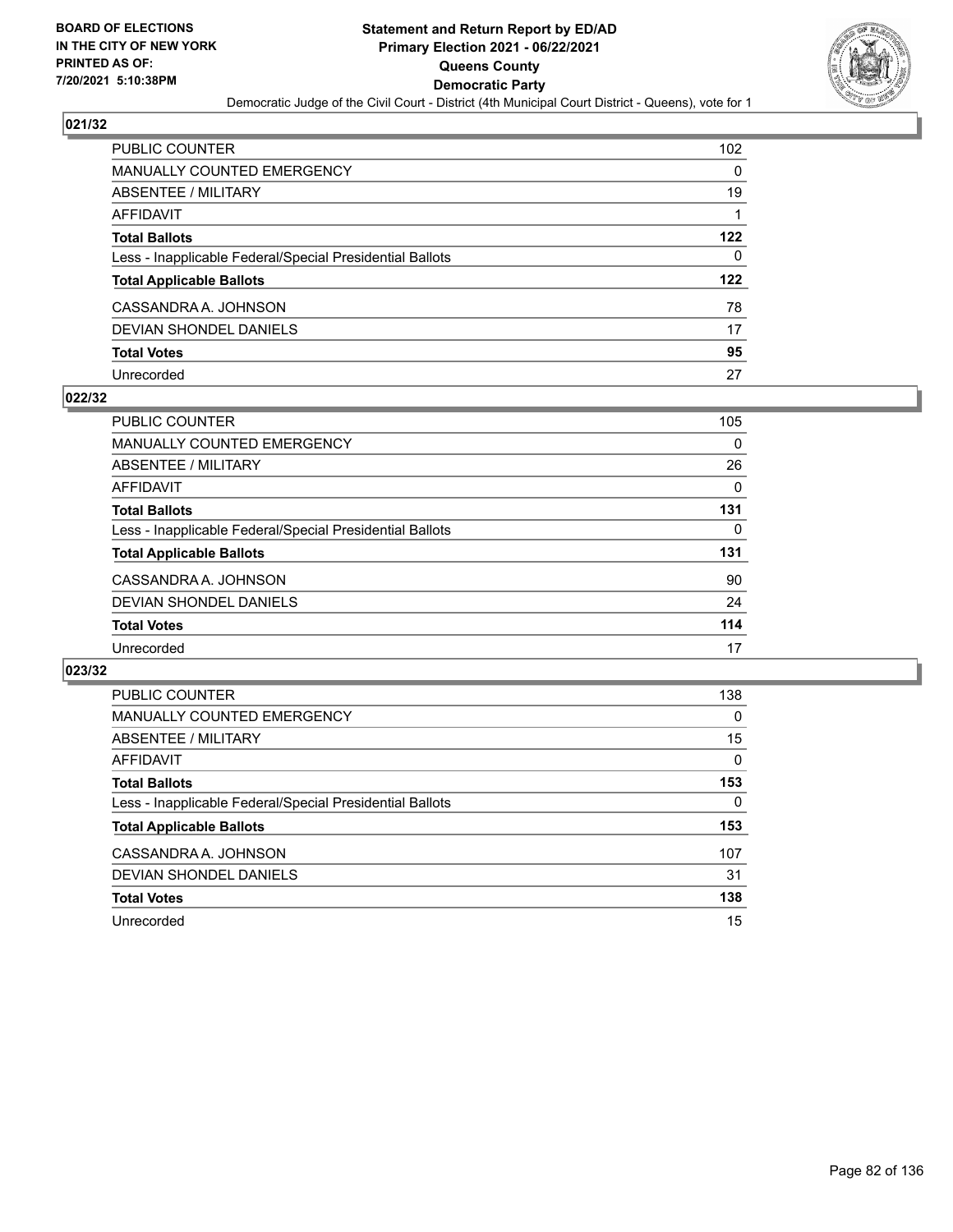**BOARD OF ELECTIONS IN THE CITY OF NEW YORK PRINTED AS OF: 7/20/2021 5:10:38PM**

# Statement and Return Report by ED/AD
## Primary Election 2021 - 06/22/2021
## Queens County
## Democratic Party
Democratic Judge of the Civil Court - District (4th Municipal Court District - Queens), vote for 1

### 021/32

| | |
|---|---|
| PUBLIC COUNTER | 102 |
| MANUALLY COUNTED EMERGENCY | 0 |
| ABSENTEE / MILITARY | 19 |
| AFFIDAVIT | 1 |
| **Total Ballots** | **122** |
| Less - Inapplicable Federal/Special Presidential Ballots | 0 |
| **Total Applicable Ballots** | **122** |
| CASSANDRA A. JOHNSON | 78 |
| DEVIAN SHONDEL DANIELS | 17 |
| **Total Votes** | **95** |
| Unrecorded | 27 |

### 022/32

| | |
|---|---|
| PUBLIC COUNTER | 105 |
| MANUALLY COUNTED EMERGENCY | 0 |
| ABSENTEE / MILITARY | 26 |
| AFFIDAVIT | 0 |
| **Total Ballots** | **131** |
| Less - Inapplicable Federal/Special Presidential Ballots | 0 |
| **Total Applicable Ballots** | **131** |
| CASSANDRA A. JOHNSON | 90 |
| DEVIAN SHONDEL DANIELS | 24 |
| **Total Votes** | **114** |
| Unrecorded | 17 |

### 023/32

| | |
|---|---|
| PUBLIC COUNTER | 138 |
| MANUALLY COUNTED EMERGENCY | 0 |
| ABSENTEE / MILITARY | 15 |
| AFFIDAVIT | 0 |
| **Total Ballots** | **153** |
| Less - Inapplicable Federal/Special Presidential Ballots | 0 |
| **Total Applicable Ballots** | **153** |
| CASSANDRA A. JOHNSON | 107 |
| DEVIAN SHONDEL DANIELS | 31 |
| **Total Votes** | **138** |
| Unrecorded | 15 |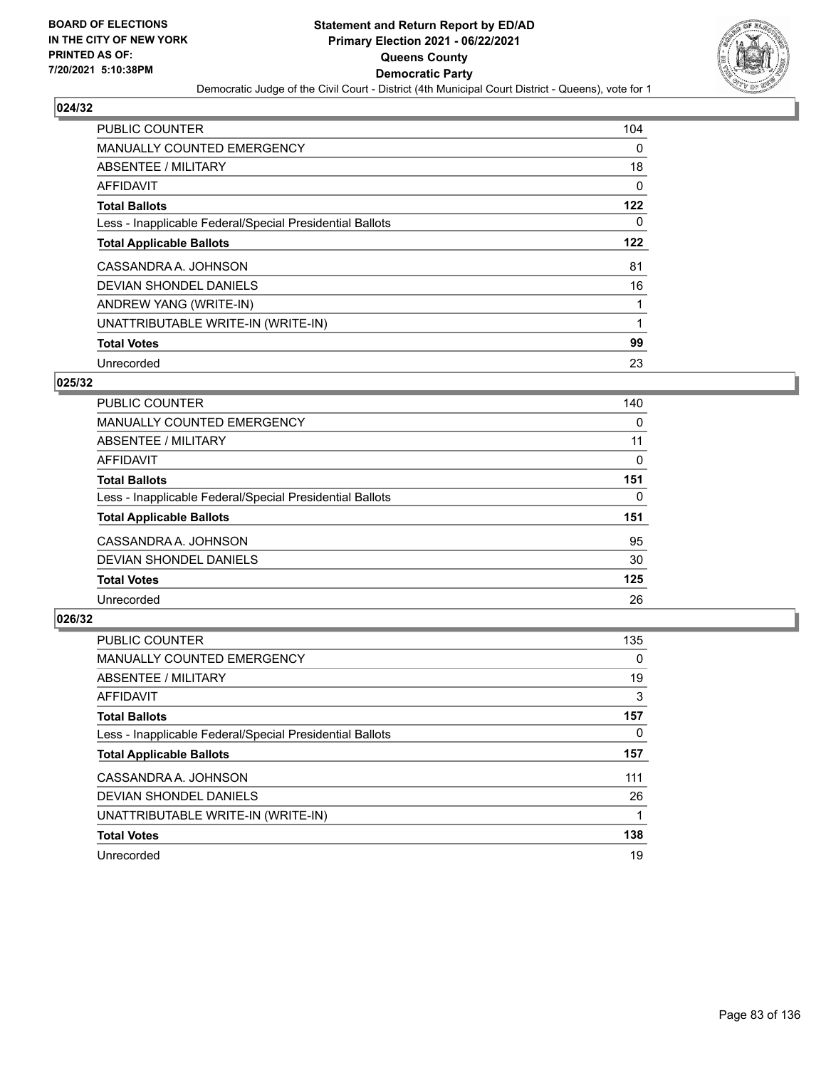### 024/32

| | |
|---|---|
| PUBLIC COUNTER | 104 |
| MANUALLY COUNTED EMERGENCY | 0 |
| ABSENTEE / MILITARY | 18 |
| AFFIDAVIT | 0 |
| **Total Ballots** | **122** |
| Less - Inapplicable Federal/Special Presidential Ballots | 0 |
| **Total Applicable Ballots** | **122** |
| CASSANDRA A. JOHNSON | 81 |
| DEVIAN SHONDEL DANIELS | 16 |
| ANDREW YANG (WRITE-IN) | 1 |
| UNATTRIBUTABLE WRITE-IN (WRITE-IN) | 1 |
| **Total Votes** | **99** |
| Unrecorded | 23 |

### 025/32

| | |
|---|---|
| PUBLIC COUNTER | 140 |
| MANUALLY COUNTED EMERGENCY | 0 |
| ABSENTEE / MILITARY | 11 |
| AFFIDAVIT | 0 |
| **Total Ballots** | **151** |
| Less - Inapplicable Federal/Special Presidential Ballots | 0 |
| **Total Applicable Ballots** | **151** |
| CASSANDRA A. JOHNSON | 95 |
| DEVIAN SHONDEL DANIELS | 30 |
| **Total Votes** | **125** |
| Unrecorded | 26 |

### 026/32

| | |
|---|---|
| PUBLIC COUNTER | 135 |
| MANUALLY COUNTED EMERGENCY | 0 |
| ABSENTEE / MILITARY | 19 |
| AFFIDAVIT | 3 |
| **Total Ballots** | **157** |
| Less - Inapplicable Federal/Special Presidential Ballots | 0 |
| **Total Applicable Ballots** | **157** |
| CASSANDRA A. JOHNSON | 111 |
| DEVIAN SHONDEL DANIELS | 26 |
| UNATTRIBUTABLE WRITE-IN (WRITE-IN) | 1 |
| **Total Votes** | **138** |
| Unrecorded | 19 |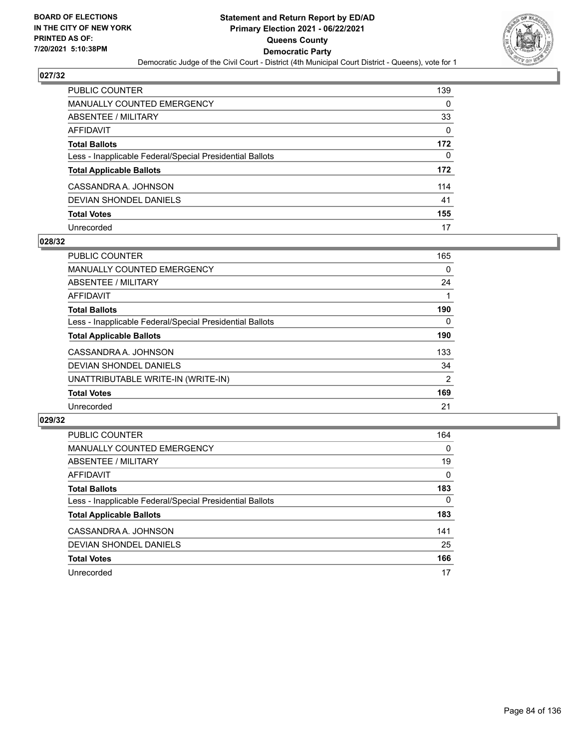**BOARD OF ELECTIONS IN THE CITY OF NEW YORK PRINTED AS OF: 7/20/2021 5:10:38PM**

# Statement and Return Report by ED/AD
## Primary Election 2021 - 06/22/2021
## Queens County
## Democratic Party
### Democratic Judge of the Civil Court - District (4th Municipal Court District - Queens), vote for 1

### 027/32

| | |
|---|---|
| PUBLIC COUNTER | 139 |
| MANUALLY COUNTED EMERGENCY | 0 |
| ABSENTEE / MILITARY | 33 |
| AFFIDAVIT | 0 |
| **Total Ballots** | **172** |
| Less - Inapplicable Federal/Special Presidential Ballots | 0 |
| **Total Applicable Ballots** | **172** |
| CASSANDRA A. JOHNSON | 114 |
| DEVIAN SHONDEL DANIELS | 41 |
| **Total Votes** | **155** |
| Unrecorded | 17 |

### 028/32

| | |
|---|---|
| PUBLIC COUNTER | 165 |
| MANUALLY COUNTED EMERGENCY | 0 |
| ABSENTEE / MILITARY | 24 |
| AFFIDAVIT | 1 |
| **Total Ballots** | **190** |
| Less - Inapplicable Federal/Special Presidential Ballots | 0 |
| **Total Applicable Ballots** | **190** |
| CASSANDRA A. JOHNSON | 133 |
| DEVIAN SHONDEL DANIELS | 34 |
| UNATTRIBUTABLE WRITE-IN (WRITE-IN) | 2 |
| **Total Votes** | **169** |
| Unrecorded | 21 |

### 029/32

| | |
|---|---|
| PUBLIC COUNTER | 164 |
| MANUALLY COUNTED EMERGENCY | 0 |
| ABSENTEE / MILITARY | 19 |
| AFFIDAVIT | 0 |
| **Total Ballots** | **183** |
| Less - Inapplicable Federal/Special Presidential Ballots | 0 |
| **Total Applicable Ballots** | **183** |
| CASSANDRA A. JOHNSON | 141 |
| DEVIAN SHONDEL DANIELS | 25 |
| **Total Votes** | **166** |
| Unrecorded | 17 |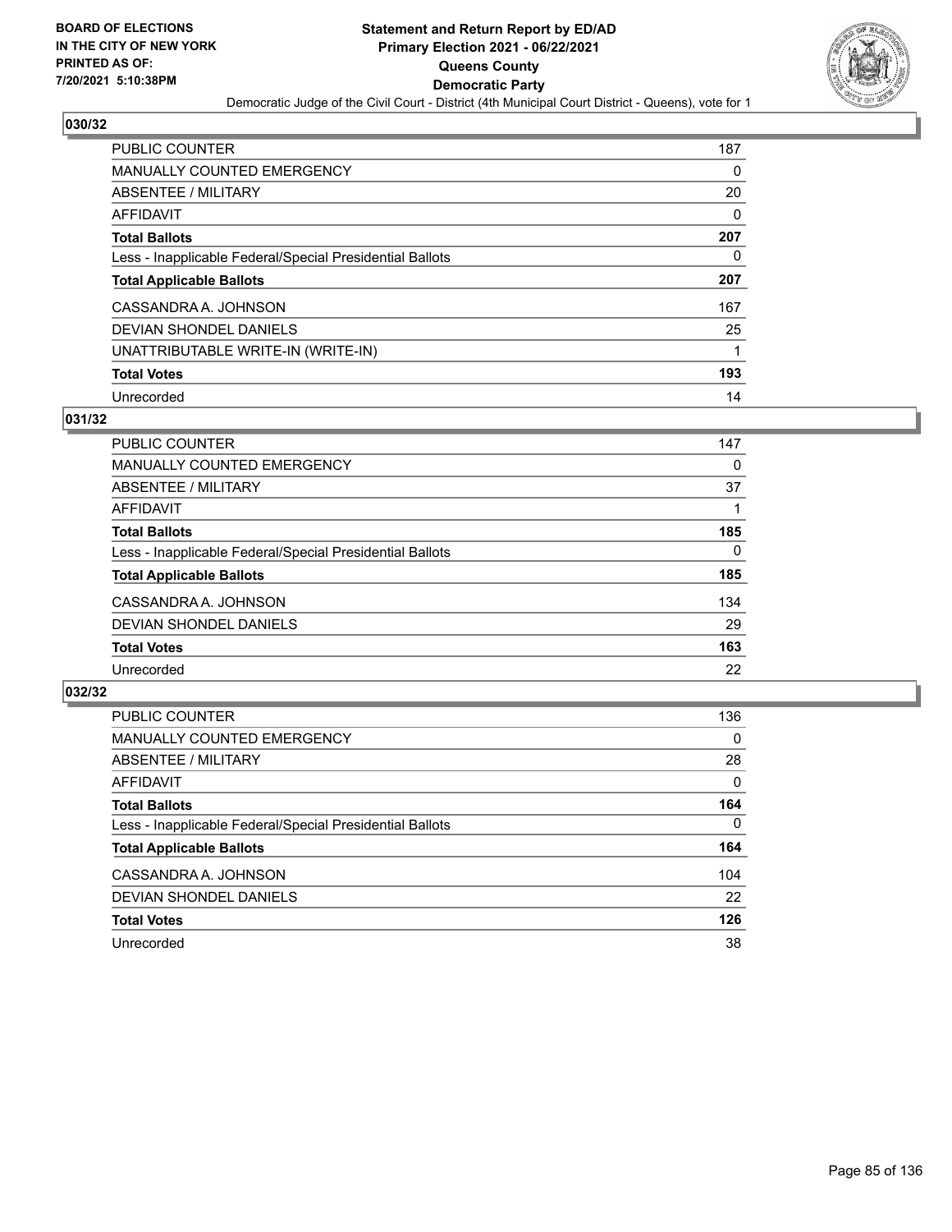**BOARD OF ELECTIONS IN THE CITY OF NEW YORK PRINTED AS OF: 7/20/2021 5:10:38PM**

**Statement and Return Report by ED/AD Primary Election 2021 - 06/22/2021 Queens County Democratic Party**

Democratic Judge of the Civil Court - District (4th Municipal Court District - Queens), vote for 1

### 030/32

| | |
|---|---|
| PUBLIC COUNTER | 187 |
| MANUALLY COUNTED EMERGENCY | 0 |
| ABSENTEE / MILITARY | 20 |
| AFFIDAVIT | 0 |
| **Total Ballots** | **207** |
| Less - Inapplicable Federal/Special Presidential Ballots | 0 |
| **Total Applicable Ballots** | **207** |
| CASSANDRA A. JOHNSON | 167 |
| DEVIAN SHONDEL DANIELS | 25 |
| UNATTRIBUTABLE WRITE-IN (WRITE-IN) | 1 |
| **Total Votes** | **193** |
| Unrecorded | 14 |

### 031/32

| | |
|---|---|
| PUBLIC COUNTER | 147 |
| MANUALLY COUNTED EMERGENCY | 0 |
| ABSENTEE / MILITARY | 37 |
| AFFIDAVIT | 1 |
| **Total Ballots** | **185** |
| Less - Inapplicable Federal/Special Presidential Ballots | 0 |
| **Total Applicable Ballots** | **185** |
| CASSANDRA A. JOHNSON | 134 |
| DEVIAN SHONDEL DANIELS | 29 |
| **Total Votes** | **163** |
| Unrecorded | 22 |

### 032/32

| | |
|---|---|
| PUBLIC COUNTER | 136 |
| MANUALLY COUNTED EMERGENCY | 0 |
| ABSENTEE / MILITARY | 28 |
| AFFIDAVIT | 0 |
| **Total Ballots** | **164** |
| Less - Inapplicable Federal/Special Presidential Ballots | 0 |
| **Total Applicable Ballots** | **164** |
| CASSANDRA A. JOHNSON | 104 |
| DEVIAN SHONDEL DANIELS | 22 |
| **Total Votes** | **126** |
| Unrecorded | 38 |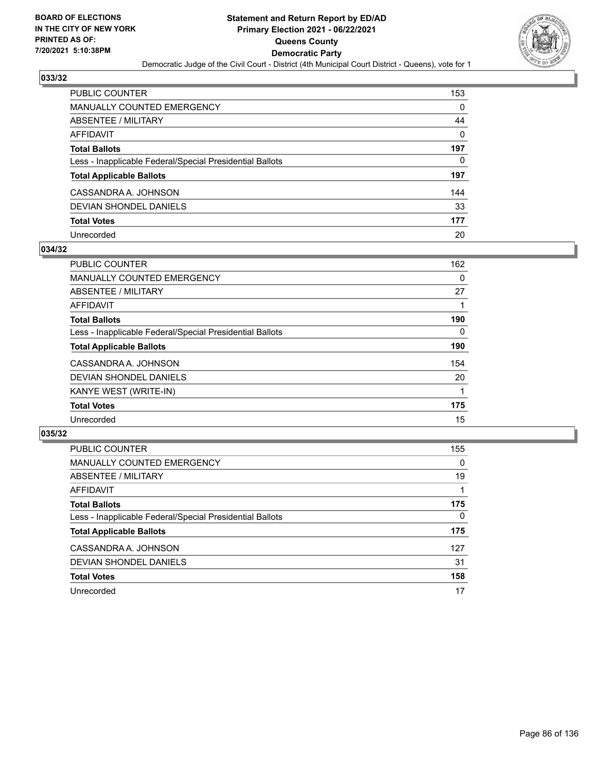**BOARD OF ELECTIONS IN THE CITY OF NEW YORK PRINTED AS OF: 7/20/2021 5:10:38PM**

# Statement and Return Report by ED/AD
## Primary Election 2021 - 06/22/2021
## Queens County
## Democratic Party

Democratic Judge of the Civil Court - District (4th Municipal Court District - Queens), vote for 1

### 033/32

| | |
|---|---|
| PUBLIC COUNTER | 153 |
| MANUALLY COUNTED EMERGENCY | 0 |
| ABSENTEE / MILITARY | 44 |
| AFFIDAVIT | 0 |
| **Total Ballots** | **197** |
| Less - Inapplicable Federal/Special Presidential Ballots | 0 |
| **Total Applicable Ballots** | **197** |
| CASSANDRA A. JOHNSON | 144 |
| DEVIAN SHONDEL DANIELS | 33 |
| **Total Votes** | **177** |
| Unrecorded | 20 |

### 034/32

| | |
|---|---|
| PUBLIC COUNTER | 162 |
| MANUALLY COUNTED EMERGENCY | 0 |
| ABSENTEE / MILITARY | 27 |
| AFFIDAVIT | 1 |
| **Total Ballots** | **190** |
| Less - Inapplicable Federal/Special Presidential Ballots | 0 |
| **Total Applicable Ballots** | **190** |
| CASSANDRA A. JOHNSON | 154 |
| DEVIAN SHONDEL DANIELS | 20 |
| KANYE WEST (WRITE-IN) | 1 |
| **Total Votes** | **175** |
| Unrecorded | 15 |

### 035/32

| | |
|---|---|
| PUBLIC COUNTER | 155 |
| MANUALLY COUNTED EMERGENCY | 0 |
| ABSENTEE / MILITARY | 19 |
| AFFIDAVIT | 1 |
| **Total Ballots** | **175** |
| Less - Inapplicable Federal/Special Presidential Ballots | 0 |
| **Total Applicable Ballots** | **175** |
| CASSANDRA A. JOHNSON | 127 |
| DEVIAN SHONDEL DANIELS | 31 |
| **Total Votes** | **158** |
| Unrecorded | 17 |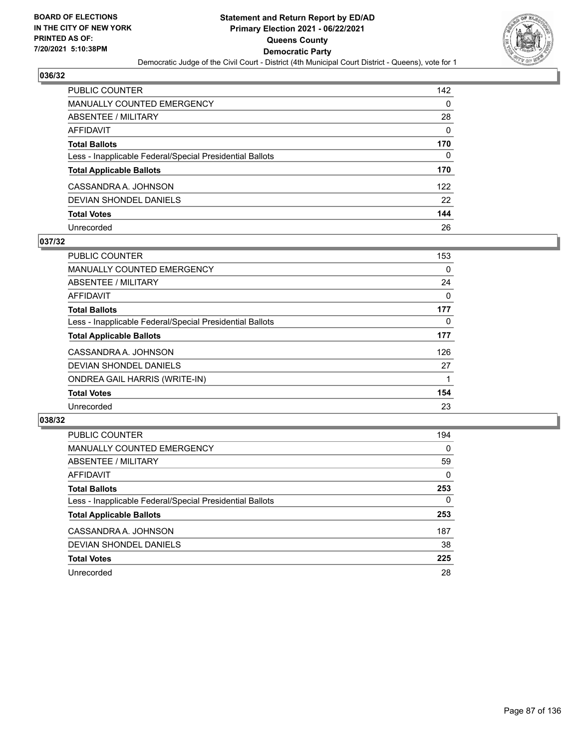BOARD OF ELECTIONS
IN THE CITY OF NEW YORK
PRINTED AS OF:
7/20/2021 5:10:38PM

# Statement and Return Report by ED/AD
## Primary Election 2021 - 06/22/2021
## Queens County
## Democratic Party

Democratic Judge of the Civil Court - District (4th Municipal Court District - Queens), vote for 1

### 036/32

| | |
|---|---|
| PUBLIC COUNTER | 142 |
| MANUALLY COUNTED EMERGENCY | 0 |
| ABSENTEE / MILITARY | 28 |
| AFFIDAVIT | 0 |
| **Total Ballots** | **170** |
| Less - Inapplicable Federal/Special Presidential Ballots | 0 |
| **Total Applicable Ballots** | **170** |
| CASSANDRA A. JOHNSON | 122 |
| DEVIAN SHONDEL DANIELS | 22 |
| **Total Votes** | **144** |
| Unrecorded | 26 |

### 037/32

| | |
|---|---|
| PUBLIC COUNTER | 153 |
| MANUALLY COUNTED EMERGENCY | 0 |
| ABSENTEE / MILITARY | 24 |
| AFFIDAVIT | 0 |
| **Total Ballots** | **177** |
| Less - Inapplicable Federal/Special Presidential Ballots | 0 |
| **Total Applicable Ballots** | **177** |
| CASSANDRA A. JOHNSON | 126 |
| DEVIAN SHONDEL DANIELS | 27 |
| ONDREA GAIL HARRIS (WRITE-IN) | 1 |
| **Total Votes** | **154** |
| Unrecorded | 23 |

### 038/32

| | |
|---|---|
| PUBLIC COUNTER | 194 |
| MANUALLY COUNTED EMERGENCY | 0 |
| ABSENTEE / MILITARY | 59 |
| AFFIDAVIT | 0 |
| **Total Ballots** | **253** |
| Less - Inapplicable Federal/Special Presidential Ballots | 0 |
| **Total Applicable Ballots** | **253** |
| CASSANDRA A. JOHNSON | 187 |
| DEVIAN SHONDEL DANIELS | 38 |
| **Total Votes** | **225** |
| Unrecorded | 28 |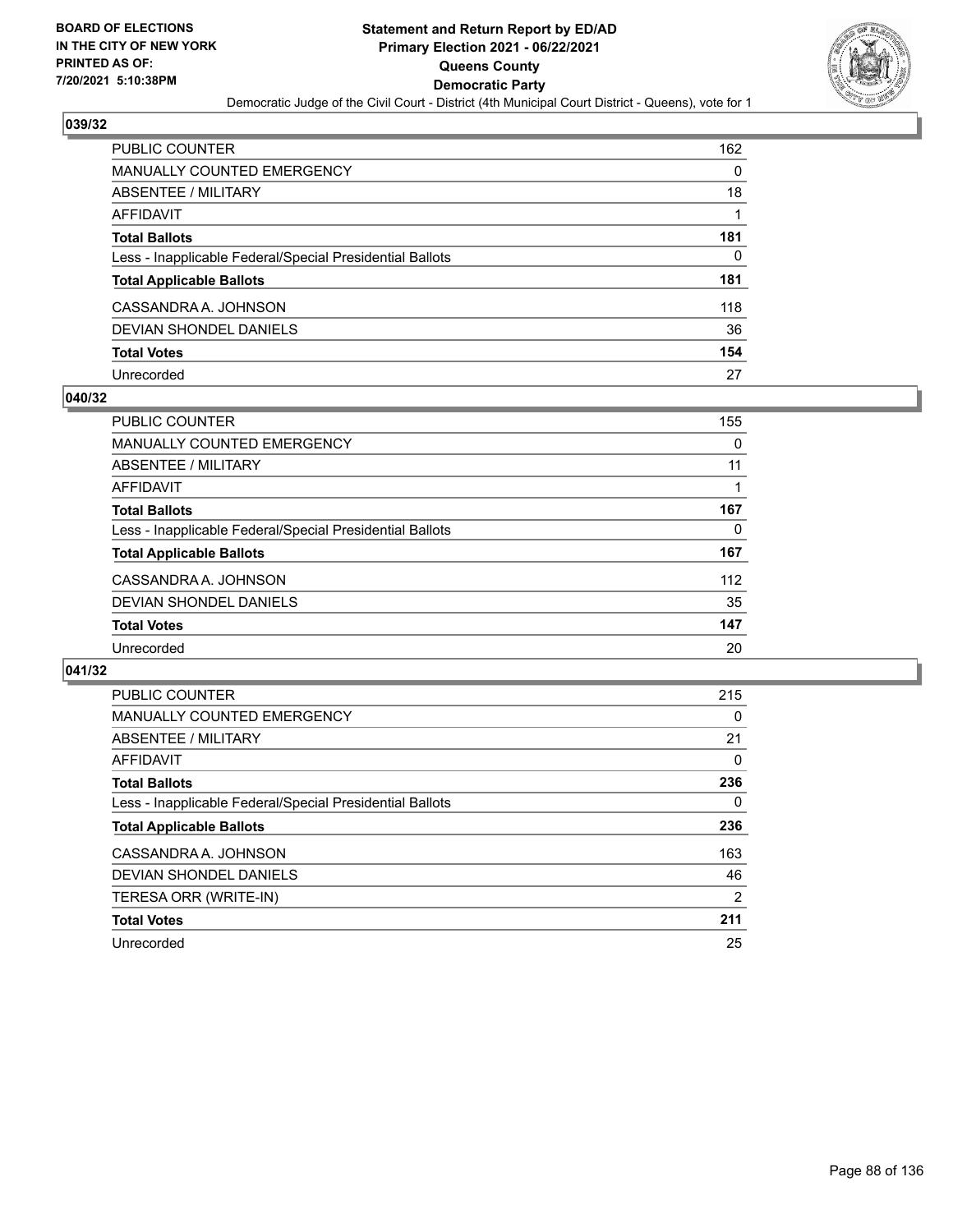## 039/32

| | |
|---|---|
| PUBLIC COUNTER | 162 |
| MANUALLY COUNTED EMERGENCY | 0 |
| ABSENTEE / MILITARY | 18 |
| AFFIDAVIT | 1 |
| **Total Ballots** | **181** |
| Less - Inapplicable Federal/Special Presidential Ballots | 0 |
| **Total Applicable Ballots** | **181** |
| CASSANDRA A. JOHNSON | 118 |
| DEVIAN SHONDEL DANIELS | 36 |
| **Total Votes** | **154** |
| Unrecorded | 27 |

## 040/32

| | |
|---|---|
| PUBLIC COUNTER | 155 |
| MANUALLY COUNTED EMERGENCY | 0 |
| ABSENTEE / MILITARY | 11 |
| AFFIDAVIT | 1 |
| **Total Ballots** | **167** |
| Less - Inapplicable Federal/Special Presidential Ballots | 0 |
| **Total Applicable Ballots** | **167** |
| CASSANDRA A. JOHNSON | 112 |
| DEVIAN SHONDEL DANIELS | 35 |
| **Total Votes** | **147** |
| Unrecorded | 20 |

## 041/32

| | |
|---|---|
| PUBLIC COUNTER | 215 |
| MANUALLY COUNTED EMERGENCY | 0 |
| ABSENTEE / MILITARY | 21 |
| AFFIDAVIT | 0 |
| **Total Ballots** | **236** |
| Less - Inapplicable Federal/Special Presidential Ballots | 0 |
| **Total Applicable Ballots** | **236** |
| CASSANDRA A. JOHNSON | 163 |
| DEVIAN SHONDEL DANIELS | 46 |
| TERESA ORR (WRITE-IN) | 2 |
| **Total Votes** | **211** |
| Unrecorded | 25 |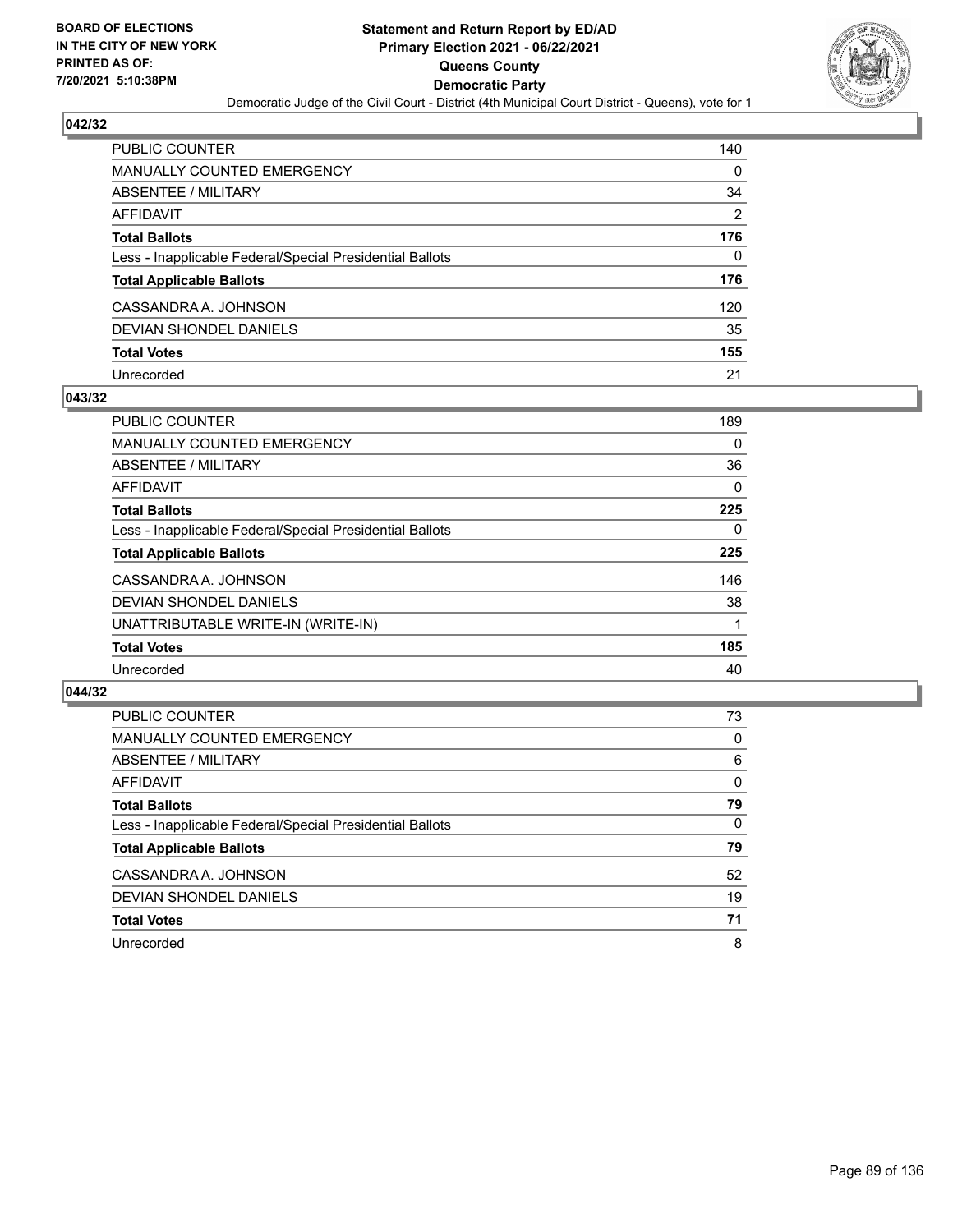## 042/32

| | |
|---|---|
| PUBLIC COUNTER | 140 |
| MANUALLY COUNTED EMERGENCY | 0 |
| ABSENTEE / MILITARY | 34 |
| AFFIDAVIT | 2 |
| **Total Ballots** | **176** |
| Less - Inapplicable Federal/Special Presidential Ballots | 0 |
| **Total Applicable Ballots** | **176** |
| CASSANDRA A. JOHNSON | 120 |
| DEVIAN SHONDEL DANIELS | 35 |
| **Total Votes** | **155** |
| Unrecorded | 21 |

## 043/32

| | |
|---|---|
| PUBLIC COUNTER | 189 |
| MANUALLY COUNTED EMERGENCY | 0 |
| ABSENTEE / MILITARY | 36 |
| AFFIDAVIT | 0 |
| **Total Ballots** | **225** |
| Less - Inapplicable Federal/Special Presidential Ballots | 0 |
| **Total Applicable Ballots** | **225** |
| CASSANDRA A. JOHNSON | 146 |
| DEVIAN SHONDEL DANIELS | 38 |
| UNATTRIBUTABLE WRITE-IN (WRITE-IN) | 1 |
| **Total Votes** | **185** |
| Unrecorded | 40 |

## 044/32

| | |
|---|---|
| PUBLIC COUNTER | 73 |
| MANUALLY COUNTED EMERGENCY | 0 |
| ABSENTEE / MILITARY | 6 |
| AFFIDAVIT | 0 |
| **Total Ballots** | **79** |
| Less - Inapplicable Federal/Special Presidential Ballots | 0 |
| **Total Applicable Ballots** | **79** |
| CASSANDRA A. JOHNSON | 52 |
| DEVIAN SHONDEL DANIELS | 19 |
| **Total Votes** | **71** |
| Unrecorded | 8 |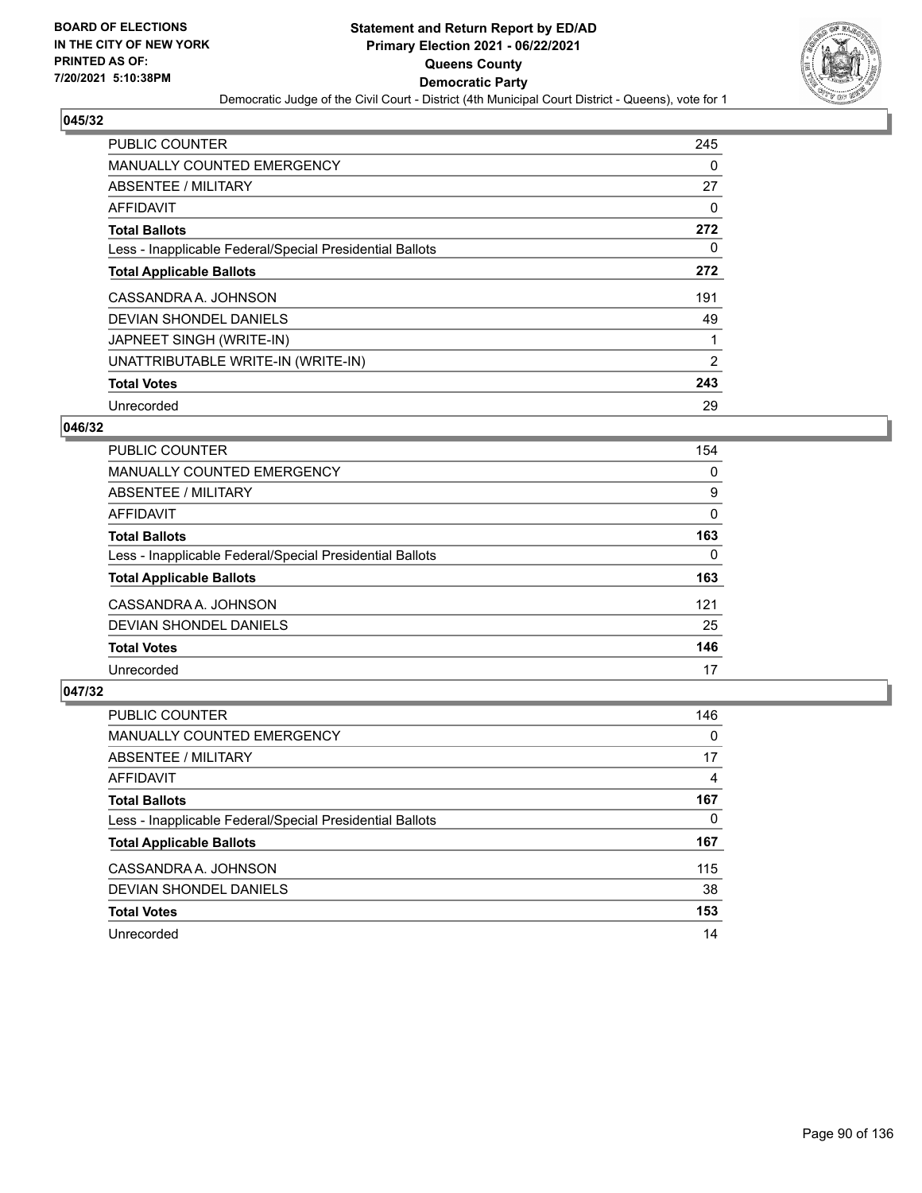**BOARD OF ELECTIONS IN THE CITY OF NEW YORK PRINTED AS OF: 7/20/2021 5:10:38PM**

# Statement and Return Report by ED/AD
## Primary Election 2021 - 06/22/2021
## Queens County
## Democratic Party
### Democratic Judge of the Civil Court - District (4th Municipal Court District - Queens), vote for 1

### 045/32

| | |
|---|---|
| PUBLIC COUNTER | 245 |
| MANUALLY COUNTED EMERGENCY | 0 |
| ABSENTEE / MILITARY | 27 |
| AFFIDAVIT | 0 |
| **Total Ballots** | **272** |
| Less - Inapplicable Federal/Special Presidential Ballots | 0 |
| **Total Applicable Ballots** | **272** |
| CASSANDRA A. JOHNSON | 191 |
| DEVIAN SHONDEL DANIELS | 49 |
| JAPNEET SINGH (WRITE-IN) | 1 |
| UNATTRIBUTABLE WRITE-IN (WRITE-IN) | 2 |
| **Total Votes** | **243** |
| Unrecorded | 29 |

### 046/32

| | |
|---|---|
| PUBLIC COUNTER | 154 |
| MANUALLY COUNTED EMERGENCY | 0 |
| ABSENTEE / MILITARY | 9 |
| AFFIDAVIT | 0 |
| **Total Ballots** | **163** |
| Less - Inapplicable Federal/Special Presidential Ballots | 0 |
| **Total Applicable Ballots** | **163** |
| CASSANDRA A. JOHNSON | 121 |
| DEVIAN SHONDEL DANIELS | 25 |
| **Total Votes** | **146** |
| Unrecorded | 17 |

### 047/32

| | |
|---|---|
| PUBLIC COUNTER | 146 |
| MANUALLY COUNTED EMERGENCY | 0 |
| ABSENTEE / MILITARY | 17 |
| AFFIDAVIT | 4 |
| **Total Ballots** | **167** |
| Less - Inapplicable Federal/Special Presidential Ballots | 0 |
| **Total Applicable Ballots** | **167** |
| CASSANDRA A. JOHNSON | 115 |
| DEVIAN SHONDEL DANIELS | 38 |
| **Total Votes** | **153** |
| Unrecorded | 14 |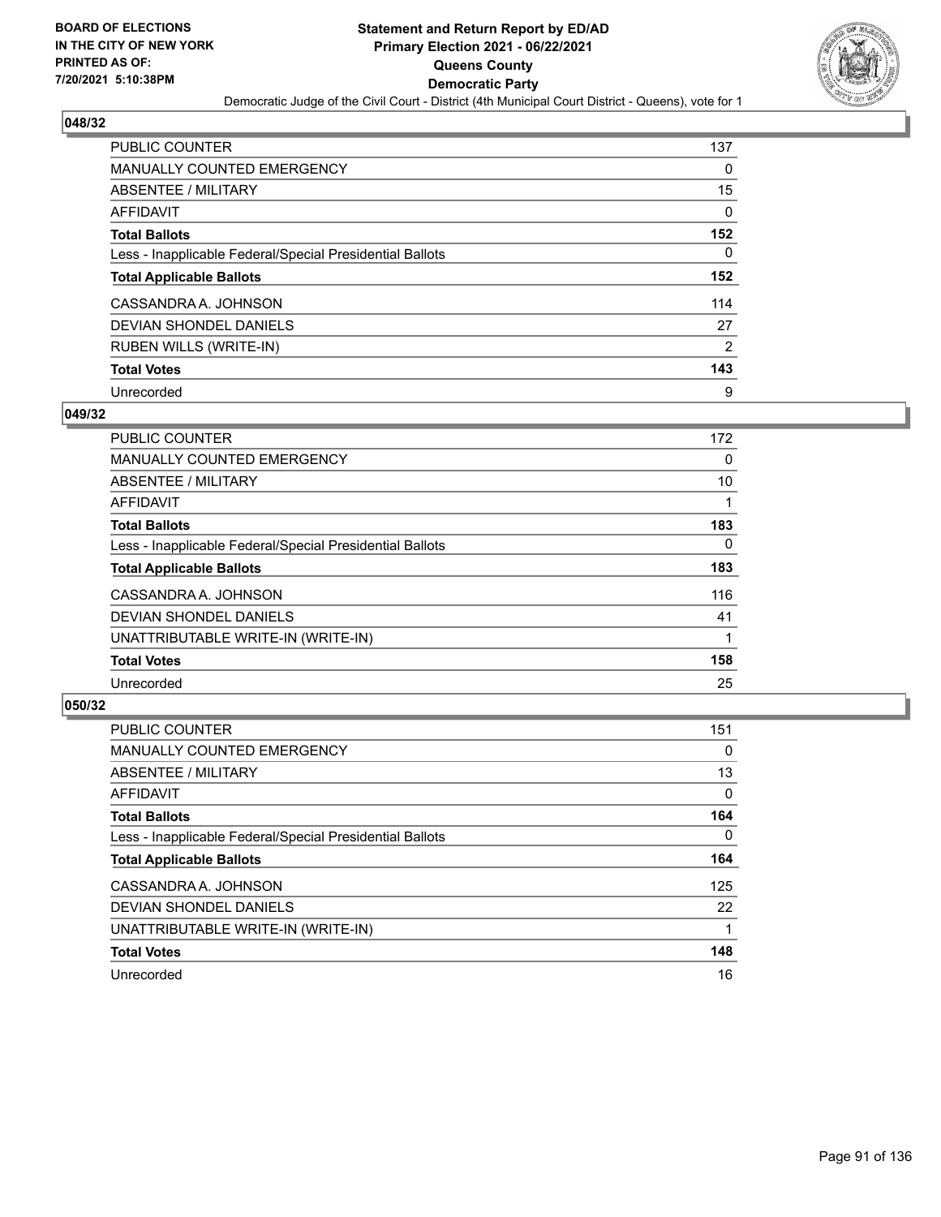BOARD OF ELECTIONS
IN THE CITY OF NEW YORK
PRINTED AS OF:
7/20/2021 5:10:38PM

# Statement and Return Report by ED/AD
## Primary Election 2021 - 06/22/2021
## Queens County
## Democratic Party

Democratic Judge of the Civil Court - District (4th Municipal Court District - Queens), vote for 1

### 048/32

| | |
|---|---|
| PUBLIC COUNTER | 137 |
| MANUALLY COUNTED EMERGENCY | 0 |
| ABSENTEE / MILITARY | 15 |
| AFFIDAVIT | 0 |
| **Total Ballots** | **152** |
| Less - Inapplicable Federal/Special Presidential Ballots | 0 |
| **Total Applicable Ballots** | **152** |
| CASSANDRA A. JOHNSON | 114 |
| DEVIAN SHONDEL DANIELS | 27 |
| RUBEN WILLS (WRITE-IN) | 2 |
| **Total Votes** | **143** |
| Unrecorded | 9 |

### 049/32

| | |
|---|---|
| PUBLIC COUNTER | 172 |
| MANUALLY COUNTED EMERGENCY | 0 |
| ABSENTEE / MILITARY | 10 |
| AFFIDAVIT | 1 |
| **Total Ballots** | **183** |
| Less - Inapplicable Federal/Special Presidential Ballots | 0 |
| **Total Applicable Ballots** | **183** |
| CASSANDRA A. JOHNSON | 116 |
| DEVIAN SHONDEL DANIELS | 41 |
| UNATTRIBUTABLE WRITE-IN (WRITE-IN) | 1 |
| **Total Votes** | **158** |
| Unrecorded | 25 |

### 050/32

| | |
|---|---|
| PUBLIC COUNTER | 151 |
| MANUALLY COUNTED EMERGENCY | 0 |
| ABSENTEE / MILITARY | 13 |
| AFFIDAVIT | 0 |
| **Total Ballots** | **164** |
| Less - Inapplicable Federal/Special Presidential Ballots | 0 |
| **Total Applicable Ballots** | **164** |
| CASSANDRA A. JOHNSON | 125 |
| DEVIAN SHONDEL DANIELS | 22 |
| UNATTRIBUTABLE WRITE-IN (WRITE-IN) | 1 |
| **Total Votes** | **148** |
| Unrecorded | 16 |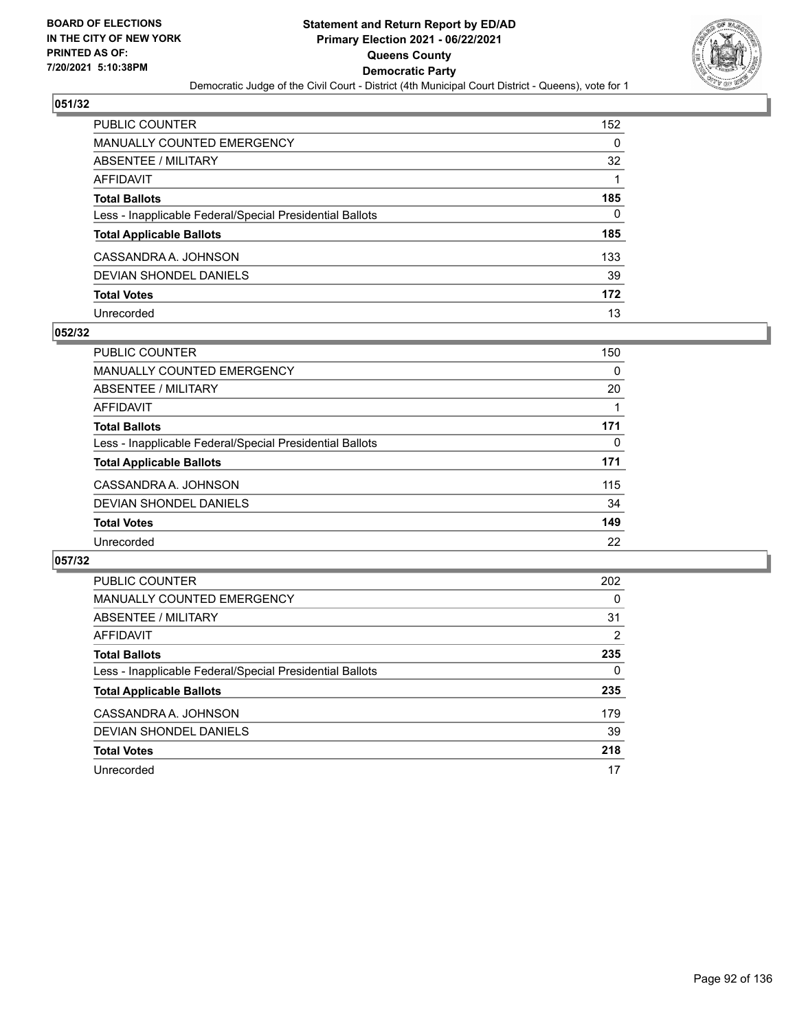**BOARD OF ELECTIONS IN THE CITY OF NEW YORK PRINTED AS OF: 7/20/2021 5:10:38PM**

# Statement and Return Report by ED/AD
## Primary Election 2021 - 06/22/2021
## Queens County
## Democratic Party
### Democratic Judge of the Civil Court - District (4th Municipal Court District - Queens), vote for 1

### 051/32

| | |
|---|---|
| PUBLIC COUNTER | 152 |
| MANUALLY COUNTED EMERGENCY | 0 |
| ABSENTEE / MILITARY | 32 |
| AFFIDAVIT | 1 |
| **Total Ballots** | **185** |
| Less - Inapplicable Federal/Special Presidential Ballots | 0 |
| **Total Applicable Ballots** | **185** |
| CASSANDRA A. JOHNSON | 133 |
| DEVIAN SHONDEL DANIELS | 39 |
| **Total Votes** | **172** |
| Unrecorded | 13 |

### 052/32

| | |
|---|---|
| PUBLIC COUNTER | 150 |
| MANUALLY COUNTED EMERGENCY | 0 |
| ABSENTEE / MILITARY | 20 |
| AFFIDAVIT | 1 |
| **Total Ballots** | **171** |
| Less - Inapplicable Federal/Special Presidential Ballots | 0 |
| **Total Applicable Ballots** | **171** |
| CASSANDRA A. JOHNSON | 115 |
| DEVIAN SHONDEL DANIELS | 34 |
| **Total Votes** | **149** |
| Unrecorded | 22 |

### 057/32

| | |
|---|---|
| PUBLIC COUNTER | 202 |
| MANUALLY COUNTED EMERGENCY | 0 |
| ABSENTEE / MILITARY | 31 |
| AFFIDAVIT | 2 |
| **Total Ballots** | **235** |
| Less - Inapplicable Federal/Special Presidential Ballots | 0 |
| **Total Applicable Ballots** | **235** |
| CASSANDRA A. JOHNSON | 179 |
| DEVIAN SHONDEL DANIELS | 39 |
| **Total Votes** | **218** |
| Unrecorded | 17 |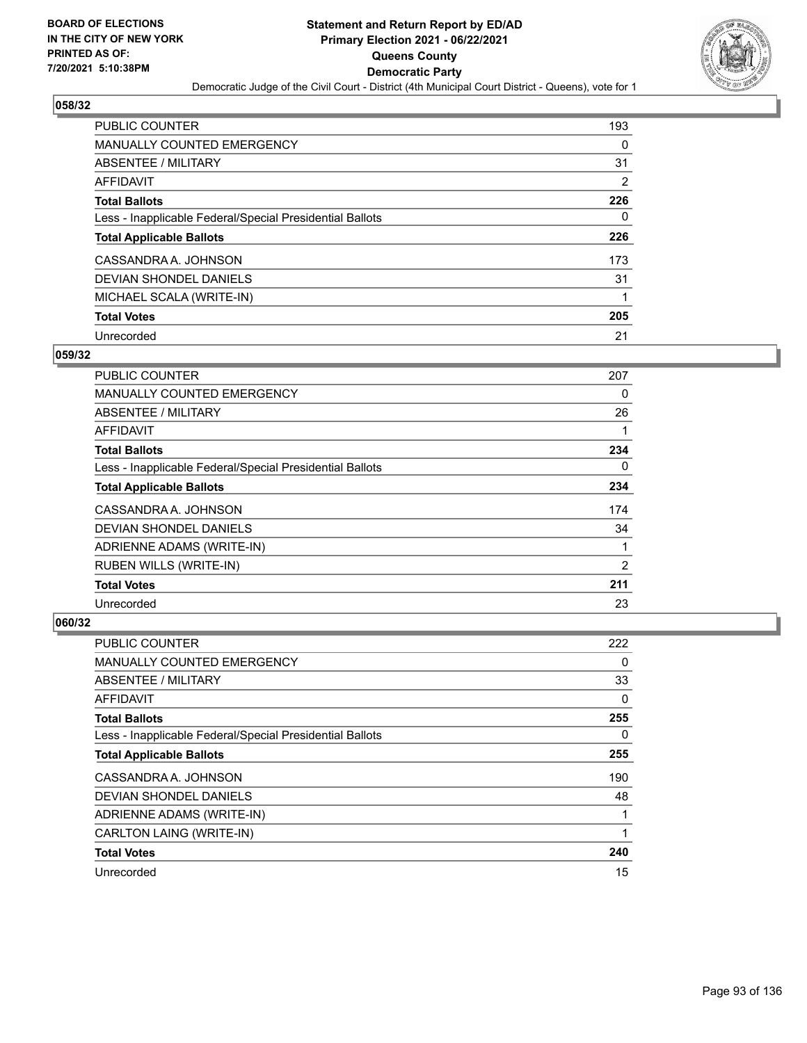**BOARD OF ELECTIONS IN THE CITY OF NEW YORK PRINTED AS OF: 7/20/2021 5:10:38PM**

# Statement and Return Report by ED/AD
## Primary Election 2021 - 06/22/2021
## Queens County
## Democratic Party

Democratic Judge of the Civil Court - District (4th Municipal Court District - Queens), vote for 1

### 058/32

| | |
|---|---|
| PUBLIC COUNTER | 193 |
| MANUALLY COUNTED EMERGENCY | 0 |
| ABSENTEE / MILITARY | 31 |
| AFFIDAVIT | 2 |
| **Total Ballots** | **226** |
| Less - Inapplicable Federal/Special Presidential Ballots | 0 |
| **Total Applicable Ballots** | **226** |
| CASSANDRA A. JOHNSON | 173 |
| DEVIAN SHONDEL DANIELS | 31 |
| MICHAEL SCALA (WRITE-IN) | 1 |
| **Total Votes** | **205** |
| Unrecorded | 21 |

### 059/32

| | |
|---|---|
| PUBLIC COUNTER | 207 |
| MANUALLY COUNTED EMERGENCY | 0 |
| ABSENTEE / MILITARY | 26 |
| AFFIDAVIT | 1 |
| **Total Ballots** | **234** |
| Less - Inapplicable Federal/Special Presidential Ballots | 0 |
| **Total Applicable Ballots** | **234** |
| CASSANDRA A. JOHNSON | 174 |
| DEVIAN SHONDEL DANIELS | 34 |
| ADRIENNE ADAMS (WRITE-IN) | 1 |
| RUBEN WILLS (WRITE-IN) | 2 |
| **Total Votes** | **211** |
| Unrecorded | 23 |

### 060/32

| | |
|---|---|
| PUBLIC COUNTER | 222 |
| MANUALLY COUNTED EMERGENCY | 0 |
| ABSENTEE / MILITARY | 33 |
| AFFIDAVIT | 0 |
| **Total Ballots** | **255** |
| Less - Inapplicable Federal/Special Presidential Ballots | 0 |
| **Total Applicable Ballots** | **255** |
| CASSANDRA A. JOHNSON | 190 |
| DEVIAN SHONDEL DANIELS | 48 |
| ADRIENNE ADAMS (WRITE-IN) | 1 |
| CARLTON LAING (WRITE-IN) | 1 |
| **Total Votes** | **240** |
| Unrecorded | 15 |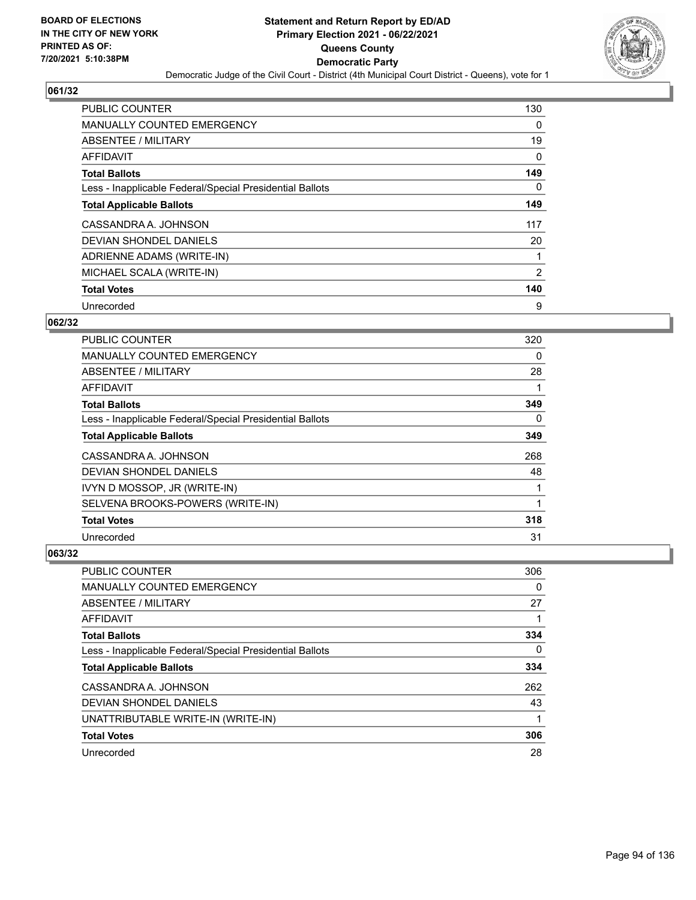**Statement and Return Report by ED/AD**
**Primary Election 2021 - 06/22/2021**
**Queens County**
**Democratic Party**
Democratic Judge of the Civil Court - District (4th Municipal Court District - Queens), vote for 1

BOARD OF ELECTIONS IN THE CITY OF NEW YORK PRINTED AS OF: 7/20/2021 5:10:38PM

### 061/32

| | |
|---|---|
| PUBLIC COUNTER | 130 |
| MANUALLY COUNTED EMERGENCY | 0 |
| ABSENTEE / MILITARY | 19 |
| AFFIDAVIT | 0 |
| **Total Ballots** | **149** |
| Less - Inapplicable Federal/Special Presidential Ballots | 0 |
| **Total Applicable Ballots** | **149** |
| CASSANDRA A. JOHNSON | 117 |
| DEVIAN SHONDEL DANIELS | 20 |
| ADRIENNE ADAMS (WRITE-IN) | 1 |
| MICHAEL SCALA (WRITE-IN) | 2 |
| **Total Votes** | **140** |
| Unrecorded | 9 |

### 062/32

| | |
|---|---|
| PUBLIC COUNTER | 320 |
| MANUALLY COUNTED EMERGENCY | 0 |
| ABSENTEE / MILITARY | 28 |
| AFFIDAVIT | 1 |
| **Total Ballots** | **349** |
| Less - Inapplicable Federal/Special Presidential Ballots | 0 |
| **Total Applicable Ballots** | **349** |
| CASSANDRA A. JOHNSON | 268 |
| DEVIAN SHONDEL DANIELS | 48 |
| IVYN D MOSSOP, JR (WRITE-IN) | 1 |
| SELVENA BROOKS-POWERS (WRITE-IN) | 1 |
| **Total Votes** | **318** |
| Unrecorded | 31 |

### 063/32

| | |
|---|---|
| PUBLIC COUNTER | 306 |
| MANUALLY COUNTED EMERGENCY | 0 |
| ABSENTEE / MILITARY | 27 |
| AFFIDAVIT | 1 |
| **Total Ballots** | **334** |
| Less - Inapplicable Federal/Special Presidential Ballots | 0 |
| **Total Applicable Ballots** | **334** |
| CASSANDRA A. JOHNSON | 262 |
| DEVIAN SHONDEL DANIELS | 43 |
| UNATTRIBUTABLE WRITE-IN (WRITE-IN) | 1 |
| **Total Votes** | **306** |
| Unrecorded | 28 |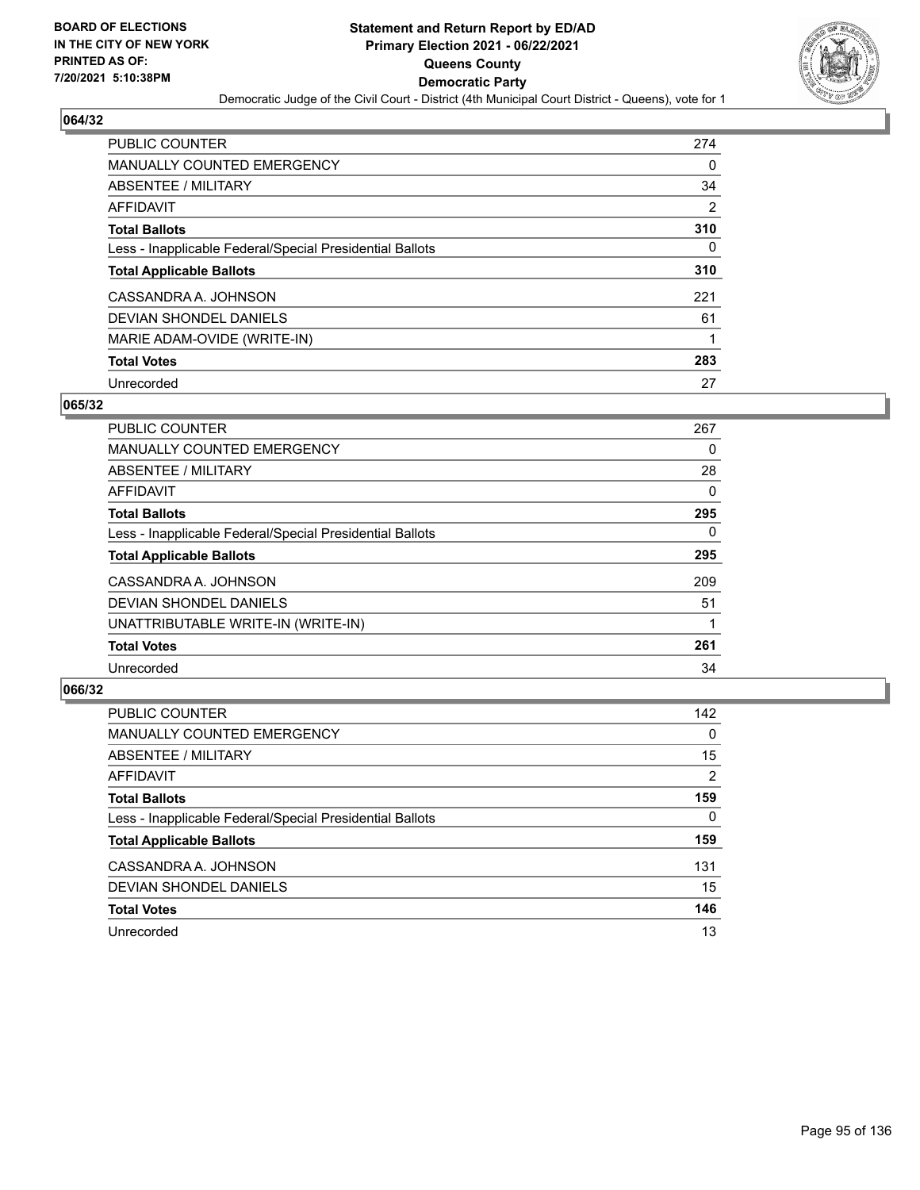**BOARD OF ELECTIONS IN THE CITY OF NEW YORK PRINTED AS OF: 7/20/2021 5:10:38PM**

# Statement and Return Report by ED/AD
## Primary Election 2021 - 06/22/2021
## Queens County
## Democratic Party
### Democratic Judge of the Civil Court - District (4th Municipal Court District - Queens), vote for 1

### 064/32

| | |
|---|---|
| PUBLIC COUNTER | 274 |
| MANUALLY COUNTED EMERGENCY | 0 |
| ABSENTEE / MILITARY | 34 |
| AFFIDAVIT | 2 |
| **Total Ballots** | **310** |
| Less - Inapplicable Federal/Special Presidential Ballots | 0 |
| **Total Applicable Ballots** | **310** |
| CASSANDRA A. JOHNSON | 221 |
| DEVIAN SHONDEL DANIELS | 61 |
| MARIE ADAM-OVIDE (WRITE-IN) | 1 |
| **Total Votes** | **283** |
| Unrecorded | 27 |

### 065/32

| | |
|---|---|
| PUBLIC COUNTER | 267 |
| MANUALLY COUNTED EMERGENCY | 0 |
| ABSENTEE / MILITARY | 28 |
| AFFIDAVIT | 0 |
| **Total Ballots** | **295** |
| Less - Inapplicable Federal/Special Presidential Ballots | 0 |
| **Total Applicable Ballots** | **295** |
| CASSANDRA A. JOHNSON | 209 |
| DEVIAN SHONDEL DANIELS | 51 |
| UNATTRIBUTABLE WRITE-IN (WRITE-IN) | 1 |
| **Total Votes** | **261** |
| Unrecorded | 34 |

### 066/32

| | |
|---|---|
| PUBLIC COUNTER | 142 |
| MANUALLY COUNTED EMERGENCY | 0 |
| ABSENTEE / MILITARY | 15 |
| AFFIDAVIT | 2 |
| **Total Ballots** | **159** |
| Less - Inapplicable Federal/Special Presidential Ballots | 0 |
| **Total Applicable Ballots** | **159** |
| CASSANDRA A. JOHNSON | 131 |
| DEVIAN SHONDEL DANIELS | 15 |
| **Total Votes** | **146** |
| Unrecorded | 13 |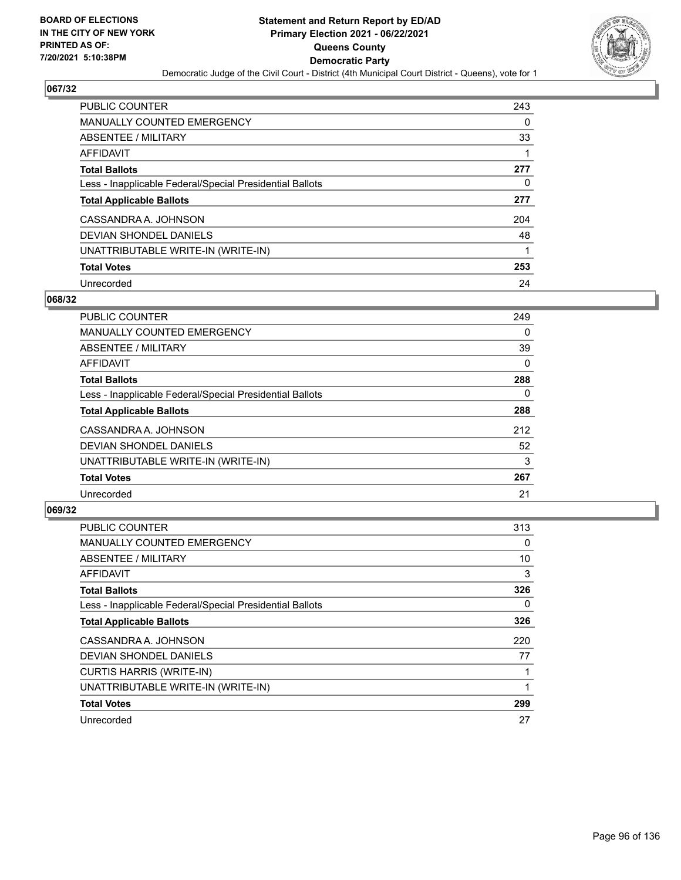BOARD OF ELECTIONS
IN THE CITY OF NEW YORK
PRINTED AS OF:
7/20/2021 5:10:38PM

# Statement and Return Report by ED/AD
## Primary Election 2021 - 06/22/2021
## Queens County
## Democratic Party

Democratic Judge of the Civil Court - District (4th Municipal Court District - Queens), vote for 1

### 067/32

| | |
|---|---|
| PUBLIC COUNTER | 243 |
| MANUALLY COUNTED EMERGENCY | 0 |
| ABSENTEE / MILITARY | 33 |
| AFFIDAVIT | 1 |
| **Total Ballots** | **277** |
| Less - Inapplicable Federal/Special Presidential Ballots | 0 |
| **Total Applicable Ballots** | **277** |
| CASSANDRA A. JOHNSON | 204 |
| DEVIAN SHONDEL DANIELS | 48 |
| UNATTRIBUTABLE WRITE-IN (WRITE-IN) | 1 |
| **Total Votes** | **253** |
| Unrecorded | 24 |

### 068/32

| | |
|---|---|
| PUBLIC COUNTER | 249 |
| MANUALLY COUNTED EMERGENCY | 0 |
| ABSENTEE / MILITARY | 39 |
| AFFIDAVIT | 0 |
| **Total Ballots** | **288** |
| Less - Inapplicable Federal/Special Presidential Ballots | 0 |
| **Total Applicable Ballots** | **288** |
| CASSANDRA A. JOHNSON | 212 |
| DEVIAN SHONDEL DANIELS | 52 |
| UNATTRIBUTABLE WRITE-IN (WRITE-IN) | 3 |
| **Total Votes** | **267** |
| Unrecorded | 21 |

### 069/32

| | |
|---|---|
| PUBLIC COUNTER | 313 |
| MANUALLY COUNTED EMERGENCY | 0 |
| ABSENTEE / MILITARY | 10 |
| AFFIDAVIT | 3 |
| **Total Ballots** | **326** |
| Less - Inapplicable Federal/Special Presidential Ballots | 0 |
| **Total Applicable Ballots** | **326** |
| CASSANDRA A. JOHNSON | 220 |
| DEVIAN SHONDEL DANIELS | 77 |
| CURTIS HARRIS (WRITE-IN) | 1 |
| UNATTRIBUTABLE WRITE-IN (WRITE-IN) | 1 |
| **Total Votes** | **299** |
| Unrecorded | 27 |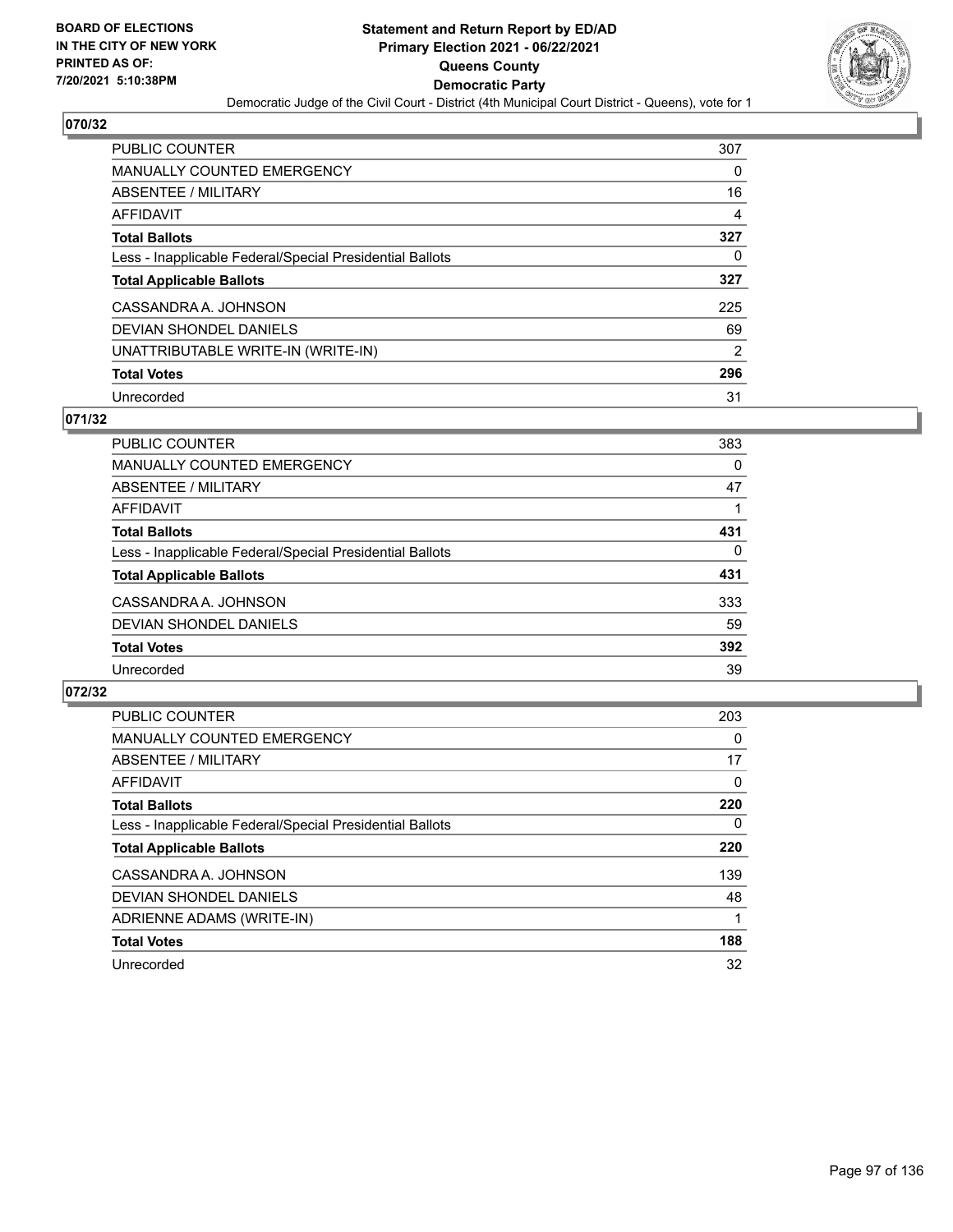**BOARD OF ELECTIONS IN THE CITY OF NEW YORK PRINTED AS OF: 7/20/2021 5:10:38PM**

# Statement and Return Report by ED/AD
## Primary Election 2021 - 06/22/2021
## Queens County
## Democratic Party
Democratic Judge of the Civil Court - District (4th Municipal Court District - Queens), vote for 1

### 070/32

| | |
|---|---|
| PUBLIC COUNTER | 307 |
| MANUALLY COUNTED EMERGENCY | 0 |
| ABSENTEE / MILITARY | 16 |
| AFFIDAVIT | 4 |
| **Total Ballots** | **327** |
| Less - Inapplicable Federal/Special Presidential Ballots | 0 |
| **Total Applicable Ballots** | **327** |
| CASSANDRA A. JOHNSON | 225 |
| DEVIAN SHONDEL DANIELS | 69 |
| UNATTRIBUTABLE WRITE-IN (WRITE-IN) | 2 |
| **Total Votes** | **296** |
| Unrecorded | 31 |

### 071/32

| | |
|---|---|
| PUBLIC COUNTER | 383 |
| MANUALLY COUNTED EMERGENCY | 0 |
| ABSENTEE / MILITARY | 47 |
| AFFIDAVIT | 1 |
| **Total Ballots** | **431** |
| Less - Inapplicable Federal/Special Presidential Ballots | 0 |
| **Total Applicable Ballots** | **431** |
| CASSANDRA A. JOHNSON | 333 |
| DEVIAN SHONDEL DANIELS | 59 |
| **Total Votes** | **392** |
| Unrecorded | 39 |

### 072/32

| | |
|---|---|
| PUBLIC COUNTER | 203 |
| MANUALLY COUNTED EMERGENCY | 0 |
| ABSENTEE / MILITARY | 17 |
| AFFIDAVIT | 0 |
| **Total Ballots** | **220** |
| Less - Inapplicable Federal/Special Presidential Ballots | 0 |
| **Total Applicable Ballots** | **220** |
| CASSANDRA A. JOHNSON | 139 |
| DEVIAN SHONDEL DANIELS | 48 |
| ADRIENNE ADAMS (WRITE-IN) | 1 |
| **Total Votes** | **188** |
| Unrecorded | 32 |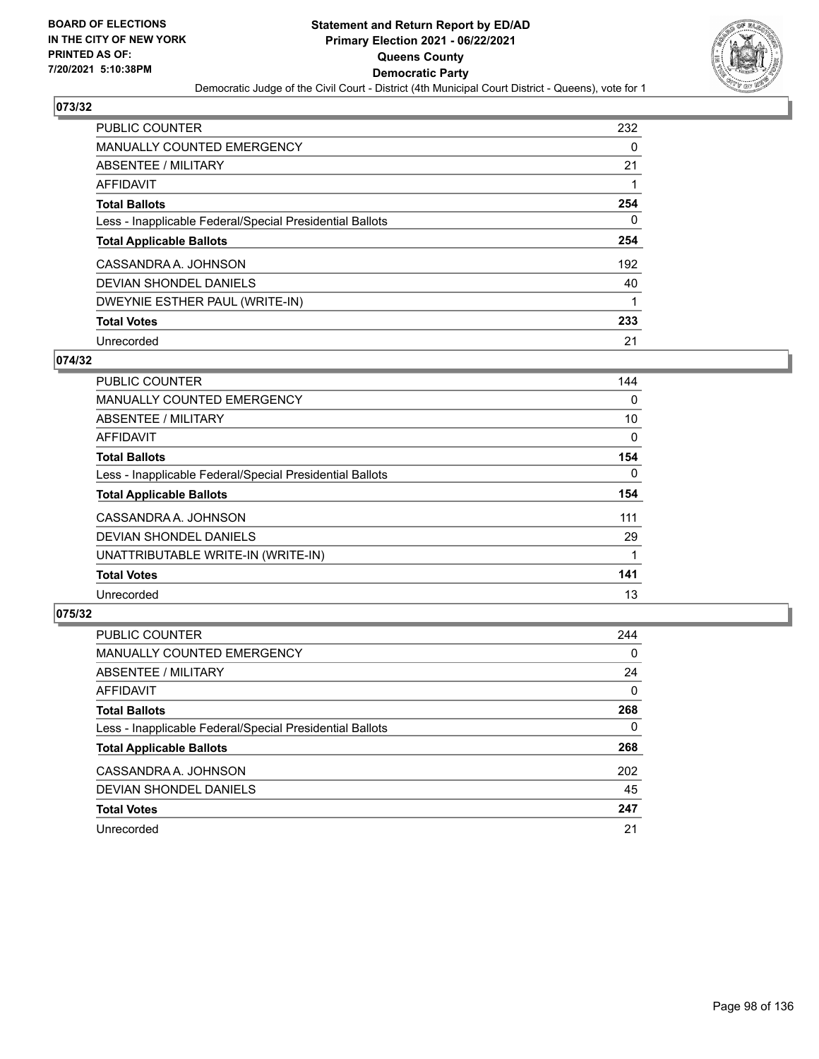**BOARD OF ELECTIONS IN THE CITY OF NEW YORK PRINTED AS OF: 7/20/2021 5:10:38PM**

# Statement and Return Report by ED/AD
## Primary Election 2021 - 06/22/2021
## Queens County
## Democratic Party

Democratic Judge of the Civil Court - District (4th Municipal Court District - Queens), vote for 1

### 073/32

| | |
|---|---|
| PUBLIC COUNTER | 232 |
| MANUALLY COUNTED EMERGENCY | 0 |
| ABSENTEE / MILITARY | 21 |
| AFFIDAVIT | 1 |
| **Total Ballots** | **254** |
| Less - Inapplicable Federal/Special Presidential Ballots | 0 |
| **Total Applicable Ballots** | **254** |
| CASSANDRA A. JOHNSON | 192 |
| DEVIAN SHONDEL DANIELS | 40 |
| DWEYNIE ESTHER PAUL (WRITE-IN) | 1 |
| **Total Votes** | **233** |
| Unrecorded | 21 |

### 074/32

| | |
|---|---|
| PUBLIC COUNTER | 144 |
| MANUALLY COUNTED EMERGENCY | 0 |
| ABSENTEE / MILITARY | 10 |
| AFFIDAVIT | 0 |
| **Total Ballots** | **154** |
| Less - Inapplicable Federal/Special Presidential Ballots | 0 |
| **Total Applicable Ballots** | **154** |
| CASSANDRA A. JOHNSON | 111 |
| DEVIAN SHONDEL DANIELS | 29 |
| UNATTRIBUTABLE WRITE-IN (WRITE-IN) | 1 |
| **Total Votes** | **141** |
| Unrecorded | 13 |

### 075/32

| | |
|---|---|
| PUBLIC COUNTER | 244 |
| MANUALLY COUNTED EMERGENCY | 0 |
| ABSENTEE / MILITARY | 24 |
| AFFIDAVIT | 0 |
| **Total Ballots** | **268** |
| Less - Inapplicable Federal/Special Presidential Ballots | 0 |
| **Total Applicable Ballots** | **268** |
| CASSANDRA A. JOHNSON | 202 |
| DEVIAN SHONDEL DANIELS | 45 |
| **Total Votes** | **247** |
| Unrecorded | 21 |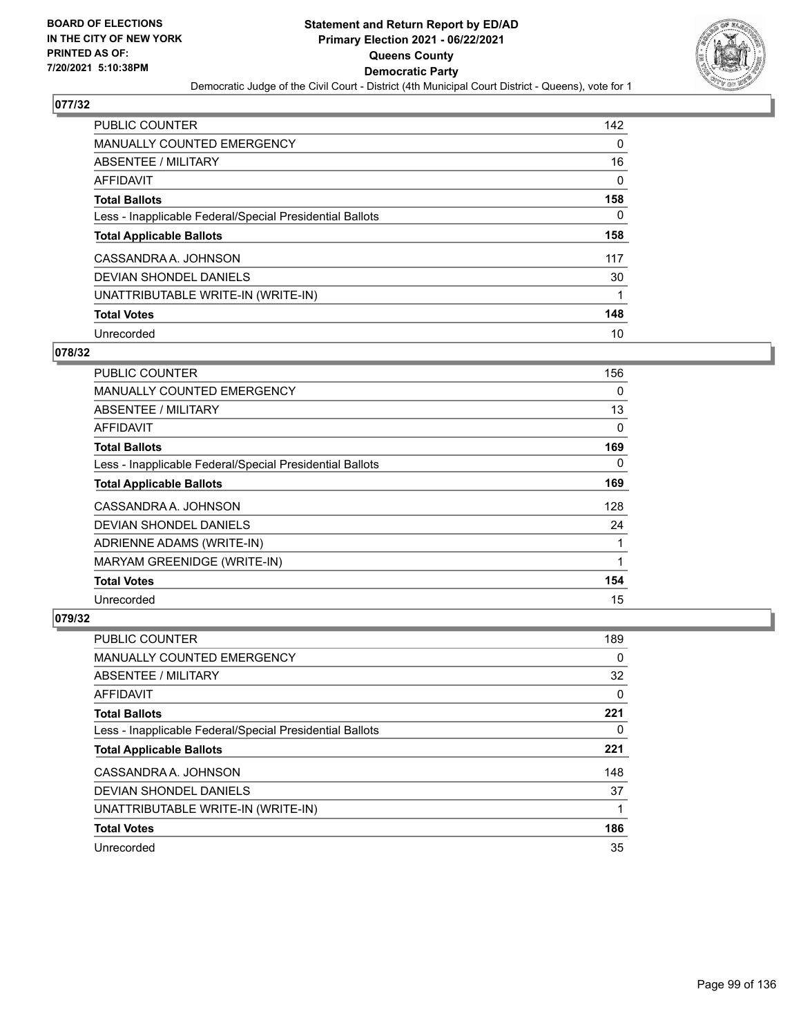# Statement and Return Report by ED/AD
## Primary Election 2021 - 06/22/2021
## Queens County
## Democratic Party

BOARD OF ELECTIONS IN THE CITY OF NEW YORK PRINTED AS OF: 7/20/2021 5:10:38PM

Democratic Judge of the Civil Court - District (4th Municipal Court District - Queens), vote for 1

### 077/32

| | |
|---|---|
| PUBLIC COUNTER | 142 |
| MANUALLY COUNTED EMERGENCY | 0 |
| ABSENTEE / MILITARY | 16 |
| AFFIDAVIT | 0 |
| **Total Ballots** | **158** |
| Less - Inapplicable Federal/Special Presidential Ballots | 0 |
| **Total Applicable Ballots** | **158** |
| CASSANDRA A. JOHNSON | 117 |
| DEVIAN SHONDEL DANIELS | 30 |
| UNATTRIBUTABLE WRITE-IN (WRITE-IN) | 1 |
| **Total Votes** | **148** |
| Unrecorded | 10 |

### 078/32

| | |
|---|---|
| PUBLIC COUNTER | 156 |
| MANUALLY COUNTED EMERGENCY | 0 |
| ABSENTEE / MILITARY | 13 |
| AFFIDAVIT | 0 |
| **Total Ballots** | **169** |
| Less - Inapplicable Federal/Special Presidential Ballots | 0 |
| **Total Applicable Ballots** | **169** |
| CASSANDRA A. JOHNSON | 128 |
| DEVIAN SHONDEL DANIELS | 24 |
| ADRIENNE ADAMS (WRITE-IN) | 1 |
| MARYAM GREENIDGE (WRITE-IN) | 1 |
| **Total Votes** | **154** |
| Unrecorded | 15 |

### 079/32

| | |
|---|---|
| PUBLIC COUNTER | 189 |
| MANUALLY COUNTED EMERGENCY | 0 |
| ABSENTEE / MILITARY | 32 |
| AFFIDAVIT | 0 |
| **Total Ballots** | **221** |
| Less - Inapplicable Federal/Special Presidential Ballots | 0 |
| **Total Applicable Ballots** | **221** |
| CASSANDRA A. JOHNSON | 148 |
| DEVIAN SHONDEL DANIELS | 37 |
| UNATTRIBUTABLE WRITE-IN (WRITE-IN) | 1 |
| **Total Votes** | **186** |
| Unrecorded | 35 |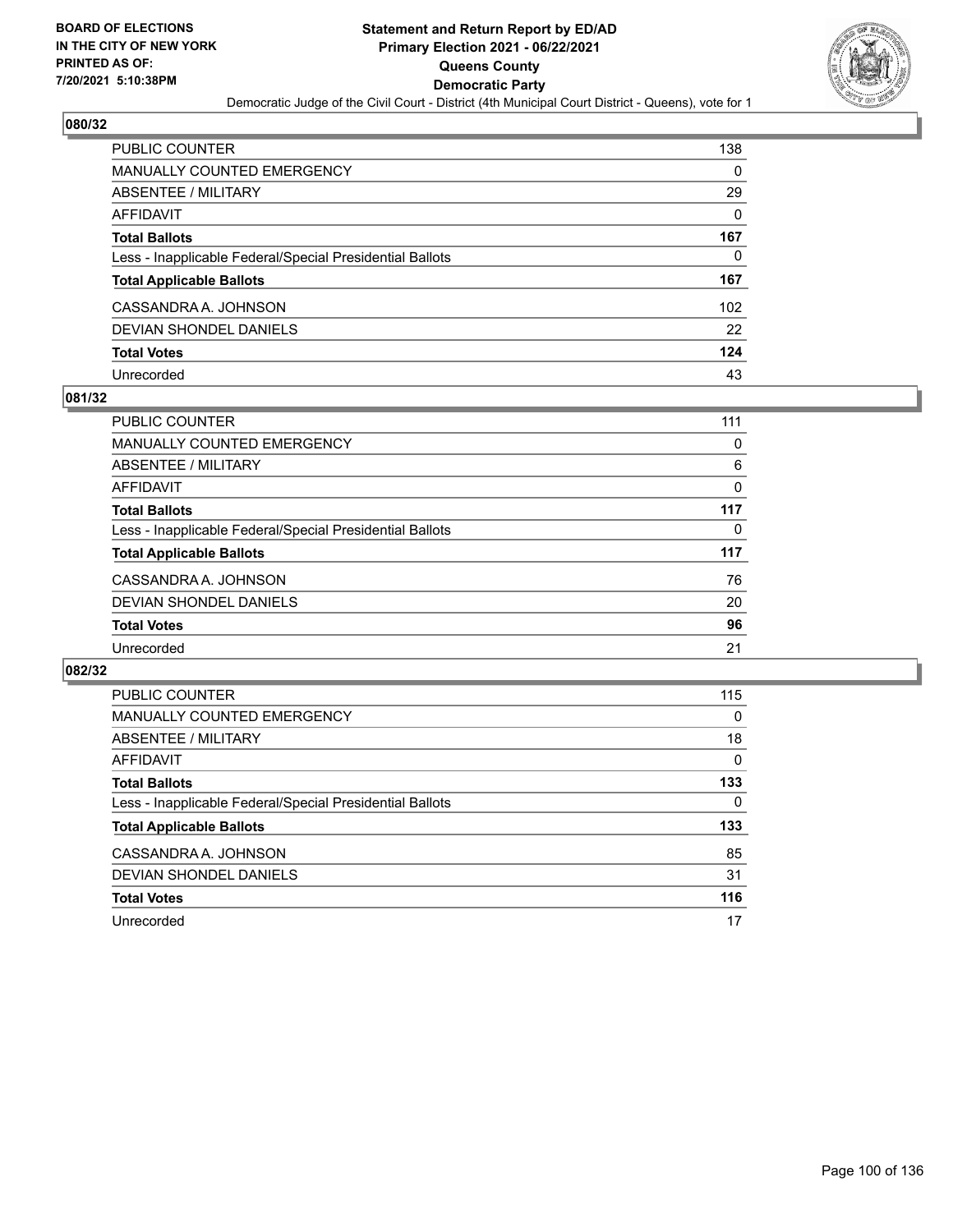## 080/32

| | |
|---|---|
| PUBLIC COUNTER | 138 |
| MANUALLY COUNTED EMERGENCY | 0 |
| ABSENTEE / MILITARY | 29 |
| AFFIDAVIT | 0 |
| **Total Ballots** | **167** |
| Less - Inapplicable Federal/Special Presidential Ballots | 0 |
| **Total Applicable Ballots** | **167** |
| CASSANDRA A. JOHNSON | 102 |
| DEVIAN SHONDEL DANIELS | 22 |
| **Total Votes** | **124** |
| Unrecorded | 43 |

## 081/32

| | |
|---|---|
| PUBLIC COUNTER | 111 |
| MANUALLY COUNTED EMERGENCY | 0 |
| ABSENTEE / MILITARY | 6 |
| AFFIDAVIT | 0 |
| **Total Ballots** | **117** |
| Less - Inapplicable Federal/Special Presidential Ballots | 0 |
| **Total Applicable Ballots** | **117** |
| CASSANDRA A. JOHNSON | 76 |
| DEVIAN SHONDEL DANIELS | 20 |
| **Total Votes** | **96** |
| Unrecorded | 21 |

## 082/32

| | |
|---|---|
| PUBLIC COUNTER | 115 |
| MANUALLY COUNTED EMERGENCY | 0 |
| ABSENTEE / MILITARY | 18 |
| AFFIDAVIT | 0 |
| **Total Ballots** | **133** |
| Less - Inapplicable Federal/Special Presidential Ballots | 0 |
| **Total Applicable Ballots** | **133** |
| CASSANDRA A. JOHNSON | 85 |
| DEVIAN SHONDEL DANIELS | 31 |
| **Total Votes** | **116** |
| Unrecorded | 17 |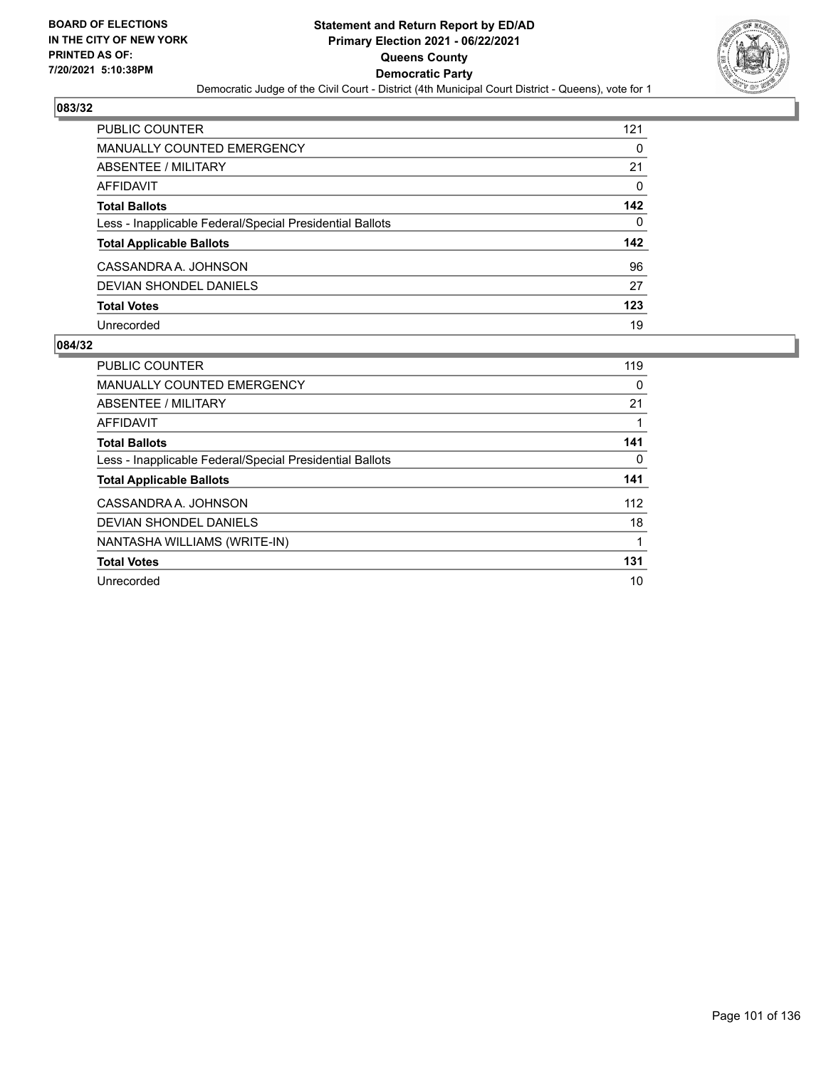BOARD OF ELECTIONS
IN THE CITY OF NEW YORK
PRINTED AS OF:
7/20/2021 5:10:38PM

**Statement and Return Report by ED/AD**
**Primary Election 2021 - 06/22/2021**
**Queens County**
**Democratic Party**
Democratic Judge of the Civil Court - District (4th Municipal Court District - Queens), vote for 1

### 083/32

| | |
|---|---|
| PUBLIC COUNTER | 121 |
| MANUALLY COUNTED EMERGENCY | 0 |
| ABSENTEE / MILITARY | 21 |
| AFFIDAVIT | 0 |
| **Total Ballots** | **142** |
| Less - Inapplicable Federal/Special Presidential Ballots | 0 |
| **Total Applicable Ballots** | **142** |
| CASSANDRA A. JOHNSON | 96 |
| DEVIAN SHONDEL DANIELS | 27 |
| **Total Votes** | **123** |
| Unrecorded | 19 |

### 084/32

| | |
|---|---|
| PUBLIC COUNTER | 119 |
| MANUALLY COUNTED EMERGENCY | 0 |
| ABSENTEE / MILITARY | 21 |
| AFFIDAVIT | 1 |
| **Total Ballots** | **141** |
| Less - Inapplicable Federal/Special Presidential Ballots | 0 |
| **Total Applicable Ballots** | **141** |
| CASSANDRA A. JOHNSON | 112 |
| DEVIAN SHONDEL DANIELS | 18 |
| NANTASHA WILLIAMS (WRITE-IN) | 1 |
| **Total Votes** | **131** |
| Unrecorded | 10 |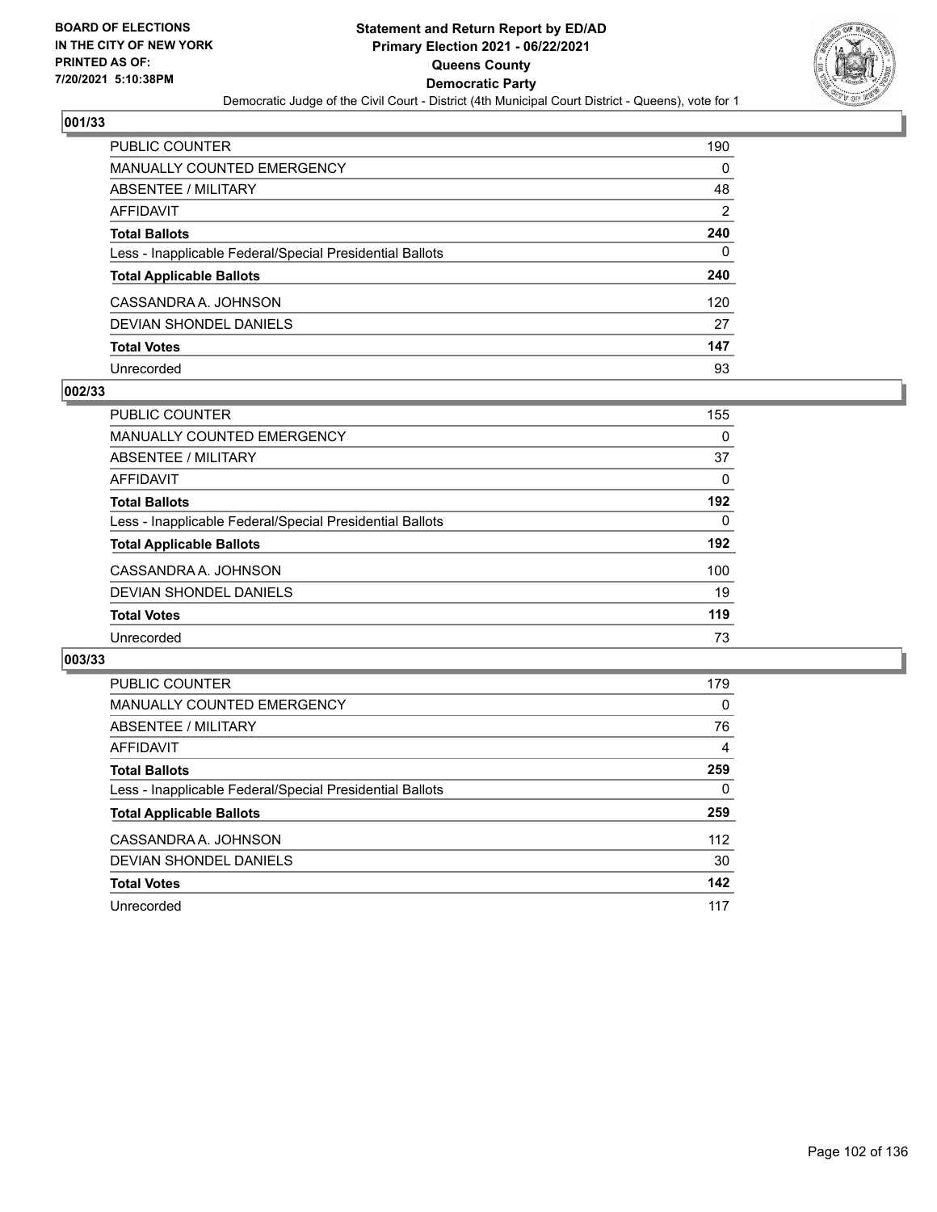BOARD OF ELECTIONS
IN THE CITY OF NEW YORK
PRINTED AS OF:
7/20/2021 5:10:38PM

**Statement and Return Report by ED/AD**
**Primary Election 2021 - 06/22/2021**
**Queens County**
**Democratic Party**
Democratic Judge of the Civil Court - District (4th Municipal Court District - Queens), vote for 1

### 001/33

| | |
|---|---|
| PUBLIC COUNTER | 190 |
| MANUALLY COUNTED EMERGENCY | 0 |
| ABSENTEE / MILITARY | 48 |
| AFFIDAVIT | 2 |
| **Total Ballots** | **240** |
| Less - Inapplicable Federal/Special Presidential Ballots | 0 |
| **Total Applicable Ballots** | **240** |
| CASSANDRA A. JOHNSON | 120 |
| DEVIAN SHONDEL DANIELS | 27 |
| **Total Votes** | **147** |
| Unrecorded | 93 |

### 002/33

| | |
|---|---|
| PUBLIC COUNTER | 155 |
| MANUALLY COUNTED EMERGENCY | 0 |
| ABSENTEE / MILITARY | 37 |
| AFFIDAVIT | 0 |
| **Total Ballots** | **192** |
| Less - Inapplicable Federal/Special Presidential Ballots | 0 |
| **Total Applicable Ballots** | **192** |
| CASSANDRA A. JOHNSON | 100 |
| DEVIAN SHONDEL DANIELS | 19 |
| **Total Votes** | **119** |
| Unrecorded | 73 |

### 003/33

| | |
|---|---|
| PUBLIC COUNTER | 179 |
| MANUALLY COUNTED EMERGENCY | 0 |
| ABSENTEE / MILITARY | 76 |
| AFFIDAVIT | 4 |
| **Total Ballots** | **259** |
| Less - Inapplicable Federal/Special Presidential Ballots | 0 |
| **Total Applicable Ballots** | **259** |
| CASSANDRA A. JOHNSON | 112 |
| DEVIAN SHONDEL DANIELS | 30 |
| **Total Votes** | **142** |
| Unrecorded | 117 |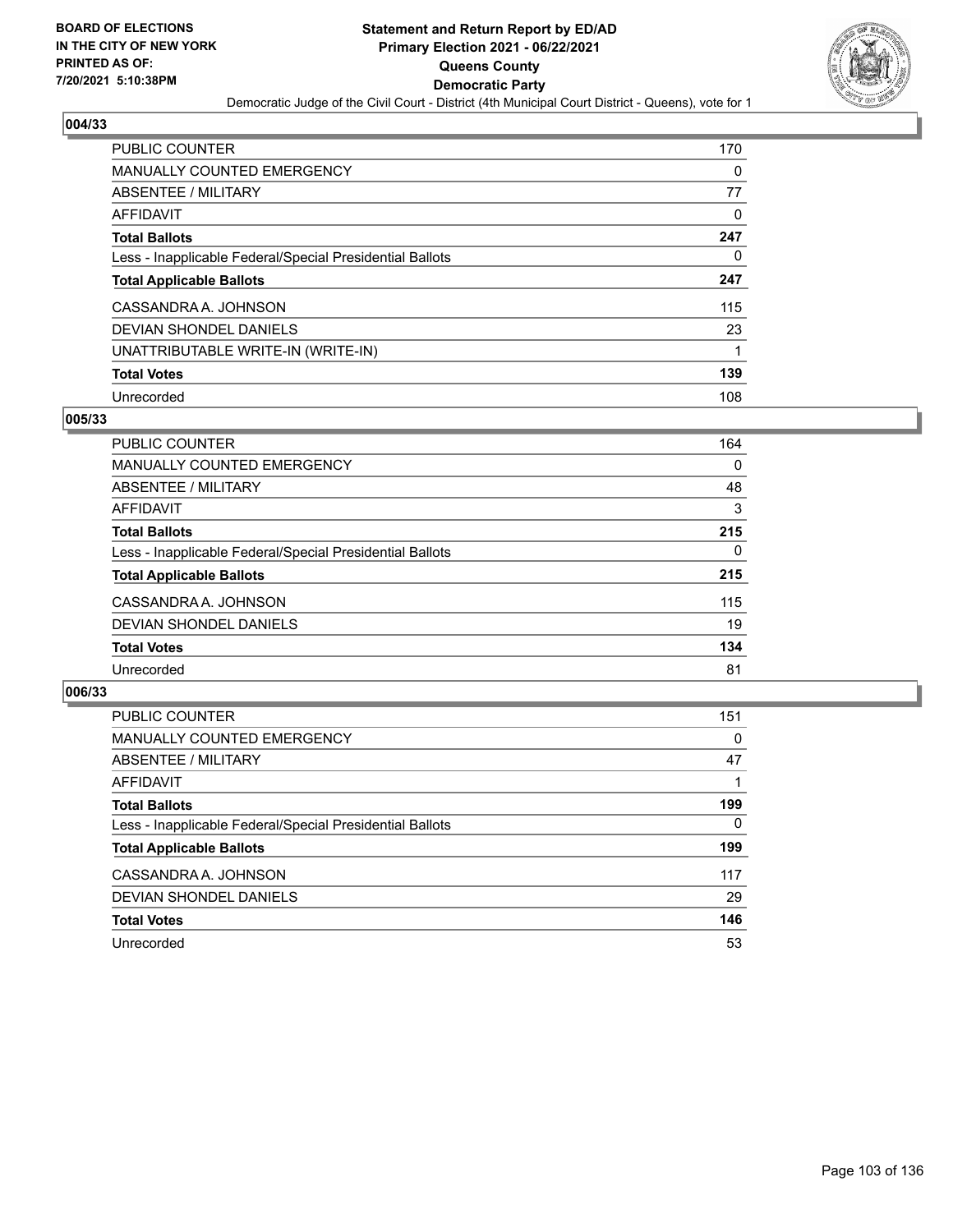**BOARD OF ELECTIONS IN THE CITY OF NEW YORK PRINTED AS OF: 7/20/2021 5:10:38PM**

**Statement and Return Report by ED/AD**
**Primary Election 2021 - 06/22/2021**
**Queens County**
**Democratic Party**
Democratic Judge of the Civil Court - District (4th Municipal Court District - Queens), vote for 1

## 004/33

| | |
|---|---|
| PUBLIC COUNTER | 170 |
| MANUALLY COUNTED EMERGENCY | 0 |
| ABSENTEE / MILITARY | 77 |
| AFFIDAVIT | 0 |
| **Total Ballots** | **247** |
| Less - Inapplicable Federal/Special Presidential Ballots | 0 |
| **Total Applicable Ballots** | **247** |
| CASSANDRA A. JOHNSON | 115 |
| DEVIAN SHONDEL DANIELS | 23 |
| UNATTRIBUTABLE WRITE-IN (WRITE-IN) | 1 |
| **Total Votes** | **139** |
| Unrecorded | 108 |

## 005/33

| | |
|---|---|
| PUBLIC COUNTER | 164 |
| MANUALLY COUNTED EMERGENCY | 0 |
| ABSENTEE / MILITARY | 48 |
| AFFIDAVIT | 3 |
| **Total Ballots** | **215** |
| Less - Inapplicable Federal/Special Presidential Ballots | 0 |
| **Total Applicable Ballots** | **215** |
| CASSANDRA A. JOHNSON | 115 |
| DEVIAN SHONDEL DANIELS | 19 |
| **Total Votes** | **134** |
| Unrecorded | 81 |

## 006/33

| | |
|---|---|
| PUBLIC COUNTER | 151 |
| MANUALLY COUNTED EMERGENCY | 0 |
| ABSENTEE / MILITARY | 47 |
| AFFIDAVIT | 1 |
| **Total Ballots** | **199** |
| Less - Inapplicable Federal/Special Presidential Ballots | 0 |
| **Total Applicable Ballots** | **199** |
| CASSANDRA A. JOHNSON | 117 |
| DEVIAN SHONDEL DANIELS | 29 |
| **Total Votes** | **146** |
| Unrecorded | 53 |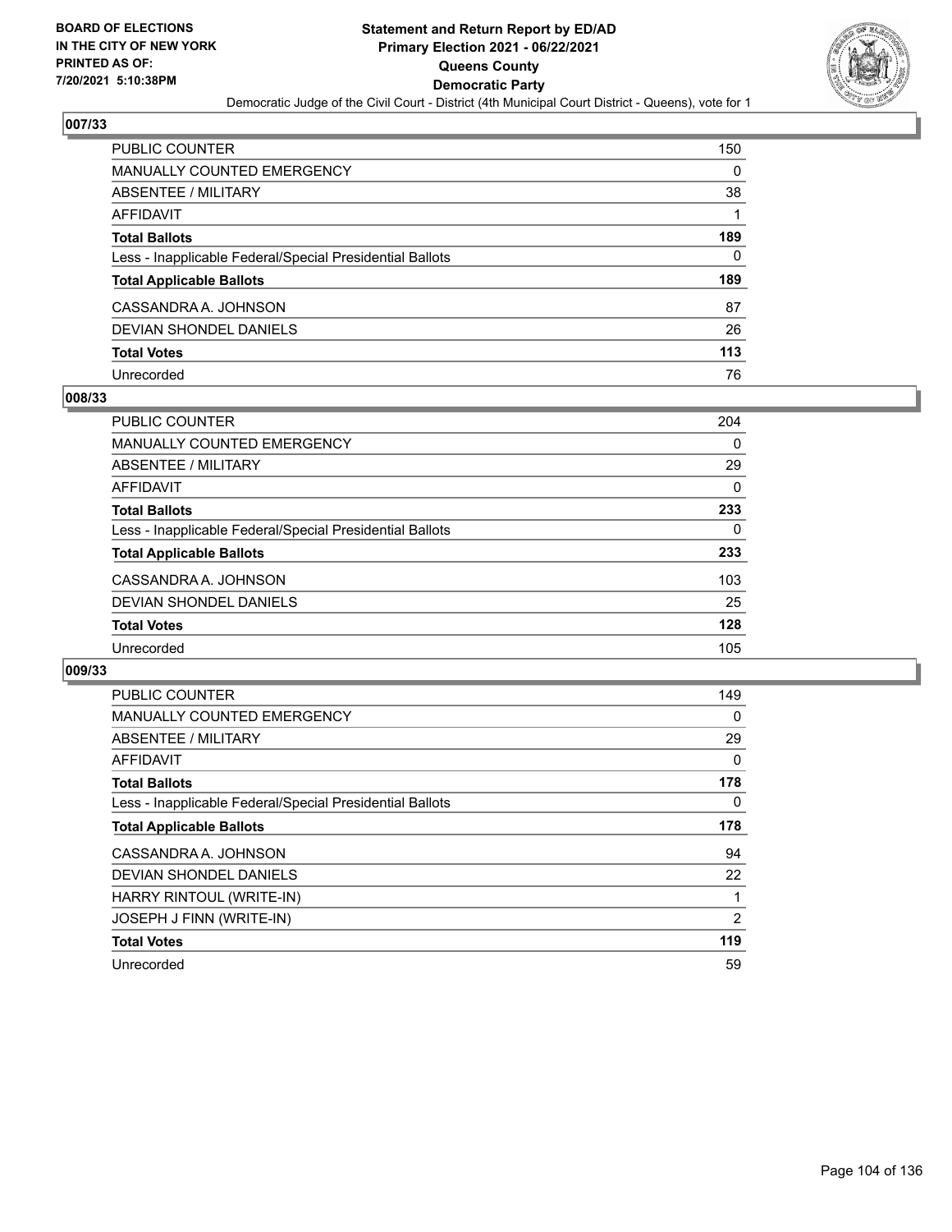**BOARD OF ELECTIONS IN THE CITY OF NEW YORK PRINTED AS OF: 7/20/2021 5:10:38PM**

# Statement and Return Report by ED/AD
## Primary Election 2021 - 06/22/2021
## Queens County
## Democratic Party

Democratic Judge of the Civil Court - District (4th Municipal Court District - Queens), vote for 1

### 007/33

| | |
|---|---|
| PUBLIC COUNTER | 150 |
| MANUALLY COUNTED EMERGENCY | 0 |
| ABSENTEE / MILITARY | 38 |
| AFFIDAVIT | 1 |
| **Total Ballots** | **189** |
| Less - Inapplicable Federal/Special Presidential Ballots | 0 |
| **Total Applicable Ballots** | **189** |
| CASSANDRA A. JOHNSON | 87 |
| DEVIAN SHONDEL DANIELS | 26 |
| **Total Votes** | **113** |
| Unrecorded | 76 |

### 008/33

| | |
|---|---|
| PUBLIC COUNTER | 204 |
| MANUALLY COUNTED EMERGENCY | 0 |
| ABSENTEE / MILITARY | 29 |
| AFFIDAVIT | 0 |
| **Total Ballots** | **233** |
| Less - Inapplicable Federal/Special Presidential Ballots | 0 |
| **Total Applicable Ballots** | **233** |
| CASSANDRA A. JOHNSON | 103 |
| DEVIAN SHONDEL DANIELS | 25 |
| **Total Votes** | **128** |
| Unrecorded | 105 |

### 009/33

| | |
|---|---|
| PUBLIC COUNTER | 149 |
| MANUALLY COUNTED EMERGENCY | 0 |
| ABSENTEE / MILITARY | 29 |
| AFFIDAVIT | 0 |
| **Total Ballots** | **178** |
| Less - Inapplicable Federal/Special Presidential Ballots | 0 |
| **Total Applicable Ballots** | **178** |
| CASSANDRA A. JOHNSON | 94 |
| DEVIAN SHONDEL DANIELS | 22 |
| HARRY RINTOUL (WRITE-IN) | 1 |
| JOSEPH J FINN (WRITE-IN) | 2 |
| **Total Votes** | **119** |
| Unrecorded | 59 |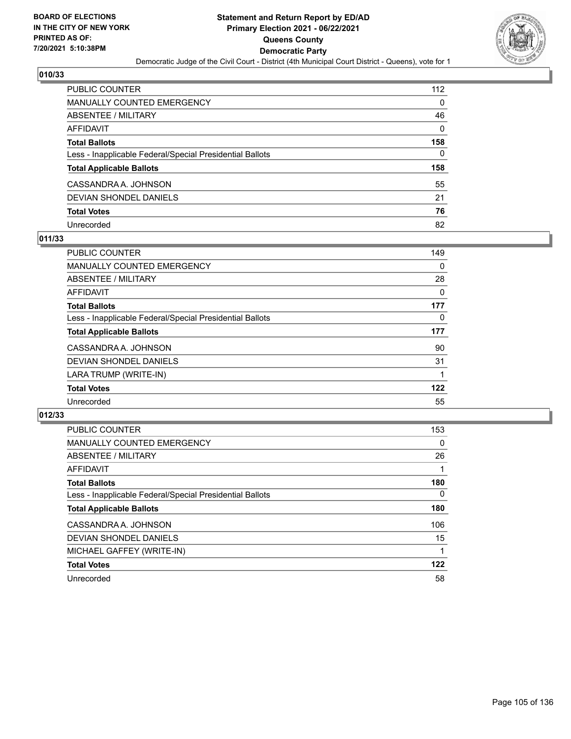**BOARD OF ELECTIONS IN THE CITY OF NEW YORK PRINTED AS OF: 7/20/2021 5:10:38PM**

# Statement and Return Report by ED/AD
## Primary Election 2021 - 06/22/2021
## Queens County
## Democratic Party

Democratic Judge of the Civil Court - District (4th Municipal Court District - Queens), vote for 1

### 010/33

| | |
|---|---|
| PUBLIC COUNTER | 112 |
| MANUALLY COUNTED EMERGENCY | 0 |
| ABSENTEE / MILITARY | 46 |
| AFFIDAVIT | 0 |
| **Total Ballots** | **158** |
| Less - Inapplicable Federal/Special Presidential Ballots | 0 |
| **Total Applicable Ballots** | **158** |
| CASSANDRA A. JOHNSON | 55 |
| DEVIAN SHONDEL DANIELS | 21 |
| **Total Votes** | **76** |
| Unrecorded | 82 |

### 011/33

| | |
|---|---|
| PUBLIC COUNTER | 149 |
| MANUALLY COUNTED EMERGENCY | 0 |
| ABSENTEE / MILITARY | 28 |
| AFFIDAVIT | 0 |
| **Total Ballots** | **177** |
| Less - Inapplicable Federal/Special Presidential Ballots | 0 |
| **Total Applicable Ballots** | **177** |
| CASSANDRA A. JOHNSON | 90 |
| DEVIAN SHONDEL DANIELS | 31 |
| LARA TRUMP (WRITE-IN) | 1 |
| **Total Votes** | **122** |
| Unrecorded | 55 |

### 012/33

| | |
|---|---|
| PUBLIC COUNTER | 153 |
| MANUALLY COUNTED EMERGENCY | 0 |
| ABSENTEE / MILITARY | 26 |
| AFFIDAVIT | 1 |
| **Total Ballots** | **180** |
| Less - Inapplicable Federal/Special Presidential Ballots | 0 |
| **Total Applicable Ballots** | **180** |
| CASSANDRA A. JOHNSON | 106 |
| DEVIAN SHONDEL DANIELS | 15 |
| MICHAEL GAFFEY (WRITE-IN) | 1 |
| **Total Votes** | **122** |
| Unrecorded | 58 |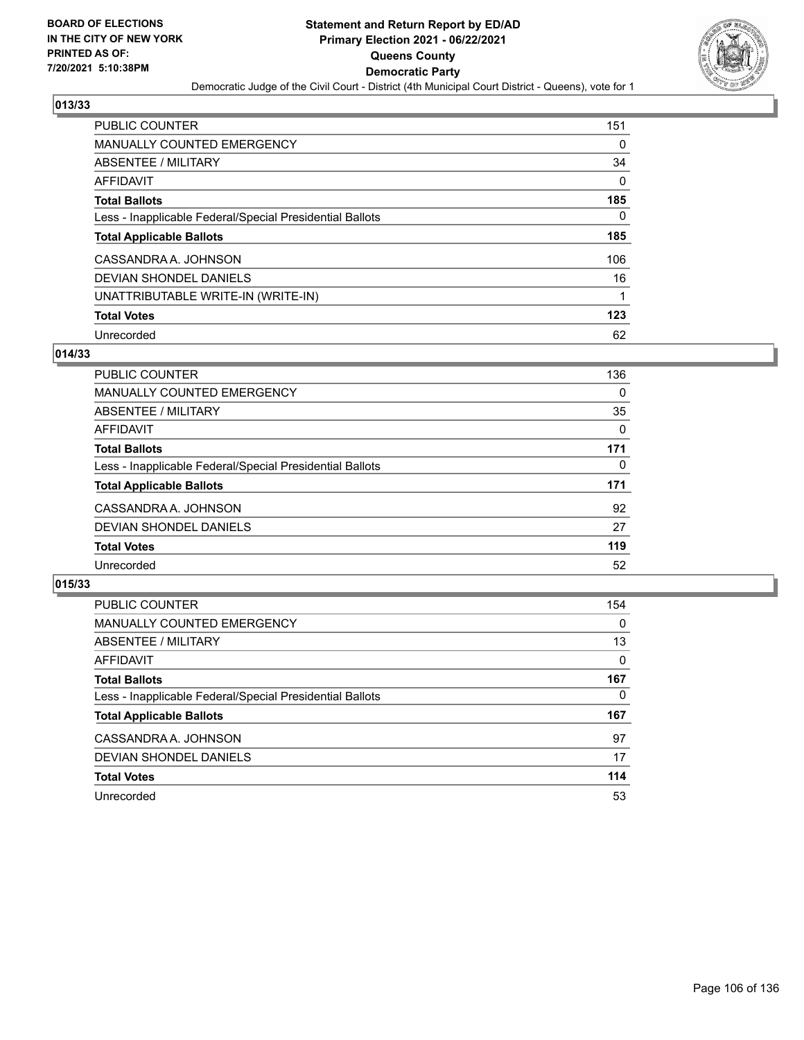**BOARD OF ELECTIONS IN THE CITY OF NEW YORK PRINTED AS OF: 7/20/2021 5:10:38PM**

# Statement and Return Report by ED/AD
## Primary Election 2021 - 06/22/2021
## Queens County
## Democratic Party
### Democratic Judge of the Civil Court - District (4th Municipal Court District - Queens), vote for 1

### 013/33

| | |
|---|---|
| PUBLIC COUNTER | 151 |
| MANUALLY COUNTED EMERGENCY | 0 |
| ABSENTEE / MILITARY | 34 |
| AFFIDAVIT | 0 |
| **Total Ballots** | **185** |
| Less - Inapplicable Federal/Special Presidential Ballots | 0 |
| **Total Applicable Ballots** | **185** |
| CASSANDRA A. JOHNSON | 106 |
| DEVIAN SHONDEL DANIELS | 16 |
| UNATTRIBUTABLE WRITE-IN (WRITE-IN) | 1 |
| **Total Votes** | **123** |
| Unrecorded | 62 |

### 014/33

| | |
|---|---|
| PUBLIC COUNTER | 136 |
| MANUALLY COUNTED EMERGENCY | 0 |
| ABSENTEE / MILITARY | 35 |
| AFFIDAVIT | 0 |
| **Total Ballots** | **171** |
| Less - Inapplicable Federal/Special Presidential Ballots | 0 |
| **Total Applicable Ballots** | **171** |
| CASSANDRA A. JOHNSON | 92 |
| DEVIAN SHONDEL DANIELS | 27 |
| **Total Votes** | **119** |
| Unrecorded | 52 |

### 015/33

| | |
|---|---|
| PUBLIC COUNTER | 154 |
| MANUALLY COUNTED EMERGENCY | 0 |
| ABSENTEE / MILITARY | 13 |
| AFFIDAVIT | 0 |
| **Total Ballots** | **167** |
| Less - Inapplicable Federal/Special Presidential Ballots | 0 |
| **Total Applicable Ballots** | **167** |
| CASSANDRA A. JOHNSON | 97 |
| DEVIAN SHONDEL DANIELS | 17 |
| **Total Votes** | **114** |
| Unrecorded | 53 |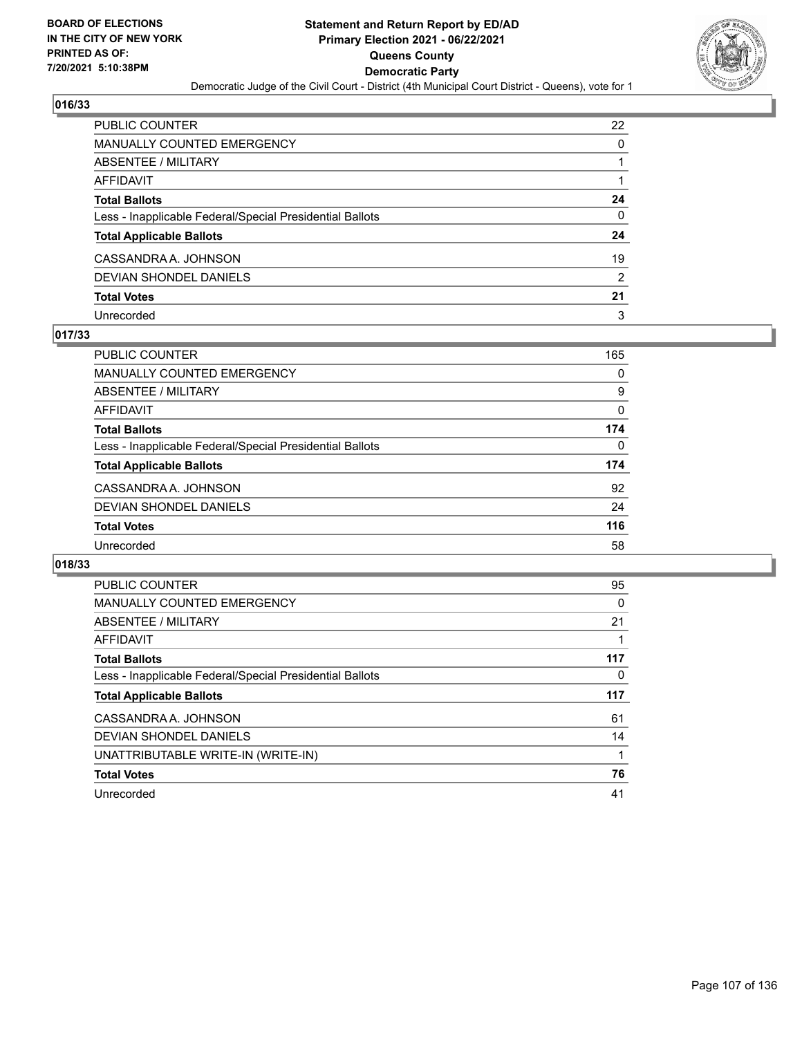## 016/33

| | |
|---|---|
| PUBLIC COUNTER | 22 |
| MANUALLY COUNTED EMERGENCY | 0 |
| ABSENTEE / MILITARY | 1 |
| AFFIDAVIT | 1 |
| **Total Ballots** | **24** |
| Less - Inapplicable Federal/Special Presidential Ballots | 0 |
| **Total Applicable Ballots** | **24** |
| CASSANDRA A. JOHNSON | 19 |
| DEVIAN SHONDEL DANIELS | 2 |
| **Total Votes** | **21** |
| Unrecorded | 3 |

## 017/33

| | |
|---|---|
| PUBLIC COUNTER | 165 |
| MANUALLY COUNTED EMERGENCY | 0 |
| ABSENTEE / MILITARY | 9 |
| AFFIDAVIT | 0 |
| **Total Ballots** | **174** |
| Less - Inapplicable Federal/Special Presidential Ballots | 0 |
| **Total Applicable Ballots** | **174** |
| CASSANDRA A. JOHNSON | 92 |
| DEVIAN SHONDEL DANIELS | 24 |
| **Total Votes** | **116** |
| Unrecorded | 58 |

## 018/33

| | |
|---|---|
| PUBLIC COUNTER | 95 |
| MANUALLY COUNTED EMERGENCY | 0 |
| ABSENTEE / MILITARY | 21 |
| AFFIDAVIT | 1 |
| **Total Ballots** | **117** |
| Less - Inapplicable Federal/Special Presidential Ballots | 0 |
| **Total Applicable Ballots** | **117** |
| CASSANDRA A. JOHNSON | 61 |
| DEVIAN SHONDEL DANIELS | 14 |
| UNATTRIBUTABLE WRITE-IN (WRITE-IN) | 1 |
| **Total Votes** | **76** |
| Unrecorded | 41 |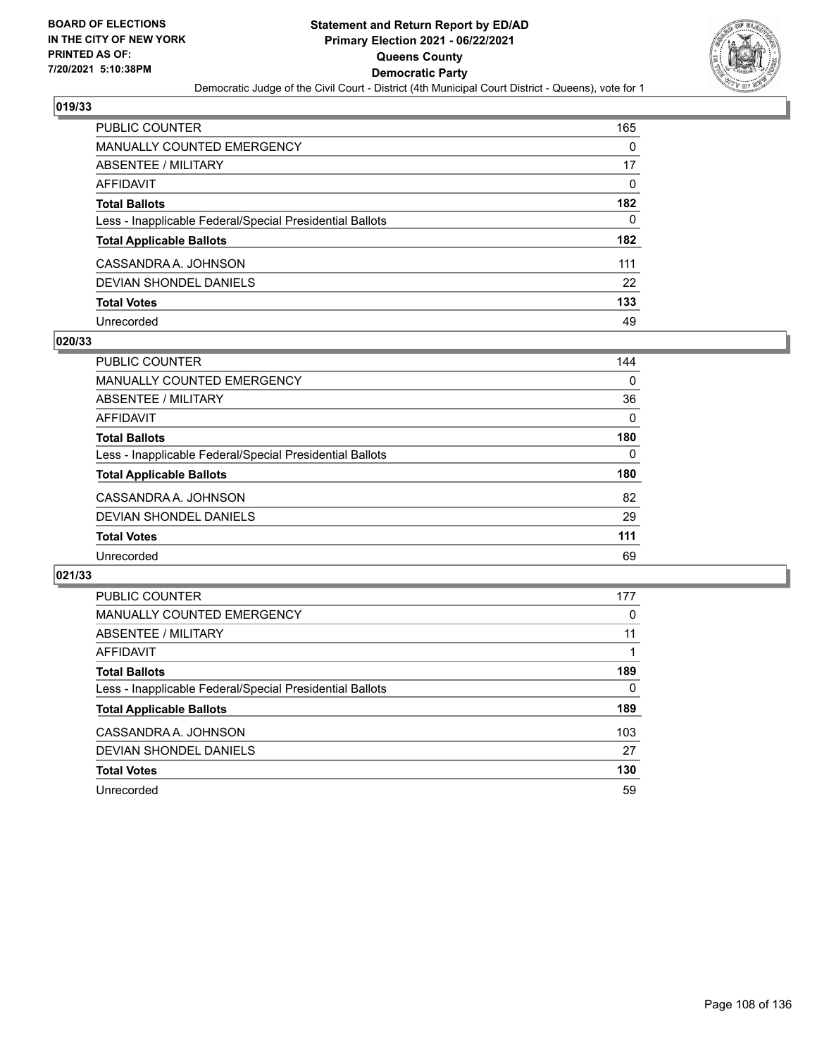**BOARD OF ELECTIONS IN THE CITY OF NEW YORK PRINTED AS OF: 7/20/2021 5:10:38PM**

# Statement and Return Report by ED/AD
## Primary Election 2021 - 06/22/2021
## Queens County
## Democratic Party
### Democratic Judge of the Civil Court - District (4th Municipal Court District - Queens), vote for 1

### 019/33

| | |
|---|---|
| PUBLIC COUNTER | 165 |
| MANUALLY COUNTED EMERGENCY | 0 |
| ABSENTEE / MILITARY | 17 |
| AFFIDAVIT | 0 |
| **Total Ballots** | **182** |
| Less - Inapplicable Federal/Special Presidential Ballots | 0 |
| **Total Applicable Ballots** | **182** |
| CASSANDRA A. JOHNSON | 111 |
| DEVIAN SHONDEL DANIELS | 22 |
| **Total Votes** | **133** |
| Unrecorded | 49 |

### 020/33

| | |
|---|---|
| PUBLIC COUNTER | 144 |
| MANUALLY COUNTED EMERGENCY | 0 |
| ABSENTEE / MILITARY | 36 |
| AFFIDAVIT | 0 |
| **Total Ballots** | **180** |
| Less - Inapplicable Federal/Special Presidential Ballots | 0 |
| **Total Applicable Ballots** | **180** |
| CASSANDRA A. JOHNSON | 82 |
| DEVIAN SHONDEL DANIELS | 29 |
| **Total Votes** | **111** |
| Unrecorded | 69 |

### 021/33

| | |
|---|---|
| PUBLIC COUNTER | 177 |
| MANUALLY COUNTED EMERGENCY | 0 |
| ABSENTEE / MILITARY | 11 |
| AFFIDAVIT | 1 |
| **Total Ballots** | **189** |
| Less - Inapplicable Federal/Special Presidential Ballots | 0 |
| **Total Applicable Ballots** | **189** |
| CASSANDRA A. JOHNSON | 103 |
| DEVIAN SHONDEL DANIELS | 27 |
| **Total Votes** | **130** |
| Unrecorded | 59 |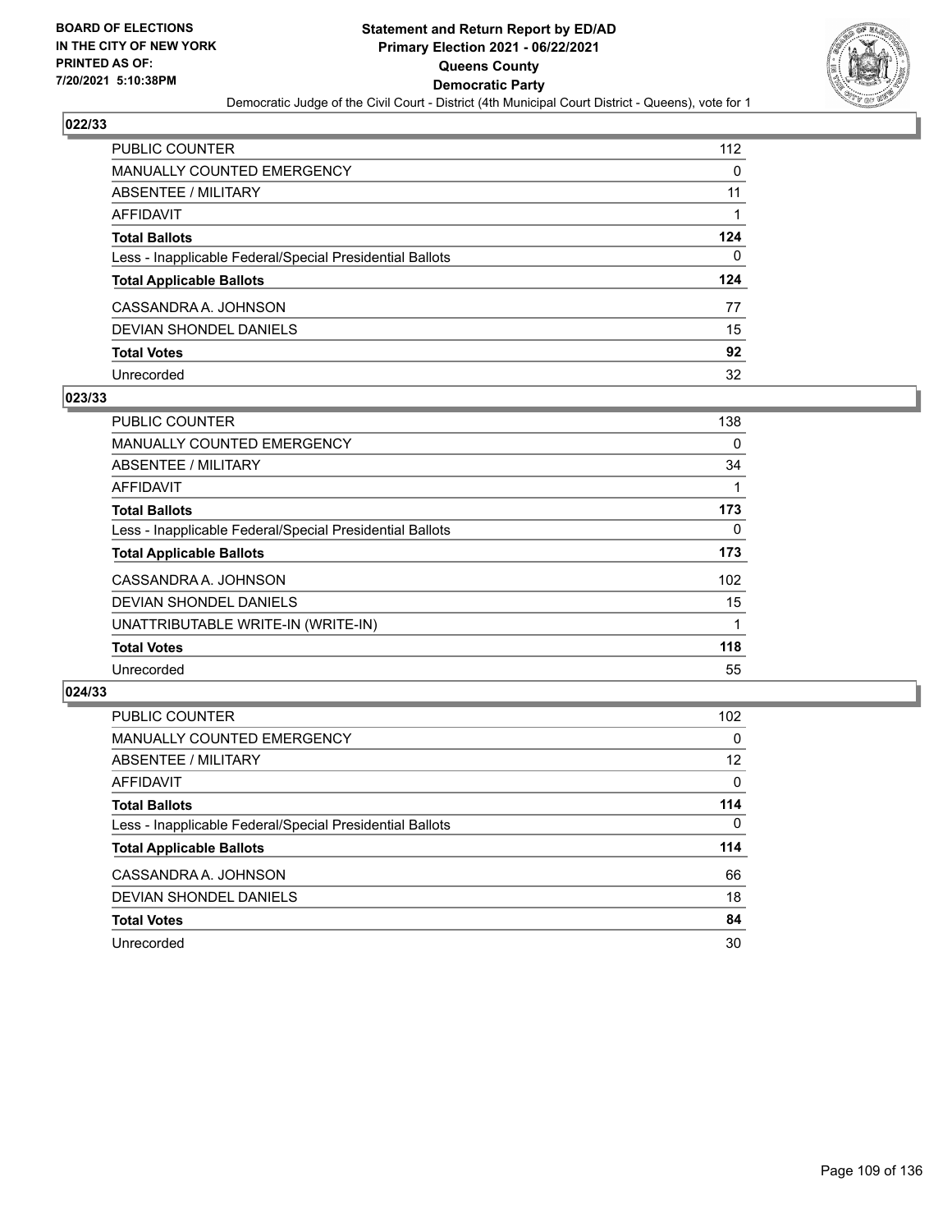## 022/33

| | |
|---|---|
| PUBLIC COUNTER | 112 |
| MANUALLY COUNTED EMERGENCY | 0 |
| ABSENTEE / MILITARY | 11 |
| AFFIDAVIT | 1 |
| **Total Ballots** | **124** |
| Less - Inapplicable Federal/Special Presidential Ballots | 0 |
| **Total Applicable Ballots** | **124** |
| CASSANDRA A. JOHNSON | 77 |
| DEVIAN SHONDEL DANIELS | 15 |
| **Total Votes** | **92** |
| Unrecorded | 32 |

## 023/33

| | |
|---|---|
| PUBLIC COUNTER | 138 |
| MANUALLY COUNTED EMERGENCY | 0 |
| ABSENTEE / MILITARY | 34 |
| AFFIDAVIT | 1 |
| **Total Ballots** | **173** |
| Less - Inapplicable Federal/Special Presidential Ballots | 0 |
| **Total Applicable Ballots** | **173** |
| CASSANDRA A. JOHNSON | 102 |
| DEVIAN SHONDEL DANIELS | 15 |
| UNATTRIBUTABLE WRITE-IN (WRITE-IN) | 1 |
| **Total Votes** | **118** |
| Unrecorded | 55 |

## 024/33

| | |
|---|---|
| PUBLIC COUNTER | 102 |
| MANUALLY COUNTED EMERGENCY | 0 |
| ABSENTEE / MILITARY | 12 |
| AFFIDAVIT | 0 |
| **Total Ballots** | **114** |
| Less - Inapplicable Federal/Special Presidential Ballots | 0 |
| **Total Applicable Ballots** | **114** |
| CASSANDRA A. JOHNSON | 66 |
| DEVIAN SHONDEL DANIELS | 18 |
| **Total Votes** | **84** |
| Unrecorded | 30 |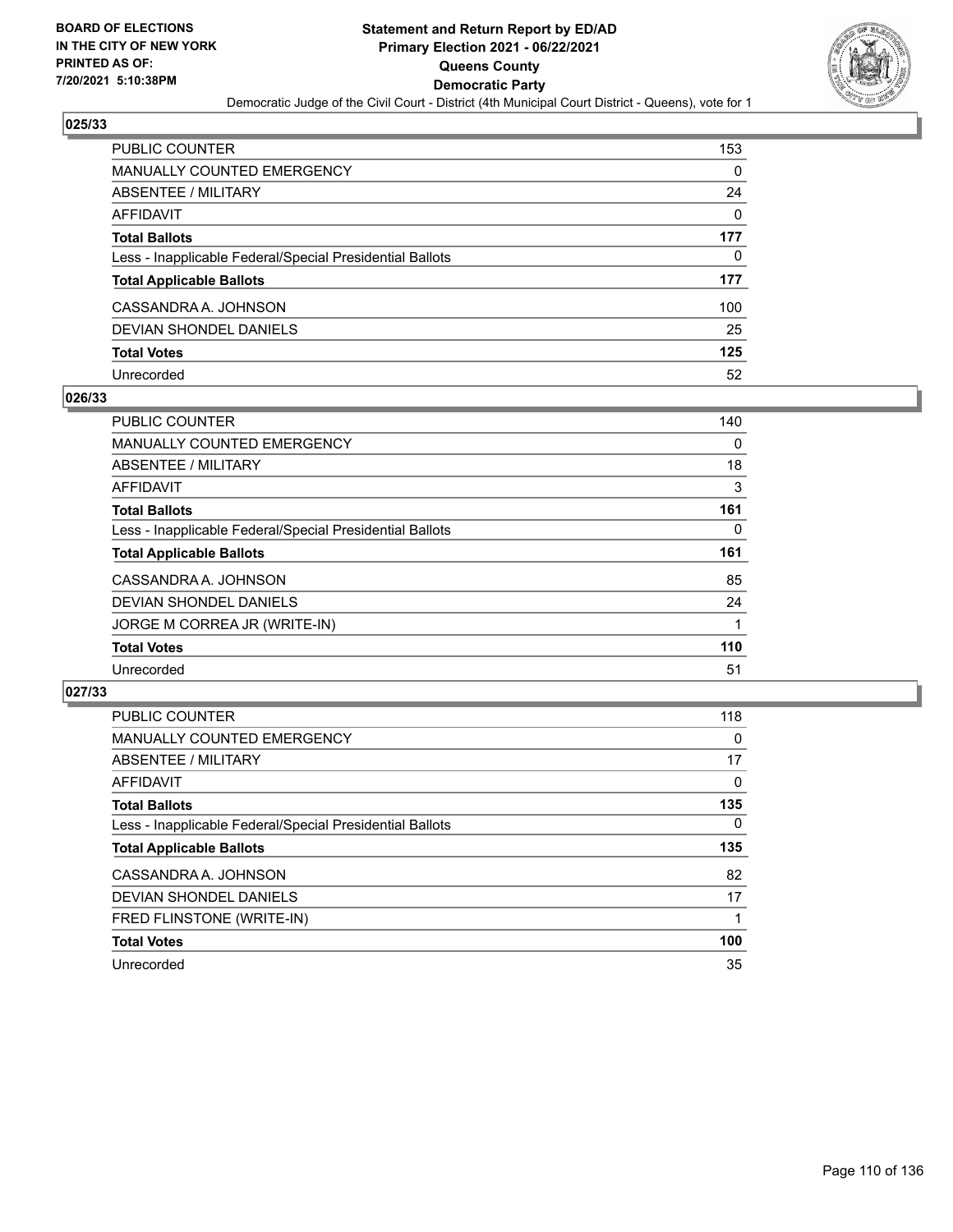## 025/33

| | |
|---|---|
| PUBLIC COUNTER | 153 |
| MANUALLY COUNTED EMERGENCY | 0 |
| ABSENTEE / MILITARY | 24 |
| AFFIDAVIT | 0 |
| **Total Ballots** | **177** |
| Less - Inapplicable Federal/Special Presidential Ballots | 0 |
| **Total Applicable Ballots** | **177** |
| CASSANDRA A. JOHNSON | 100 |
| DEVIAN SHONDEL DANIELS | 25 |
| **Total Votes** | **125** |
| Unrecorded | 52 |

## 026/33

| | |
|---|---|
| PUBLIC COUNTER | 140 |
| MANUALLY COUNTED EMERGENCY | 0 |
| ABSENTEE / MILITARY | 18 |
| AFFIDAVIT | 3 |
| **Total Ballots** | **161** |
| Less - Inapplicable Federal/Special Presidential Ballots | 0 |
| **Total Applicable Ballots** | **161** |
| CASSANDRA A. JOHNSON | 85 |
| DEVIAN SHONDEL DANIELS | 24 |
| JORGE M CORREA JR (WRITE-IN) | 1 |
| **Total Votes** | **110** |
| Unrecorded | 51 |

## 027/33

| | |
|---|---|
| PUBLIC COUNTER | 118 |
| MANUALLY COUNTED EMERGENCY | 0 |
| ABSENTEE / MILITARY | 17 |
| AFFIDAVIT | 0 |
| **Total Ballots** | **135** |
| Less - Inapplicable Federal/Special Presidential Ballots | 0 |
| **Total Applicable Ballots** | **135** |
| CASSANDRA A. JOHNSON | 82 |
| DEVIAN SHONDEL DANIELS | 17 |
| FRED FLINSTONE (WRITE-IN) | 1 |
| **Total Votes** | **100** |
| Unrecorded | 35 |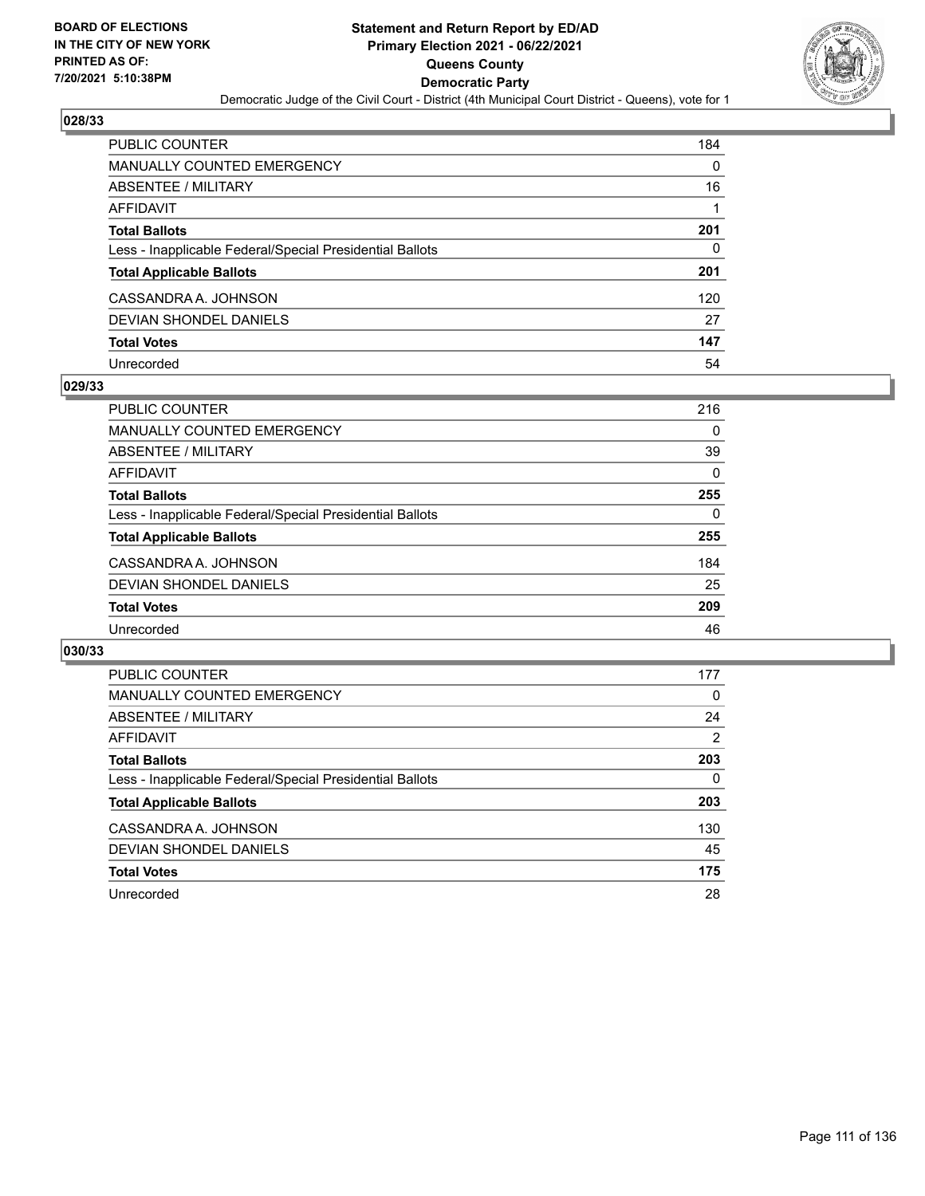**BOARD OF ELECTIONS IN THE CITY OF NEW YORK PRINTED AS OF: 7/20/2021 5:10:38PM**

# Statement and Return Report by ED/AD
## Primary Election 2021 - 06/22/2021
## Queens County
## Democratic Party
### Democratic Judge of the Civil Court - District (4th Municipal Court District - Queens), vote for 1

### 028/33

| | |
|---|---|
| PUBLIC COUNTER | 184 |
| MANUALLY COUNTED EMERGENCY | 0 |
| ABSENTEE / MILITARY | 16 |
| AFFIDAVIT | 1 |
| **Total Ballots** | **201** |
| Less - Inapplicable Federal/Special Presidential Ballots | 0 |
| **Total Applicable Ballots** | **201** |
| CASSANDRA A. JOHNSON | 120 |
| DEVIAN SHONDEL DANIELS | 27 |
| **Total Votes** | **147** |
| Unrecorded | 54 |

### 029/33

| | |
|---|---|
| PUBLIC COUNTER | 216 |
| MANUALLY COUNTED EMERGENCY | 0 |
| ABSENTEE / MILITARY | 39 |
| AFFIDAVIT | 0 |
| **Total Ballots** | **255** |
| Less - Inapplicable Federal/Special Presidential Ballots | 0 |
| **Total Applicable Ballots** | **255** |
| CASSANDRA A. JOHNSON | 184 |
| DEVIAN SHONDEL DANIELS | 25 |
| **Total Votes** | **209** |
| Unrecorded | 46 |

### 030/33

| | |
|---|---|
| PUBLIC COUNTER | 177 |
| MANUALLY COUNTED EMERGENCY | 0 |
| ABSENTEE / MILITARY | 24 |
| AFFIDAVIT | 2 |
| **Total Ballots** | **203** |
| Less - Inapplicable Federal/Special Presidential Ballots | 0 |
| **Total Applicable Ballots** | **203** |
| CASSANDRA A. JOHNSON | 130 |
| DEVIAN SHONDEL DANIELS | 45 |
| **Total Votes** | **175** |
| Unrecorded | 28 |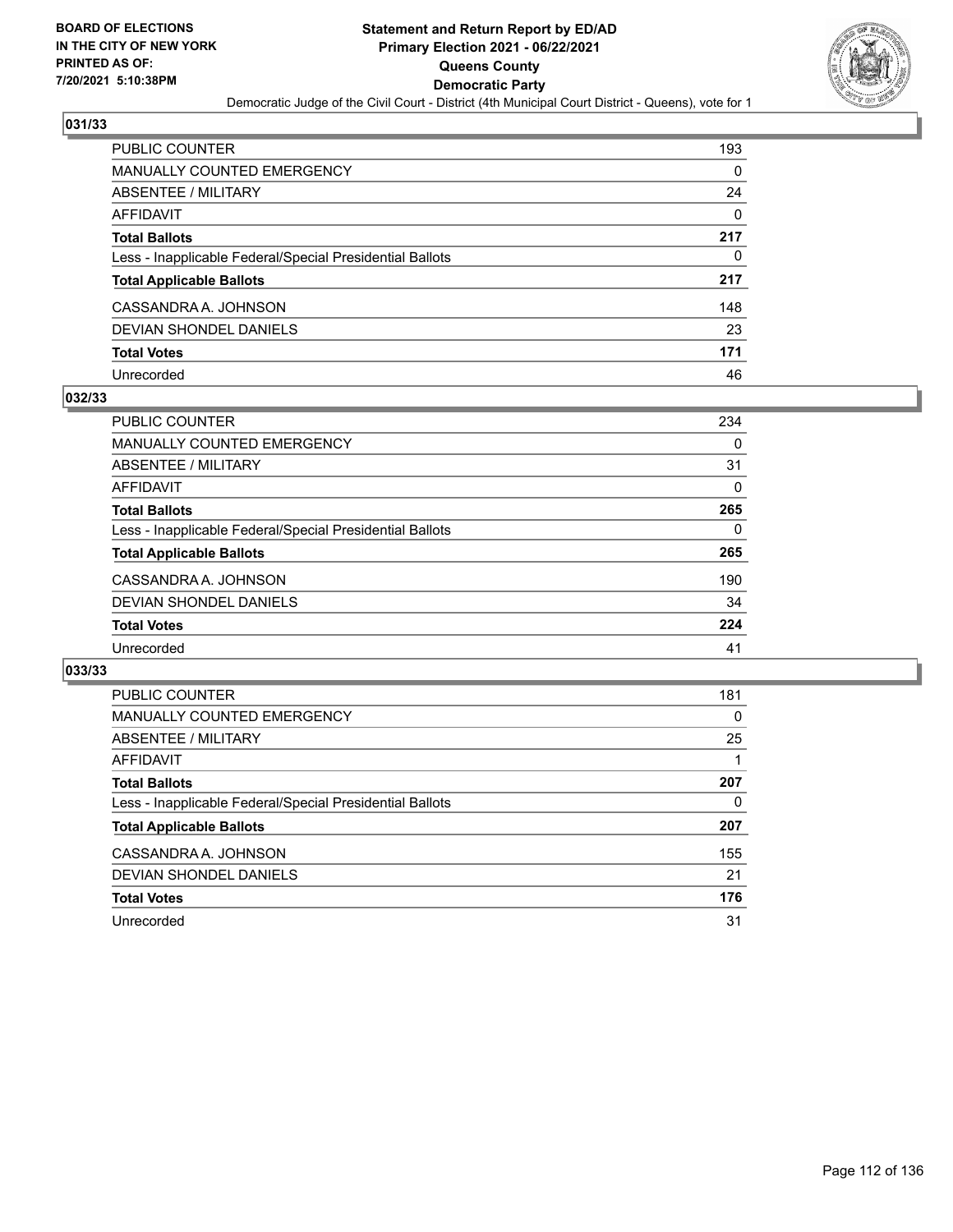## 031/33

| | |
|---|---|
| PUBLIC COUNTER | 193 |
| MANUALLY COUNTED EMERGENCY | 0 |
| ABSENTEE / MILITARY | 24 |
| AFFIDAVIT | 0 |
| **Total Ballots** | **217** |
| Less - Inapplicable Federal/Special Presidential Ballots | 0 |
| **Total Applicable Ballots** | **217** |
| CASSANDRA A. JOHNSON | 148 |
| DEVIAN SHONDEL DANIELS | 23 |
| **Total Votes** | **171** |
| Unrecorded | 46 |

## 032/33

| | |
|---|---|
| PUBLIC COUNTER | 234 |
| MANUALLY COUNTED EMERGENCY | 0 |
| ABSENTEE / MILITARY | 31 |
| AFFIDAVIT | 0 |
| **Total Ballots** | **265** |
| Less - Inapplicable Federal/Special Presidential Ballots | 0 |
| **Total Applicable Ballots** | **265** |
| CASSANDRA A. JOHNSON | 190 |
| DEVIAN SHONDEL DANIELS | 34 |
| **Total Votes** | **224** |
| Unrecorded | 41 |

## 033/33

| | |
|---|---|
| PUBLIC COUNTER | 181 |
| MANUALLY COUNTED EMERGENCY | 0 |
| ABSENTEE / MILITARY | 25 |
| AFFIDAVIT | 1 |
| **Total Ballots** | **207** |
| Less - Inapplicable Federal/Special Presidential Ballots | 0 |
| **Total Applicable Ballots** | **207** |
| CASSANDRA A. JOHNSON | 155 |
| DEVIAN SHONDEL DANIELS | 21 |
| **Total Votes** | **176** |
| Unrecorded | 31 |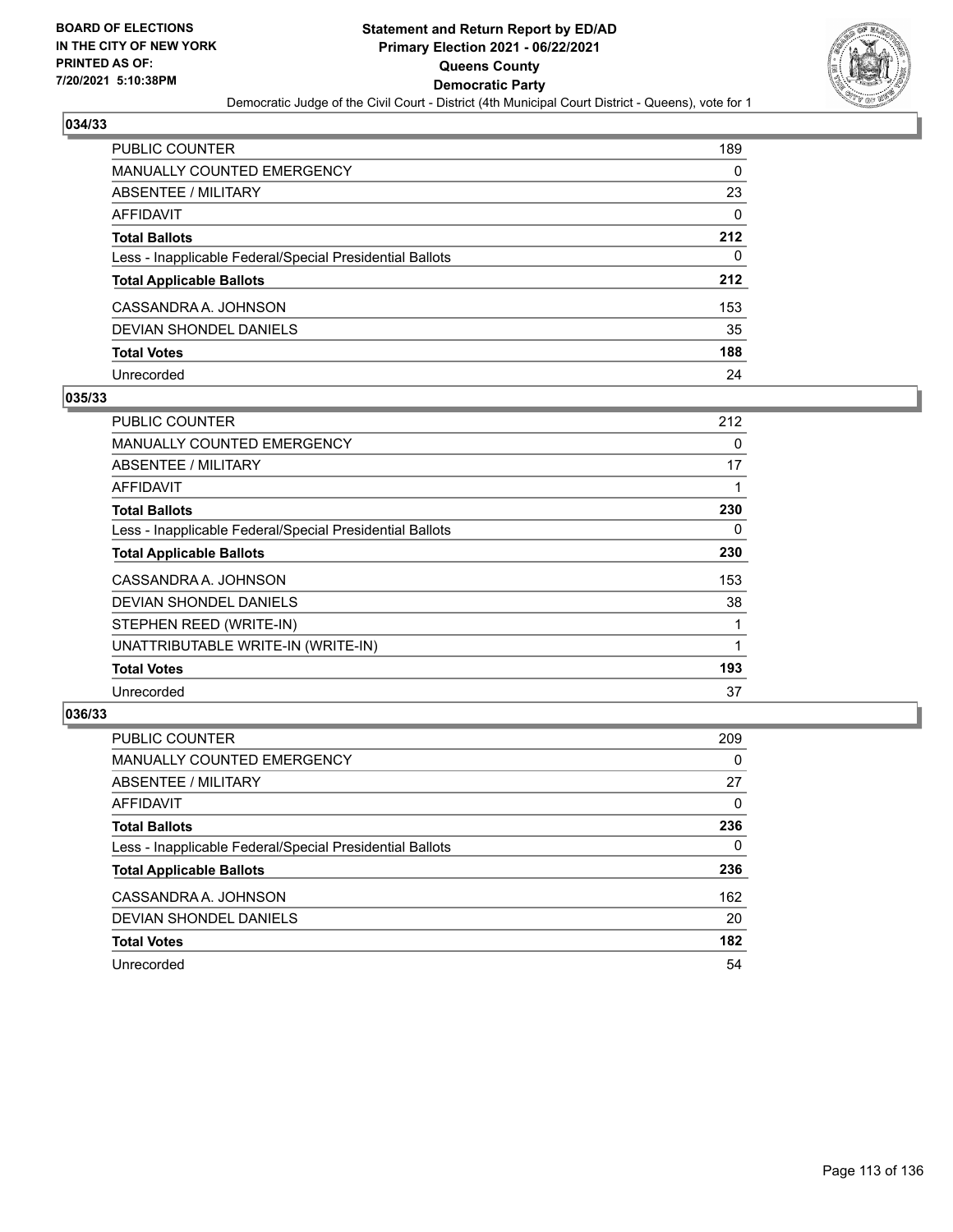## 034/33

| | |
|---|---|
| PUBLIC COUNTER | 189 |
| MANUALLY COUNTED EMERGENCY | 0 |
| ABSENTEE / MILITARY | 23 |
| AFFIDAVIT | 0 |
| **Total Ballots** | **212** |
| Less - Inapplicable Federal/Special Presidential Ballots | 0 |
| **Total Applicable Ballots** | **212** |
| CASSANDRA A. JOHNSON | 153 |
| DEVIAN SHONDEL DANIELS | 35 |
| **Total Votes** | **188** |
| Unrecorded | 24 |

## 035/33

| | |
|---|---|
| PUBLIC COUNTER | 212 |
| MANUALLY COUNTED EMERGENCY | 0 |
| ABSENTEE / MILITARY | 17 |
| AFFIDAVIT | 1 |
| **Total Ballots** | **230** |
| Less - Inapplicable Federal/Special Presidential Ballots | 0 |
| **Total Applicable Ballots** | **230** |
| CASSANDRA A. JOHNSON | 153 |
| DEVIAN SHONDEL DANIELS | 38 |
| STEPHEN REED (WRITE-IN) | 1 |
| UNATTRIBUTABLE WRITE-IN (WRITE-IN) | 1 |
| **Total Votes** | **193** |
| Unrecorded | 37 |

## 036/33

| | |
|---|---|
| PUBLIC COUNTER | 209 |
| MANUALLY COUNTED EMERGENCY | 0 |
| ABSENTEE / MILITARY | 27 |
| AFFIDAVIT | 0 |
| **Total Ballots** | **236** |
| Less - Inapplicable Federal/Special Presidential Ballots | 0 |
| **Total Applicable Ballots** | **236** |
| CASSANDRA A. JOHNSON | 162 |
| DEVIAN SHONDEL DANIELS | 20 |
| **Total Votes** | **182** |
| Unrecorded | 54 |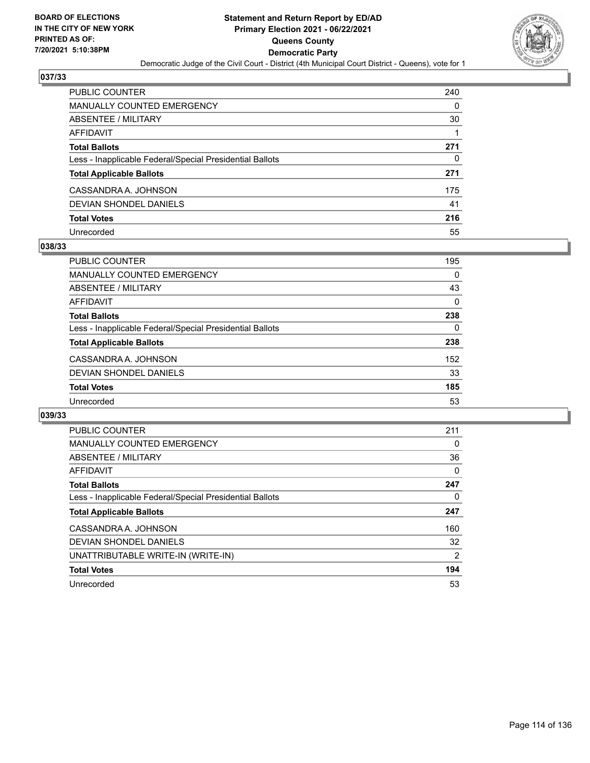**BOARD OF ELECTIONS IN THE CITY OF NEW YORK PRINTED AS OF: 7/20/2021 5:10:38PM**

# Statement and Return Report by ED/AD
## Primary Election 2021 - 06/22/2021
## Queens County
## Democratic Party
### Democratic Judge of the Civil Court - District (4th Municipal Court District - Queens), vote for 1

### 037/33

| | |
|---|---|
| PUBLIC COUNTER | 240 |
| MANUALLY COUNTED EMERGENCY | 0 |
| ABSENTEE / MILITARY | 30 |
| AFFIDAVIT | 1 |
| **Total Ballots** | **271** |
| Less - Inapplicable Federal/Special Presidential Ballots | 0 |
| **Total Applicable Ballots** | **271** |
| CASSANDRA A. JOHNSON | 175 |
| DEVIAN SHONDEL DANIELS | 41 |
| **Total Votes** | **216** |
| Unrecorded | 55 |

### 038/33

| | |
|---|---|
| PUBLIC COUNTER | 195 |
| MANUALLY COUNTED EMERGENCY | 0 |
| ABSENTEE / MILITARY | 43 |
| AFFIDAVIT | 0 |
| **Total Ballots** | **238** |
| Less - Inapplicable Federal/Special Presidential Ballots | 0 |
| **Total Applicable Ballots** | **238** |
| CASSANDRA A. JOHNSON | 152 |
| DEVIAN SHONDEL DANIELS | 33 |
| **Total Votes** | **185** |
| Unrecorded | 53 |

### 039/33

| | |
|---|---|
| PUBLIC COUNTER | 211 |
| MANUALLY COUNTED EMERGENCY | 0 |
| ABSENTEE / MILITARY | 36 |
| AFFIDAVIT | 0 |
| **Total Ballots** | **247** |
| Less - Inapplicable Federal/Special Presidential Ballots | 0 |
| **Total Applicable Ballots** | **247** |
| CASSANDRA A. JOHNSON | 160 |
| DEVIAN SHONDEL DANIELS | 32 |
| UNATTRIBUTABLE WRITE-IN (WRITE-IN) | 2 |
| **Total Votes** | **194** |
| Unrecorded | 53 |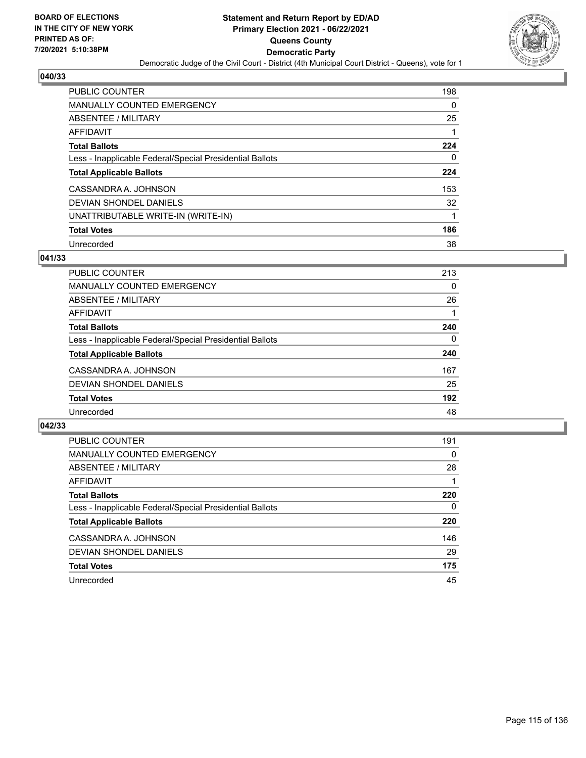## 040/33

| | |
|---|---|
| PUBLIC COUNTER | 198 |
| MANUALLY COUNTED EMERGENCY | 0 |
| ABSENTEE / MILITARY | 25 |
| AFFIDAVIT | 1 |
| **Total Ballots** | **224** |
| Less - Inapplicable Federal/Special Presidential Ballots | 0 |
| **Total Applicable Ballots** | **224** |
| CASSANDRA A. JOHNSON | 153 |
| DEVIAN SHONDEL DANIELS | 32 |
| UNATTRIBUTABLE WRITE-IN (WRITE-IN) | 1 |
| **Total Votes** | **186** |
| Unrecorded | 38 |

## 041/33

| | |
|---|---|
| PUBLIC COUNTER | 213 |
| MANUALLY COUNTED EMERGENCY | 0 |
| ABSENTEE / MILITARY | 26 |
| AFFIDAVIT | 1 |
| **Total Ballots** | **240** |
| Less - Inapplicable Federal/Special Presidential Ballots | 0 |
| **Total Applicable Ballots** | **240** |
| CASSANDRA A. JOHNSON | 167 |
| DEVIAN SHONDEL DANIELS | 25 |
| **Total Votes** | **192** |
| Unrecorded | 48 |

## 042/33

| | |
|---|---|
| PUBLIC COUNTER | 191 |
| MANUALLY COUNTED EMERGENCY | 0 |
| ABSENTEE / MILITARY | 28 |
| AFFIDAVIT | 1 |
| **Total Ballots** | **220** |
| Less - Inapplicable Federal/Special Presidential Ballots | 0 |
| **Total Applicable Ballots** | **220** |
| CASSANDRA A. JOHNSON | 146 |
| DEVIAN SHONDEL DANIELS | 29 |
| **Total Votes** | **175** |
| Unrecorded | 45 |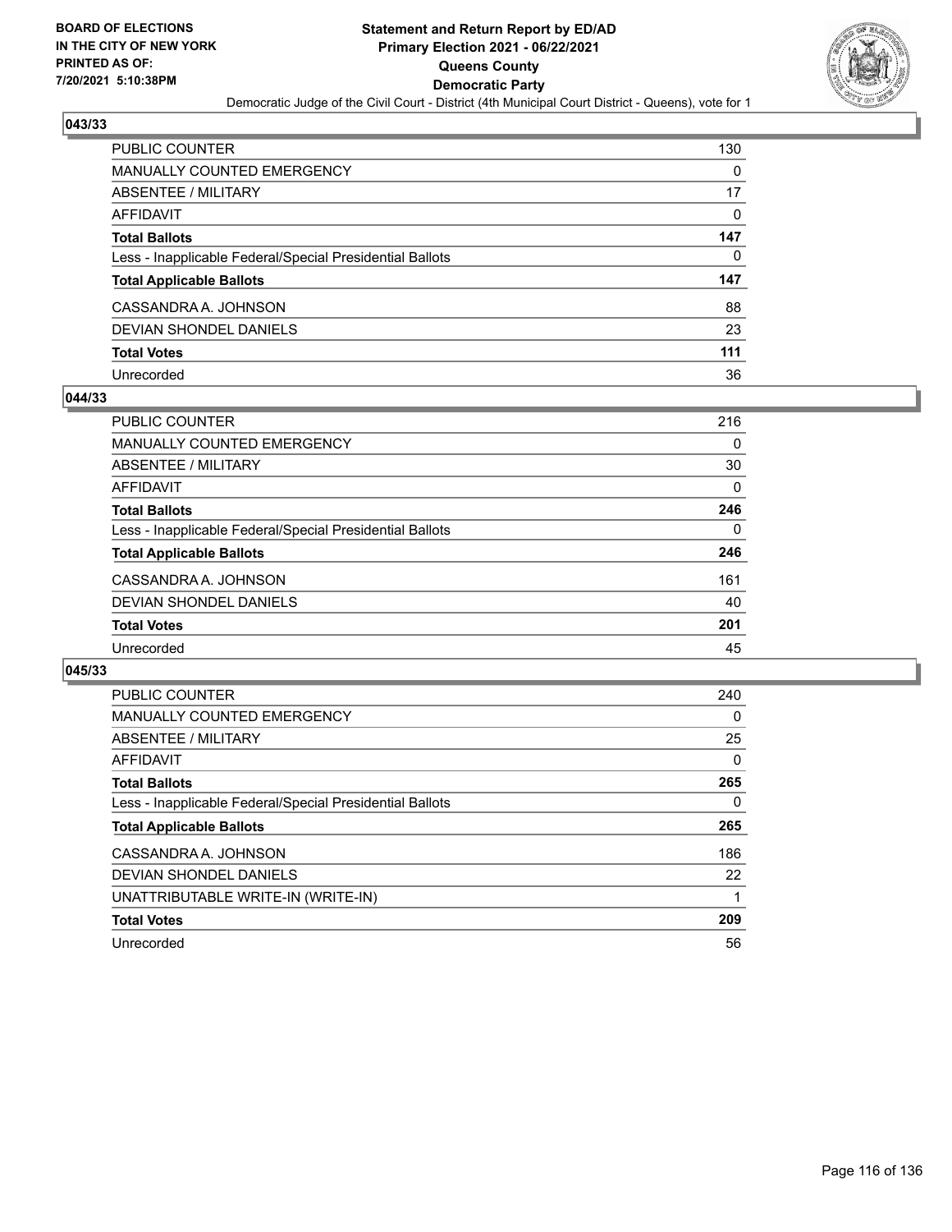BOARD OF ELECTIONS
IN THE CITY OF NEW YORK
PRINTED AS OF:
7/20/2021 5:10:38PM

# Statement and Return Report by ED/AD
## Primary Election 2021 - 06/22/2021
## Queens County
## Democratic Party

Democratic Judge of the Civil Court - District (4th Municipal Court District - Queens), vote for 1

### 043/33

| | |
|---|---|
| PUBLIC COUNTER | 130 |
| MANUALLY COUNTED EMERGENCY | 0 |
| ABSENTEE / MILITARY | 17 |
| AFFIDAVIT | 0 |
| **Total Ballots** | **147** |
| Less - Inapplicable Federal/Special Presidential Ballots | 0 |
| **Total Applicable Ballots** | **147** |
| CASSANDRA A. JOHNSON | 88 |
| DEVIAN SHONDEL DANIELS | 23 |
| **Total Votes** | **111** |
| Unrecorded | 36 |

### 044/33

| | |
|---|---|
| PUBLIC COUNTER | 216 |
| MANUALLY COUNTED EMERGENCY | 0 |
| ABSENTEE / MILITARY | 30 |
| AFFIDAVIT | 0 |
| **Total Ballots** | **246** |
| Less - Inapplicable Federal/Special Presidential Ballots | 0 |
| **Total Applicable Ballots** | **246** |
| CASSANDRA A. JOHNSON | 161 |
| DEVIAN SHONDEL DANIELS | 40 |
| **Total Votes** | **201** |
| Unrecorded | 45 |

### 045/33

| | |
|---|---|
| PUBLIC COUNTER | 240 |
| MANUALLY COUNTED EMERGENCY | 0 |
| ABSENTEE / MILITARY | 25 |
| AFFIDAVIT | 0 |
| **Total Ballots** | **265** |
| Less - Inapplicable Federal/Special Presidential Ballots | 0 |
| **Total Applicable Ballots** | **265** |
| CASSANDRA A. JOHNSON | 186 |
| DEVIAN SHONDEL DANIELS | 22 |
| UNATTRIBUTABLE WRITE-IN (WRITE-IN) | 1 |
| **Total Votes** | **209** |
| Unrecorded | 56 |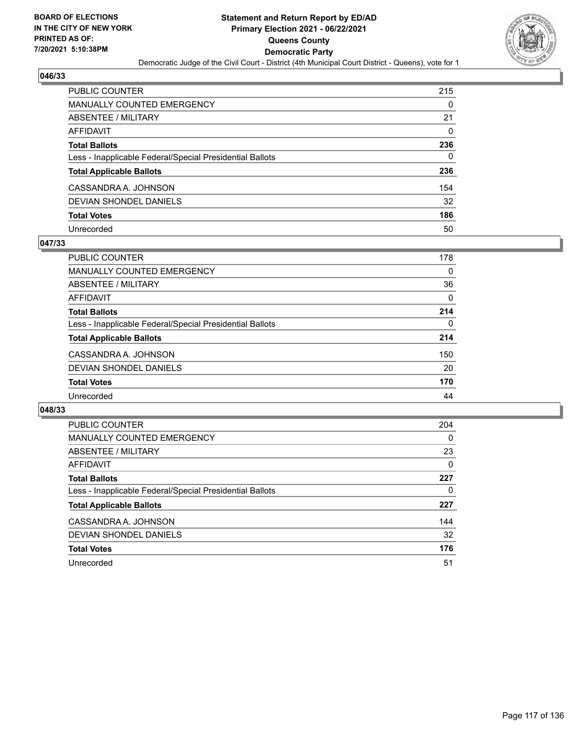## 046/33

| | |
|---|---|
| PUBLIC COUNTER | 215 |
| MANUALLY COUNTED EMERGENCY | 0 |
| ABSENTEE / MILITARY | 21 |
| AFFIDAVIT | 0 |
| **Total Ballots** | **236** |
| Less - Inapplicable Federal/Special Presidential Ballots | 0 |
| **Total Applicable Ballots** | **236** |
| CASSANDRA A. JOHNSON | 154 |
| DEVIAN SHONDEL DANIELS | 32 |
| **Total Votes** | **186** |
| Unrecorded | 50 |

## 047/33

| | |
|---|---|
| PUBLIC COUNTER | 178 |
| MANUALLY COUNTED EMERGENCY | 0 |
| ABSENTEE / MILITARY | 36 |
| AFFIDAVIT | 0 |
| **Total Ballots** | **214** |
| Less - Inapplicable Federal/Special Presidential Ballots | 0 |
| **Total Applicable Ballots** | **214** |
| CASSANDRA A. JOHNSON | 150 |
| DEVIAN SHONDEL DANIELS | 20 |
| **Total Votes** | **170** |
| Unrecorded | 44 |

## 048/33

| | |
|---|---|
| PUBLIC COUNTER | 204 |
| MANUALLY COUNTED EMERGENCY | 0 |
| ABSENTEE / MILITARY | 23 |
| AFFIDAVIT | 0 |
| **Total Ballots** | **227** |
| Less - Inapplicable Federal/Special Presidential Ballots | 0 |
| **Total Applicable Ballots** | **227** |
| CASSANDRA A. JOHNSON | 144 |
| DEVIAN SHONDEL DANIELS | 32 |
| **Total Votes** | **176** |
| Unrecorded | 51 |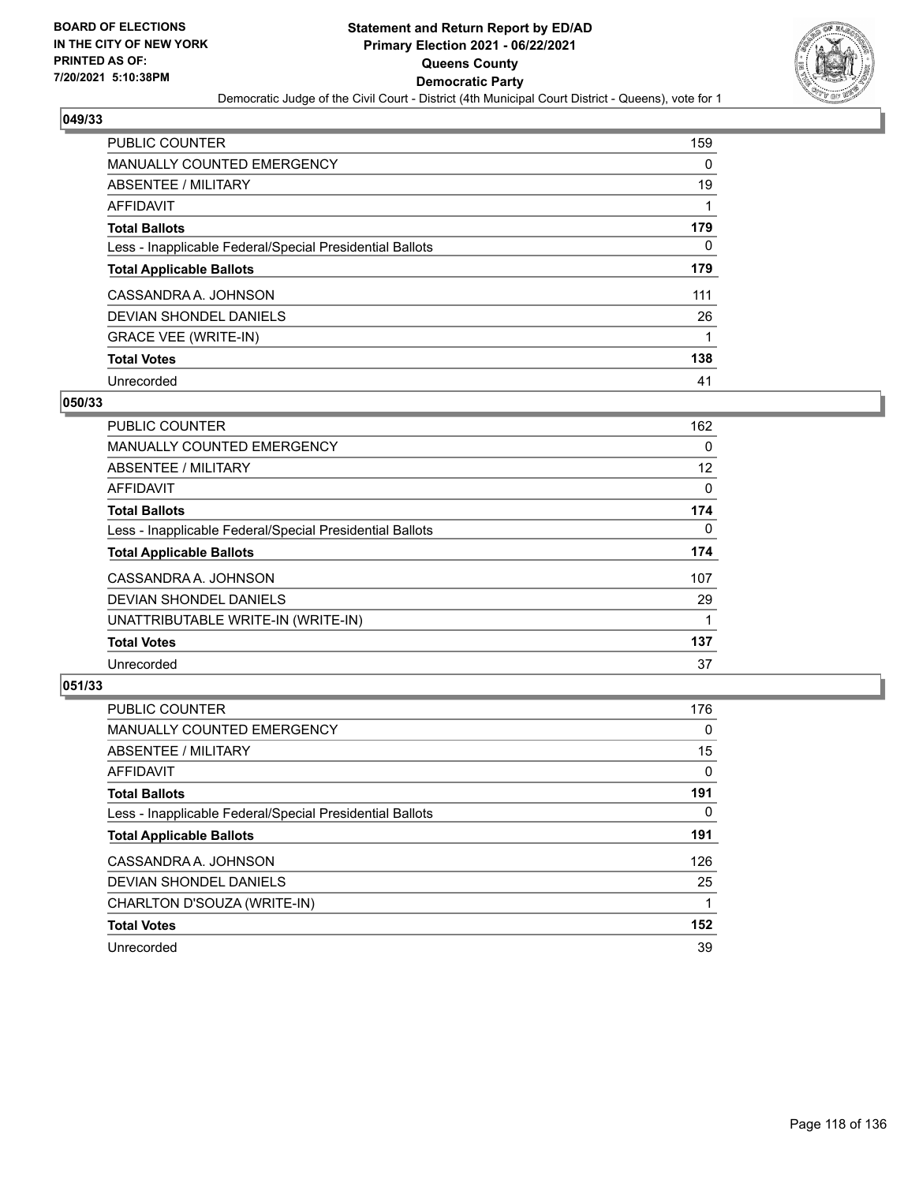## 049/33

| | |
|---|---|
| PUBLIC COUNTER | 159 |
| MANUALLY COUNTED EMERGENCY | 0 |
| ABSENTEE / MILITARY | 19 |
| AFFIDAVIT | 1 |
| **Total Ballots** | **179** |
| Less - Inapplicable Federal/Special Presidential Ballots | 0 |
| **Total Applicable Ballots** | **179** |
| CASSANDRA A. JOHNSON | 111 |
| DEVIAN SHONDEL DANIELS | 26 |
| GRACE VEE (WRITE-IN) | 1 |
| **Total Votes** | **138** |
| Unrecorded | 41 |

## 050/33

| | |
|---|---|
| PUBLIC COUNTER | 162 |
| MANUALLY COUNTED EMERGENCY | 0 |
| ABSENTEE / MILITARY | 12 |
| AFFIDAVIT | 0 |
| **Total Ballots** | **174** |
| Less - Inapplicable Federal/Special Presidential Ballots | 0 |
| **Total Applicable Ballots** | **174** |
| CASSANDRA A. JOHNSON | 107 |
| DEVIAN SHONDEL DANIELS | 29 |
| UNATTRIBUTABLE WRITE-IN (WRITE-IN) | 1 |
| **Total Votes** | **137** |
| Unrecorded | 37 |

## 051/33

| | |
|---|---|
| PUBLIC COUNTER | 176 |
| MANUALLY COUNTED EMERGENCY | 0 |
| ABSENTEE / MILITARY | 15 |
| AFFIDAVIT | 0 |
| **Total Ballots** | **191** |
| Less - Inapplicable Federal/Special Presidential Ballots | 0 |
| **Total Applicable Ballots** | **191** |
| CASSANDRA A. JOHNSON | 126 |
| DEVIAN SHONDEL DANIELS | 25 |
| CHARLTON D'SOUZA (WRITE-IN) | 1 |
| **Total Votes** | **152** |
| Unrecorded | 39 |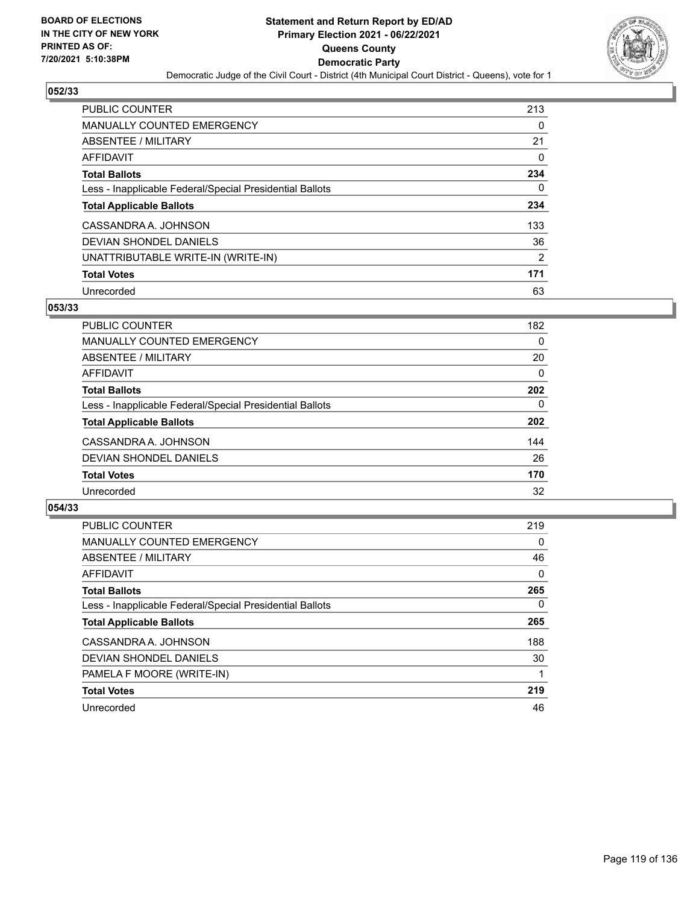BOARD OF ELECTIONS
IN THE CITY OF NEW YORK
PRINTED AS OF:
7/20/2021 5:10:38PM

**Statement and Return Report by ED/AD**
**Primary Election 2021 - 06/22/2021**
**Queens County**
**Democratic Party**
Democratic Judge of the Civil Court - District (4th Municipal Court District - Queens), vote for 1

### 052/33

| | |
|---|---|
| PUBLIC COUNTER | 213 |
| MANUALLY COUNTED EMERGENCY | 0 |
| ABSENTEE / MILITARY | 21 |
| AFFIDAVIT | 0 |
| **Total Ballots** | **234** |
| Less - Inapplicable Federal/Special Presidential Ballots | 0 |
| **Total Applicable Ballots** | **234** |
| CASSANDRA A. JOHNSON | 133 |
| DEVIAN SHONDEL DANIELS | 36 |
| UNATTRIBUTABLE WRITE-IN (WRITE-IN) | 2 |
| **Total Votes** | **171** |
| Unrecorded | 63 |

### 053/33

| | |
|---|---|
| PUBLIC COUNTER | 182 |
| MANUALLY COUNTED EMERGENCY | 0 |
| ABSENTEE / MILITARY | 20 |
| AFFIDAVIT | 0 |
| **Total Ballots** | **202** |
| Less - Inapplicable Federal/Special Presidential Ballots | 0 |
| **Total Applicable Ballots** | **202** |
| CASSANDRA A. JOHNSON | 144 |
| DEVIAN SHONDEL DANIELS | 26 |
| **Total Votes** | **170** |
| Unrecorded | 32 |

### 054/33

| | |
|---|---|
| PUBLIC COUNTER | 219 |
| MANUALLY COUNTED EMERGENCY | 0 |
| ABSENTEE / MILITARY | 46 |
| AFFIDAVIT | 0 |
| **Total Ballots** | **265** |
| Less - Inapplicable Federal/Special Presidential Ballots | 0 |
| **Total Applicable Ballots** | **265** |
| CASSANDRA A. JOHNSON | 188 |
| DEVIAN SHONDEL DANIELS | 30 |
| PAMELA F MOORE (WRITE-IN) | 1 |
| **Total Votes** | **219** |
| Unrecorded | 46 |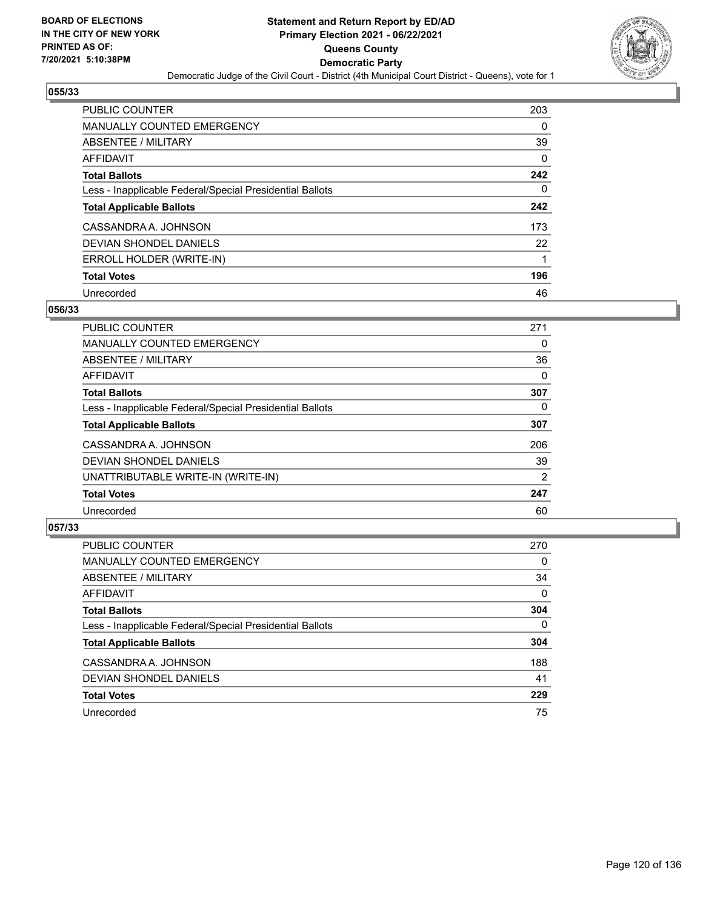BOARD OF ELECTIONS
IN THE CITY OF NEW YORK
PRINTED AS OF:
7/20/2021 5:10:38PM

# Statement and Return Report by ED/AD
## Primary Election 2021 - 06/22/2021
## Queens County
## Democratic Party

Democratic Judge of the Civil Court - District (4th Municipal Court District - Queens), vote for 1

### 055/33

| | |
|---|---|
| PUBLIC COUNTER | 203 |
| MANUALLY COUNTED EMERGENCY | 0 |
| ABSENTEE / MILITARY | 39 |
| AFFIDAVIT | 0 |
| **Total Ballots** | **242** |
| Less - Inapplicable Federal/Special Presidential Ballots | 0 |
| **Total Applicable Ballots** | **242** |
| CASSANDRA A. JOHNSON | 173 |
| DEVIAN SHONDEL DANIELS | 22 |
| ERROLL HOLDER (WRITE-IN) | 1 |
| **Total Votes** | **196** |
| Unrecorded | 46 |

### 056/33

| | |
|---|---|
| PUBLIC COUNTER | 271 |
| MANUALLY COUNTED EMERGENCY | 0 |
| ABSENTEE / MILITARY | 36 |
| AFFIDAVIT | 0 |
| **Total Ballots** | **307** |
| Less - Inapplicable Federal/Special Presidential Ballots | 0 |
| **Total Applicable Ballots** | **307** |
| CASSANDRA A. JOHNSON | 206 |
| DEVIAN SHONDEL DANIELS | 39 |
| UNATTRIBUTABLE WRITE-IN (WRITE-IN) | 2 |
| **Total Votes** | **247** |
| Unrecorded | 60 |

### 057/33

| | |
|---|---|
| PUBLIC COUNTER | 270 |
| MANUALLY COUNTED EMERGENCY | 0 |
| ABSENTEE / MILITARY | 34 |
| AFFIDAVIT | 0 |
| **Total Ballots** | **304** |
| Less - Inapplicable Federal/Special Presidential Ballots | 0 |
| **Total Applicable Ballots** | **304** |
| CASSANDRA A. JOHNSON | 188 |
| DEVIAN SHONDEL DANIELS | 41 |
| **Total Votes** | **229** |
| Unrecorded | 75 |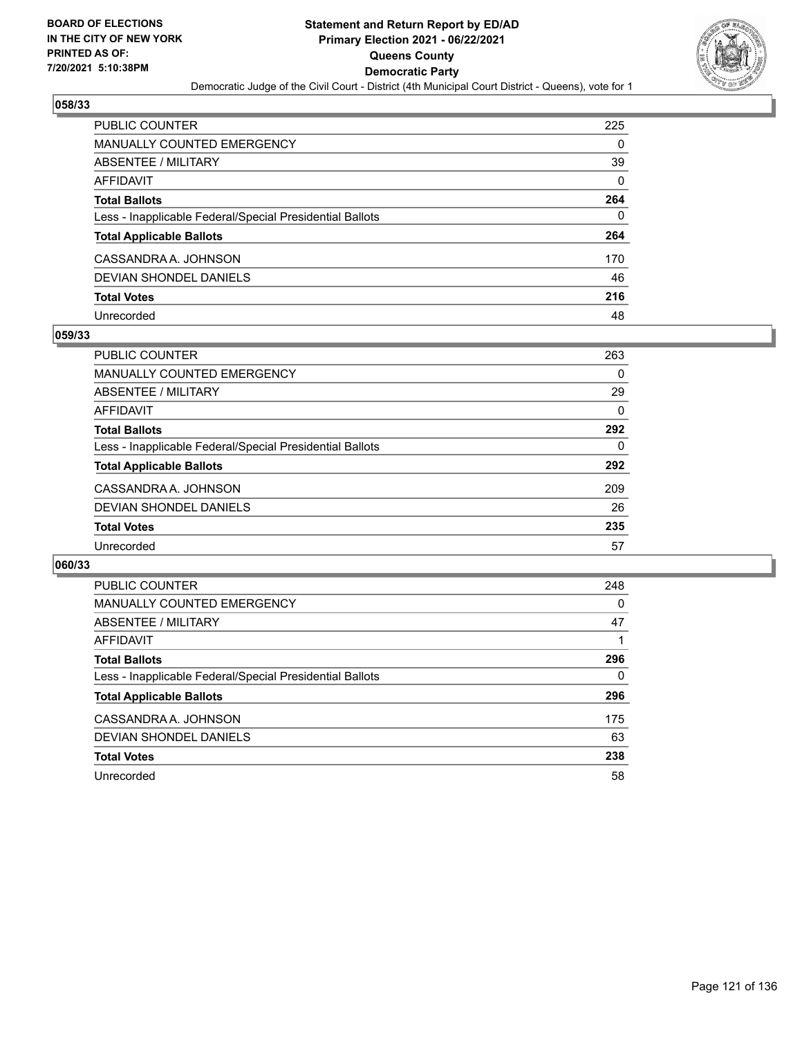**BOARD OF ELECTIONS IN THE CITY OF NEW YORK PRINTED AS OF: 7/20/2021 5:10:38PM**

**Statement and Return Report by ED/AD Primary Election 2021 - 06/22/2021 Queens County Democratic Party**

Democratic Judge of the Civil Court - District (4th Municipal Court District - Queens), vote for 1

## 058/33

| | |
|---|---|
| PUBLIC COUNTER | 225 |
| MANUALLY COUNTED EMERGENCY | 0 |
| ABSENTEE / MILITARY | 39 |
| AFFIDAVIT | 0 |
| **Total Ballots** | **264** |
| Less - Inapplicable Federal/Special Presidential Ballots | 0 |
| **Total Applicable Ballots** | **264** |
| CASSANDRA A. JOHNSON | 170 |
| DEVIAN SHONDEL DANIELS | 46 |
| **Total Votes** | **216** |
| Unrecorded | 48 |

## 059/33

| | |
|---|---|
| PUBLIC COUNTER | 263 |
| MANUALLY COUNTED EMERGENCY | 0 |
| ABSENTEE / MILITARY | 29 |
| AFFIDAVIT | 0 |
| **Total Ballots** | **292** |
| Less - Inapplicable Federal/Special Presidential Ballots | 0 |
| **Total Applicable Ballots** | **292** |
| CASSANDRA A. JOHNSON | 209 |
| DEVIAN SHONDEL DANIELS | 26 |
| **Total Votes** | **235** |
| Unrecorded | 57 |

## 060/33

| | |
|---|---|
| PUBLIC COUNTER | 248 |
| MANUALLY COUNTED EMERGENCY | 0 |
| ABSENTEE / MILITARY | 47 |
| AFFIDAVIT | 1 |
| **Total Ballots** | **296** |
| Less - Inapplicable Federal/Special Presidential Ballots | 0 |
| **Total Applicable Ballots** | **296** |
| CASSANDRA A. JOHNSON | 175 |
| DEVIAN SHONDEL DANIELS | 63 |
| **Total Votes** | **238** |
| Unrecorded | 58 |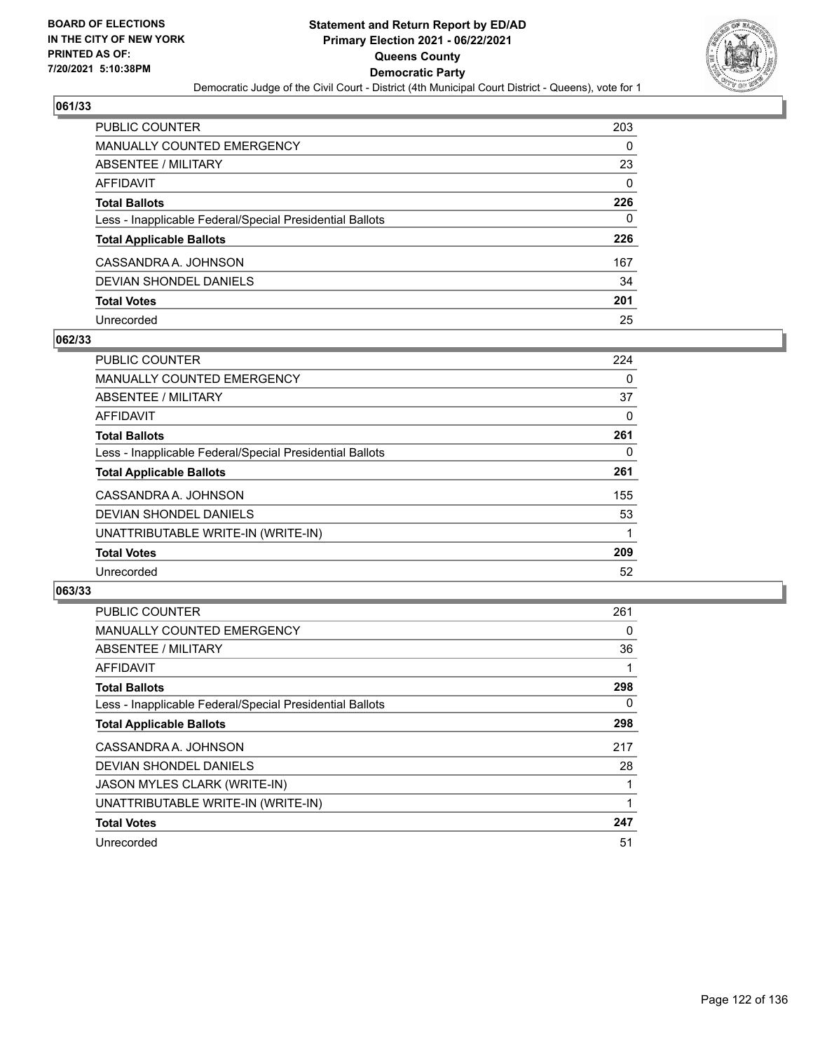**BOARD OF ELECTIONS IN THE CITY OF NEW YORK PRINTED AS OF: 7/20/2021 5:10:38PM**

# Statement and Return Report by ED/AD
## Primary Election 2021 - 06/22/2021
## Queens County
## Democratic Party

Democratic Judge of the Civil Court - District (4th Municipal Court District - Queens), vote for 1

### 061/33

| | |
|---|---|
| PUBLIC COUNTER | 203 |
| MANUALLY COUNTED EMERGENCY | 0 |
| ABSENTEE / MILITARY | 23 |
| AFFIDAVIT | 0 |
| **Total Ballots** | **226** |
| Less - Inapplicable Federal/Special Presidential Ballots | 0 |
| **Total Applicable Ballots** | **226** |
| CASSANDRA A. JOHNSON | 167 |
| DEVIAN SHONDEL DANIELS | 34 |
| **Total Votes** | **201** |
| Unrecorded | 25 |

### 062/33

| | |
|---|---|
| PUBLIC COUNTER | 224 |
| MANUALLY COUNTED EMERGENCY | 0 |
| ABSENTEE / MILITARY | 37 |
| AFFIDAVIT | 0 |
| **Total Ballots** | **261** |
| Less - Inapplicable Federal/Special Presidential Ballots | 0 |
| **Total Applicable Ballots** | **261** |
| CASSANDRA A. JOHNSON | 155 |
| DEVIAN SHONDEL DANIELS | 53 |
| UNATTRIBUTABLE WRITE-IN (WRITE-IN) | 1 |
| **Total Votes** | **209** |
| Unrecorded | 52 |

### 063/33

| | |
|---|---|
| PUBLIC COUNTER | 261 |
| MANUALLY COUNTED EMERGENCY | 0 |
| ABSENTEE / MILITARY | 36 |
| AFFIDAVIT | 1 |
| **Total Ballots** | **298** |
| Less - Inapplicable Federal/Special Presidential Ballots | 0 |
| **Total Applicable Ballots** | **298** |
| CASSANDRA A. JOHNSON | 217 |
| DEVIAN SHONDEL DANIELS | 28 |
| JASON MYLES CLARK (WRITE-IN) | 1 |
| UNATTRIBUTABLE WRITE-IN (WRITE-IN) | 1 |
| **Total Votes** | **247** |
| Unrecorded | 51 |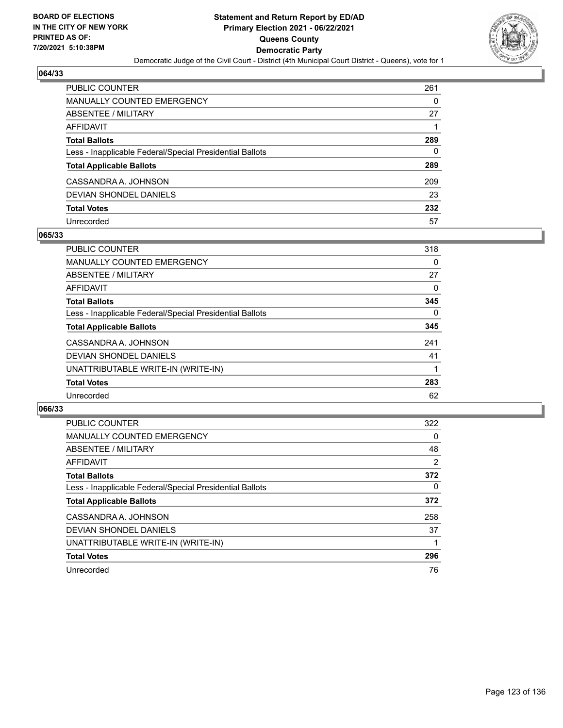BOARD OF ELECTIONS
IN THE CITY OF NEW YORK
PRINTED AS OF:
7/20/2021 5:10:38PM

**Statement and Return Report by ED/AD**
**Primary Election 2021 - 06/22/2021**
**Queens County**
**Democratic Party**
Democratic Judge of the Civil Court - District (4th Municipal Court District - Queens), vote for 1

## 064/33

| | |
|---|---|
| PUBLIC COUNTER | 261 |
| MANUALLY COUNTED EMERGENCY | 0 |
| ABSENTEE / MILITARY | 27 |
| AFFIDAVIT | 1 |
| **Total Ballots** | **289** |
| Less - Inapplicable Federal/Special Presidential Ballots | 0 |
| **Total Applicable Ballots** | **289** |
| CASSANDRA A. JOHNSON | 209 |
| DEVIAN SHONDEL DANIELS | 23 |
| **Total Votes** | **232** |
| Unrecorded | 57 |

## 065/33

| | |
|---|---|
| PUBLIC COUNTER | 318 |
| MANUALLY COUNTED EMERGENCY | 0 |
| ABSENTEE / MILITARY | 27 |
| AFFIDAVIT | 0 |
| **Total Ballots** | **345** |
| Less - Inapplicable Federal/Special Presidential Ballots | 0 |
| **Total Applicable Ballots** | **345** |
| CASSANDRA A. JOHNSON | 241 |
| DEVIAN SHONDEL DANIELS | 41 |
| UNATTRIBUTABLE WRITE-IN (WRITE-IN) | 1 |
| **Total Votes** | **283** |
| Unrecorded | 62 |

## 066/33

| | |
|---|---|
| PUBLIC COUNTER | 322 |
| MANUALLY COUNTED EMERGENCY | 0 |
| ABSENTEE / MILITARY | 48 |
| AFFIDAVIT | 2 |
| **Total Ballots** | **372** |
| Less - Inapplicable Federal/Special Presidential Ballots | 0 |
| **Total Applicable Ballots** | **372** |
| CASSANDRA A. JOHNSON | 258 |
| DEVIAN SHONDEL DANIELS | 37 |
| UNATTRIBUTABLE WRITE-IN (WRITE-IN) | 1 |
| **Total Votes** | **296** |
| Unrecorded | 76 |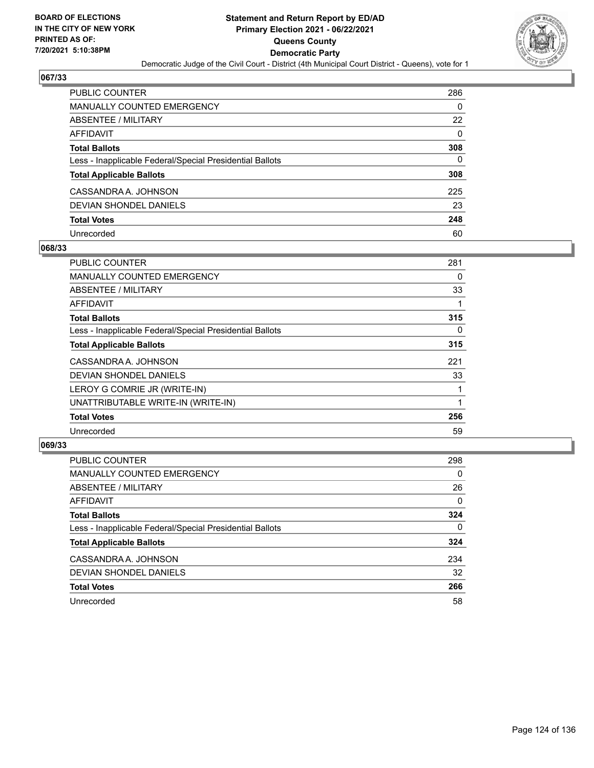BOARD OF ELECTIONS
IN THE CITY OF NEW YORK
PRINTED AS OF:
7/20/2021 5:10:38PM

# Statement and Return Report by ED/AD
## Primary Election 2021 - 06/22/2021
## Queens County
## Democratic Party

Democratic Judge of the Civil Court - District (4th Municipal Court District - Queens), vote for 1

### 067/33

| | |
|---|---|
| PUBLIC COUNTER | 286 |
| MANUALLY COUNTED EMERGENCY | 0 |
| ABSENTEE / MILITARY | 22 |
| AFFIDAVIT | 0 |
| **Total Ballots** | **308** |
| Less - Inapplicable Federal/Special Presidential Ballots | 0 |
| **Total Applicable Ballots** | **308** |
| CASSANDRA A. JOHNSON | 225 |
| DEVIAN SHONDEL DANIELS | 23 |
| **Total Votes** | **248** |
| Unrecorded | 60 |

### 068/33

| | |
|---|---|
| PUBLIC COUNTER | 281 |
| MANUALLY COUNTED EMERGENCY | 0 |
| ABSENTEE / MILITARY | 33 |
| AFFIDAVIT | 1 |
| **Total Ballots** | **315** |
| Less - Inapplicable Federal/Special Presidential Ballots | 0 |
| **Total Applicable Ballots** | **315** |
| CASSANDRA A. JOHNSON | 221 |
| DEVIAN SHONDEL DANIELS | 33 |
| LEROY G COMRIE JR (WRITE-IN) | 1 |
| UNATTRIBUTABLE WRITE-IN (WRITE-IN) | 1 |
| **Total Votes** | **256** |
| Unrecorded | 59 |

### 069/33

| | |
|---|---|
| PUBLIC COUNTER | 298 |
| MANUALLY COUNTED EMERGENCY | 0 |
| ABSENTEE / MILITARY | 26 |
| AFFIDAVIT | 0 |
| **Total Ballots** | **324** |
| Less - Inapplicable Federal/Special Presidential Ballots | 0 |
| **Total Applicable Ballots** | **324** |
| CASSANDRA A. JOHNSON | 234 |
| DEVIAN SHONDEL DANIELS | 32 |
| **Total Votes** | **266** |
| Unrecorded | 58 |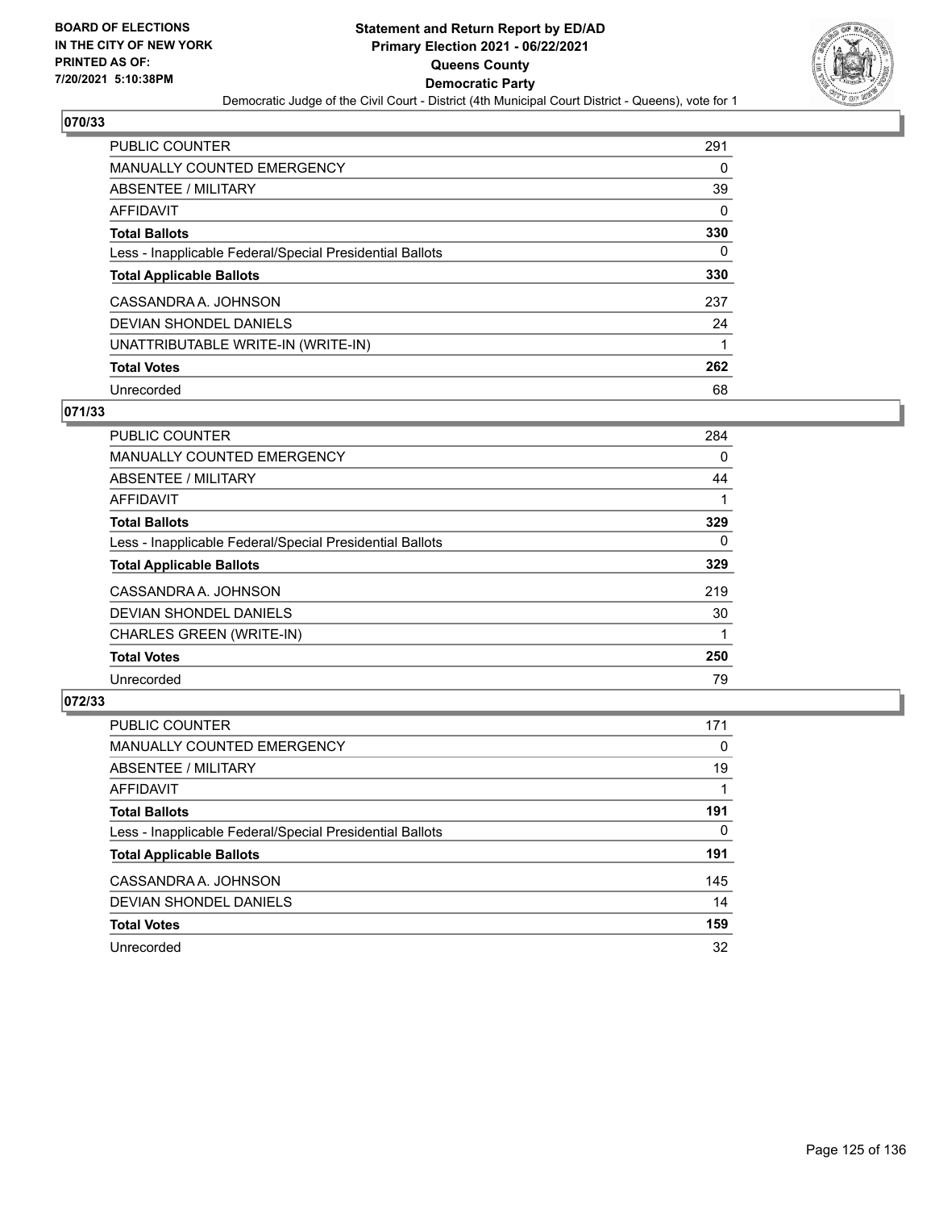## 070/33

| | |
|---|---|
| PUBLIC COUNTER | 291 |
| MANUALLY COUNTED EMERGENCY | 0 |
| ABSENTEE / MILITARY | 39 |
| AFFIDAVIT | 0 |
| **Total Ballots** | **330** |
| Less - Inapplicable Federal/Special Presidential Ballots | 0 |
| **Total Applicable Ballots** | **330** |
| CASSANDRA A. JOHNSON | 237 |
| DEVIAN SHONDEL DANIELS | 24 |
| UNATTRIBUTABLE WRITE-IN (WRITE-IN) | 1 |
| **Total Votes** | **262** |
| Unrecorded | 68 |

## 071/33

| | |
|---|---|
| PUBLIC COUNTER | 284 |
| MANUALLY COUNTED EMERGENCY | 0 |
| ABSENTEE / MILITARY | 44 |
| AFFIDAVIT | 1 |
| **Total Ballots** | **329** |
| Less - Inapplicable Federal/Special Presidential Ballots | 0 |
| **Total Applicable Ballots** | **329** |
| CASSANDRA A. JOHNSON | 219 |
| DEVIAN SHONDEL DANIELS | 30 |
| CHARLES GREEN (WRITE-IN) | 1 |
| **Total Votes** | **250** |
| Unrecorded | 79 |

## 072/33

| | |
|---|---|
| PUBLIC COUNTER | 171 |
| MANUALLY COUNTED EMERGENCY | 0 |
| ABSENTEE / MILITARY | 19 |
| AFFIDAVIT | 1 |
| **Total Ballots** | **191** |
| Less - Inapplicable Federal/Special Presidential Ballots | 0 |
| **Total Applicable Ballots** | **191** |
| CASSANDRA A. JOHNSON | 145 |
| DEVIAN SHONDEL DANIELS | 14 |
| **Total Votes** | **159** |
| Unrecorded | 32 |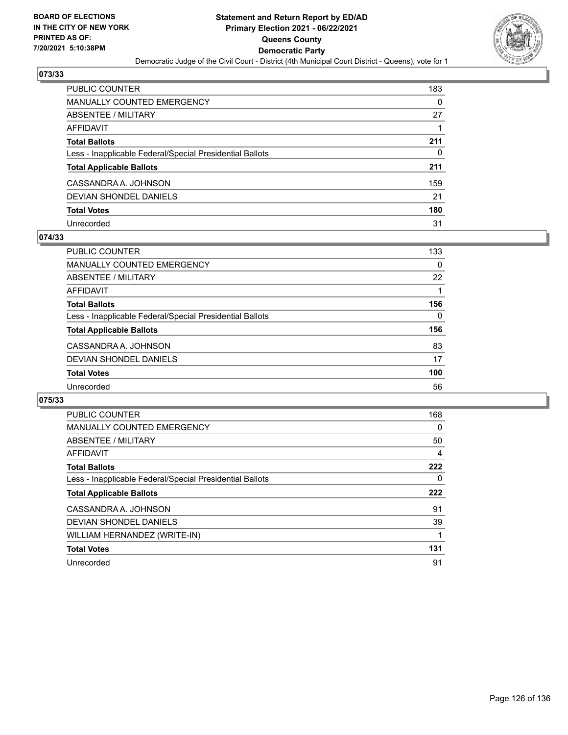## 073/33

| | |
|---|---|
| PUBLIC COUNTER | 183 |
| MANUALLY COUNTED EMERGENCY | 0 |
| ABSENTEE / MILITARY | 27 |
| AFFIDAVIT | 1 |
| **Total Ballots** | **211** |
| Less - Inapplicable Federal/Special Presidential Ballots | 0 |
| **Total Applicable Ballots** | **211** |
| CASSANDRA A. JOHNSON | 159 |
| DEVIAN SHONDEL DANIELS | 21 |
| **Total Votes** | **180** |
| Unrecorded | 31 |

## 074/33

| | |
|---|---|
| PUBLIC COUNTER | 133 |
| MANUALLY COUNTED EMERGENCY | 0 |
| ABSENTEE / MILITARY | 22 |
| AFFIDAVIT | 1 |
| **Total Ballots** | **156** |
| Less - Inapplicable Federal/Special Presidential Ballots | 0 |
| **Total Applicable Ballots** | **156** |
| CASSANDRA A. JOHNSON | 83 |
| DEVIAN SHONDEL DANIELS | 17 |
| **Total Votes** | **100** |
| Unrecorded | 56 |

## 075/33

| | |
|---|---|
| PUBLIC COUNTER | 168 |
| MANUALLY COUNTED EMERGENCY | 0 |
| ABSENTEE / MILITARY | 50 |
| AFFIDAVIT | 4 |
| **Total Ballots** | **222** |
| Less - Inapplicable Federal/Special Presidential Ballots | 0 |
| **Total Applicable Ballots** | **222** |
| CASSANDRA A. JOHNSON | 91 |
| DEVIAN SHONDEL DANIELS | 39 |
| WILLIAM HERNANDEZ (WRITE-IN) | 1 |
| **Total Votes** | **131** |
| Unrecorded | 91 |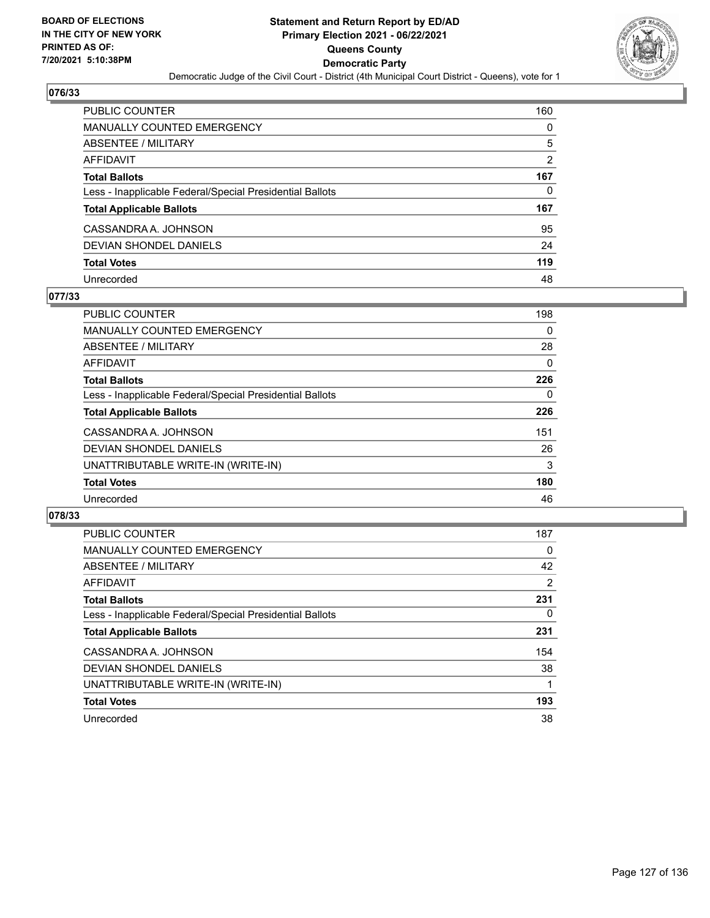**BOARD OF ELECTIONS IN THE CITY OF NEW YORK PRINTED AS OF: 7/20/2021 5:10:38PM**

# Statement and Return Report by ED/AD
## Primary Election 2021 - 06/22/2021
## Queens County
## Democratic Party

Democratic Judge of the Civil Court - District (4th Municipal Court District - Queens), vote for 1

### 076/33

| | |
|---|---|
| PUBLIC COUNTER | 160 |
| MANUALLY COUNTED EMERGENCY | 0 |
| ABSENTEE / MILITARY | 5 |
| AFFIDAVIT | 2 |
| **Total Ballots** | **167** |
| Less - Inapplicable Federal/Special Presidential Ballots | 0 |
| **Total Applicable Ballots** | **167** |
| CASSANDRA A. JOHNSON | 95 |
| DEVIAN SHONDEL DANIELS | 24 |
| **Total Votes** | **119** |
| Unrecorded | 48 |

### 077/33

| | |
|---|---|
| PUBLIC COUNTER | 198 |
| MANUALLY COUNTED EMERGENCY | 0 |
| ABSENTEE / MILITARY | 28 |
| AFFIDAVIT | 0 |
| **Total Ballots** | **226** |
| Less - Inapplicable Federal/Special Presidential Ballots | 0 |
| **Total Applicable Ballots** | **226** |
| CASSANDRA A. JOHNSON | 151 |
| DEVIAN SHONDEL DANIELS | 26 |
| UNATTRIBUTABLE WRITE-IN (WRITE-IN) | 3 |
| **Total Votes** | **180** |
| Unrecorded | 46 |

### 078/33

| | |
|---|---|
| PUBLIC COUNTER | 187 |
| MANUALLY COUNTED EMERGENCY | 0 |
| ABSENTEE / MILITARY | 42 |
| AFFIDAVIT | 2 |
| **Total Ballots** | **231** |
| Less - Inapplicable Federal/Special Presidential Ballots | 0 |
| **Total Applicable Ballots** | **231** |
| CASSANDRA A. JOHNSON | 154 |
| DEVIAN SHONDEL DANIELS | 38 |
| UNATTRIBUTABLE WRITE-IN (WRITE-IN) | 1 |
| **Total Votes** | **193** |
| Unrecorded | 38 |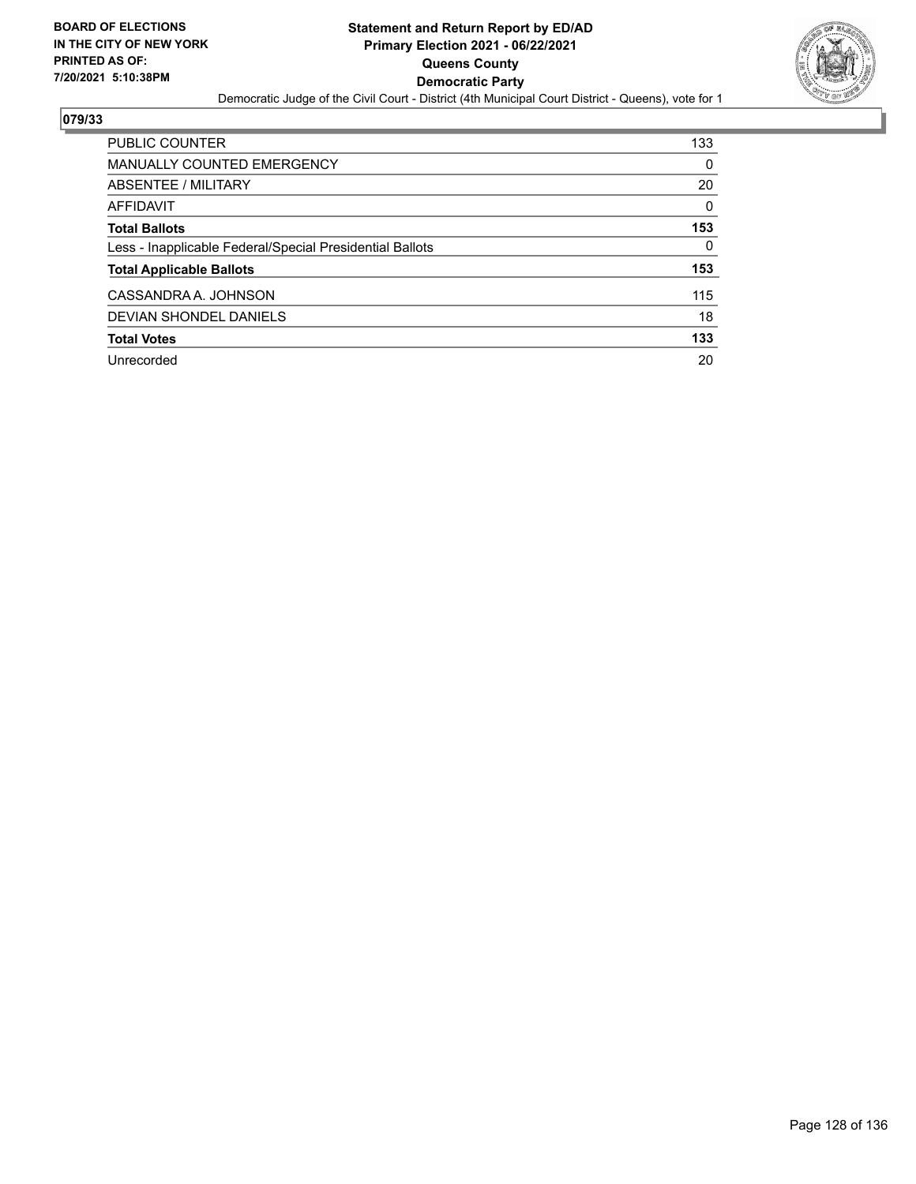BOARD OF ELECTIONS
IN THE CITY OF NEW YORK
PRINTED AS OF:
7/20/2021 5:10:38PM

**Statement and Return Report by ED/AD**
**Primary Election 2021 - 06/22/2021**
**Queens County**
**Democratic Party**
Democratic Judge of the Civil Court - District (4th Municipal Court District - Queens), vote for 1

## 079/33

| | |
|---|---|
| PUBLIC COUNTER | 133 |
| MANUALLY COUNTED EMERGENCY | 0 |
| ABSENTEE / MILITARY | 20 |
| AFFIDAVIT | 0 |
| **Total Ballots** | **153** |
| Less - Inapplicable Federal/Special Presidential Ballots | 0 |
| **Total Applicable Ballots** | **153** |
| CASSANDRA A. JOHNSON | 115 |
| DEVIAN SHONDEL DANIELS | 18 |
| **Total Votes** | **133** |
| Unrecorded | 20 |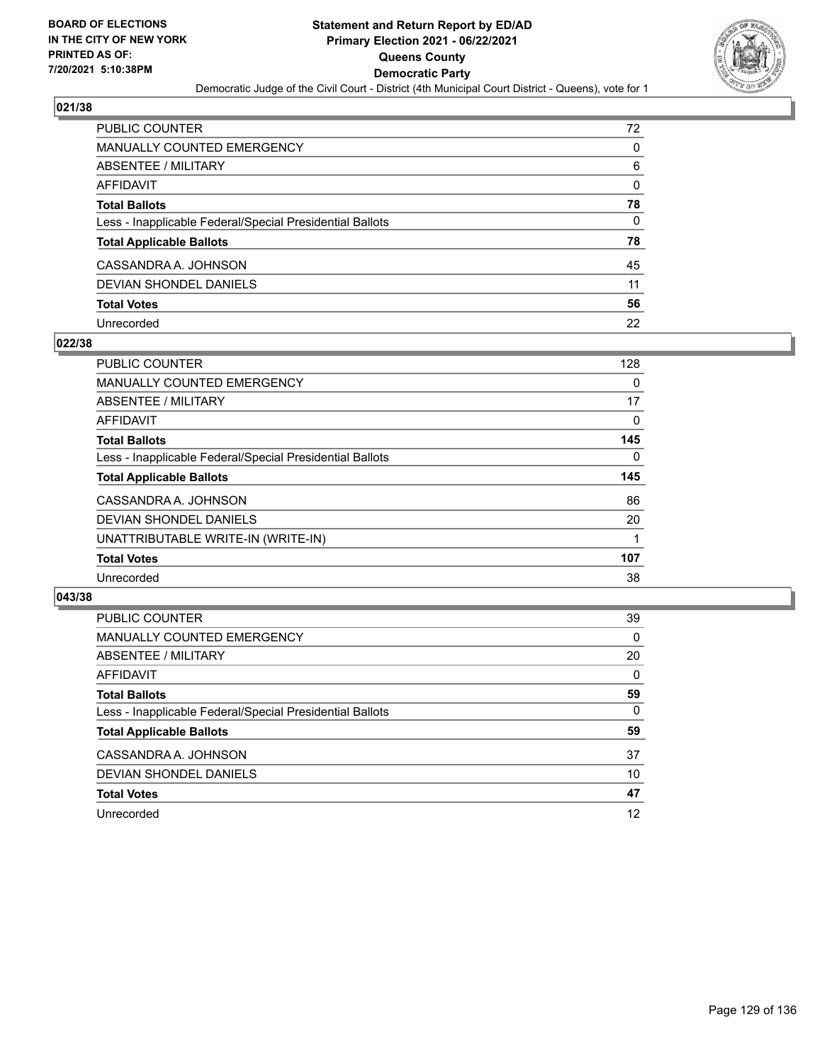BOARD OF ELECTIONS
IN THE CITY OF NEW YORK
PRINTED AS OF:
7/20/2021 5:10:38PM

# Statement and Return Report by ED/AD
## Primary Election 2021 - 06/22/2021
## Queens County
## Democratic Party

Democratic Judge of the Civil Court - District (4th Municipal Court District - Queens), vote for 1

### 021/38

| | |
|---|---|
| PUBLIC COUNTER | 72 |
| MANUALLY COUNTED EMERGENCY | 0 |
| ABSENTEE / MILITARY | 6 |
| AFFIDAVIT | 0 |
| **Total Ballots** | **78** |
| Less - Inapplicable Federal/Special Presidential Ballots | 0 |
| **Total Applicable Ballots** | **78** |
| CASSANDRA A. JOHNSON | 45 |
| DEVIAN SHONDEL DANIELS | 11 |
| **Total Votes** | **56** |
| Unrecorded | 22 |

### 022/38

| | |
|---|---|
| PUBLIC COUNTER | 128 |
| MANUALLY COUNTED EMERGENCY | 0 |
| ABSENTEE / MILITARY | 17 |
| AFFIDAVIT | 0 |
| **Total Ballots** | **145** |
| Less - Inapplicable Federal/Special Presidential Ballots | 0 |
| **Total Applicable Ballots** | **145** |
| CASSANDRA A. JOHNSON | 86 |
| DEVIAN SHONDEL DANIELS | 20 |
| UNATTRIBUTABLE WRITE-IN (WRITE-IN) | 1 |
| **Total Votes** | **107** |
| Unrecorded | 38 |

### 043/38

| | |
|---|---|
| PUBLIC COUNTER | 39 |
| MANUALLY COUNTED EMERGENCY | 0 |
| ABSENTEE / MILITARY | 20 |
| AFFIDAVIT | 0 |
| **Total Ballots** | **59** |
| Less - Inapplicable Federal/Special Presidential Ballots | 0 |
| **Total Applicable Ballots** | **59** |
| CASSANDRA A. JOHNSON | 37 |
| DEVIAN SHONDEL DANIELS | 10 |
| **Total Votes** | **47** |
| Unrecorded | 12 |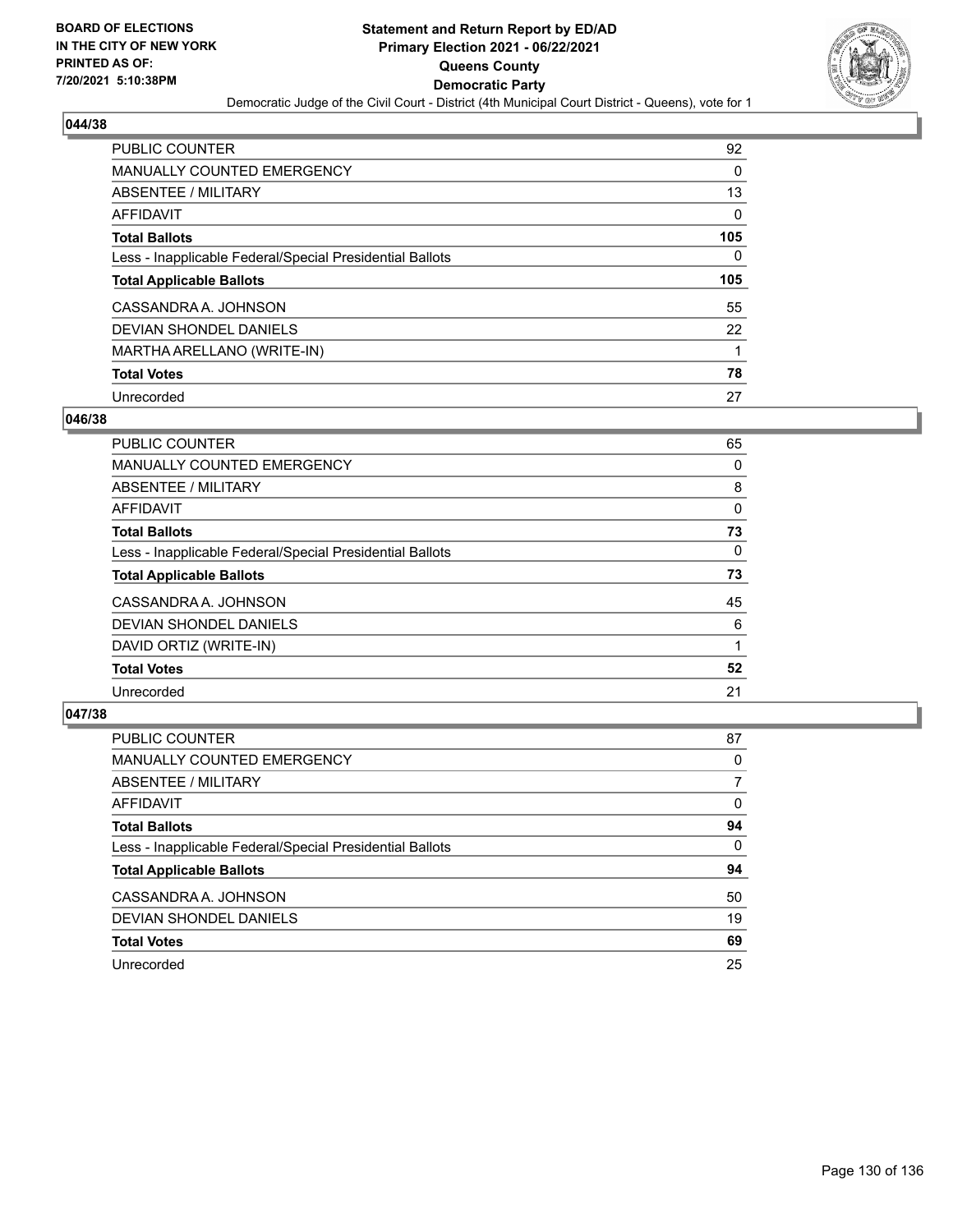## 044/38

| | |
|---|---|
| PUBLIC COUNTER | 92 |
| MANUALLY COUNTED EMERGENCY | 0 |
| ABSENTEE / MILITARY | 13 |
| AFFIDAVIT | 0 |
| **Total Ballots** | **105** |
| Less - Inapplicable Federal/Special Presidential Ballots | 0 |
| **Total Applicable Ballots** | **105** |
| CASSANDRA A. JOHNSON | 55 |
| DEVIAN SHONDEL DANIELS | 22 |
| MARTHA ARELLANO (WRITE-IN) | 1 |
| **Total Votes** | **78** |
| Unrecorded | 27 |

## 046/38

| | |
|---|---|
| PUBLIC COUNTER | 65 |
| MANUALLY COUNTED EMERGENCY | 0 |
| ABSENTEE / MILITARY | 8 |
| AFFIDAVIT | 0 |
| **Total Ballots** | **73** |
| Less - Inapplicable Federal/Special Presidential Ballots | 0 |
| **Total Applicable Ballots** | **73** |
| CASSANDRA A. JOHNSON | 45 |
| DEVIAN SHONDEL DANIELS | 6 |
| DAVID ORTIZ (WRITE-IN) | 1 |
| **Total Votes** | **52** |
| Unrecorded | 21 |

## 047/38

| | |
|---|---|
| PUBLIC COUNTER | 87 |
| MANUALLY COUNTED EMERGENCY | 0 |
| ABSENTEE / MILITARY | 7 |
| AFFIDAVIT | 0 |
| **Total Ballots** | **94** |
| Less - Inapplicable Federal/Special Presidential Ballots | 0 |
| **Total Applicable Ballots** | **94** |
| CASSANDRA A. JOHNSON | 50 |
| DEVIAN SHONDEL DANIELS | 19 |
| **Total Votes** | **69** |
| Unrecorded | 25 |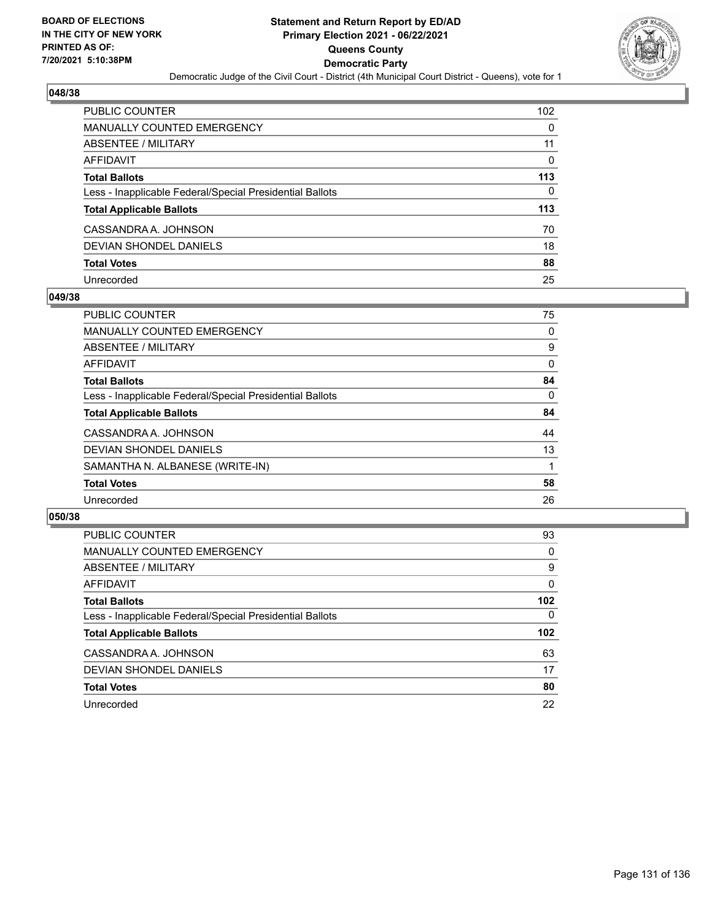**BOARD OF ELECTIONS IN THE CITY OF NEW YORK PRINTED AS OF: 7/20/2021 5:10:38PM**

# Statement and Return Report by ED/AD
## Primary Election 2021 - 06/22/2021
## Queens County
## Democratic Party
### Democratic Judge of the Civil Court - District (4th Municipal Court District - Queens), vote for 1

## 048/38

| | |
|---|---|
| PUBLIC COUNTER | 102 |
| MANUALLY COUNTED EMERGENCY | 0 |
| ABSENTEE / MILITARY | 11 |
| AFFIDAVIT | 0 |
| **Total Ballots** | **113** |
| Less - Inapplicable Federal/Special Presidential Ballots | 0 |
| **Total Applicable Ballots** | **113** |
| CASSANDRA A. JOHNSON | 70 |
| DEVIAN SHONDEL DANIELS | 18 |
| **Total Votes** | **88** |
| Unrecorded | 25 |

## 049/38

| | |
|---|---|
| PUBLIC COUNTER | 75 |
| MANUALLY COUNTED EMERGENCY | 0 |
| ABSENTEE / MILITARY | 9 |
| AFFIDAVIT | 0 |
| **Total Ballots** | **84** |
| Less - Inapplicable Federal/Special Presidential Ballots | 0 |
| **Total Applicable Ballots** | **84** |
| CASSANDRA A. JOHNSON | 44 |
| DEVIAN SHONDEL DANIELS | 13 |
| SAMANTHA N. ALBANESE (WRITE-IN) | 1 |
| **Total Votes** | **58** |
| Unrecorded | 26 |

## 050/38

| | |
|---|---|
| PUBLIC COUNTER | 93 |
| MANUALLY COUNTED EMERGENCY | 0 |
| ABSENTEE / MILITARY | 9 |
| AFFIDAVIT | 0 |
| **Total Ballots** | **102** |
| Less - Inapplicable Federal/Special Presidential Ballots | 0 |
| **Total Applicable Ballots** | **102** |
| CASSANDRA A. JOHNSON | 63 |
| DEVIAN SHONDEL DANIELS | 17 |
| **Total Votes** | **80** |
| Unrecorded | 22 |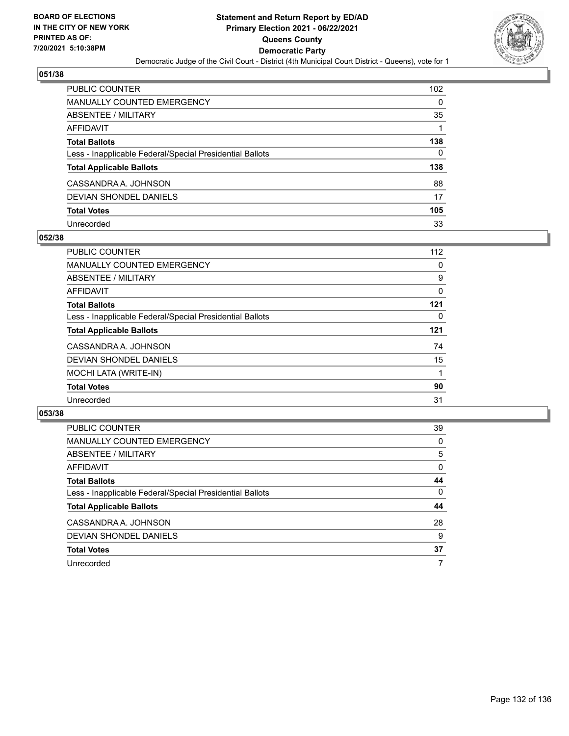**BOARD OF ELECTIONS IN THE CITY OF NEW YORK PRINTED AS OF: 7/20/2021 5:10:38PM**

# Statement and Return Report by ED/AD
## Primary Election 2021 - 06/22/2021
## Queens County
## Democratic Party
### Democratic Judge of the Civil Court - District (4th Municipal Court District - Queens), vote for 1

## 051/38

| | |
|---|---|
| PUBLIC COUNTER | 102 |
| MANUALLY COUNTED EMERGENCY | 0 |
| ABSENTEE / MILITARY | 35 |
| AFFIDAVIT | 1 |
| **Total Ballots** | **138** |
| Less - Inapplicable Federal/Special Presidential Ballots | 0 |
| **Total Applicable Ballots** | **138** |
| CASSANDRA A. JOHNSON | 88 |
| DEVIAN SHONDEL DANIELS | 17 |
| **Total Votes** | **105** |
| Unrecorded | 33 |

## 052/38

| | |
|---|---|
| PUBLIC COUNTER | 112 |
| MANUALLY COUNTED EMERGENCY | 0 |
| ABSENTEE / MILITARY | 9 |
| AFFIDAVIT | 0 |
| **Total Ballots** | **121** |
| Less - Inapplicable Federal/Special Presidential Ballots | 0 |
| **Total Applicable Ballots** | **121** |
| CASSANDRA A. JOHNSON | 74 |
| DEVIAN SHONDEL DANIELS | 15 |
| MOCHI LATA (WRITE-IN) | 1 |
| **Total Votes** | **90** |
| Unrecorded | 31 |

## 053/38

| | |
|---|---|
| PUBLIC COUNTER | 39 |
| MANUALLY COUNTED EMERGENCY | 0 |
| ABSENTEE / MILITARY | 5 |
| AFFIDAVIT | 0 |
| **Total Ballots** | **44** |
| Less - Inapplicable Federal/Special Presidential Ballots | 0 |
| **Total Applicable Ballots** | **44** |
| CASSANDRA A. JOHNSON | 28 |
| DEVIAN SHONDEL DANIELS | 9 |
| **Total Votes** | **37** |
| Unrecorded | 7 |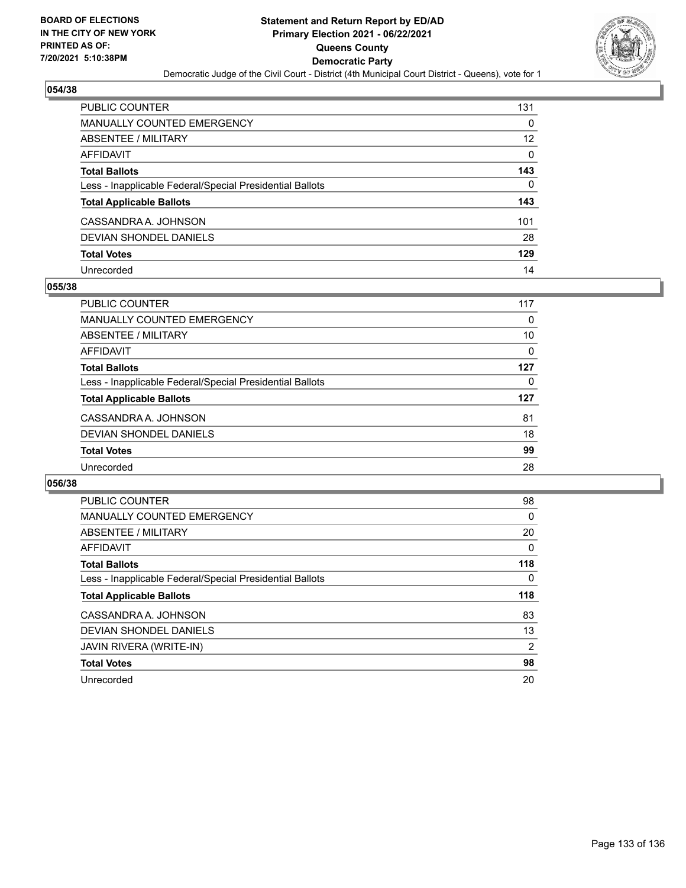## 054/38

| | |
|---|---|
| PUBLIC COUNTER | 131 |
| MANUALLY COUNTED EMERGENCY | 0 |
| ABSENTEE / MILITARY | 12 |
| AFFIDAVIT | 0 |
| **Total Ballots** | **143** |
| Less - Inapplicable Federal/Special Presidential Ballots | 0 |
| **Total Applicable Ballots** | **143** |
| CASSANDRA A. JOHNSON | 101 |
| DEVIAN SHONDEL DANIELS | 28 |
| **Total Votes** | **129** |
| Unrecorded | 14 |

## 055/38

| | |
|---|---|
| PUBLIC COUNTER | 117 |
| MANUALLY COUNTED EMERGENCY | 0 |
| ABSENTEE / MILITARY | 10 |
| AFFIDAVIT | 0 |
| **Total Ballots** | **127** |
| Less - Inapplicable Federal/Special Presidential Ballots | 0 |
| **Total Applicable Ballots** | **127** |
| CASSANDRA A. JOHNSON | 81 |
| DEVIAN SHONDEL DANIELS | 18 |
| **Total Votes** | **99** |
| Unrecorded | 28 |

## 056/38

| | |
|---|---|
| PUBLIC COUNTER | 98 |
| MANUALLY COUNTED EMERGENCY | 0 |
| ABSENTEE / MILITARY | 20 |
| AFFIDAVIT | 0 |
| **Total Ballots** | **118** |
| Less - Inapplicable Federal/Special Presidential Ballots | 0 |
| **Total Applicable Ballots** | **118** |
| CASSANDRA A. JOHNSON | 83 |
| DEVIAN SHONDEL DANIELS | 13 |
| JAVIN RIVERA (WRITE-IN) | 2 |
| **Total Votes** | **98** |
| Unrecorded | 20 |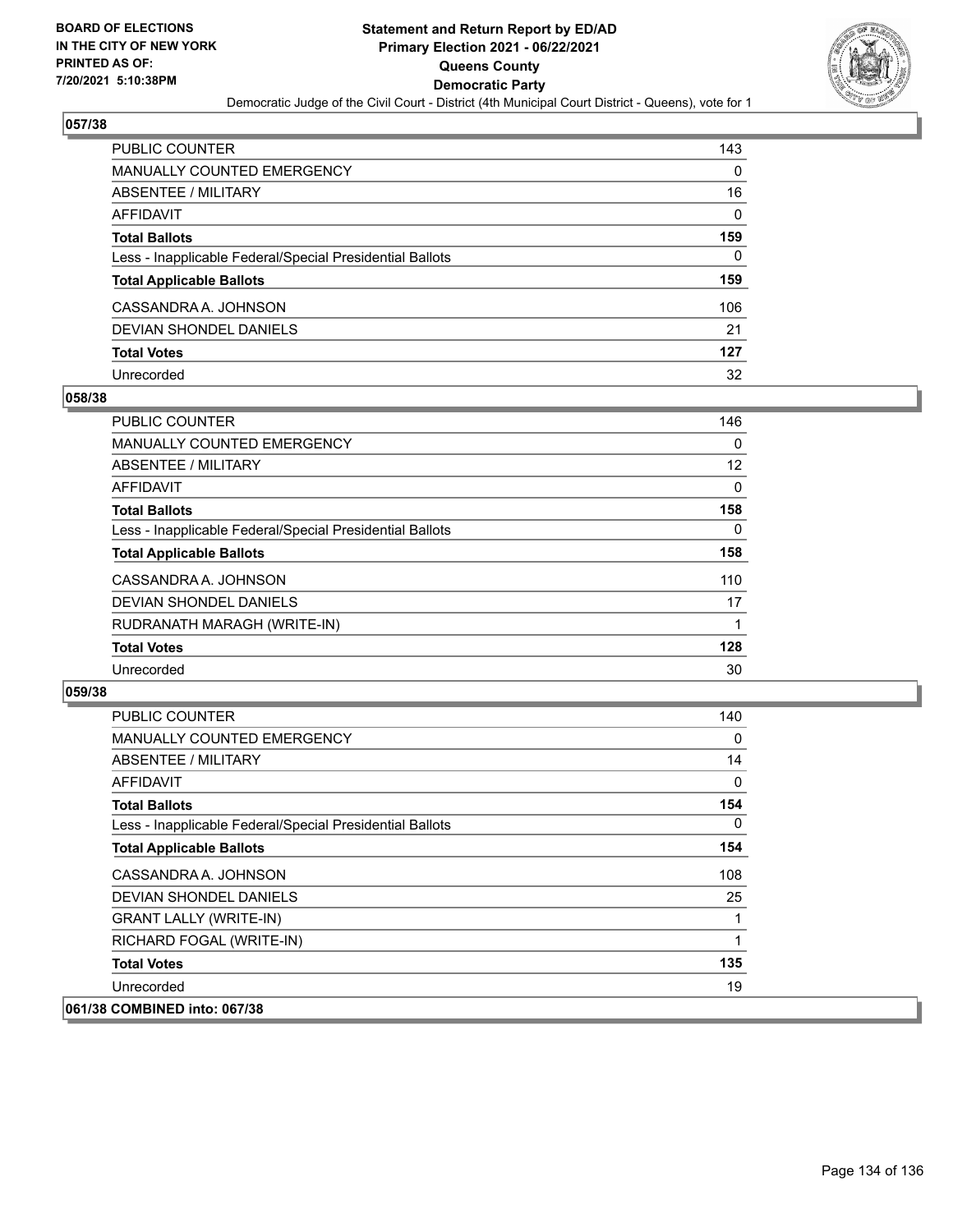## 057/38

| | |
|---|---|
| PUBLIC COUNTER | 143 |
| MANUALLY COUNTED EMERGENCY | 0 |
| ABSENTEE / MILITARY | 16 |
| AFFIDAVIT | 0 |
| **Total Ballots** | **159** |
| Less - Inapplicable Federal/Special Presidential Ballots | 0 |
| **Total Applicable Ballots** | **159** |
| CASSANDRA A. JOHNSON | 106 |
| DEVIAN SHONDEL DANIELS | 21 |
| **Total Votes** | **127** |
| Unrecorded | 32 |

## 058/38

| | |
|---|---|
| PUBLIC COUNTER | 146 |
| MANUALLY COUNTED EMERGENCY | 0 |
| ABSENTEE / MILITARY | 12 |
| AFFIDAVIT | 0 |
| **Total Ballots** | **158** |
| Less - Inapplicable Federal/Special Presidential Ballots | 0 |
| **Total Applicable Ballots** | **158** |
| CASSANDRA A. JOHNSON | 110 |
| DEVIAN SHONDEL DANIELS | 17 |
| RUDRANATH MARAGH (WRITE-IN) | 1 |
| **Total Votes** | **128** |
| Unrecorded | 30 |

## 059/38

| | |
|---|---|
| PUBLIC COUNTER | 140 |
| MANUALLY COUNTED EMERGENCY | 0 |
| ABSENTEE / MILITARY | 14 |
| AFFIDAVIT | 0 |
| **Total Ballots** | **154** |
| Less - Inapplicable Federal/Special Presidential Ballots | 0 |
| **Total Applicable Ballots** | **154** |
| CASSANDRA A. JOHNSON | 108 |
| DEVIAN SHONDEL DANIELS | 25 |
| GRANT LALLY (WRITE-IN) | 1 |
| RICHARD FOGAL (WRITE-IN) | 1 |
| **Total Votes** | **135** |
| Unrecorded | 19 |

## 061/38 COMBINED into: 067/38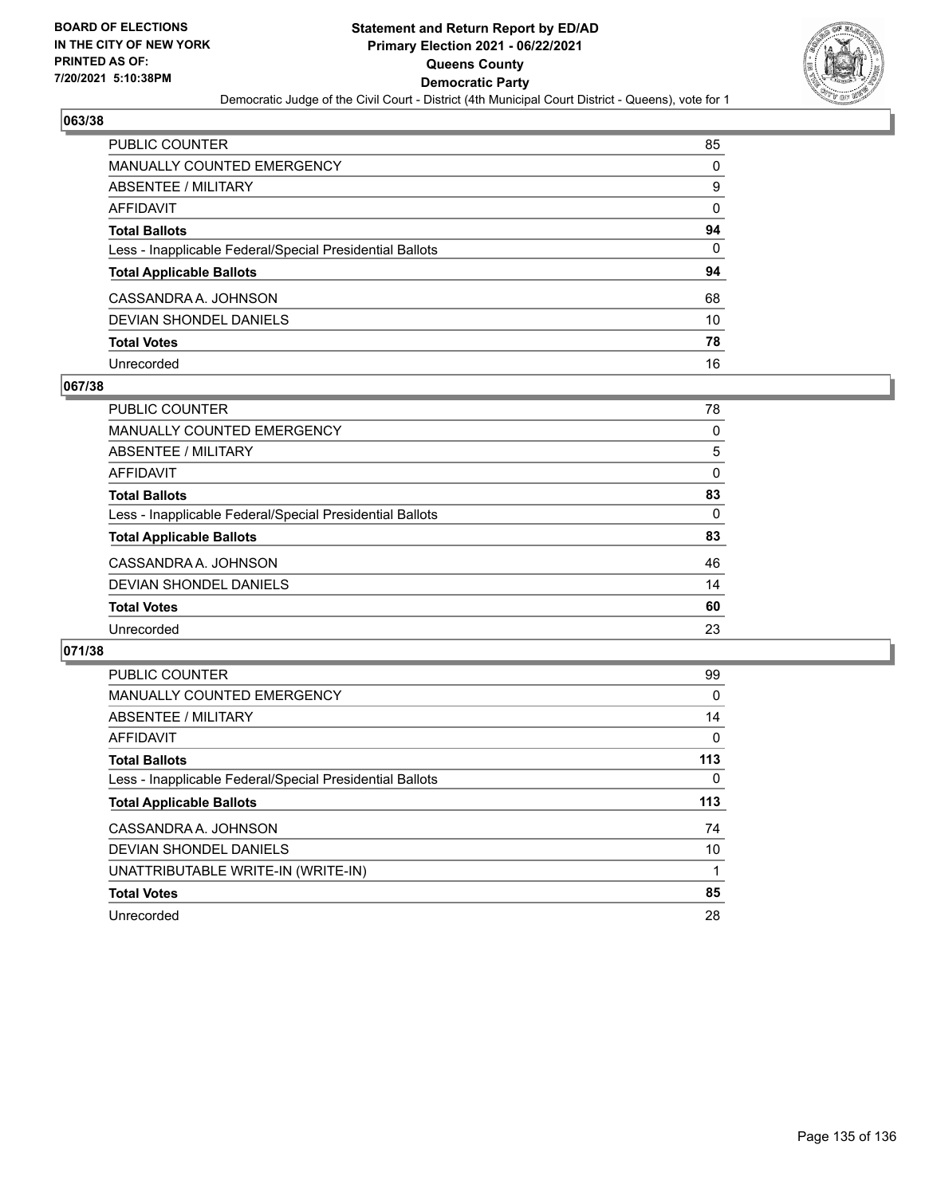**BOARD OF ELECTIONS IN THE CITY OF NEW YORK PRINTED AS OF: 7/20/2021 5:10:38PM**

# Statement and Return Report by ED/AD
## Primary Election 2021 - 06/22/2021
## Queens County
## Democratic Party

Democratic Judge of the Civil Court - District (4th Municipal Court District - Queens), vote for 1

### 063/38

| | |
|---|---|
| PUBLIC COUNTER | 85 |
| MANUALLY COUNTED EMERGENCY | 0 |
| ABSENTEE / MILITARY | 9 |
| AFFIDAVIT | 0 |
| **Total Ballots** | **94** |
| Less - Inapplicable Federal/Special Presidential Ballots | 0 |
| **Total Applicable Ballots** | **94** |
| CASSANDRA A. JOHNSON | 68 |
| DEVIAN SHONDEL DANIELS | 10 |
| **Total Votes** | **78** |
| Unrecorded | 16 |

### 067/38

| | |
|---|---|
| PUBLIC COUNTER | 78 |
| MANUALLY COUNTED EMERGENCY | 0 |
| ABSENTEE / MILITARY | 5 |
| AFFIDAVIT | 0 |
| **Total Ballots** | **83** |
| Less - Inapplicable Federal/Special Presidential Ballots | 0 |
| **Total Applicable Ballots** | **83** |
| CASSANDRA A. JOHNSON | 46 |
| DEVIAN SHONDEL DANIELS | 14 |
| **Total Votes** | **60** |
| Unrecorded | 23 |

### 071/38

| | |
|---|---|
| PUBLIC COUNTER | 99 |
| MANUALLY COUNTED EMERGENCY | 0 |
| ABSENTEE / MILITARY | 14 |
| AFFIDAVIT | 0 |
| **Total Ballots** | **113** |
| Less - Inapplicable Federal/Special Presidential Ballots | 0 |
| **Total Applicable Ballots** | **113** |
| CASSANDRA A. JOHNSON | 74 |
| DEVIAN SHONDEL DANIELS | 10 |
| UNATTRIBUTABLE WRITE-IN (WRITE-IN) | 1 |
| **Total Votes** | **85** |
| Unrecorded | 28 |